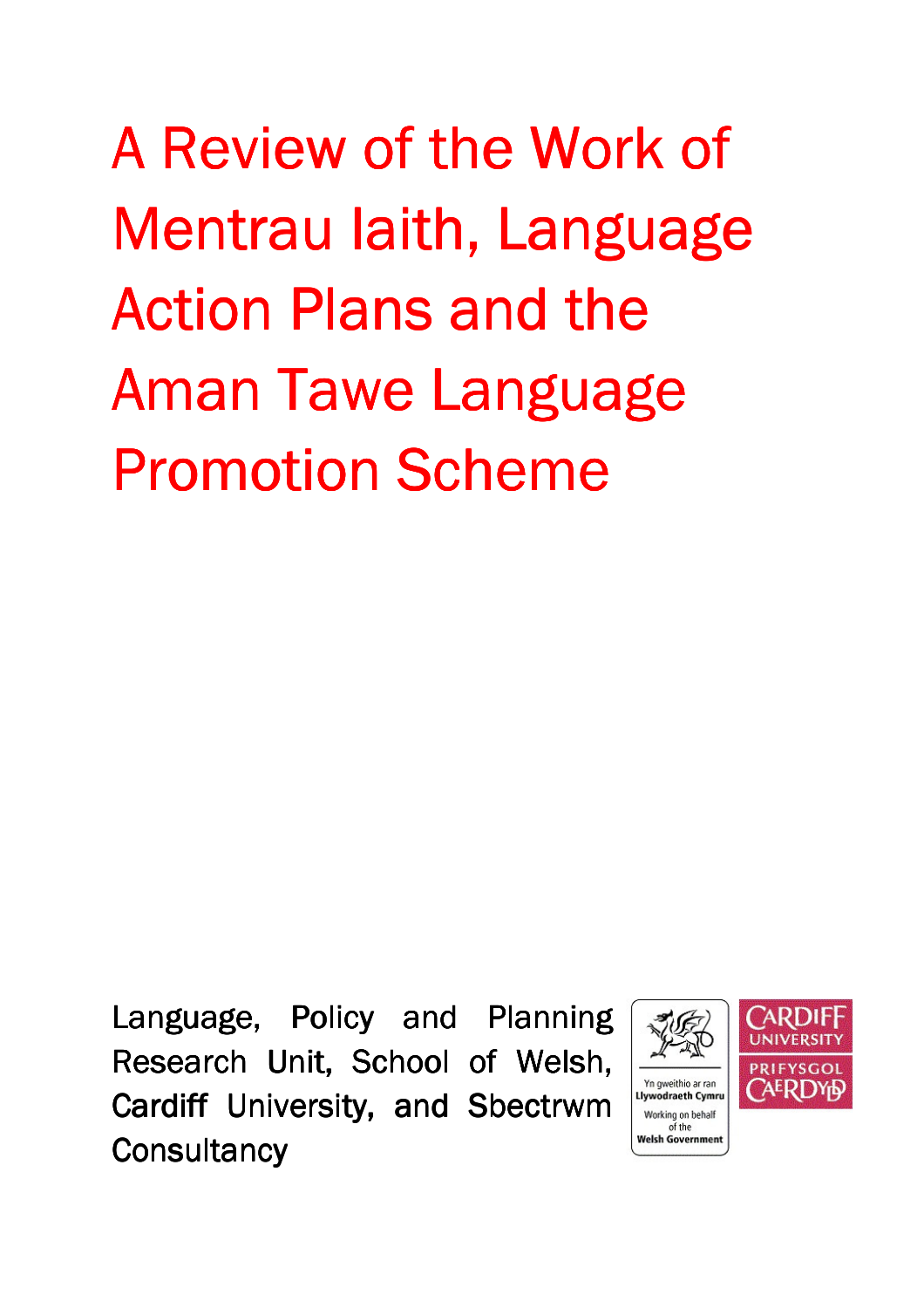# A Review of the Work of Mentrau Iaith, Language Action Plans and the Aman Tawe Language Promotion Scheme

Language, Policy and Planning Research Unit, School of Welsh, Cardiff University, and Sbectrwm Consultancy

Yn gweithio ar ran Llywodraeth Cymru

Working on behalf of the Welsh Government

CARDIFF UNIVERSITY

PRIFYSGOL CAERDYDD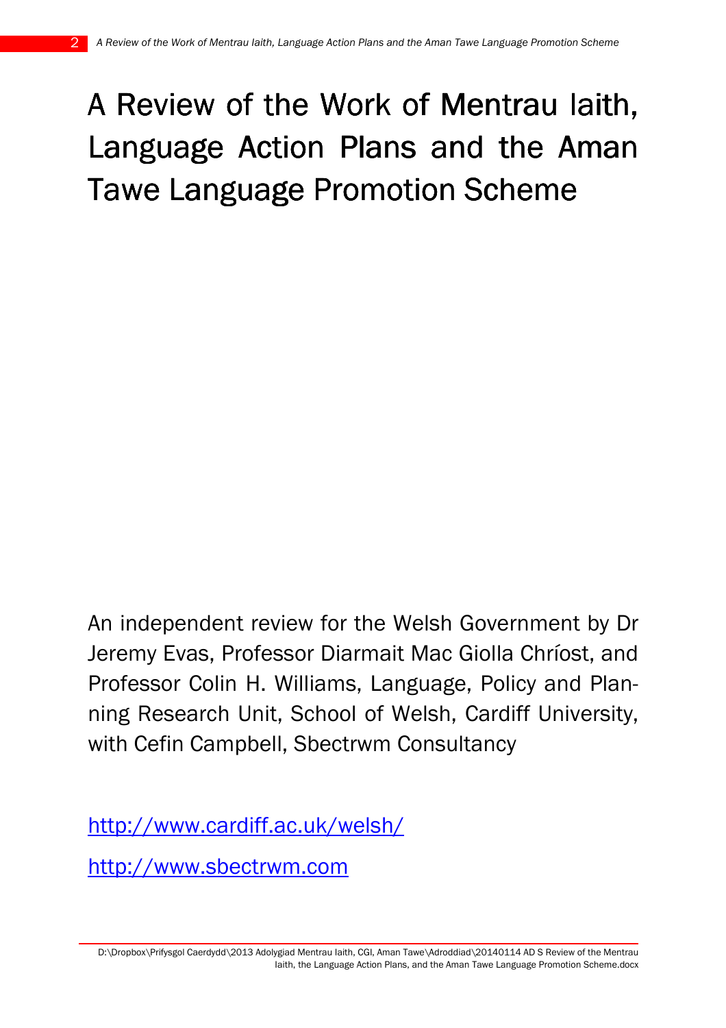# A Review of the Work of Mentrau Iaith, Language Action Plans and the Aman Tawe Language Promotion Scheme

An independent review for the Welsh Government by Dr Jeremy Evas, Professor Diarmait Mac Giolla Chríost, and Professor Colin H. Williams, Language, Policy and Planning Research Unit, School of Welsh, Cardiff University, with Cefin Campbell, Sbectrwm Consultancy

http://www.cardiff.ac.uk/welsh/

http://www.sbectrwm.com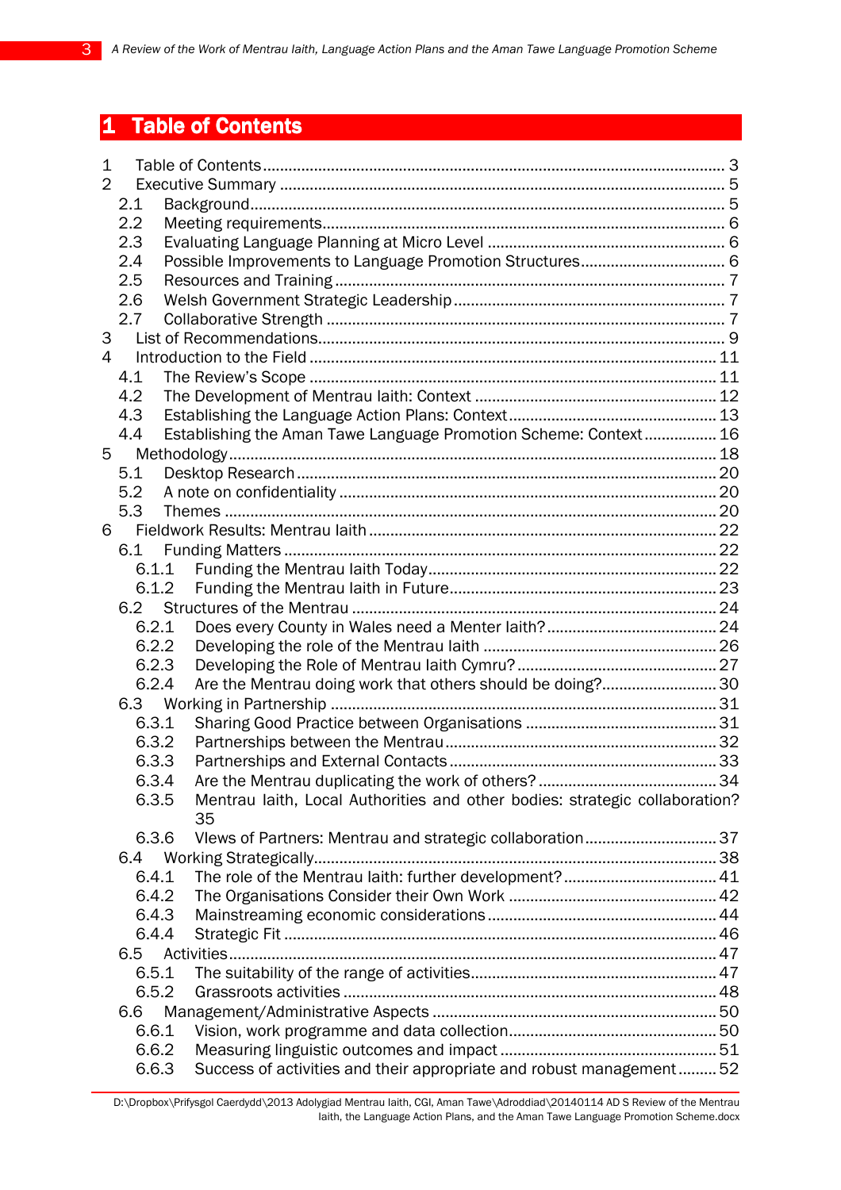# 1 Table of Contents

1 Table of Contents ........................................................................................................ 3
2 Executive Summary ..................................................................................................... 5
  2.1 Background ........................................................................................................... 5
  2.2 Meeting requirements .......................................................................................... 6
  2.3 Evaluating Language Planning at Micro Level ..................................................... 6
  2.4 Possible Improvements to Language Promotion Structures ................................ 6
  2.5 Resources and Training ........................................................................................ 7
  2.6 Welsh Government Strategic Leadership ............................................................. 7
  2.7 Collaborative Strength .......................................................................................... 7
3 List of Recommendations ............................................................................................ 9
4 Introduction to the Field ............................................................................................ 11
  4.1 The Review's Scope ............................................................................................ 11
  4.2 The Development of Mentrau Iaith: Context ...................................................... 12
  4.3 Establishing the Language Action Plans: Context .............................................. 13
  4.4 Establishing the Aman Tawe Language Promotion Scheme: Context ................. 16
5 Methodology .............................................................................................................. 18
  5.1 Desktop Research ............................................................................................... 20
  5.2 A note on confidentiality ..................................................................................... 20
  5.3 Themes ................................................................................................................ 20
6 Fieldwork Results: Mentrau Iaith .............................................................................. 22
  6.1 Funding Matters .................................................................................................. 22
    6.1.1 Funding the Mentrau Iaith Today ................................................................. 22
    6.1.2 Funding the Mentrau Iaith in Future ............................................................ 23
  6.2 Structures of the Mentrau .................................................................................. 24
    6.2.1 Does every County in Wales need a Menter Iaith? ...................................... 24
    6.2.2 Developing the role of the Mentrau Iaith ..................................................... 26
    6.2.3 Developing the Role of Mentrau Iaith Cymru? ............................................. 27
    6.2.4 Are the Mentrau doing work that others should be doing? .......................... 30
  6.3 Working in Partnership ....................................................................................... 31
    6.3.1 Sharing Good Practice between Organisations ............................................ 31
    6.3.2 Partnerships between the Mentrau .............................................................. 32
    6.3.3 Partnerships and External Contacts ............................................................. 33
    6.3.4 Are the Mentrau duplicating the work of others? ......................................... 34
    6.3.5 Mentrau Iaith, Local Authorities and other bodies: strategic collaboration? 35
    6.3.6 VIews of Partners: Mentrau and strategic collaboration ............................... 37
  6.4 Working Strategically ........................................................................................... 38
    6.4.1 The role of the Mentrau Iaith: further development? .................................. 41
    6.4.2 The Organisations Consider their Own Work ............................................... 42
    6.4.3 Mainstreaming economic considerations ..................................................... 44
    6.4.4 Strategic Fit .................................................................................................. 46
  6.5 Activities .............................................................................................................. 47
    6.5.1 The suitability of the range of activities ........................................................ 47
    6.5.2 Grassroots activities ..................................................................................... 48
  6.6 Management/Administrative Aspects ................................................................. 50
    6.6.1 Vision, work programme and data collection ............................................... 50
    6.6.2 Measuring linguistic outcomes and impact .................................................. 51
    6.6.3 Success of activities and their appropriate and robust management ......... 52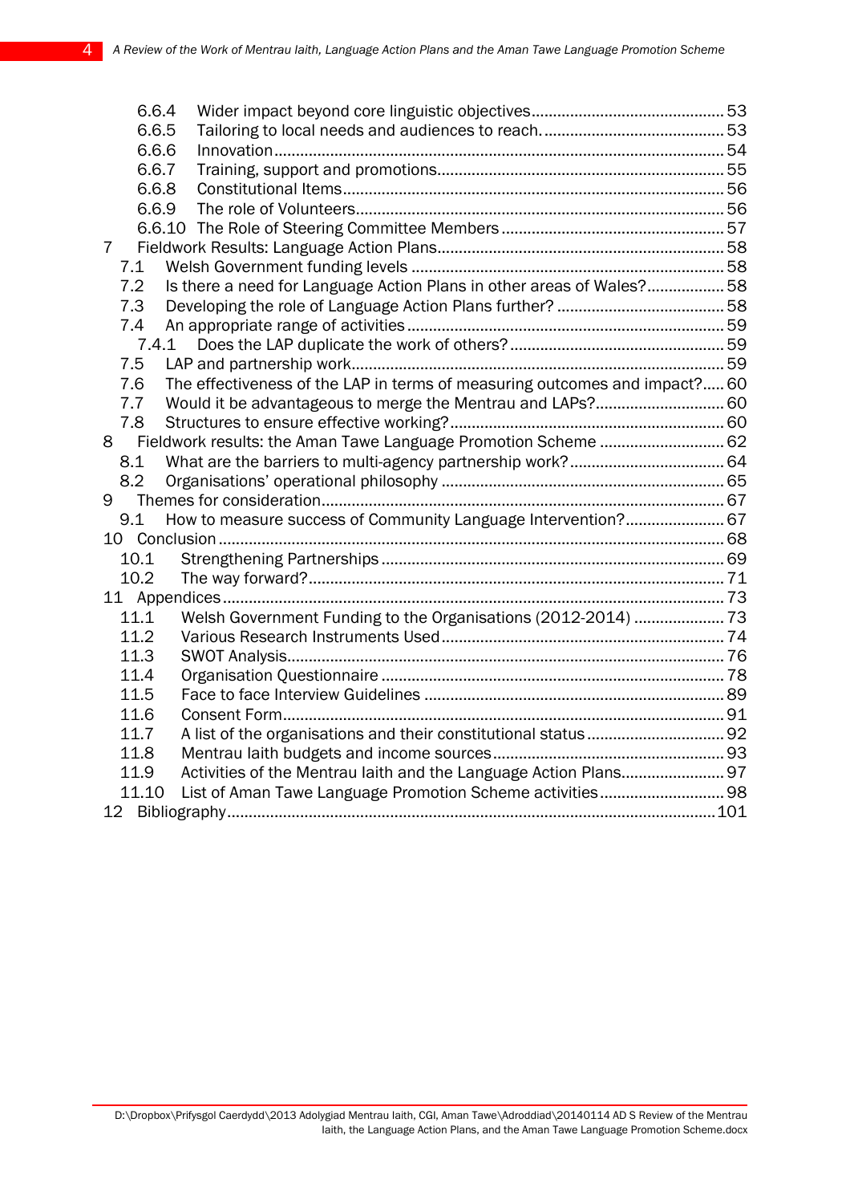- 6.6.4 Wider impact beyond core linguistic objectives ........ 53
- 6.6.5 Tailoring to local needs and audiences to reach. ........ 53
- 6.6.6 Innovation ........ 54
- 6.6.7 Training, support and promotions ........ 55
- 6.6.8 Constitutional Items ........ 56
- 6.6.9 The role of Volunteers ........ 56
- 6.6.10 The Role of Steering Committee Members ........ 57

7 Fieldwork Results: Language Action Plans ........ 58

- 7.1 Welsh Government funding levels ........ 58
- 7.2 Is there a need for Language Action Plans in other areas of Wales? ........ 58
- 7.3 Developing the role of Language Action Plans further? ........ 58
- 7.4 An appropriate range of activities ........ 59
  - 7.4.1 Does the LAP duplicate the work of others? ........ 59
- 7.5 LAP and partnership work ........ 59
- 7.6 The effectiveness of the LAP in terms of measuring outcomes and impact? ........ 60
- 7.7 Would it be advantageous to merge the Mentrau and LAPs? ........ 60
- 7.8 Structures to ensure effective working? ........ 60

8 Fieldwork results: the Aman Tawe Language Promotion Scheme ........ 62

- 8.1 What are the barriers to multi-agency partnership work? ........ 64
- 8.2 Organisations' operational philosophy ........ 65

9 Themes for consideration ........ 67

- 9.1 How to measure success of Community Language Intervention? ........ 67

10 Conclusion ........ 68

- 10.1 Strengthening Partnerships ........ 69
- 10.2 The way forward? ........ 71

11 Appendices ........ 73

- 11.1 Welsh Government Funding to the Organisations (2012-2014) ........ 73
- 11.2 Various Research Instruments Used ........ 74
- 11.3 SWOT Analysis ........ 76
- 11.4 Organisation Questionnaire ........ 78
- 11.5 Face to face Interview Guidelines ........ 89
- 11.6 Consent Form ........ 91
- 11.7 A list of the organisations and their constitutional status ........ 92
- 11.8 Mentrau Iaith budgets and income sources ........ 93
- 11.9 Activities of the Mentrau Iaith and the Language Action Plans ........ 97
- 11.10 List of Aman Tawe Language Promotion Scheme activities ........ 98

12 Bibliography ........ 101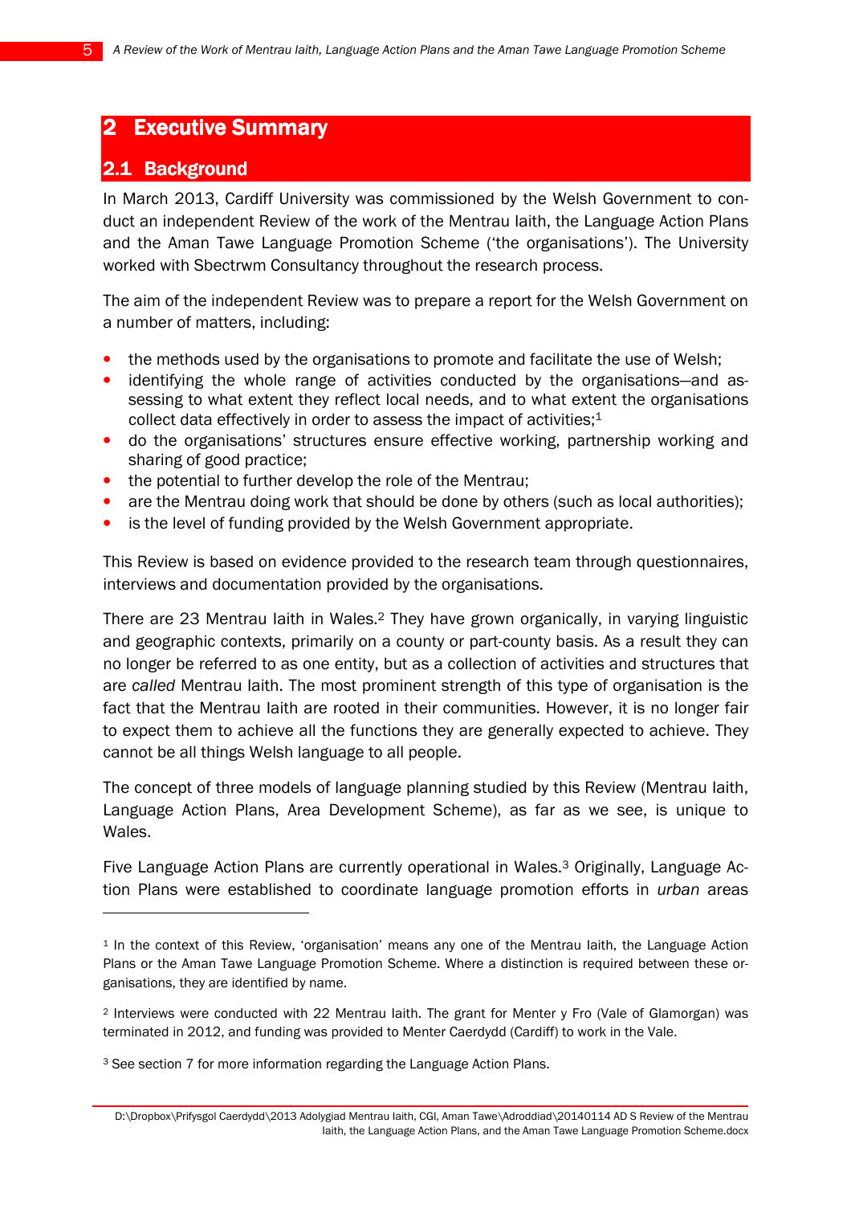# 2 Executive Summary

## 2.1 Background

In March 2013, Cardiff University was commissioned by the Welsh Government to conduct an independent Review of the work of the Mentrau Iaith, the Language Action Plans and the Aman Tawe Language Promotion Scheme ('the organisations'). The University worked with Sbectrwm Consultancy throughout the research process.

The aim of the independent Review was to prepare a report for the Welsh Government on a number of matters, including:

- the methods used by the organisations to promote and facilitate the use of Welsh;
- identifying the whole range of activities conducted by the organisations—and assessing to what extent they reflect local needs, and to what extent the organisations collect data effectively in order to assess the impact of activities;[1]
- do the organisations' structures ensure effective working, partnership working and sharing of good practice;
- the potential to further develop the role of the Mentrau;
- are the Mentrau doing work that should be done by others (such as local authorities);
- is the level of funding provided by the Welsh Government appropriate.

This Review is based on evidence provided to the research team through questionnaires, interviews and documentation provided by the organisations.

There are 23 Mentrau Iaith in Wales.[2] They have grown organically, in varying linguistic and geographic contexts, primarily on a county or part-county basis. As a result they can no longer be referred to as one entity, but as a collection of activities and structures that are *called* Mentrau Iaith. The most prominent strength of this type of organisation is the fact that the Mentrau Iaith are rooted in their communities. However, it is no longer fair to expect them to achieve all the functions they are generally expected to achieve. They cannot be all things Welsh language to all people.

The concept of three models of language planning studied by this Review (Mentrau Iaith, Language Action Plans, Area Development Scheme), as far as we see, is unique to Wales.

Five Language Action Plans are currently operational in Wales.[3] Originally, Language Action Plans were established to coordinate language promotion efforts in *urban* areas

---

[1] In the context of this Review, 'organisation' means any one of the Mentrau Iaith, the Language Action Plans or the Aman Tawe Language Promotion Scheme. Where a distinction is required between these organisations, they are identified by name.

[2] Interviews were conducted with 22 Mentrau Iaith. The grant for Menter y Fro (Vale of Glamorgan) was terminated in 2012, and funding was provided to Menter Caerdydd (Cardiff) to work in the Vale.

[3] See section 7 for more information regarding the Language Action Plans.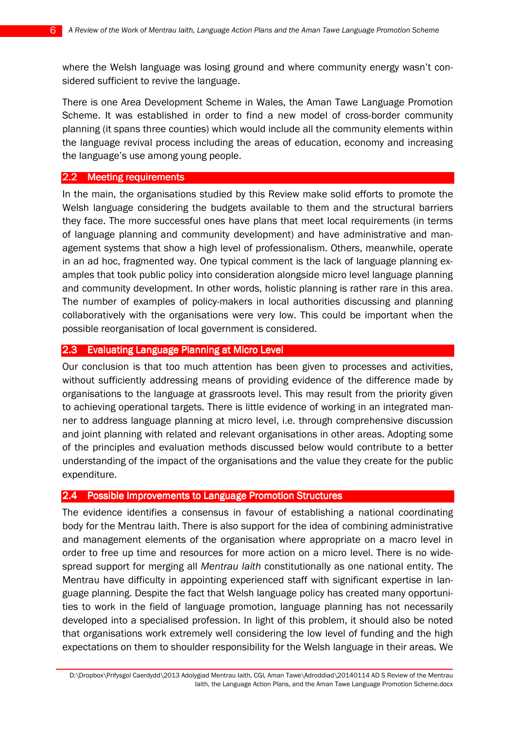where the Welsh language was losing ground and where community energy wasn't considered sufficient to revive the language.

There is one Area Development Scheme in Wales, the Aman Tawe Language Promotion Scheme. It was established in order to find a new model of cross-border community planning (it spans three counties) which would include all the community elements within the language revival process including the areas of education, economy and increasing the language's use among young people.

## 2.2 Meeting requirements

In the main, the organisations studied by this Review make solid efforts to promote the Welsh language considering the budgets available to them and the structural barriers they face. The more successful ones have plans that meet local requirements (in terms of language planning and community development) and have administrative and management systems that show a high level of professionalism. Others, meanwhile, operate in an ad hoc, fragmented way. One typical comment is the lack of language planning examples that took public policy into consideration alongside micro level language planning and community development. In other words, holistic planning is rather rare in this area. The number of examples of policy-makers in local authorities discussing and planning collaboratively with the organisations were very low. This could be important when the possible reorganisation of local government is considered.

## 2.3 Evaluating Language Planning at Micro Level

Our conclusion is that too much attention has been given to processes and activities, without sufficiently addressing means of providing evidence of the difference made by organisations to the language at grassroots level. This may result from the priority given to achieving operational targets. There is little evidence of working in an integrated manner to address language planning at micro level, i.e. through comprehensive discussion and joint planning with related and relevant organisations in other areas. Adopting some of the principles and evaluation methods discussed below would contribute to a better understanding of the impact of the organisations and the value they create for the public expenditure.

## 2.4 Possible Improvements to Language Promotion Structures

The evidence identifies a consensus in favour of establishing a national coordinating body for the Mentrau Iaith. There is also support for the idea of combining administrative and management elements of the organisation where appropriate on a macro level in order to free up time and resources for more action on a micro level. There is no widespread support for merging all *Mentrau Iaith* constitutionally as one national entity. The Mentrau have difficulty in appointing experienced staff with significant expertise in language planning. Despite the fact that Welsh language policy has created many opportunities to work in the field of language promotion, language planning has not necessarily developed into a specialised profession. In light of this problem, it should also be noted that organisations work extremely well considering the low level of funding and the high expectations on them to shoulder responsibility for the Welsh language in their areas. We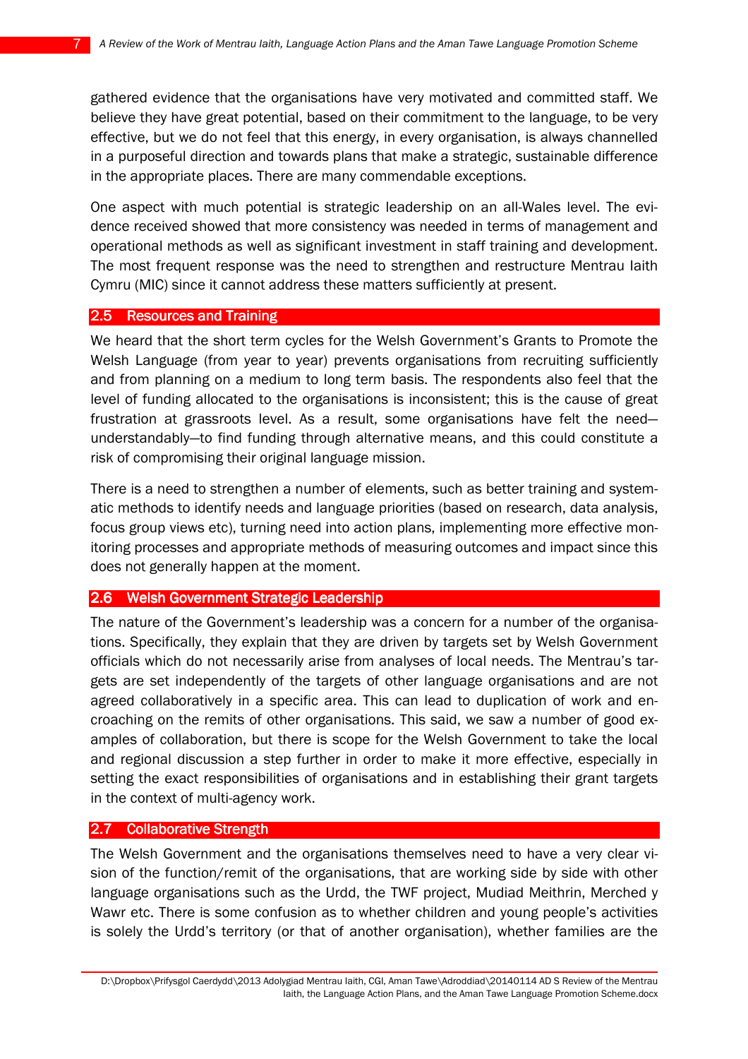gathered evidence that the organisations have very motivated and committed staff. We believe they have great potential, based on their commitment to the language, to be very effective, but we do not feel that this energy, in every organisation, is always channelled in a purposeful direction and towards plans that make a strategic, sustainable difference in the appropriate places. There are many commendable exceptions.

One aspect with much potential is strategic leadership on an all-Wales level. The evidence received showed that more consistency was needed in terms of management and operational methods as well as significant investment in staff training and development. The most frequent response was the need to strengthen and restructure Mentrau Iaith Cymru (MIC) since it cannot address these matters sufficiently at present.

## 2.5 Resources and Training

We heard that the short term cycles for the Welsh Government's Grants to Promote the Welsh Language (from year to year) prevents organisations from recruiting sufficiently and from planning on a medium to long term basis. The respondents also feel that the level of funding allocated to the organisations is inconsistent; this is the cause of great frustration at grassroots level. As a result, some organisations have felt the need—understandably—to find funding through alternative means, and this could constitute a risk of compromising their original language mission.

There is a need to strengthen a number of elements, such as better training and systematic methods to identify needs and language priorities (based on research, data analysis, focus group views etc), turning need into action plans, implementing more effective monitoring processes and appropriate methods of measuring outcomes and impact since this does not generally happen at the moment.

## 2.6 Welsh Government Strategic Leadership

The nature of the Government's leadership was a concern for a number of the organisations. Specifically, they explain that they are driven by targets set by Welsh Government officials which do not necessarily arise from analyses of local needs. The Mentrau's targets are set independently of the targets of other language organisations and are not agreed collaboratively in a specific area. This can lead to duplication of work and encroaching on the remits of other organisations. This said, we saw a number of good examples of collaboration, but there is scope for the Welsh Government to take the local and regional discussion a step further in order to make it more effective, especially in setting the exact responsibilities of organisations and in establishing their grant targets in the context of multi-agency work.

## 2.7 Collaborative Strength

The Welsh Government and the organisations themselves need to have a very clear vision of the function/remit of the organisations, that are working side by side with other language organisations such as the Urdd, the TWF project, Mudiad Meithrin, Merched y Wawr etc. There is some confusion as to whether children and young people's activities is solely the Urdd's territory (or that of another organisation), whether families are the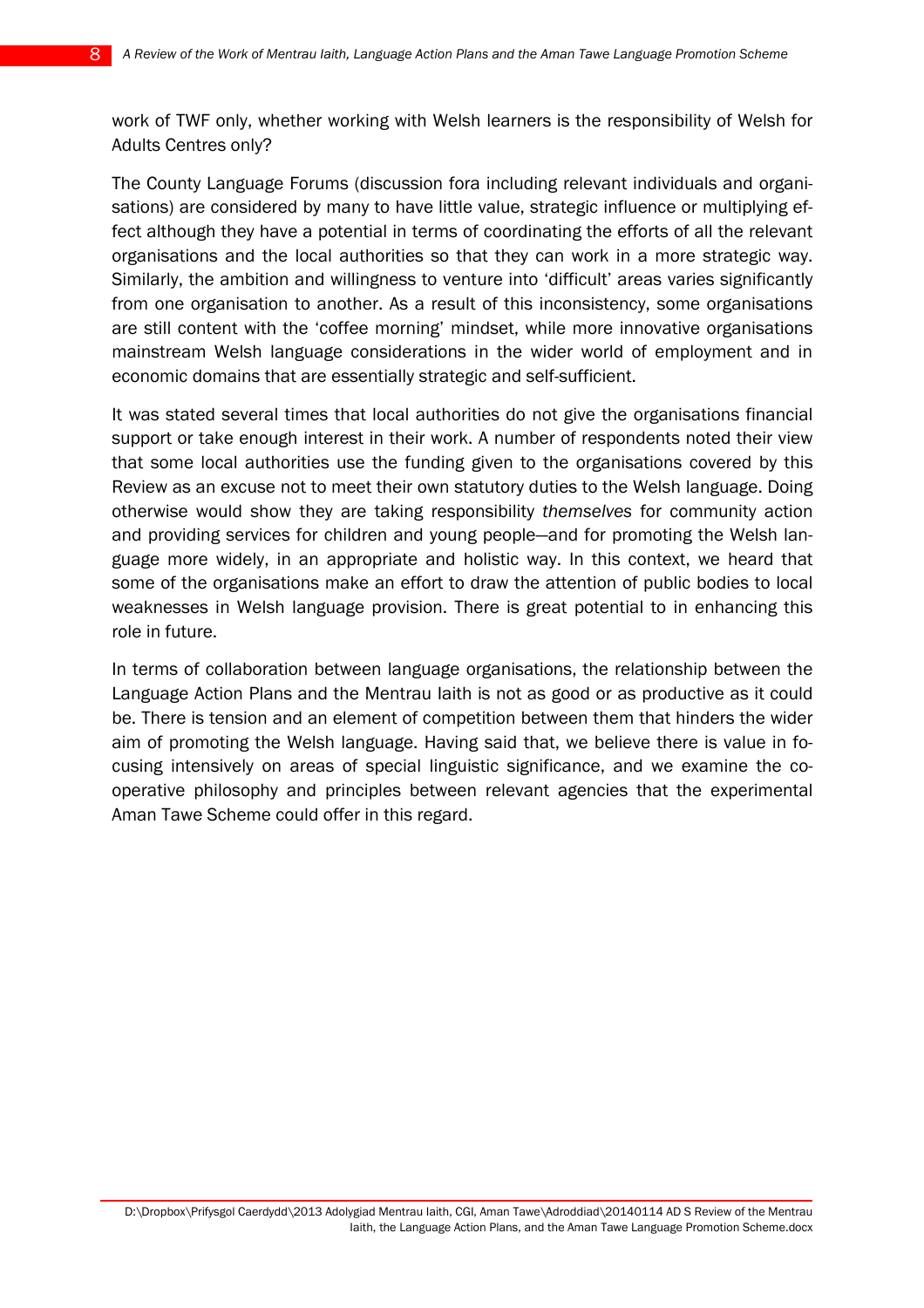work of TWF only, whether working with Welsh learners is the responsibility of Welsh for Adults Centres only?

The County Language Forums (discussion fora including relevant individuals and organisations) are considered by many to have little value, strategic influence or multiplying effect although they have a potential in terms of coordinating the efforts of all the relevant organisations and the local authorities so that they can work in a more strategic way. Similarly, the ambition and willingness to venture into 'difficult' areas varies significantly from one organisation to another. As a result of this inconsistency, some organisations are still content with the 'coffee morning' mindset, while more innovative organisations mainstream Welsh language considerations in the wider world of employment and in economic domains that are essentially strategic and self-sufficient.

It was stated several times that local authorities do not give the organisations financial support or take enough interest in their work. A number of respondents noted their view that some local authorities use the funding given to the organisations covered by this Review as an excuse not to meet their own statutory duties to the Welsh language. Doing otherwise would show they are taking responsibility *themselves* for community action and providing services for children and young people—and for promoting the Welsh language more widely, in an appropriate and holistic way. In this context, we heard that some of the organisations make an effort to draw the attention of public bodies to local weaknesses in Welsh language provision. There is great potential to in enhancing this role in future.

In terms of collaboration between language organisations, the relationship between the Language Action Plans and the Mentrau Iaith is not as good or as productive as it could be. There is tension and an element of competition between them that hinders the wider aim of promoting the Welsh language. Having said that, we believe there is value in focusing intensively on areas of special linguistic significance, and we examine the co-operative philosophy and principles between relevant agencies that the experimental Aman Tawe Scheme could offer in this regard.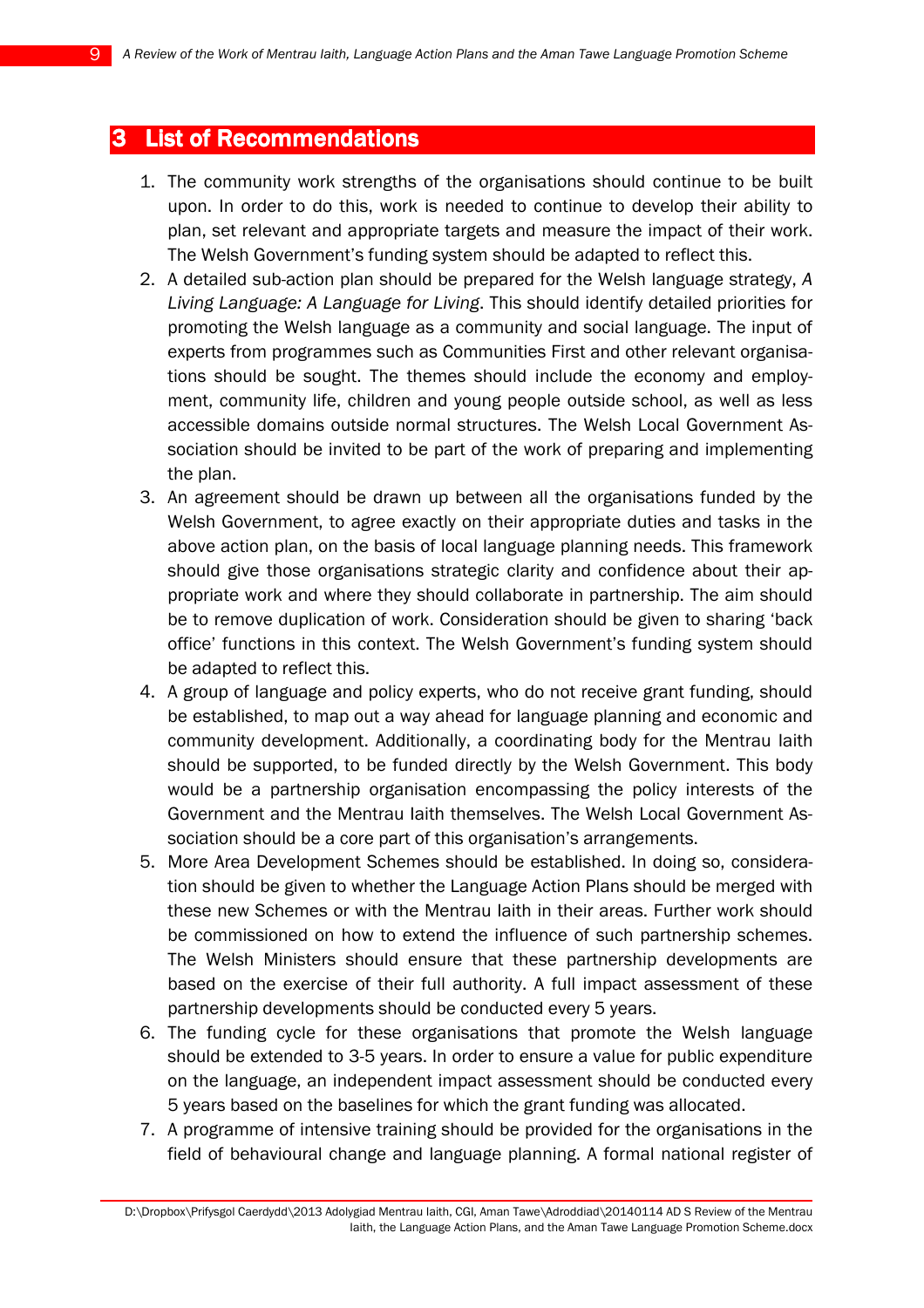# 3 List of Recommendations

1. The community work strengths of the organisations should continue to be built upon. In order to do this, work is needed to continue to develop their ability to plan, set relevant and appropriate targets and measure the impact of their work. The Welsh Government's funding system should be adapted to reflect this.
2. A detailed sub-action plan should be prepared for the Welsh language strategy, *A Living Language: A Language for Living*. This should identify detailed priorities for promoting the Welsh language as a community and social language. The input of experts from programmes such as Communities First and other relevant organisations should be sought. The themes should include the economy and employment, community life, children and young people outside school, as well as less accessible domains outside normal structures. The Welsh Local Government Association should be invited to be part of the work of preparing and implementing the plan.
3. An agreement should be drawn up between all the organisations funded by the Welsh Government, to agree exactly on their appropriate duties and tasks in the above action plan, on the basis of local language planning needs. This framework should give those organisations strategic clarity and confidence about their appropriate work and where they should collaborate in partnership. The aim should be to remove duplication of work. Consideration should be given to sharing 'back office' functions in this context. The Welsh Government's funding system should be adapted to reflect this.
4. A group of language and policy experts, who do not receive grant funding, should be established, to map out a way ahead for language planning and economic and community development. Additionally, a coordinating body for the Mentrau Iaith should be supported, to be funded directly by the Welsh Government. This body would be a partnership organisation encompassing the policy interests of the Government and the Mentrau Iaith themselves. The Welsh Local Government Association should be a core part of this organisation's arrangements.
5. More Area Development Schemes should be established. In doing so, consideration should be given to whether the Language Action Plans should be merged with these new Schemes or with the Mentrau Iaith in their areas. Further work should be commissioned on how to extend the influence of such partnership schemes. The Welsh Ministers should ensure that these partnership developments are based on the exercise of their full authority. A full impact assessment of these partnership developments should be conducted every 5 years.
6. The funding cycle for these organisations that promote the Welsh language should be extended to 3-5 years. In order to ensure a value for public expenditure on the language, an independent impact assessment should be conducted every 5 years based on the baselines for which the grant funding was allocated.
7. A programme of intensive training should be provided for the organisations in the field of behavioural change and language planning. A formal national register of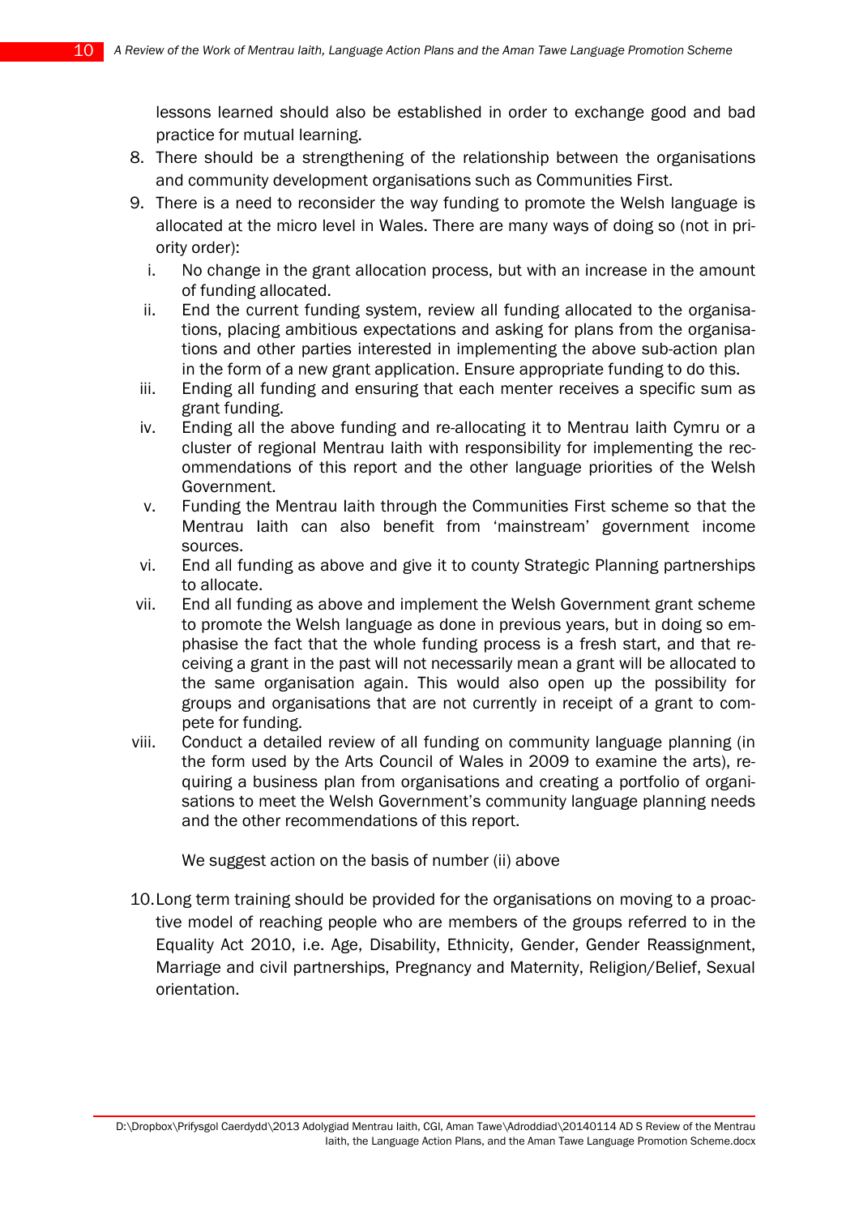lessons learned should also be established in order to exchange good and bad practice for mutual learning.

8. There should be a strengthening of the relationship between the organisations and community development organisations such as Communities First.
9. There is a need to reconsider the way funding to promote the Welsh language is allocated at the micro level in Wales. There are many ways of doing so (not in priority order):
   i. No change in the grant allocation process, but with an increase in the amount of funding allocated.
   ii. End the current funding system, review all funding allocated to the organisations, placing ambitious expectations and asking for plans from the organisations and other parties interested in implementing the above sub-action plan in the form of a new grant application. Ensure appropriate funding to do this.
   iii. Ending all funding and ensuring that each menter receives a specific sum as grant funding.
   iv. Ending all the above funding and re-allocating it to Mentrau Iaith Cymru or a cluster of regional Mentrau Iaith with responsibility for implementing the recommendations of this report and the other language priorities of the Welsh Government.
   v. Funding the Mentrau Iaith through the Communities First scheme so that the Mentrau Iaith can also benefit from 'mainstream' government income sources.
   vi. End all funding as above and give it to county Strategic Planning partnerships to allocate.
   vii. End all funding as above and implement the Welsh Government grant scheme to promote the Welsh language as done in previous years, but in doing so emphasise the fact that the whole funding process is a fresh start, and that receiving a grant in the past will not necessarily mean a grant will be allocated to the same organisation again. This would also open up the possibility for groups and organisations that are not currently in receipt of a grant to compete for funding.
   viii. Conduct a detailed review of all funding on community language planning (in the form used by the Arts Council of Wales in 2009 to examine the arts), requiring a business plan from organisations and creating a portfolio of organisations to meet the Welsh Government's community language planning needs and the other recommendations of this report.

   We suggest action on the basis of number (ii) above

10. Long term training should be provided for the organisations on moving to a proactive model of reaching people who are members of the groups referred to in the Equality Act 2010, i.e. Age, Disability, Ethnicity, Gender, Gender Reassignment, Marriage and civil partnerships, Pregnancy and Maternity, Religion/Belief, Sexual orientation.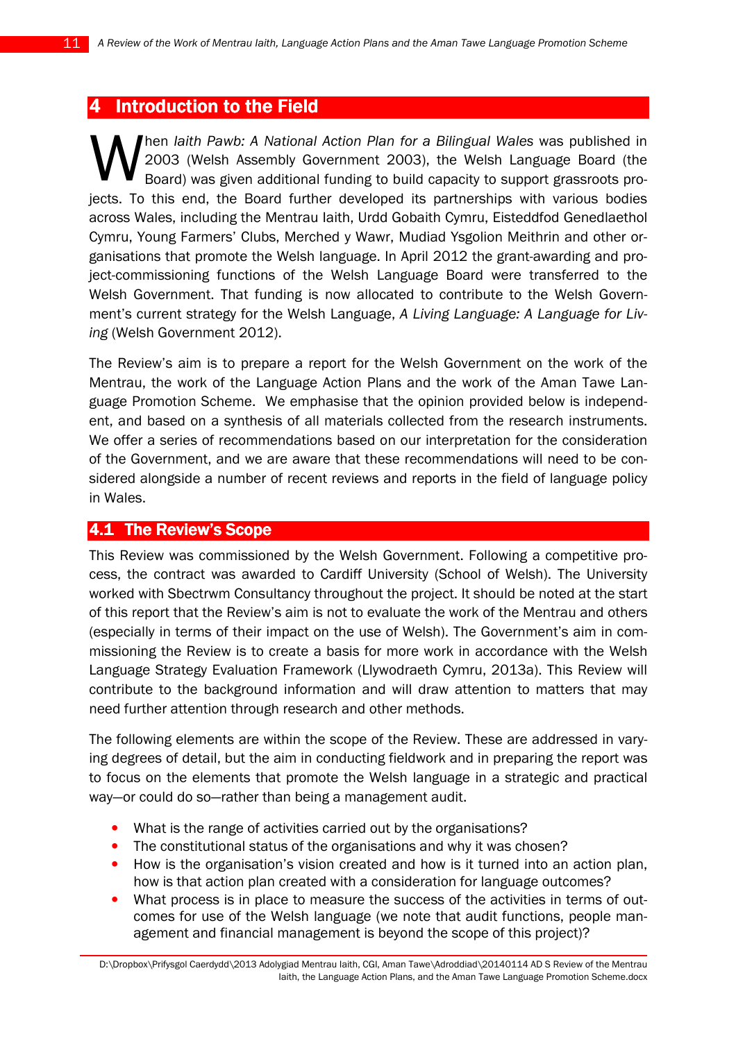# 4 Introduction to the Field

When *Iaith Pawb: A National Action Plan for a Bilingual Wales* was published in 2003 (Welsh Assembly Government 2003), the Welsh Language Board (the Board) was given additional funding to build capacity to support grassroots projects. To this end, the Board further developed its partnerships with various bodies across Wales, including the Mentrau Iaith, Urdd Gobaith Cymru, Eisteddfod Genedlaethol Cymru, Young Farmers' Clubs, Merched y Wawr, Mudiad Ysgolion Meithrin and other organisations that promote the Welsh language. In April 2012 the grant-awarding and project-commissioning functions of the Welsh Language Board were transferred to the Welsh Government. That funding is now allocated to contribute to the Welsh Government's current strategy for the Welsh Language, *A Living Language: A Language for Living* (Welsh Government 2012).

The Review's aim is to prepare a report for the Welsh Government on the work of the Mentrau, the work of the Language Action Plans and the work of the Aman Tawe Language Promotion Scheme. We emphasise that the opinion provided below is independent, and based on a synthesis of all materials collected from the research instruments. We offer a series of recommendations based on our interpretation for the consideration of the Government, and we are aware that these recommendations will need to be considered alongside a number of recent reviews and reports in the field of language policy in Wales.

## 4.1 The Review's Scope

This Review was commissioned by the Welsh Government. Following a competitive process, the contract was awarded to Cardiff University (School of Welsh). The University worked with Sbectrwm Consultancy throughout the project. It should be noted at the start of this report that the Review's aim is not to evaluate the work of the Mentrau and others (especially in terms of their impact on the use of Welsh). The Government's aim in commissioning the Review is to create a basis for more work in accordance with the Welsh Language Strategy Evaluation Framework (Llywodraeth Cymru, 2013a). This Review will contribute to the background information and will draw attention to matters that may need further attention through research and other methods.

The following elements are within the scope of the Review. These are addressed in varying degrees of detail, but the aim in conducting fieldwork and in preparing the report was to focus on the elements that promote the Welsh language in a strategic and practical way—or could do so—rather than being a management audit.

- What is the range of activities carried out by the organisations?
- The constitutional status of the organisations and why it was chosen?
- How is the organisation's vision created and how is it turned into an action plan, how is that action plan created with a consideration for language outcomes?
- What process is in place to measure the success of the activities in terms of outcomes for use of the Welsh language (we note that audit functions, people management and financial management is beyond the scope of this project)?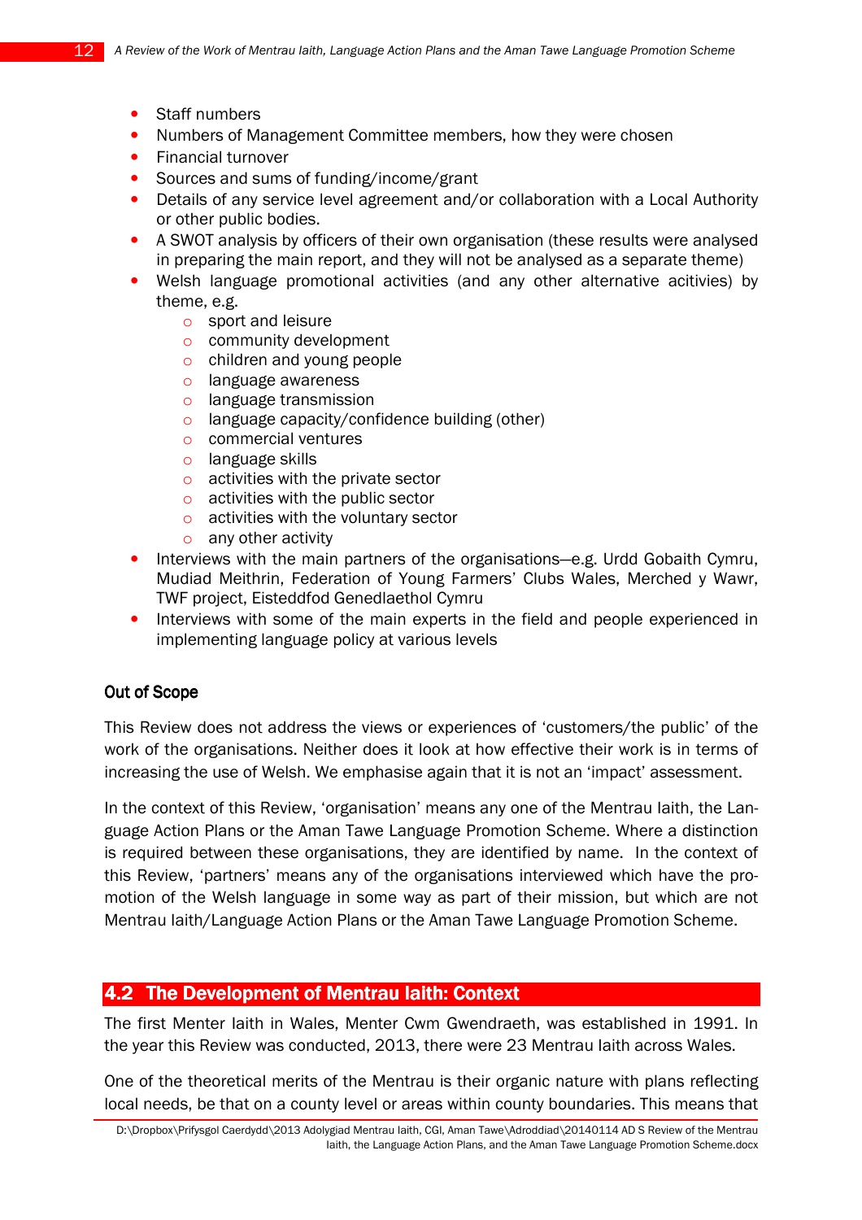- Staff numbers
- Numbers of Management Committee members, how they were chosen
- Financial turnover
- Sources and sums of funding/income/grant
- Details of any service level agreement and/or collaboration with a Local Authority or other public bodies.
- A SWOT analysis by officers of their own organisation (these results were analysed in preparing the main report, and they will not be analysed as a separate theme)
- Welsh language promotional activities (and any other alternative acitivies) by theme, e.g.
    - sport and leisure
    - community development
    - children and young people
    - language awareness
    - language transmission
    - language capacity/confidence building (other)
    - commercial ventures
    - language skills
    - activities with the private sector
    - activities with the public sector
    - activities with the voluntary sector
    - any other activity
- Interviews with the main partners of the organisations—e.g. Urdd Gobaith Cymru, Mudiad Meithrin, Federation of Young Farmers' Clubs Wales, Merched y Wawr, TWF project, Eisteddfod Genedlaethol Cymru
- Interviews with some of the main experts in the field and people experienced in implementing language policy at various levels

**Out of Scope**

This Review does not address the views or experiences of 'customers/the public' of the work of the organisations. Neither does it look at how effective their work is in terms of increasing the use of Welsh. We emphasise again that it is not an 'impact' assessment.

In the context of this Review, 'organisation' means any one of the Mentrau Iaith, the Language Action Plans or the Aman Tawe Language Promotion Scheme. Where a distinction is required between these organisations, they are identified by name. In the context of this Review, 'partners' means any of the organisations interviewed which have the promotion of the Welsh language in some way as part of their mission, but which are not Mentrau Iaith/Language Action Plans or the Aman Tawe Language Promotion Scheme.

## 4.2 The Development of Mentrau Iaith: Context

The first Menter Iaith in Wales, Menter Cwm Gwendraeth, was established in 1991. In the year this Review was conducted, 2013, there were 23 Mentrau Iaith across Wales.

One of the theoretical merits of the Mentrau is their organic nature with plans reflecting local needs, be that on a county level or areas within county boundaries. This means that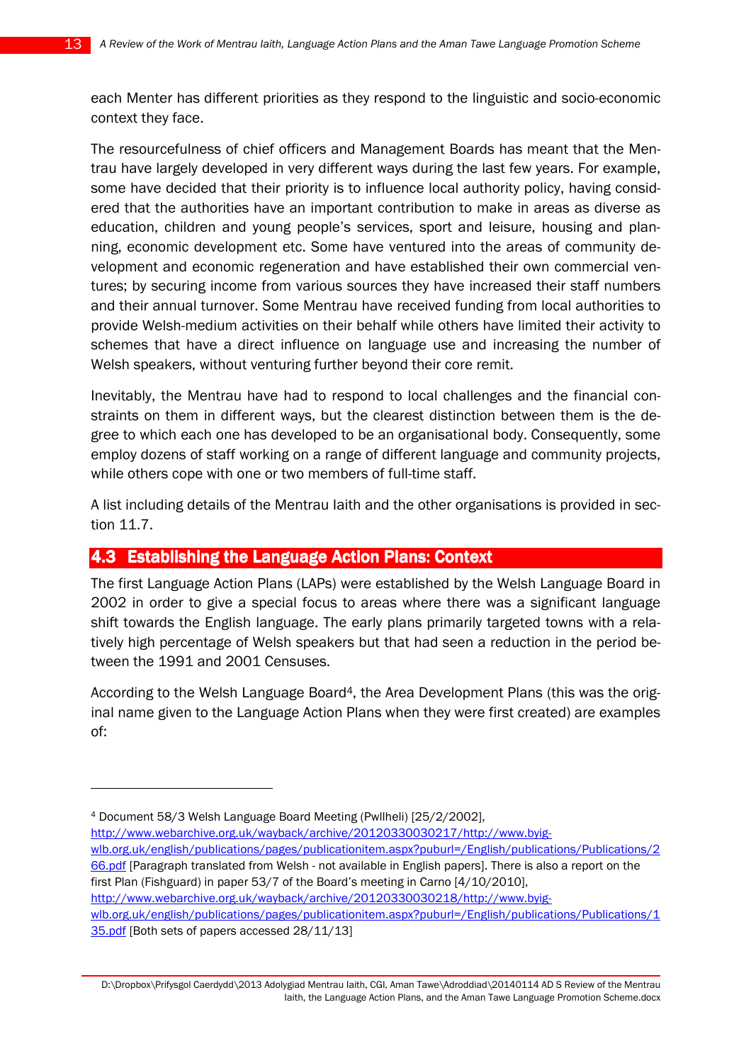each Menter has different priorities as they respond to the linguistic and socio-economic context they face.

The resourcefulness of chief officers and Management Boards has meant that the Mentrau have largely developed in very different ways during the last few years. For example, some have decided that their priority is to influence local authority policy, having considered that the authorities have an important contribution to make in areas as diverse as education, children and young people's services, sport and leisure, housing and planning, economic development etc. Some have ventured into the areas of community development and economic regeneration and have established their own commercial ventures; by securing income from various sources they have increased their staff numbers and their annual turnover. Some Mentrau have received funding from local authorities to provide Welsh-medium activities on their behalf while others have limited their activity to schemes that have a direct influence on language use and increasing the number of Welsh speakers, without venturing further beyond their core remit.

Inevitably, the Mentrau have had to respond to local challenges and the financial constraints on them in different ways, but the clearest distinction between them is the degree to which each one has developed to be an organisational body. Consequently, some employ dozens of staff working on a range of different language and community projects, while others cope with one or two members of full-time staff.

A list including details of the Mentrau Iaith and the other organisations is provided in section 11.7.

## 4.3 Establishing the Language Action Plans: Context

The first Language Action Plans (LAPs) were established by the Welsh Language Board in 2002 in order to give a special focus to areas where there was a significant language shift towards the English language. The early plans primarily targeted towns with a relatively high percentage of Welsh speakers but that had seen a reduction in the period between the 1991 and 2001 Censuses.

According to the Welsh Language Board[4], the Area Development Plans (this was the original name given to the Language Action Plans when they were first created) are examples of:

---

[4] Document 58/3 Welsh Language Board Meeting (Pwllheli) [25/2/2002], http://www.webarchive.org.uk/wayback/archive/20120330030217/http://www.byig-wlb.org.uk/english/publications/pages/publicationitem.aspx?puburl=/English/publications/Publications/266.pdf [Paragraph translated from Welsh - not available in English papers]. There is also a report on the first Plan (Fishguard) in paper 53/7 of the Board's meeting in Carno [4/10/2010], http://www.webarchive.org.uk/wayback/archive/20120330030218/http://www.byig-wlb.org.uk/english/publications/pages/publicationitem.aspx?puburl=/English/publications/Publications/135.pdf [Both sets of papers accessed 28/11/13]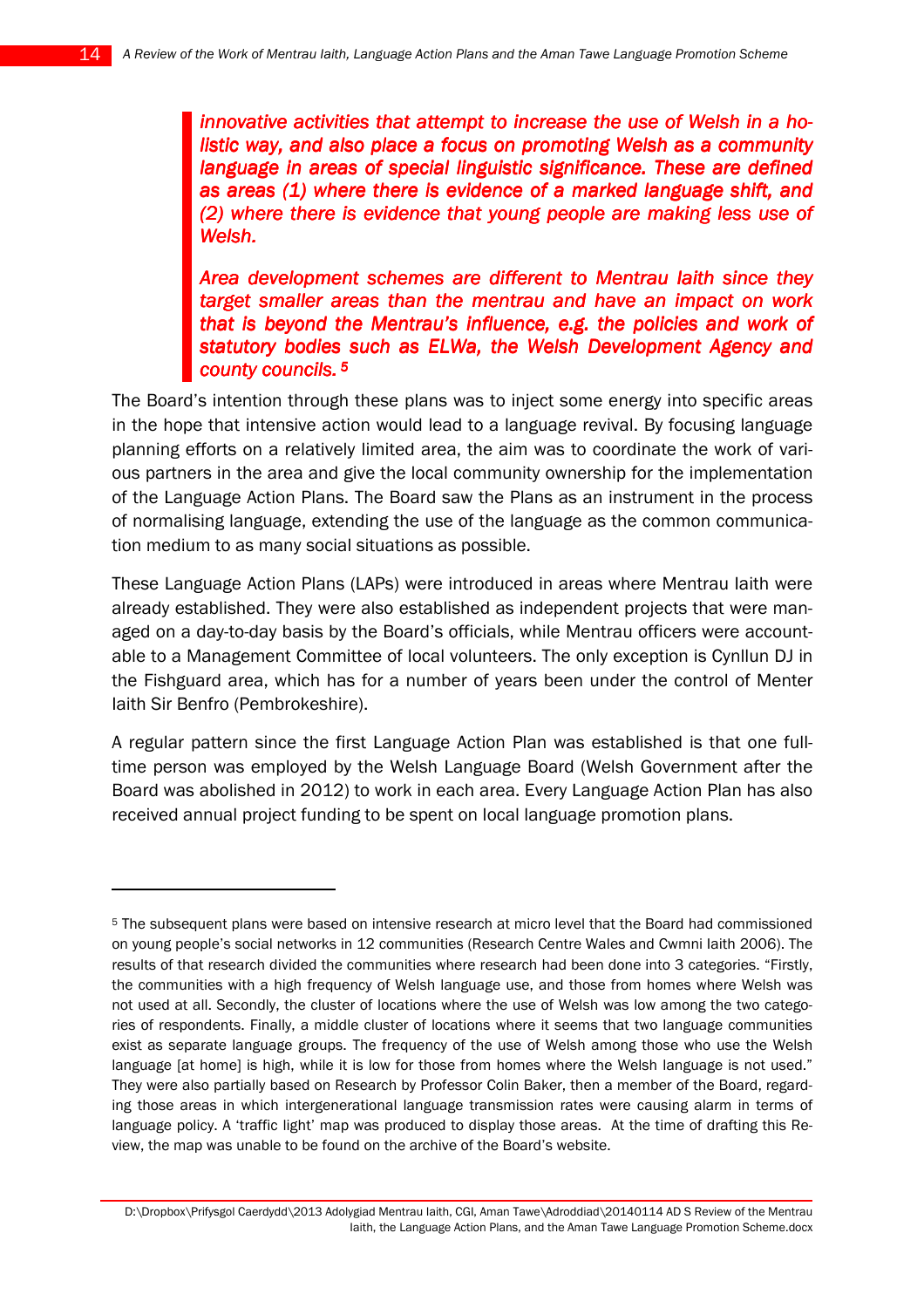> *innovative activities that attempt to increase the use of Welsh in a holistic way, and also place a focus on promoting Welsh as a community language in areas of special linguistic significance. These are defined as areas (1) where there is evidence of a marked language shift, and (2) where there is evidence that young people are making less use of Welsh.*
>
> *Area development schemes are different to Mentrau Iaith since they target smaller areas than the mentrau and have an impact on work that is beyond the Mentrau's influence, e.g. the policies and work of statutory bodies such as ELWa, the Welsh Development Agency and county councils.* [5]

The Board's intention through these plans was to inject some energy into specific areas in the hope that intensive action would lead to a language revival. By focusing language planning efforts on a relatively limited area, the aim was to coordinate the work of various partners in the area and give the local community ownership for the implementation of the Language Action Plans. The Board saw the Plans as an instrument in the process of normalising language, extending the use of the language as the common communication medium to as many social situations as possible.

These Language Action Plans (LAPs) were introduced in areas where Mentrau Iaith were already established. They were also established as independent projects that were managed on a day-to-day basis by the Board's officials, while Mentrau officers were accountable to a Management Committee of local volunteers. The only exception is Cynllun DJ in the Fishguard area, which has for a number of years been under the control of Menter Iaith Sir Benfro (Pembrokeshire).

A regular pattern since the first Language Action Plan was established is that one full-time person was employed by the Welsh Language Board (Welsh Government after the Board was abolished in 2012) to work in each area. Every Language Action Plan has also received annual project funding to be spent on local language promotion plans.

---

[5] The subsequent plans were based on intensive research at micro level that the Board had commissioned on young people's social networks in 12 communities (Research Centre Wales and Cwmni Iaith 2006). The results of that research divided the communities where research had been done into 3 categories. "Firstly, the communities with a high frequency of Welsh language use, and those from homes where Welsh was not used at all. Secondly, the cluster of locations where the use of Welsh was low among the two categories of respondents. Finally, a middle cluster of locations where it seems that two language communities exist as separate language groups. The frequency of the use of Welsh among those who use the Welsh language [at home] is high, while it is low for those from homes where the Welsh language is not used." They were also partially based on Research by Professor Colin Baker, then a member of the Board, regarding those areas in which intergenerational language transmission rates were causing alarm in terms of language policy. A 'traffic light' map was produced to display those areas. At the time of drafting this Review, the map was unable to be found on the archive of the Board's website.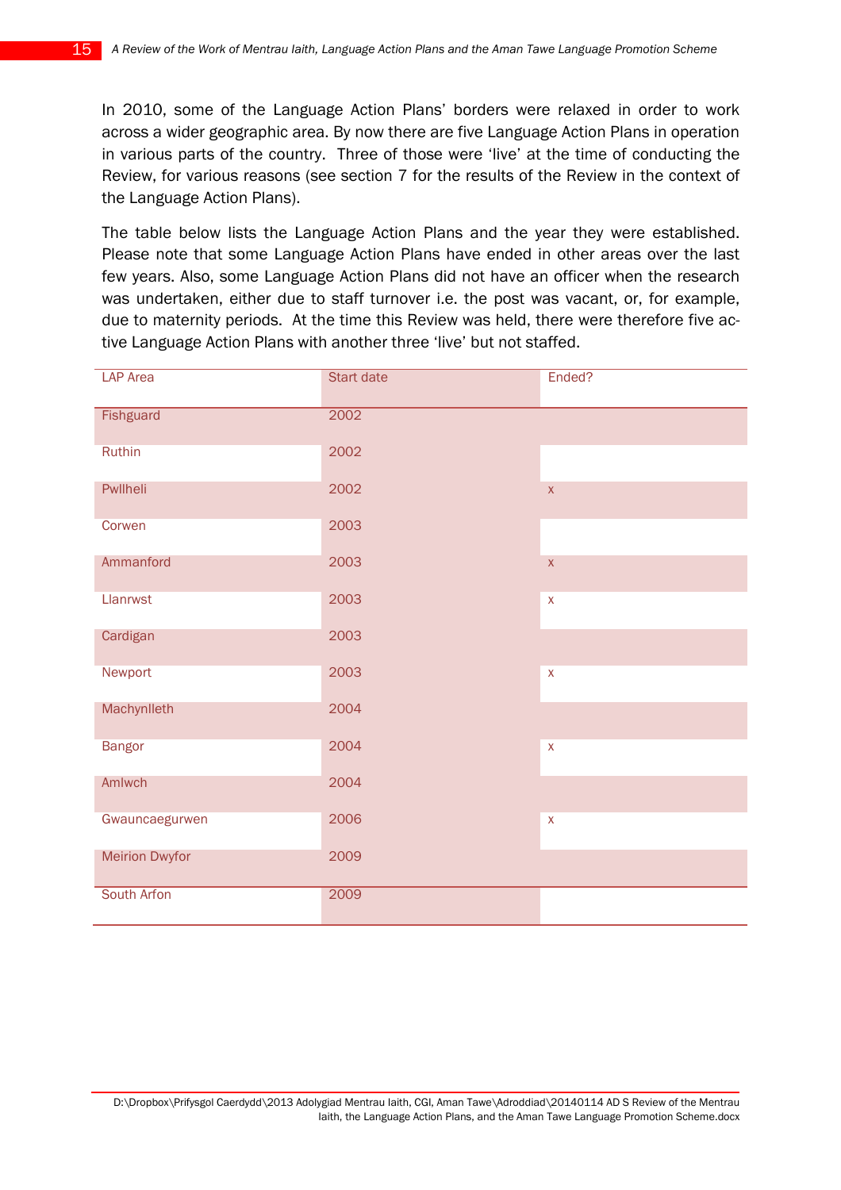In 2010, some of the Language Action Plans' borders were relaxed in order to work across a wider geographic area. By now there are five Language Action Plans in operation in various parts of the country. Three of those were 'live' at the time of conducting the Review, for various reasons (see section 7 for the results of the Review in the context of the Language Action Plans).

The table below lists the Language Action Plans and the year they were established. Please note that some Language Action Plans have ended in other areas over the last few years. Also, some Language Action Plans did not have an officer when the research was undertaken, either due to staff turnover i.e. the post was vacant, or, for example, due to maternity periods. At the time this Review was held, there were therefore five active Language Action Plans with another three 'live' but not staffed.

| LAP Area | Start date | Ended? |
|---|---|---|
| Fishguard | 2002 | |
| Ruthin | 2002 | |
| Pwllheli | 2002 | x |
| Corwen | 2003 | |
| Ammanford | 2003 | x |
| Llanrwst | 2003 | x |
| Cardigan | 2003 | |
| Newport | 2003 | x |
| Machynlleth | 2004 | |
| Bangor | 2004 | x |
| Amlwch | 2004 | |
| Gwauncaegurwen | 2006 | x |
| Meirion Dwyfor | 2009 | |
| South Arfon | 2009 | |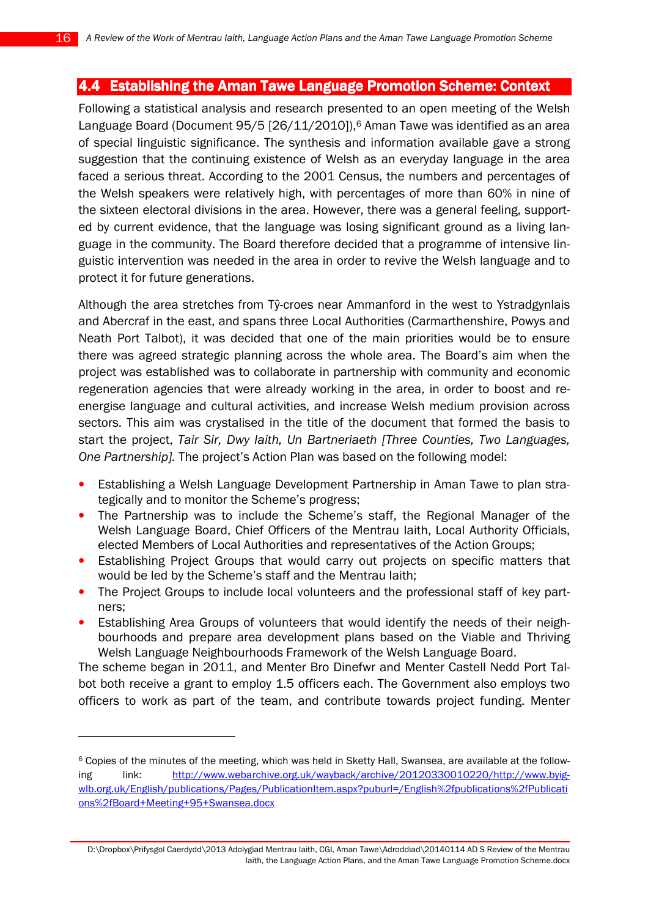## 4.4 Establishing the Aman Tawe Language Promotion Scheme: Context

Following a statistical analysis and research presented to an open meeting of the Welsh Language Board (Document 95/5 [26/11/2010]),[6] Aman Tawe was identified as an area of special linguistic significance. The synthesis and information available gave a strong suggestion that the continuing existence of Welsh as an everyday language in the area faced a serious threat. According to the 2001 Census, the numbers and percentages of the Welsh speakers were relatively high, with percentages of more than 60% in nine of the sixteen electoral divisions in the area. However, there was a general feeling, supported by current evidence, that the language was losing significant ground as a living language in the community. The Board therefore decided that a programme of intensive linguistic intervention was needed in the area in order to revive the Welsh language and to protect it for future generations.

Although the area stretches from Tŷ-croes near Ammanford in the west to Ystradgynlais and Abercraf in the east, and spans three Local Authorities (Carmarthenshire, Powys and Neath Port Talbot), it was decided that one of the main priorities would be to ensure there was agreed strategic planning across the whole area. The Board's aim when the project was established was to collaborate in partnership with community and economic regeneration agencies that were already working in the area, in order to boost and re-energise language and cultural activities, and increase Welsh medium provision across sectors. This aim was crystalised in the title of the document that formed the basis to start the project, *Tair Sir, Dwy Iaith, Un Bartneriaeth [Three Counties, Two Languages, One Partnership]*. The project's Action Plan was based on the following model:

- Establishing a Welsh Language Development Partnership in Aman Tawe to plan strategically and to monitor the Scheme's progress;
- The Partnership was to include the Scheme's staff, the Regional Manager of the Welsh Language Board, Chief Officers of the Mentrau Iaith, Local Authority Officials, elected Members of Local Authorities and representatives of the Action Groups;
- Establishing Project Groups that would carry out projects on specific matters that would be led by the Scheme's staff and the Mentrau Iaith;
- The Project Groups to include local volunteers and the professional staff of key partners;
- Establishing Area Groups of volunteers that would identify the needs of their neighbourhoods and prepare area development plans based on the Viable and Thriving Welsh Language Neighbourhoods Framework of the Welsh Language Board.

The scheme began in 2011, and Menter Bro Dinefwr and Menter Castell Nedd Port Talbot both receive a grant to employ 1.5 officers each. The Government also employs two officers to work as part of the team, and contribute towards project funding. Menter

[6] Copies of the minutes of the meeting, which was held in Sketty Hall, Swansea, are available at the following link: http://www.webarchive.org.uk/wayback/archive/20120330010220/http://www.byig-wlb.org.uk/English/publications/Pages/PublicationItem.aspx?puburl=/English%2fpublications%2fPublications%2fBoard+Meeting+95+Swansea.docx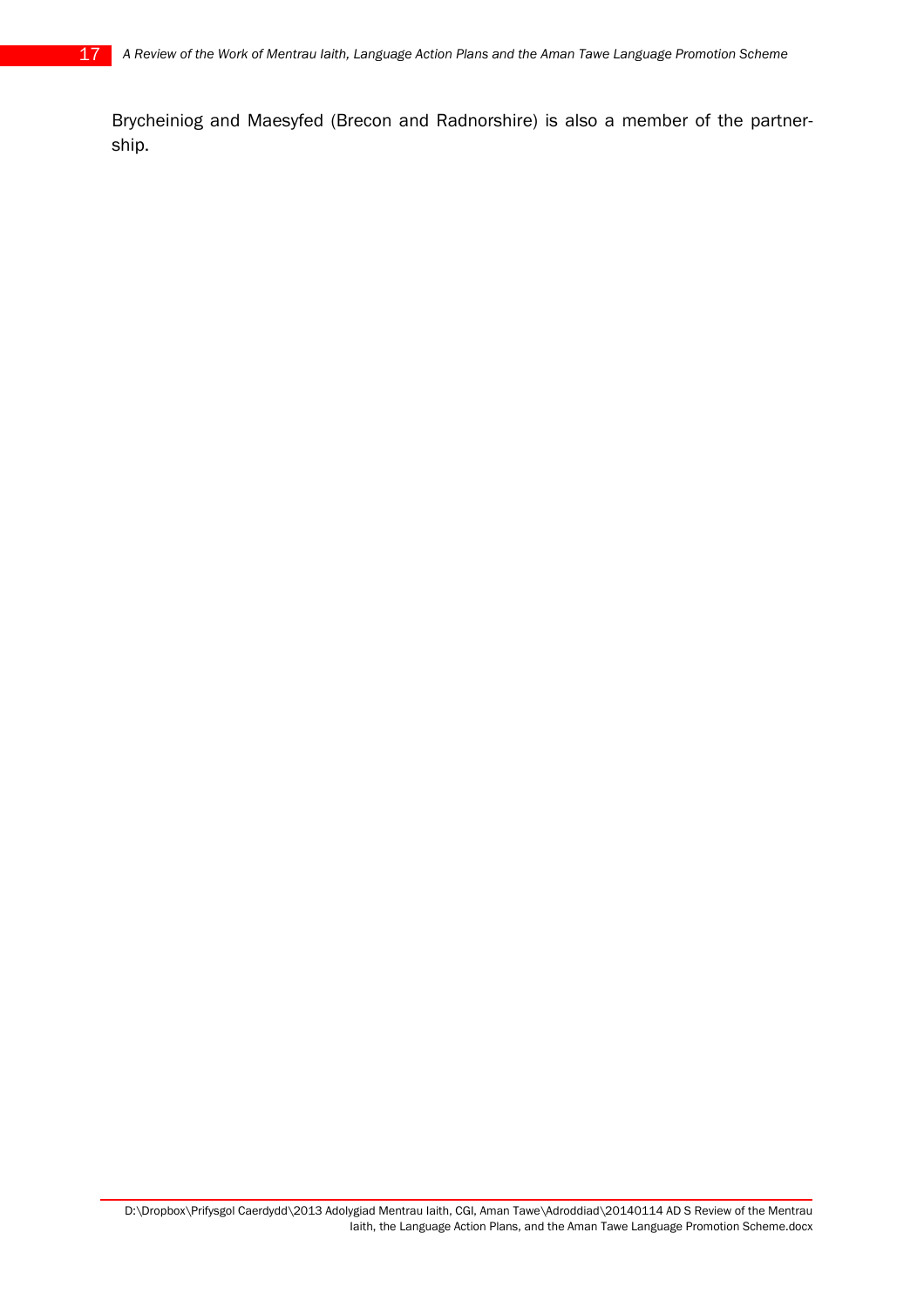Brycheiniog and Maesyfed (Brecon and Radnorshire) is also a member of the partnership.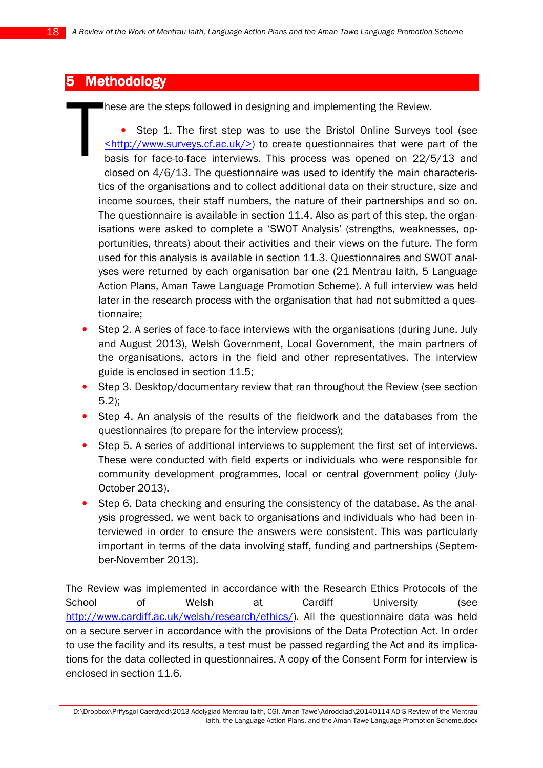# 5 Methodology

These are the steps followed in designing and implementing the Review.

- Step 1. The first step was to use the Bristol Online Surveys tool (see <http://www.surveys.cf.ac.uk/>) to create questionnaires that were part of the basis for face-to-face interviews. This process was opened on 22/5/13 and closed on 4/6/13. The questionnaire was used to identify the main characteristics of the organisations and to collect additional data on their structure, size and income sources, their staff numbers, the nature of their partnerships and so on. The questionnaire is available in section 11.4. Also as part of this step, the organisations were asked to complete a 'SWOT Analysis' (strengths, weaknesses, opportunities, threats) about their activities and their views on the future. The form used for this analysis is available in section 11.3. Questionnaires and SWOT analyses were returned by each organisation bar one (21 Mentrau Iaith, 5 Language Action Plans, Aman Tawe Language Promotion Scheme). A full interview was held later in the research process with the organisation that had not submitted a questionnaire;
- Step 2. A series of face-to-face interviews with the organisations (during June, July and August 2013), Welsh Government, Local Government, the main partners of the organisations, actors in the field and other representatives. The interview guide is enclosed in section 11.5;
- Step 3. Desktop/documentary review that ran throughout the Review (see section 5.2);
- Step 4. An analysis of the results of the fieldwork and the databases from the questionnaires (to prepare for the interview process);
- Step 5. A series of additional interviews to supplement the first set of interviews. These were conducted with field experts or individuals who were responsible for community development programmes, local or central government policy (July-October 2013).
- Step 6. Data checking and ensuring the consistency of the database. As the analysis progressed, we went back to organisations and individuals who had been interviewed in order to ensure the answers were consistent. This was particularly important in terms of the data involving staff, funding and partnerships (September-November 2013).

The Review was implemented in accordance with the Research Ethics Protocols of the School of Welsh at Cardiff University (see http://www.cardiff.ac.uk/welsh/research/ethics/). All the questionnaire data was held on a secure server in accordance with the provisions of the Data Protection Act. In order to use the facility and its results, a test must be passed regarding the Act and its implications for the data collected in questionnaires. A copy of the Consent Form for interview is enclosed in section 11.6.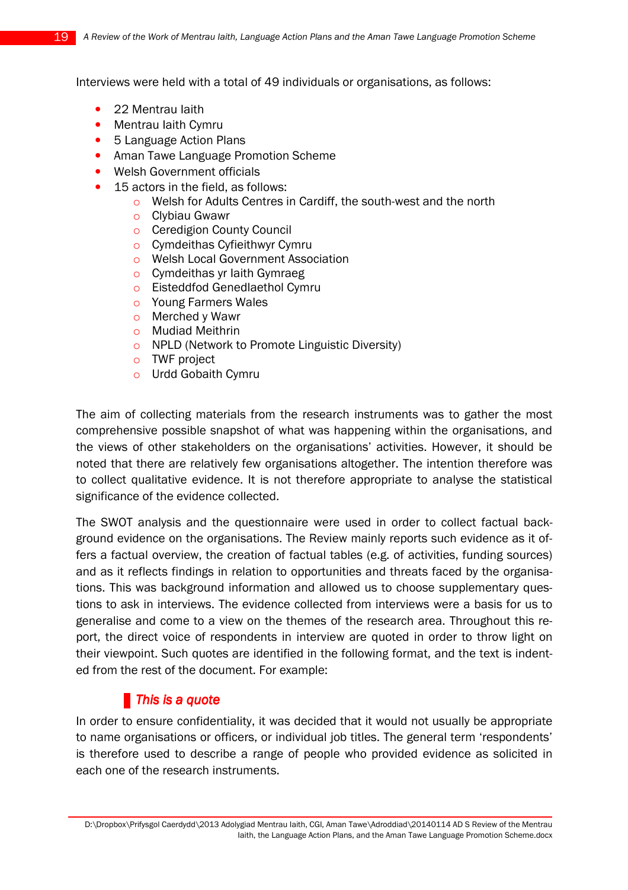Interviews were held with a total of 49 individuals or organisations, as follows:

- 22 Mentrau Iaith
- Mentrau Iaith Cymru
- 5 Language Action Plans
- Aman Tawe Language Promotion Scheme
- Welsh Government officials
- 15 actors in the field, as follows:
    - Welsh for Adults Centres in Cardiff, the south-west and the north
    - Clybiau Gwawr
    - Ceredigion County Council
    - Cymdeithas Cyfieithwyr Cymru
    - Welsh Local Government Association
    - Cymdeithas yr Iaith Gymraeg
    - Eisteddfod Genedlaethol Cymru
    - Young Farmers Wales
    - Merched y Wawr
    - Mudiad Meithrin
    - NPLD (Network to Promote Linguistic Diversity)
    - TWF project
    - Urdd Gobaith Cymru

The aim of collecting materials from the research instruments was to gather the most comprehensive possible snapshot of what was happening within the organisations, and the views of other stakeholders on the organisations' activities. However, it should be noted that there are relatively few organisations altogether. The intention therefore was to collect qualitative evidence. It is not therefore appropriate to analyse the statistical significance of the evidence collected.

The SWOT analysis and the questionnaire were used in order to collect factual background evidence on the organisations. The Review mainly reports such evidence as it offers a factual overview, the creation of factual tables (e.g. of activities, funding sources) and as it reflects findings in relation to opportunities and threats faced by the organisations. This was background information and allowed us to choose supplementary questions to ask in interviews. The evidence collected from interviews were a basis for us to generalise and come to a view on the themes of the research area. Throughout this report, the direct voice of respondents in interview are quoted in order to throw light on their viewpoint. Such quotes are identified in the following format, and the text is indented from the rest of the document. For example:

> *This is a quote*

In order to ensure confidentiality, it was decided that it would not usually be appropriate to name organisations or officers, or individual job titles. The general term 'respondents' is therefore used to describe a range of people who provided evidence as solicited in each one of the research instruments.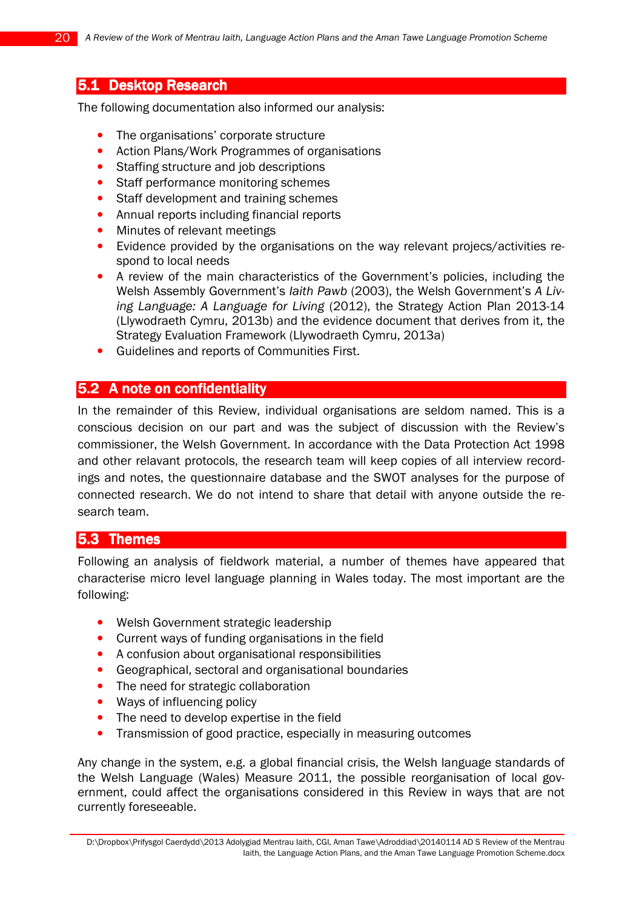## 5.1 Desktop Research

The following documentation also informed our analysis:

- The organisations' corporate structure
- Action Plans/Work Programmes of organisations
- Staffing structure and job descriptions
- Staff performance monitoring schemes
- Staff development and training schemes
- Annual reports including financial reports
- Minutes of relevant meetings
- Evidence provided by the organisations on the way relevant projecs/activities respond to local needs
- A review of the main characteristics of the Government's policies, including the Welsh Assembly Government's *Iaith Pawb* (2003), the Welsh Government's *A Living Language: A Language for Living* (2012), the Strategy Action Plan 2013-14 (Llywodraeth Cymru, 2013b) and the evidence document that derives from it, the Strategy Evaluation Framework (Llywodraeth Cymru, 2013a)
- Guidelines and reports of Communities First.

## 5.2 A note on confidentiality

In the remainder of this Review, individual organisations are seldom named. This is a conscious decision on our part and was the subject of discussion with the Review's commissioner, the Welsh Government. In accordance with the Data Protection Act 1998 and other relavant protocols, the research team will keep copies of all interview recordings and notes, the questionnaire database and the SWOT analyses for the purpose of connected research. We do not intend to share that detail with anyone outside the research team.

## 5.3 Themes

Following an analysis of fieldwork material, a number of themes have appeared that characterise micro level language planning in Wales today. The most important are the following:

- Welsh Government strategic leadership
- Current ways of funding organisations in the field
- A confusion about organisational responsibilities
- Geographical, sectoral and organisational boundaries
- The need for strategic collaboration
- Ways of influencing policy
- The need to develop expertise in the field
- Transmission of good practice, especially in measuring outcomes

Any change in the system, e.g. a global financial crisis, the Welsh language standards of the Welsh Language (Wales) Measure 2011, the possible reorganisation of local government, could affect the organisations considered in this Review in ways that are not currently foreseeable.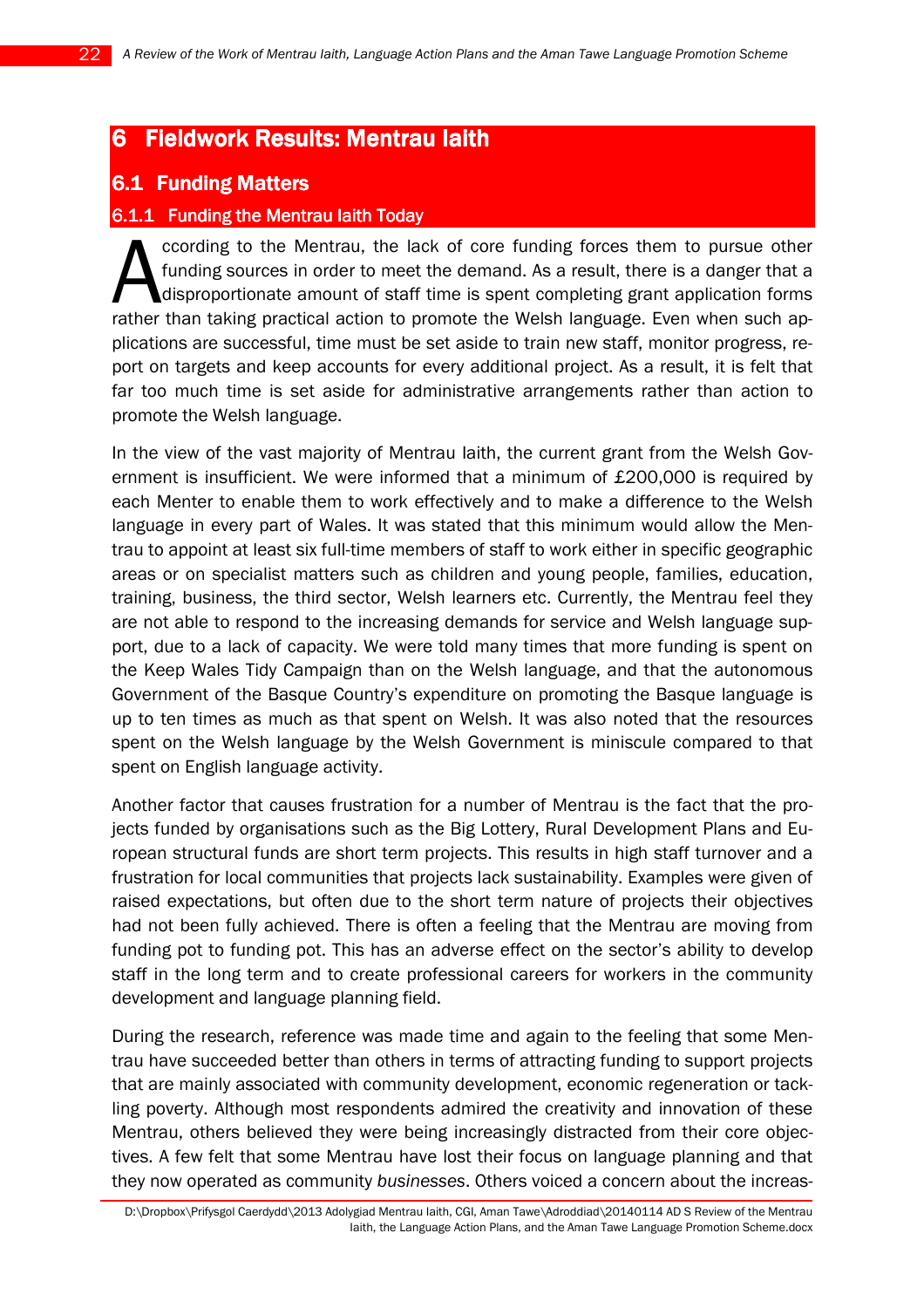# 6 Fieldwork Results: Mentrau Iaith

## 6.1 Funding Matters

### 6.1.1 Funding the Mentrau Iaith Today

According to the Mentrau, the lack of core funding forces them to pursue other funding sources in order to meet the demand. As a result, there is a danger that a disproportionate amount of staff time is spent completing grant application forms rather than taking practical action to promote the Welsh language. Even when such applications are successful, time must be set aside to train new staff, monitor progress, report on targets and keep accounts for every additional project. As a result, it is felt that far too much time is set aside for administrative arrangements rather than action to promote the Welsh language.

In the view of the vast majority of Mentrau Iaith, the current grant from the Welsh Government is insufficient. We were informed that a minimum of £200,000 is required by each Menter to enable them to work effectively and to make a difference to the Welsh language in every part of Wales. It was stated that this minimum would allow the Mentrau to appoint at least six full-time members of staff to work either in specific geographic areas or on specialist matters such as children and young people, families, education, training, business, the third sector, Welsh learners etc. Currently, the Mentrau feel they are not able to respond to the increasing demands for service and Welsh language support, due to a lack of capacity. We were told many times that more funding is spent on the Keep Wales Tidy Campaign than on the Welsh language, and that the autonomous Government of the Basque Country's expenditure on promoting the Basque language is up to ten times as much as that spent on Welsh. It was also noted that the resources spent on the Welsh language by the Welsh Government is miniscule compared to that spent on English language activity.

Another factor that causes frustration for a number of Mentrau is the fact that the projects funded by organisations such as the Big Lottery, Rural Development Plans and European structural funds are short term projects. This results in high staff turnover and a frustration for local communities that projects lack sustainability. Examples were given of raised expectations, but often due to the short term nature of projects their objectives had not been fully achieved. There is often a feeling that the Mentrau are moving from funding pot to funding pot. This has an adverse effect on the sector's ability to develop staff in the long term and to create professional careers for workers in the community development and language planning field.

During the research, reference was made time and again to the feeling that some Mentrau have succeeded better than others in terms of attracting funding to support projects that are mainly associated with community development, economic regeneration or tackling poverty. Although most respondents admired the creativity and innovation of these Mentrau, others believed they were being increasingly distracted from their core objectives. A few felt that some Mentrau have lost their focus on language planning and that they now operated as community *businesses*. Others voiced a concern about the increas-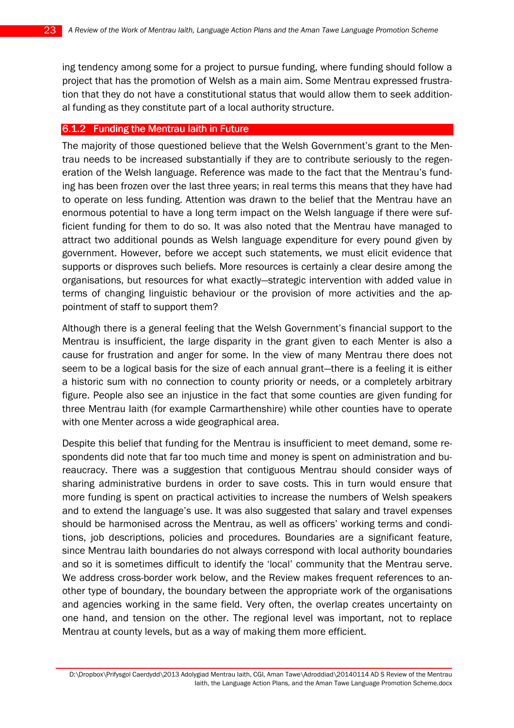ing tendency among some for a project to pursue funding, where funding should follow a project that has the promotion of Welsh as a main aim. Some Mentrau expressed frustration that they do not have a constitutional status that would allow them to seek additional funding as they constitute part of a local authority structure.

### 6.1.2 Funding the Mentrau Iaith in Future

The majority of those questioned believe that the Welsh Government's grant to the Mentrau needs to be increased substantially if they are to contribute seriously to the regeneration of the Welsh language. Reference was made to the fact that the Mentrau's funding has been frozen over the last three years; in real terms this means that they have had to operate on less funding. Attention was drawn to the belief that the Mentrau have an enormous potential to have a long term impact on the Welsh language if there were sufficient funding for them to do so. It was also noted that the Mentrau have managed to attract two additional pounds as Welsh language expenditure for every pound given by government. However, before we accept such statements, we must elicit evidence that supports or disproves such beliefs. More resources is certainly a clear desire among the organisations, but resources for what exactly—strategic intervention with added value in terms of changing linguistic behaviour or the provision of more activities and the appointment of staff to support them?

Although there is a general feeling that the Welsh Government's financial support to the Mentrau is insufficient, the large disparity in the grant given to each Menter is also a cause for frustration and anger for some. In the view of many Mentrau there does not seem to be a logical basis for the size of each annual grant—there is a feeling it is either a historic sum with no connection to county priority or needs, or a completely arbitrary figure. People also see an injustice in the fact that some counties are given funding for three Mentrau Iaith (for example Carmarthenshire) while other counties have to operate with one Menter across a wide geographical area.

Despite this belief that funding for the Mentrau is insufficient to meet demand, some respondents did note that far too much time and money is spent on administration and bureaucracy. There was a suggestion that contiguous Mentrau should consider ways of sharing administrative burdens in order to save costs. This in turn would ensure that more funding is spent on practical activities to increase the numbers of Welsh speakers and to extend the language's use. It was also suggested that salary and travel expenses should be harmonised across the Mentrau, as well as officers' working terms and conditions, job descriptions, policies and procedures. Boundaries are a significant feature, since Mentrau Iaith boundaries do not always correspond with local authority boundaries and so it is sometimes difficult to identify the 'local' community that the Mentrau serve. We address cross-border work below, and the Review makes frequent references to another type of boundary, the boundary between the appropriate work of the organisations and agencies working in the same field. Very often, the overlap creates uncertainty on one hand, and tension on the other. The regional level was important, not to replace Mentrau at county levels, but as a way of making them more efficient.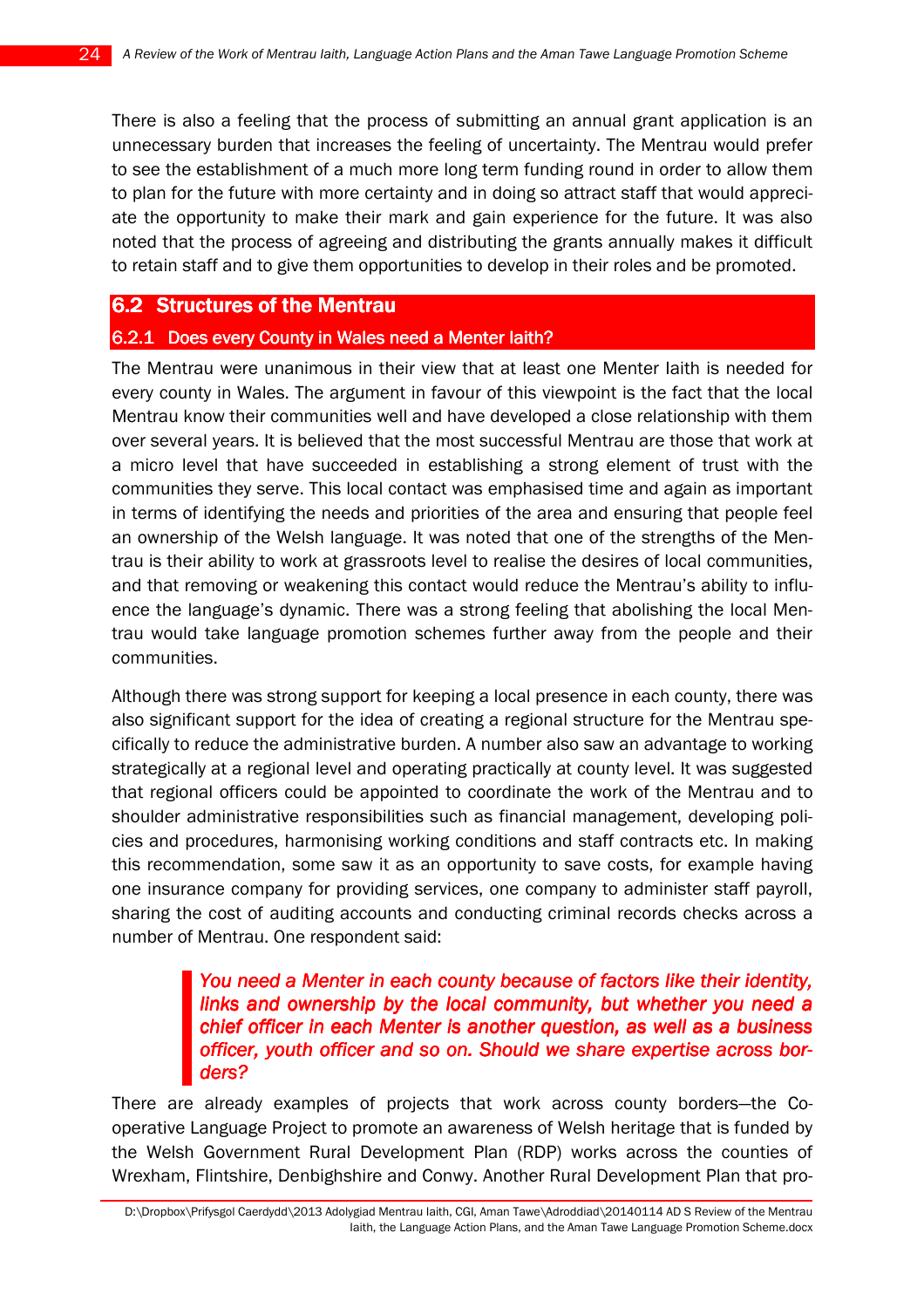There is also a feeling that the process of submitting an annual grant application is an unnecessary burden that increases the feeling of uncertainty. The Mentrau would prefer to see the establishment of a much more long term funding round in order to allow them to plan for the future with more certainty and in doing so attract staff that would appreciate the opportunity to make their mark and gain experience for the future. It was also noted that the process of agreeing and distributing the grants annually makes it difficult to retain staff and to give them opportunities to develop in their roles and be promoted.

## 6.2 Structures of the Mentrau

### 6.2.1 Does every County in Wales need a Menter Iaith?

The Mentrau were unanimous in their view that at least one Menter Iaith is needed for every county in Wales. The argument in favour of this viewpoint is the fact that the local Mentrau know their communities well and have developed a close relationship with them over several years. It is believed that the most successful Mentrau are those that work at a micro level that have succeeded in establishing a strong element of trust with the communities they serve. This local contact was emphasised time and again as important in terms of identifying the needs and priorities of the area and ensuring that people feel an ownership of the Welsh language. It was noted that one of the strengths of the Mentrau is their ability to work at grassroots level to realise the desires of local communities, and that removing or weakening this contact would reduce the Mentrau's ability to influence the language's dynamic. There was a strong feeling that abolishing the local Mentrau would take language promotion schemes further away from the people and their communities.

Although there was strong support for keeping a local presence in each county, there was also significant support for the idea of creating a regional structure for the Mentrau specifically to reduce the administrative burden. A number also saw an advantage to working strategically at a regional level and operating practically at county level. It was suggested that regional officers could be appointed to coordinate the work of the Mentrau and to shoulder administrative responsibilities such as financial management, developing policies and procedures, harmonising working conditions and staff contracts etc. In making this recommendation, some saw it as an opportunity to save costs, for example having one insurance company for providing services, one company to administer staff payroll, sharing the cost of auditing accounts and conducting criminal records checks across a number of Mentrau. One respondent said:

> *You need a Menter in each county because of factors like their identity, links and ownership by the local community, but whether you need a chief officer in each Menter is another question, as well as a business officer, youth officer and so on. Should we share expertise across borders?*

There are already examples of projects that work across county borders—the Co-operative Language Project to promote an awareness of Welsh heritage that is funded by the Welsh Government Rural Development Plan (RDP) works across the counties of Wrexham, Flintshire, Denbighshire and Conwy. Another Rural Development Plan that pro-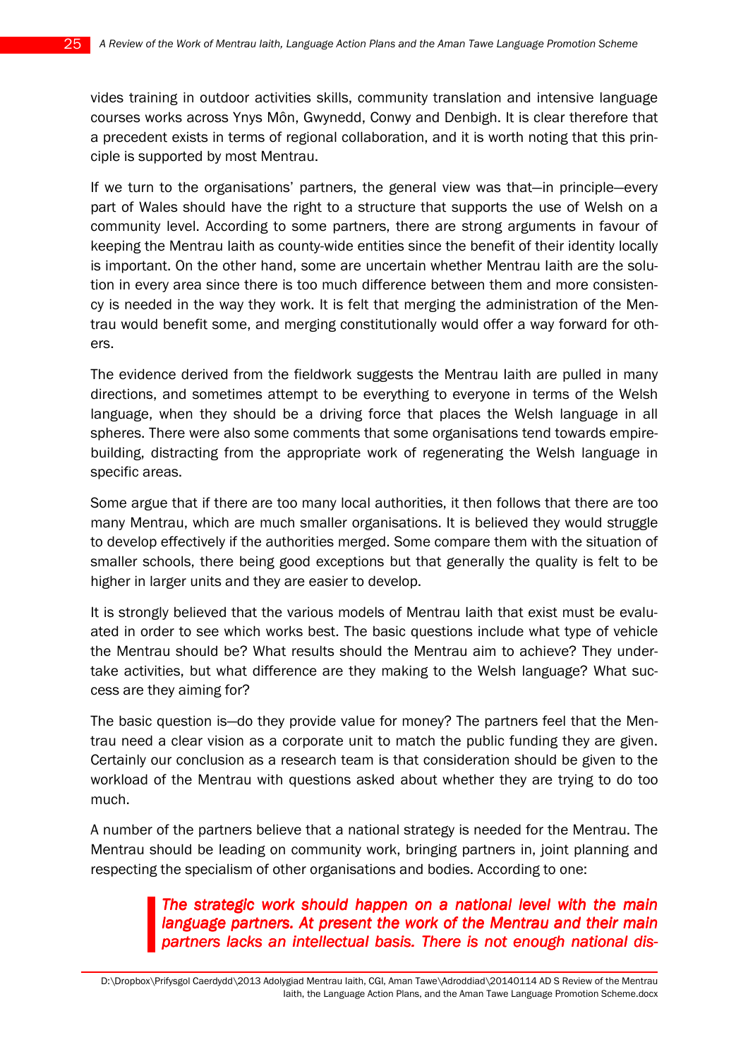vides training in outdoor activities skills, community translation and intensive language courses works across Ynys Môn, Gwynedd, Conwy and Denbigh. It is clear therefore that a precedent exists in terms of regional collaboration, and it is worth noting that this principle is supported by most Mentrau.

If we turn to the organisations' partners, the general view was that—in principle—every part of Wales should have the right to a structure that supports the use of Welsh on a community level. According to some partners, there are strong arguments in favour of keeping the Mentrau Iaith as county-wide entities since the benefit of their identity locally is important. On the other hand, some are uncertain whether Mentrau Iaith are the solution in every area since there is too much difference between them and more consistency is needed in the way they work. It is felt that merging the administration of the Mentrau would benefit some, and merging constitutionally would offer a way forward for others.

The evidence derived from the fieldwork suggests the Mentrau Iaith are pulled in many directions, and sometimes attempt to be everything to everyone in terms of the Welsh language, when they should be a driving force that places the Welsh language in all spheres. There were also some comments that some organisations tend towards empire-building, distracting from the appropriate work of regenerating the Welsh language in specific areas.

Some argue that if there are too many local authorities, it then follows that there are too many Mentrau, which are much smaller organisations. It is believed they would struggle to develop effectively if the authorities merged. Some compare them with the situation of smaller schools, there being good exceptions but that generally the quality is felt to be higher in larger units and they are easier to develop.

It is strongly believed that the various models of Mentrau Iaith that exist must be evaluated in order to see which works best. The basic questions include what type of vehicle the Mentrau should be? What results should the Mentrau aim to achieve? They undertake activities, but what difference are they making to the Welsh language? What success are they aiming for?

The basic question is—do they provide value for money? The partners feel that the Mentrau need a clear vision as a corporate unit to match the public funding they are given. Certainly our conclusion as a research team is that consideration should be given to the workload of the Mentrau with questions asked about whether they are trying to do too much.

A number of the partners believe that a national strategy is needed for the Mentrau. The Mentrau should be leading on community work, bringing partners in, joint planning and respecting the specialism of other organisations and bodies. According to one:

> ***The strategic work should happen on a national level with the main language partners. At present the work of the Mentrau and their main partners lacks an intellectual basis. There is not enough national dis-***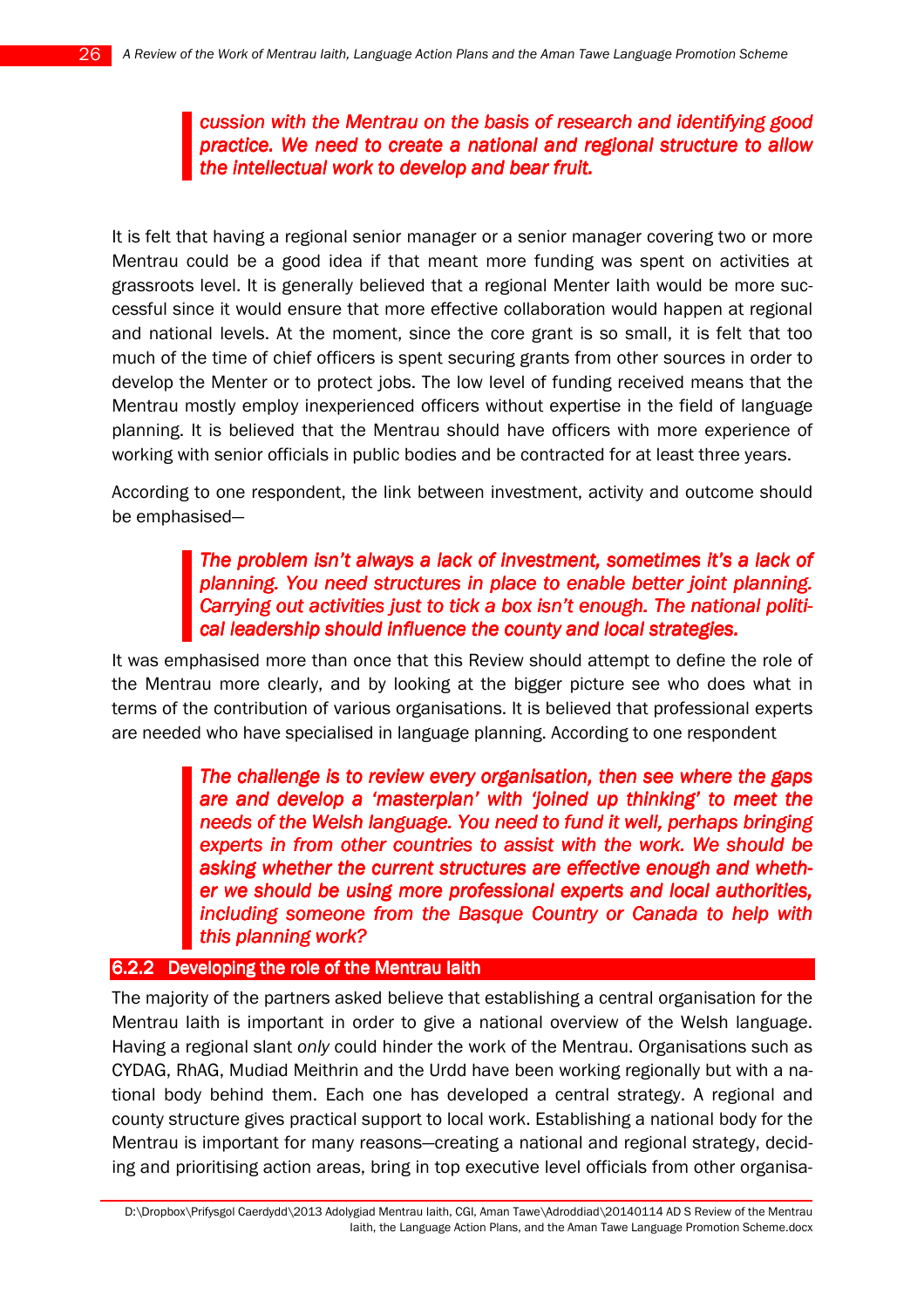> ***cussion with the Mentrau on the basis of research and identifying good practice. We need to create a national and regional structure to allow the intellectual work to develop and bear fruit.***

It is felt that having a regional senior manager or a senior manager covering two or more Mentrau could be a good idea if that meant more funding was spent on activities at grassroots level. It is generally believed that a regional Menter Iaith would be more successful since it would ensure that more effective collaboration would happen at regional and national levels. At the moment, since the core grant is so small, it is felt that too much of the time of chief officers is spent securing grants from other sources in order to develop the Menter or to protect jobs. The low level of funding received means that the Mentrau mostly employ inexperienced officers without expertise in the field of language planning. It is believed that the Mentrau should have officers with more experience of working with senior officials in public bodies and be contracted for at least three years.

According to one respondent, the link between investment, activity and outcome should be emphasised—

> ***The problem isn't always a lack of investment, sometimes it's a lack of planning. You need structures in place to enable better joint planning. Carrying out activities just to tick a box isn't enough. The national political leadership should influence the county and local strategies.***

It was emphasised more than once that this Review should attempt to define the role of the Mentrau more clearly, and by looking at the bigger picture see who does what in terms of the contribution of various organisations. It is believed that professional experts are needed who have specialised in language planning. According to one respondent

> ***The challenge is to review every organisation, then see where the gaps are and develop a 'masterplan' with 'joined up thinking' to meet the needs of the Welsh language. You need to fund it well, perhaps bringing experts in from other countries to assist with the work. We should be asking whether the current structures are effective enough and whether we should be using more professional experts and local authorities, including someone from the Basque Country or Canada to help with this planning work?***

### 6.2.2 Developing the role of the Mentrau Iaith

The majority of the partners asked believe that establishing a central organisation for the Mentrau Iaith is important in order to give a national overview of the Welsh language. Having a regional slant *only* could hinder the work of the Mentrau. Organisations such as CYDAG, RhAG, Mudiad Meithrin and the Urdd have been working regionally but with a national body behind them. Each one has developed a central strategy. A regional and county structure gives practical support to local work. Establishing a national body for the Mentrau is important for many reasons—creating a national and regional strategy, deciding and prioritising action areas, bring in top executive level officials from other organisa-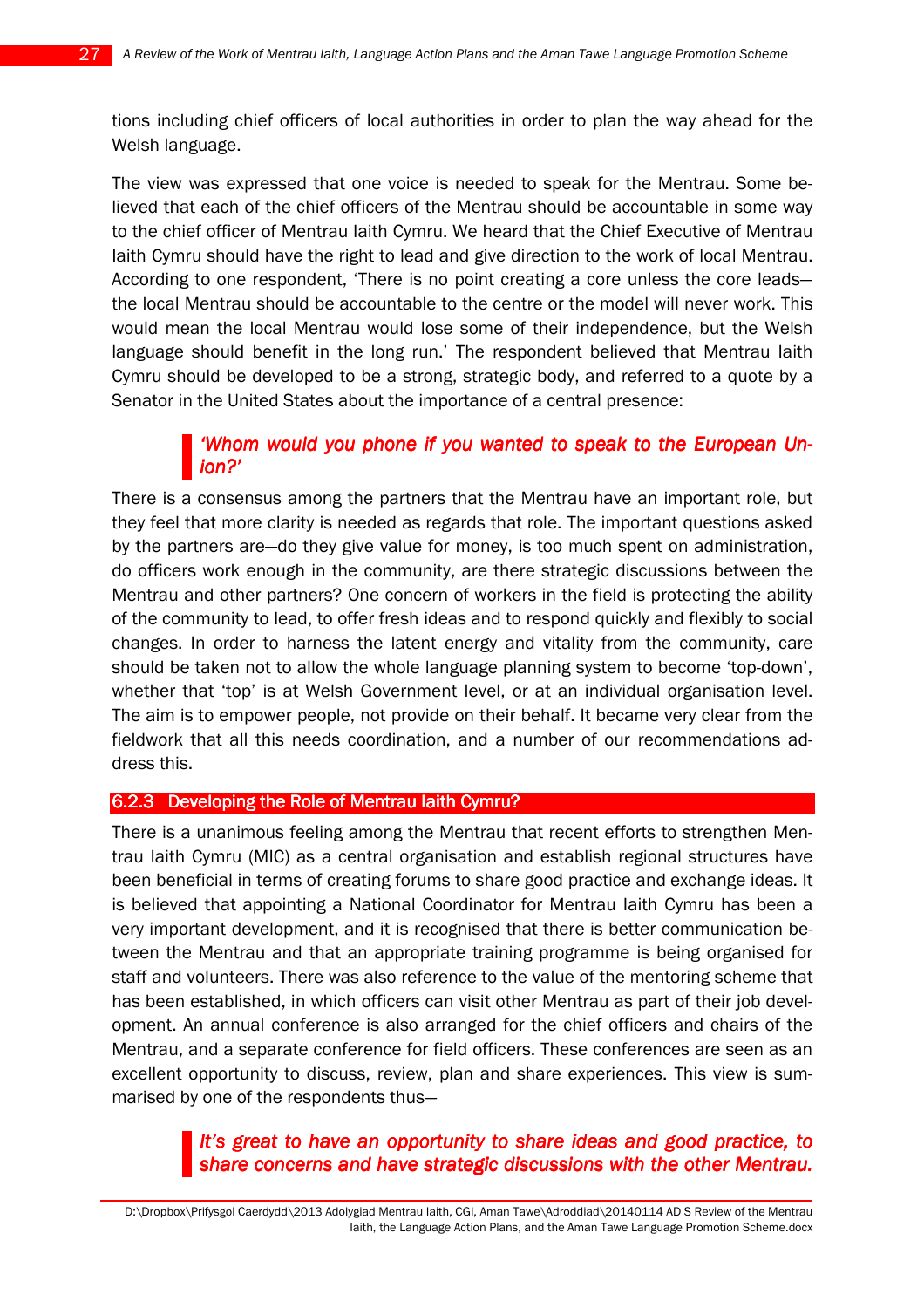tions including chief officers of local authorities in order to plan the way ahead for the Welsh language.

The view was expressed that one voice is needed to speak for the Mentrau. Some believed that each of the chief officers of the Mentrau should be accountable in some way to the chief officer of Mentrau Iaith Cymru. We heard that the Chief Executive of Mentrau Iaith Cymru should have the right to lead and give direction to the work of local Mentrau. According to one respondent, 'There is no point creating a core unless the core leads—the local Mentrau should be accountable to the centre or the model will never work. This would mean the local Mentrau would lose some of their independence, but the Welsh language should benefit in the long run.' The respondent believed that Mentrau Iaith Cymru should be developed to be a strong, strategic body, and referred to a quote by a Senator in the United States about the importance of a central presence:

> ***'Whom would you phone if you wanted to speak to the European Union?'***

There is a consensus among the partners that the Mentrau have an important role, but they feel that more clarity is needed as regards that role. The important questions asked by the partners are—do they give value for money, is too much spent on administration, do officers work enough in the community, are there strategic discussions between the Mentrau and other partners? One concern of workers in the field is protecting the ability of the community to lead, to offer fresh ideas and to respond quickly and flexibly to social changes. In order to harness the latent energy and vitality from the community, care should be taken not to allow the whole language planning system to become 'top-down', whether that 'top' is at Welsh Government level, or at an individual organisation level. The aim is to empower people, not provide on their behalf. It became very clear from the fieldwork that all this needs coordination, and a number of our recommendations address this.

### 6.2.3 Developing the Role of Mentrau Iaith Cymru?

There is a unanimous feeling among the Mentrau that recent efforts to strengthen Mentrau Iaith Cymru (MIC) as a central organisation and establish regional structures have been beneficial in terms of creating forums to share good practice and exchange ideas. It is believed that appointing a National Coordinator for Mentrau Iaith Cymru has been a very important development, and it is recognised that there is better communication between the Mentrau and that an appropriate training programme is being organised for staff and volunteers. There was also reference to the value of the mentoring scheme that has been established, in which officers can visit other Mentrau as part of their job development. An annual conference is also arranged for the chief officers and chairs of the Mentrau, and a separate conference for field officers. These conferences are seen as an excellent opportunity to discuss, review, plan and share experiences. This view is summarised by one of the respondents thus—

> ***It's great to have an opportunity to share ideas and good practice, to share concerns and have strategic discussions with the other Mentrau.***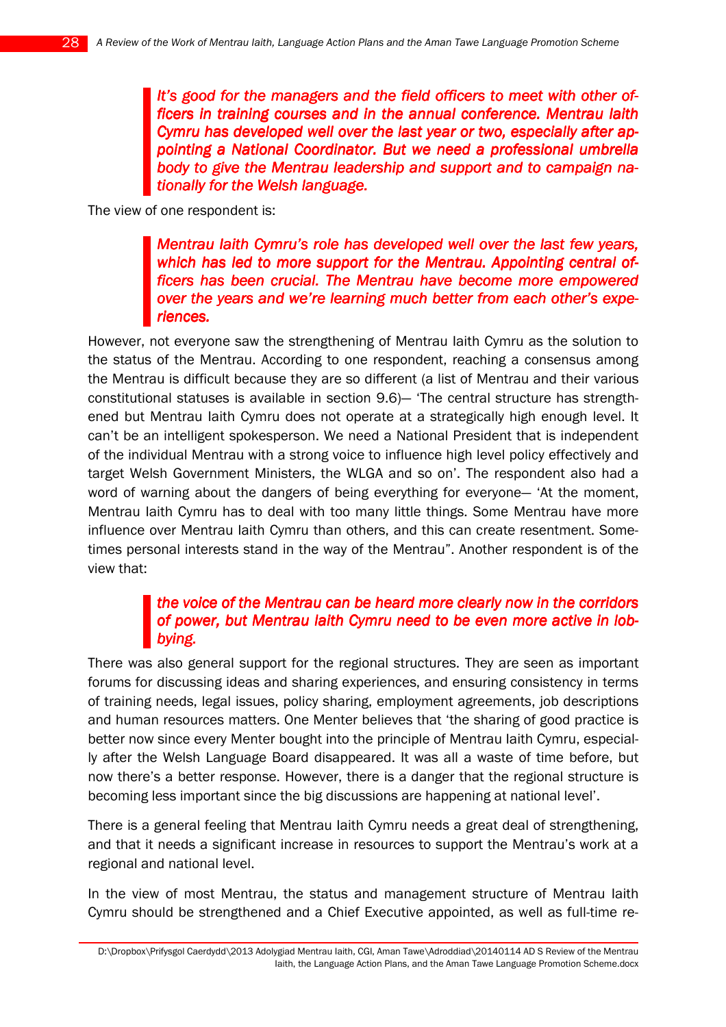> ***It's good for the managers and the field officers to meet with other officers in training courses and in the annual conference. Mentrau Iaith Cymru has developed well over the last year or two, especially after appointing a National Coordinator. But we need a professional umbrella body to give the Mentrau leadership and support and to campaign nationally for the Welsh language.***

The view of one respondent is:

> ***Mentrau Iaith Cymru's role has developed well over the last few years, which has led to more support for the Mentrau. Appointing central officers has been crucial. The Mentrau have become more empowered over the years and we're learning much better from each other's experiences.***

However, not everyone saw the strengthening of Mentrau Iaith Cymru as the solution to the status of the Mentrau. According to one respondent, reaching a consensus among the Mentrau is difficult because they are so different (a list of Mentrau and their various constitutional statuses is available in section 9.6)– 'The central structure has strengthened but Mentrau Iaith Cymru does not operate at a strategically high enough level. It can't be an intelligent spokesperson. We need a National President that is independent of the individual Mentrau with a strong voice to influence high level policy effectively and target Welsh Government Ministers, the WLGA and so on'. The respondent also had a word of warning about the dangers of being everything for everyone– 'At the moment, Mentrau Iaith Cymru has to deal with too many little things. Some Mentrau have more influence over Mentrau Iaith Cymru than others, and this can create resentment. Sometimes personal interests stand in the way of the Mentrau". Another respondent is of the view that:

> ***the voice of the Mentrau can be heard more clearly now in the corridors of power, but Mentrau Iaith Cymru need to be even more active in lobbying.***

There was also general support for the regional structures. They are seen as important forums for discussing ideas and sharing experiences, and ensuring consistency in terms of training needs, legal issues, policy sharing, employment agreements, job descriptions and human resources matters. One Menter believes that 'the sharing of good practice is better now since every Menter bought into the principle of Mentrau Iaith Cymru, especially after the Welsh Language Board disappeared. It was all a waste of time before, but now there's a better response. However, there is a danger that the regional structure is becoming less important since the big discussions are happening at national level'.

There is a general feeling that Mentrau Iaith Cymru needs a great deal of strengthening, and that it needs a significant increase in resources to support the Mentrau's work at a regional and national level.

In the view of most Mentrau, the status and management structure of Mentrau Iaith Cymru should be strengthened and a Chief Executive appointed, as well as full-time re-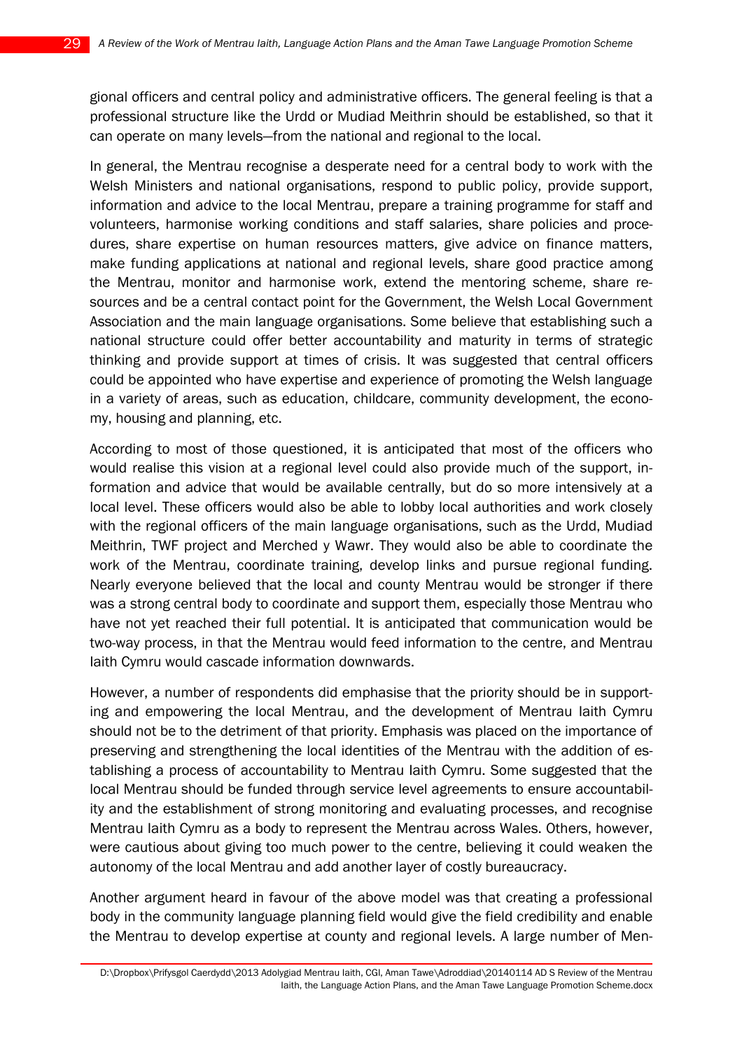gional officers and central policy and administrative officers. The general feeling is that a professional structure like the Urdd or Mudiad Meithrin should be established, so that it can operate on many levels—from the national and regional to the local.

In general, the Mentrau recognise a desperate need for a central body to work with the Welsh Ministers and national organisations, respond to public policy, provide support, information and advice to the local Mentrau, prepare a training programme for staff and volunteers, harmonise working conditions and staff salaries, share policies and procedures, share expertise on human resources matters, give advice on finance matters, make funding applications at national and regional levels, share good practice among the Mentrau, monitor and harmonise work, extend the mentoring scheme, share resources and be a central contact point for the Government, the Welsh Local Government Association and the main language organisations. Some believe that establishing such a national structure could offer better accountability and maturity in terms of strategic thinking and provide support at times of crisis. It was suggested that central officers could be appointed who have expertise and experience of promoting the Welsh language in a variety of areas, such as education, childcare, community development, the economy, housing and planning, etc.

According to most of those questioned, it is anticipated that most of the officers who would realise this vision at a regional level could also provide much of the support, information and advice that would be available centrally, but do so more intensively at a local level. These officers would also be able to lobby local authorities and work closely with the regional officers of the main language organisations, such as the Urdd, Mudiad Meithrin, TWF project and Merched y Wawr. They would also be able to coordinate the work of the Mentrau, coordinate training, develop links and pursue regional funding. Nearly everyone believed that the local and county Mentrau would be stronger if there was a strong central body to coordinate and support them, especially those Mentrau who have not yet reached their full potential. It is anticipated that communication would be two-way process, in that the Mentrau would feed information to the centre, and Mentrau Iaith Cymru would cascade information downwards.

However, a number of respondents did emphasise that the priority should be in supporting and empowering the local Mentrau, and the development of Mentrau Iaith Cymru should not be to the detriment of that priority. Emphasis was placed on the importance of preserving and strengthening the local identities of the Mentrau with the addition of establishing a process of accountability to Mentrau Iaith Cymru. Some suggested that the local Mentrau should be funded through service level agreements to ensure accountability and the establishment of strong monitoring and evaluating processes, and recognise Mentrau Iaith Cymru as a body to represent the Mentrau across Wales. Others, however, were cautious about giving too much power to the centre, believing it could weaken the autonomy of the local Mentrau and add another layer of costly bureaucracy.

Another argument heard in favour of the above model was that creating a professional body in the community language planning field would give the field credibility and enable the Mentrau to develop expertise at county and regional levels. A large number of Men-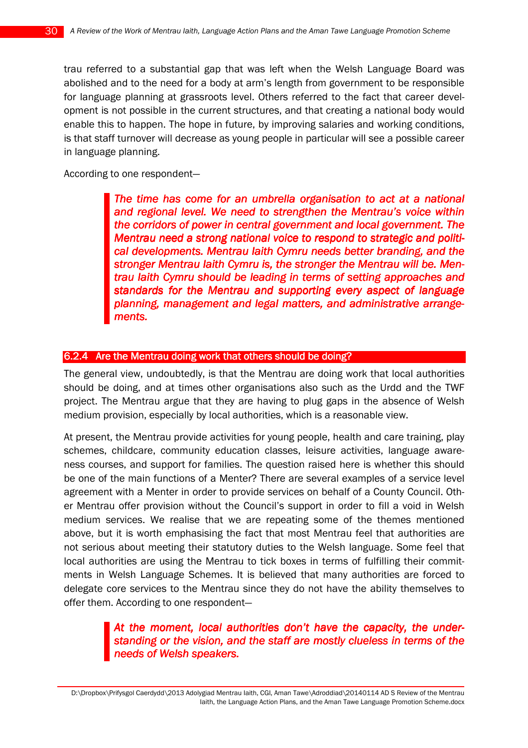trau referred to a substantial gap that was left when the Welsh Language Board was abolished and to the need for a body at arm's length from government to be responsible for language planning at grassroots level. Others referred to the fact that career development is not possible in the current structures, and that creating a national body would enable this to happen. The hope in future, by improving salaries and working conditions, is that staff turnover will decrease as young people in particular will see a possible career in language planning.

According to one respondent—

> ***The time has come for an umbrella organisation to act at a national and regional level. We need to strengthen the Mentrau's voice within the corridors of power in central government and local government. The Mentrau need a strong national voice to respond to strategic and political developments. Mentrau Iaith Cymru needs better branding, and the stronger Mentrau Iaith Cymru is, the stronger the Mentrau will be. Mentrau Iaith Cymru should be leading in terms of setting approaches and standards for the Mentrau and supporting every aspect of language planning, management and legal matters, and administrative arrangements.***

### 6.2.4 Are the Mentrau doing work that others should be doing?

The general view, undoubtedly, is that the Mentrau are doing work that local authorities should be doing, and at times other organisations also such as the Urdd and the TWF project. The Mentrau argue that they are having to plug gaps in the absence of Welsh medium provision, especially by local authorities, which is a reasonable view.

At present, the Mentrau provide activities for young people, health and care training, play schemes, childcare, community education classes, leisure activities, language awareness courses, and support for families. The question raised here is whether this should be one of the main functions of a Menter? There are several examples of a service level agreement with a Menter in order to provide services on behalf of a County Council. Other Mentrau offer provision without the Council's support in order to fill a void in Welsh medium services. We realise that we are repeating some of the themes mentioned above, but it is worth emphasising the fact that most Mentrau feel that authorities are not serious about meeting their statutory duties to the Welsh language. Some feel that local authorities are using the Mentrau to tick boxes in terms of fulfilling their commitments in Welsh Language Schemes. It is believed that many authorities are forced to delegate core services to the Mentrau since they do not have the ability themselves to offer them. According to one respondent—

> ***At the moment, local authorities don't have the capacity, the understanding or the vision, and the staff are mostly clueless in terms of the needs of Welsh speakers.***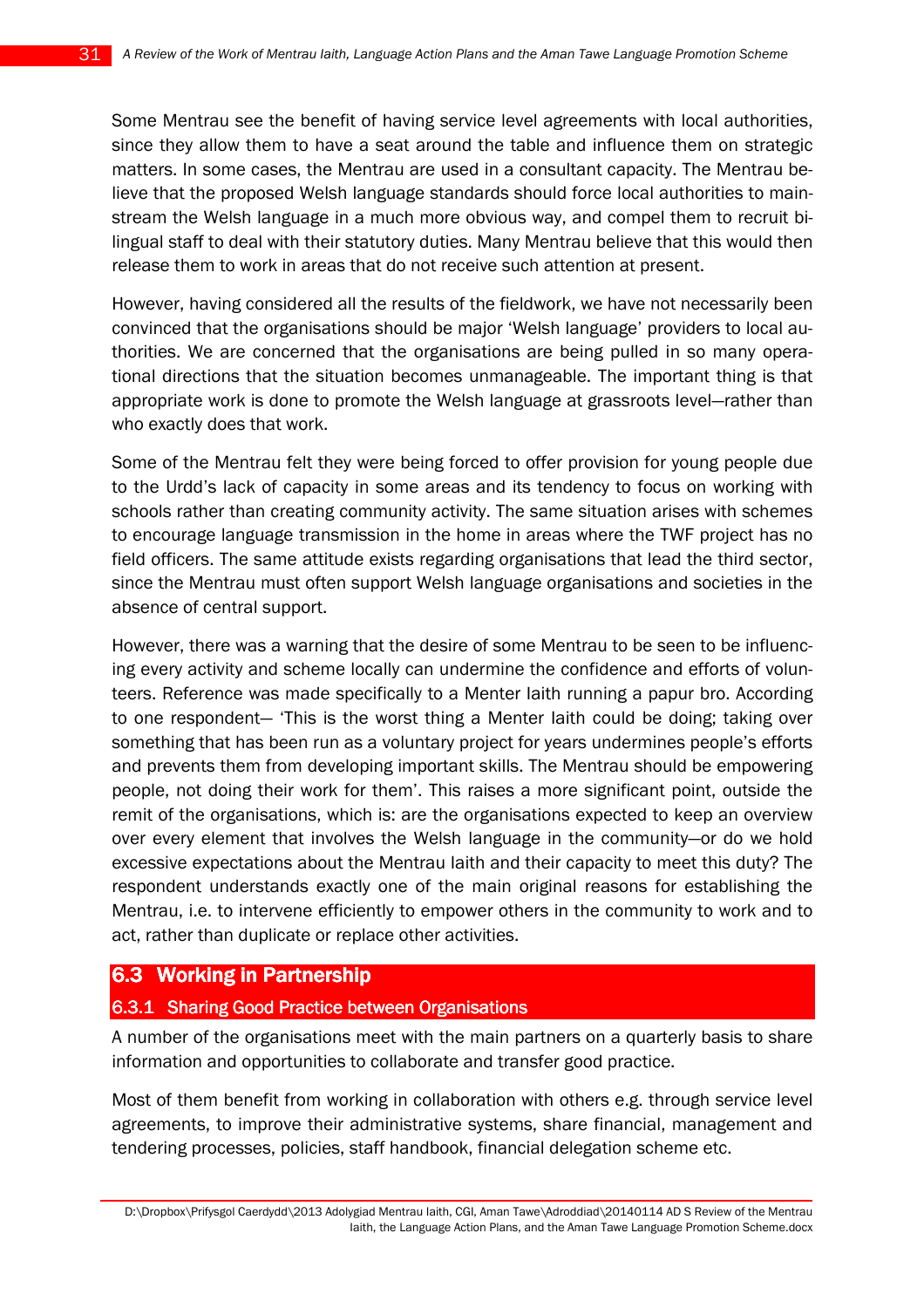Some Mentrau see the benefit of having service level agreements with local authorities, since they allow them to have a seat around the table and influence them on strategic matters. In some cases, the Mentrau are used in a consultant capacity. The Mentrau believe that the proposed Welsh language standards should force local authorities to mainstream the Welsh language in a much more obvious way, and compel them to recruit bilingual staff to deal with their statutory duties. Many Mentrau believe that this would then release them to work in areas that do not receive such attention at present.

However, having considered all the results of the fieldwork, we have not necessarily been convinced that the organisations should be major 'Welsh language' providers to local authorities. We are concerned that the organisations are being pulled in so many operational directions that the situation becomes unmanageable. The important thing is that appropriate work is done to promote the Welsh language at grassroots level—rather than who exactly does that work.

Some of the Mentrau felt they were being forced to offer provision for young people due to the Urdd's lack of capacity in some areas and its tendency to focus on working with schools rather than creating community activity. The same situation arises with schemes to encourage language transmission in the home in areas where the TWF project has no field officers. The same attitude exists regarding organisations that lead the third sector, since the Mentrau must often support Welsh language organisations and societies in the absence of central support.

However, there was a warning that the desire of some Mentrau to be seen to be influencing every activity and scheme locally can undermine the confidence and efforts of volunteers. Reference was made specifically to a Menter Iaith running a papur bro. According to one respondent— 'This is the worst thing a Menter Iaith could be doing; taking over something that has been run as a voluntary project for years undermines people's efforts and prevents them from developing important skills. The Mentrau should be empowering people, not doing their work for them'. This raises a more significant point, outside the remit of the organisations, which is: are the organisations expected to keep an overview over every element that involves the Welsh language in the community—or do we hold excessive expectations about the Mentrau Iaith and their capacity to meet this duty? The respondent understands exactly one of the main original reasons for establishing the Mentrau, i.e. to intervene efficiently to empower others in the community to work and to act, rather than duplicate or replace other activities.

## 6.3 Working in Partnership

### 6.3.1 Sharing Good Practice between Organisations

A number of the organisations meet with the main partners on a quarterly basis to share information and opportunities to collaborate and transfer good practice.

Most of them benefit from working in collaboration with others e.g. through service level agreements, to improve their administrative systems, share financial, management and tendering processes, policies, staff handbook, financial delegation scheme etc.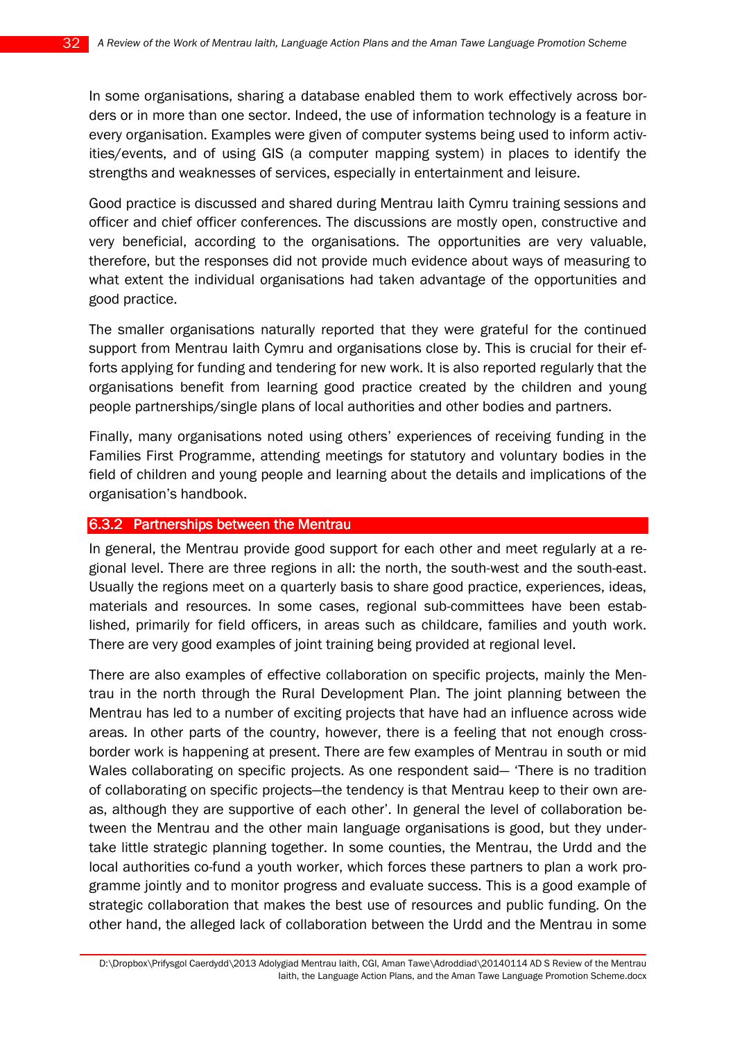In some organisations, sharing a database enabled them to work effectively across borders or in more than one sector. Indeed, the use of information technology is a feature in every organisation. Examples were given of computer systems being used to inform activities/events, and of using GIS (a computer mapping system) in places to identify the strengths and weaknesses of services, especially in entertainment and leisure.

Good practice is discussed and shared during Mentrau Iaith Cymru training sessions and officer and chief officer conferences. The discussions are mostly open, constructive and very beneficial, according to the organisations. The opportunities are very valuable, therefore, but the responses did not provide much evidence about ways of measuring to what extent the individual organisations had taken advantage of the opportunities and good practice.

The smaller organisations naturally reported that they were grateful for the continued support from Mentrau Iaith Cymru and organisations close by. This is crucial for their efforts applying for funding and tendering for new work. It is also reported regularly that the organisations benefit from learning good practice created by the children and young people partnerships/single plans of local authorities and other bodies and partners.

Finally, many organisations noted using others' experiences of receiving funding in the Families First Programme, attending meetings for statutory and voluntary bodies in the field of children and young people and learning about the details and implications of the organisation's handbook.

#### 6.3.2 Partnerships between the Mentrau

In general, the Mentrau provide good support for each other and meet regularly at a regional level. There are three regions in all: the north, the south-west and the south-east. Usually the regions meet on a quarterly basis to share good practice, experiences, ideas, materials and resources. In some cases, regional sub-committees have been established, primarily for field officers, in areas such as childcare, families and youth work. There are very good examples of joint training being provided at regional level.

There are also examples of effective collaboration on specific projects, mainly the Mentrau in the north through the Rural Development Plan. The joint planning between the Mentrau has led to a number of exciting projects that have had an influence across wide areas. In other parts of the country, however, there is a feeling that not enough cross-border work is happening at present. There are few examples of Mentrau in south or mid Wales collaborating on specific projects. As one respondent said– 'There is no tradition of collaborating on specific projects–the tendency is that Mentrau keep to their own areas, although they are supportive of each other'. In general the level of collaboration between the Mentrau and the other main language organisations is good, but they undertake little strategic planning together. In some counties, the Mentrau, the Urdd and the local authorities co-fund a youth worker, which forces these partners to plan a work programme jointly and to monitor progress and evaluate success. This is a good example of strategic collaboration that makes the best use of resources and public funding. On the other hand, the alleged lack of collaboration between the Urdd and the Mentrau in some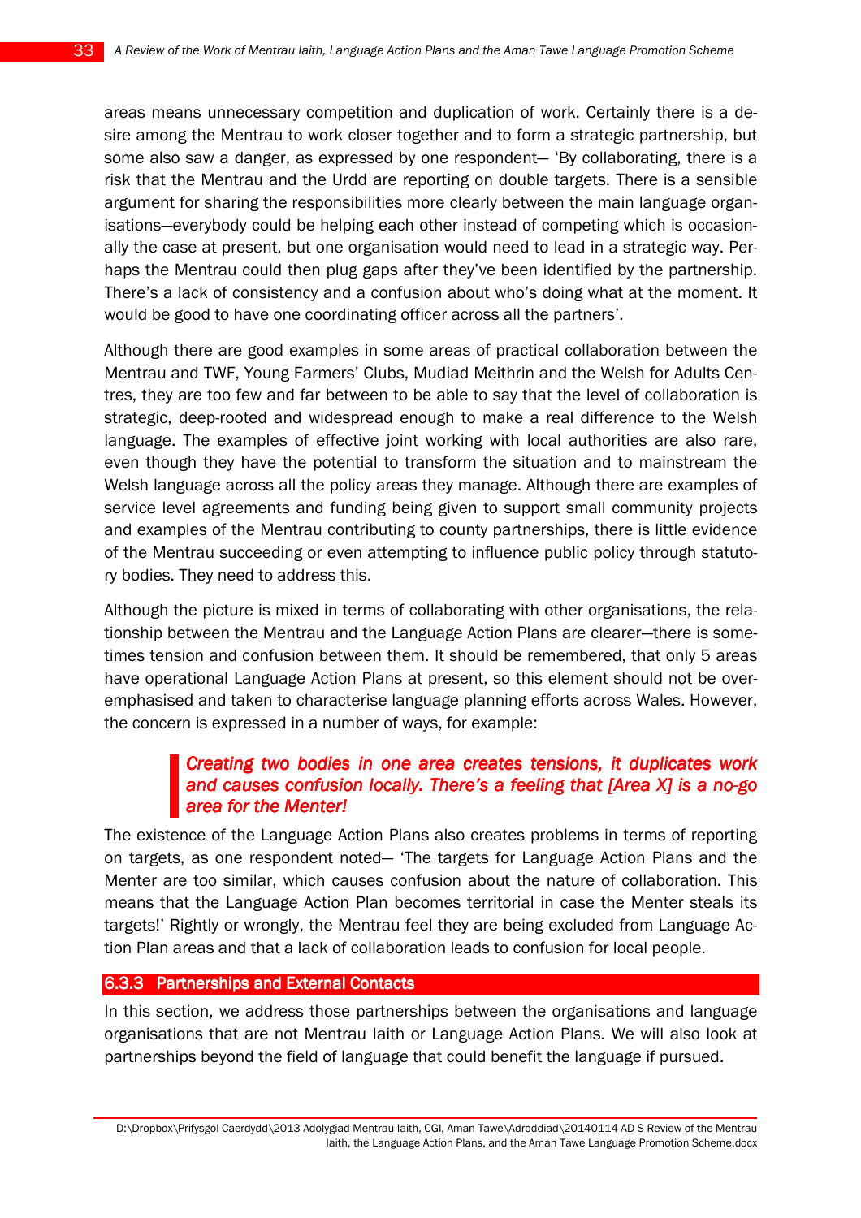areas means unnecessary competition and duplication of work. Certainly there is a desire among the Mentrau to work closer together and to form a strategic partnership, but some also saw a danger, as expressed by one respondent— 'By collaborating, there is a risk that the Mentrau and the Urdd are reporting on double targets. There is a sensible argument for sharing the responsibilities more clearly between the main language organisations—everybody could be helping each other instead of competing which is occasionally the case at present, but one organisation would need to lead in a strategic way. Perhaps the Mentrau could then plug gaps after they've been identified by the partnership. There's a lack of consistency and a confusion about who's doing what at the moment. It would be good to have one coordinating officer across all the partners'.

Although there are good examples in some areas of practical collaboration between the Mentrau and TWF, Young Farmers' Clubs, Mudiad Meithrin and the Welsh for Adults Centres, they are too few and far between to be able to say that the level of collaboration is strategic, deep-rooted and widespread enough to make a real difference to the Welsh language. The examples of effective joint working with local authorities are also rare, even though they have the potential to transform the situation and to mainstream the Welsh language across all the policy areas they manage. Although there are examples of service level agreements and funding being given to support small community projects and examples of the Mentrau contributing to county partnerships, there is little evidence of the Mentrau succeeding or even attempting to influence public policy through statutory bodies. They need to address this.

Although the picture is mixed in terms of collaborating with other organisations, the relationship between the Mentrau and the Language Action Plans are clearer—there is sometimes tension and confusion between them. It should be remembered, that only 5 areas have operational Language Action Plans at present, so this element should not be overemphasised and taken to characterise language planning efforts across Wales. However, the concern is expressed in a number of ways, for example:

> ***Creating two bodies in one area creates tensions, it duplicates work and causes confusion locally. There's a feeling that [Area X] is a no-go area for the Menter!***

The existence of the Language Action Plans also creates problems in terms of reporting on targets, as one respondent noted— 'The targets for Language Action Plans and the Menter are too similar, which causes confusion about the nature of collaboration. This means that the Language Action Plan becomes territorial in case the Menter steals its targets!' Rightly or wrongly, the Mentrau feel they are being excluded from Language Action Plan areas and that a lack of collaboration leads to confusion for local people.

### 6.3.3 Partnerships and External Contacts

In this section, we address those partnerships between the organisations and language organisations that are not Mentrau Iaith or Language Action Plans. We will also look at partnerships beyond the field of language that could benefit the language if pursued.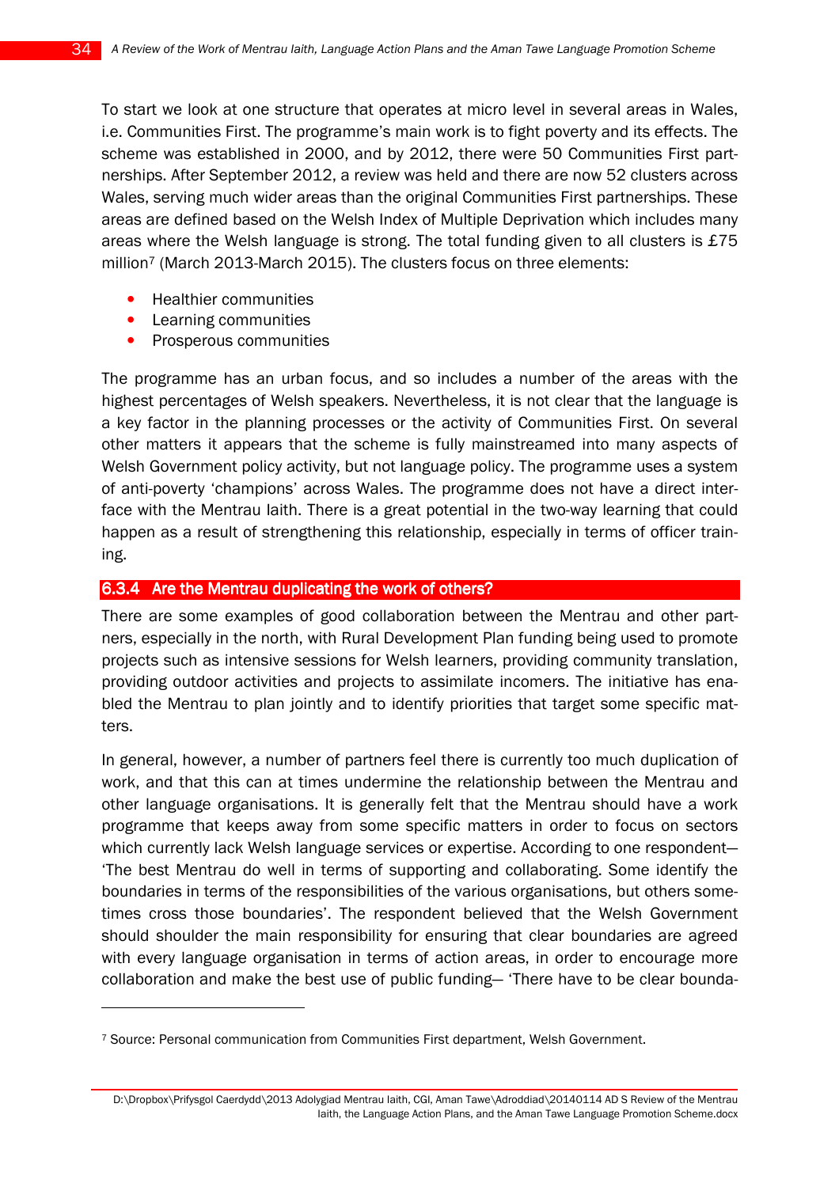To start we look at one structure that operates at micro level in several areas in Wales, i.e. Communities First. The programme's main work is to fight poverty and its effects. The scheme was established in 2000, and by 2012, there were 50 Communities First partnerships. After September 2012, a review was held and there are now 52 clusters across Wales, serving much wider areas than the original Communities First partnerships. These areas are defined based on the Welsh Index of Multiple Deprivation which includes many areas where the Welsh language is strong. The total funding given to all clusters is £75 million[7] (March 2013-March 2015). The clusters focus on three elements:

- Healthier communities
- Learning communities
- Prosperous communities

The programme has an urban focus, and so includes a number of the areas with the highest percentages of Welsh speakers. Nevertheless, it is not clear that the language is a key factor in the planning processes or the activity of Communities First. On several other matters it appears that the scheme is fully mainstreamed into many aspects of Welsh Government policy activity, but not language policy. The programme uses a system of anti-poverty 'champions' across Wales. The programme does not have a direct interface with the Mentrau Iaith. There is a great potential in the two-way learning that could happen as a result of strengthening this relationship, especially in terms of officer training.

### 6.3.4 Are the Mentrau duplicating the work of others?

There are some examples of good collaboration between the Mentrau and other partners, especially in the north, with Rural Development Plan funding being used to promote projects such as intensive sessions for Welsh learners, providing community translation, providing outdoor activities and projects to assimilate incomers. The initiative has enabled the Mentrau to plan jointly and to identify priorities that target some specific matters.

In general, however, a number of partners feel there is currently too much duplication of work, and that this can at times undermine the relationship between the Mentrau and other language organisations. It is generally felt that the Mentrau should have a work programme that keeps away from some specific matters in order to focus on sectors which currently lack Welsh language services or expertise. According to one respondent— 'The best Mentrau do well in terms of supporting and collaborating. Some identify the boundaries in terms of the responsibilities of the various organisations, but others sometimes cross those boundaries'. The respondent believed that the Welsh Government should shoulder the main responsibility for ensuring that clear boundaries are agreed with every language organisation in terms of action areas, in order to encourage more collaboration and make the best use of public funding— 'There have to be clear bounda-

[7] Source: Personal communication from Communities First department, Welsh Government.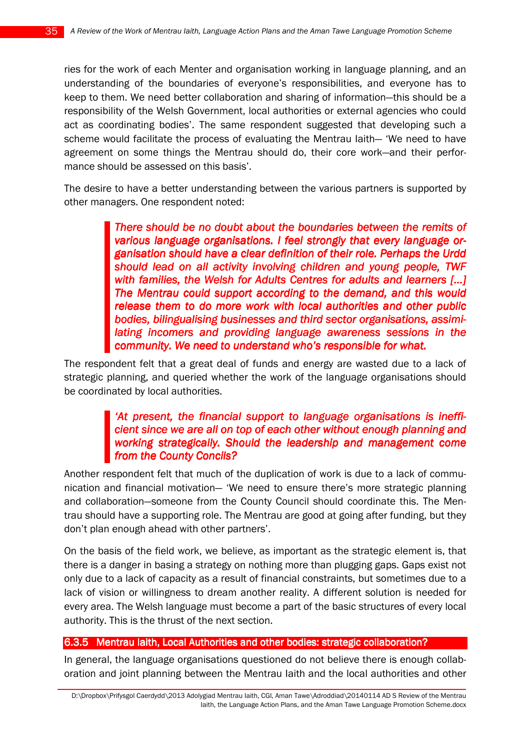ries for the work of each Menter and organisation working in language planning, and an understanding of the boundaries of everyone's responsibilities, and everyone has to keep to them. We need better collaboration and sharing of information—this should be a responsibility of the Welsh Government, local authorities or external agencies who could act as coordinating bodies'. The same respondent suggested that developing such a scheme would facilitate the process of evaluating the Mentrau Iaith— 'We need to have agreement on some things the Mentrau should do, their core work—and their performance should be assessed on this basis'.

The desire to have a better understanding between the various partners is supported by other managers. One respondent noted:

> ***There should be no doubt about the boundaries between the remits of various language organisations. I feel strongly that every language organisation should have a clear definition of their role. Perhaps the Urdd should lead on all activity involving children and young people, TWF with families, the Welsh for Adults Centres for adults and learners [...] The Mentrau could support according to the demand, and this would release them to do more work with local authorities and other public bodies, bilingualising businesses and third sector organisations, assimilating incomers and providing language awareness sessions in the community. We need to understand who's responsible for what.***

The respondent felt that a great deal of funds and energy are wasted due to a lack of strategic planning, and queried whether the work of the language organisations should be coordinated by local authorities.

> ***'At present, the financial support to language organisations is inefficient since we are all on top of each other without enough planning and working strategically. Should the leadership and management come from the County Concils?***

Another respondent felt that much of the duplication of work is due to a lack of communication and financial motivation— 'We need to ensure there's more strategic planning and collaboration—someone from the County Council should coordinate this. The Mentrau should have a supporting role. The Mentrau are good at going after funding, but they don't plan enough ahead with other partners'.

On the basis of the field work, we believe, as important as the strategic element is, that there is a danger in basing a strategy on nothing more than plugging gaps. Gaps exist not only due to a lack of capacity as a result of financial constraints, but sometimes due to a lack of vision or willingness to dream another reality. A different solution is needed for every area. The Welsh language must become a part of the basic structures of every local authority. This is the thrust of the next section.

### 6.3.5 Mentrau Iaith, Local Authorities and other bodies: strategic collaboration?

In general, the language organisations questioned do not believe there is enough collaboration and joint planning between the Mentrau Iaith and the local authorities and other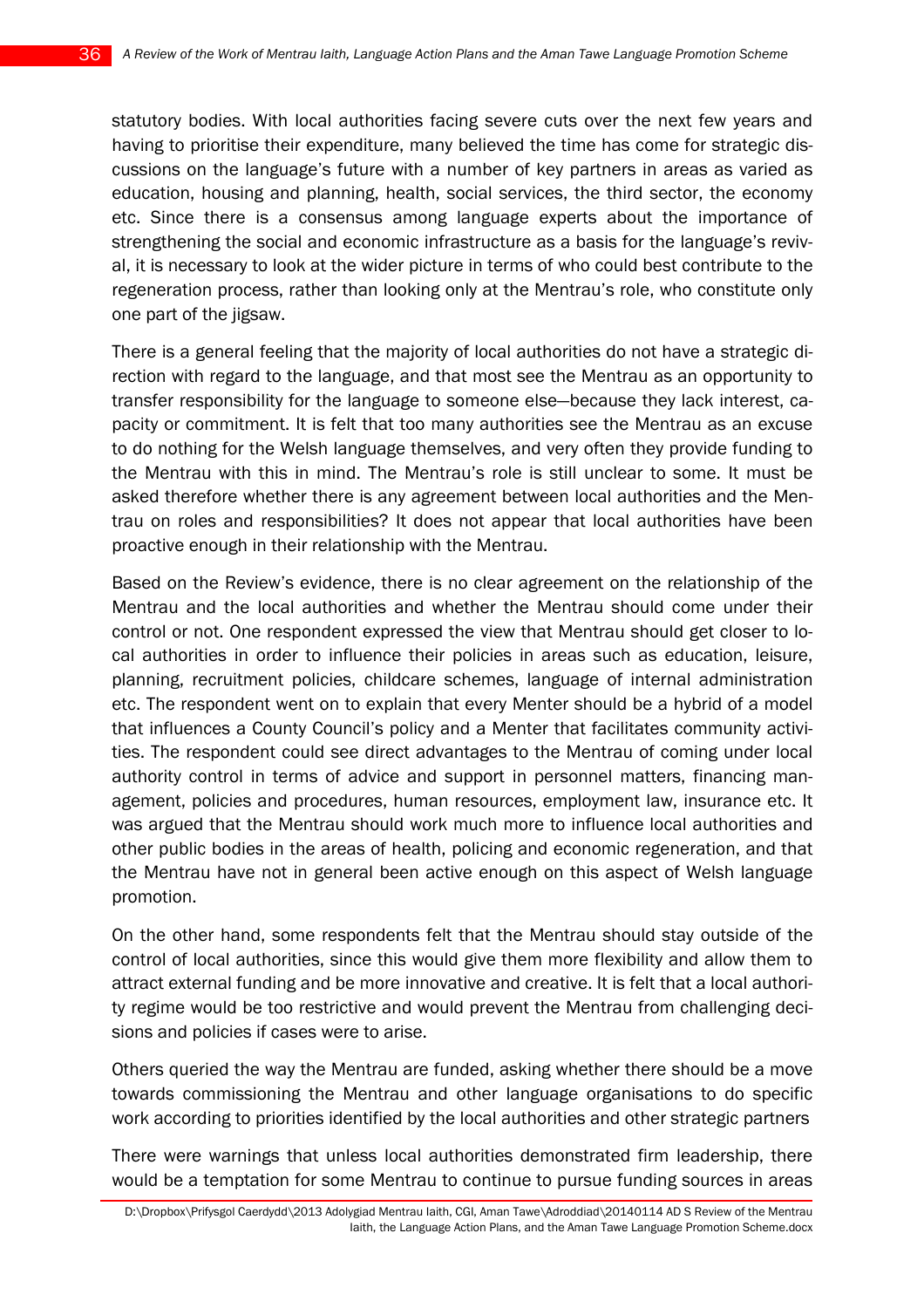statutory bodies. With local authorities facing severe cuts over the next few years and having to prioritise their expenditure, many believed the time has come for strategic discussions on the language's future with a number of key partners in areas as varied as education, housing and planning, health, social services, the third sector, the economy etc. Since there is a consensus among language experts about the importance of strengthening the social and economic infrastructure as a basis for the language's revival, it is necessary to look at the wider picture in terms of who could best contribute to the regeneration process, rather than looking only at the Mentrau's role, who constitute only one part of the jigsaw.

There is a general feeling that the majority of local authorities do not have a strategic direction with regard to the language, and that most see the Mentrau as an opportunity to transfer responsibility for the language to someone else—because they lack interest, capacity or commitment. It is felt that too many authorities see the Mentrau as an excuse to do nothing for the Welsh language themselves, and very often they provide funding to the Mentrau with this in mind. The Mentrau's role is still unclear to some. It must be asked therefore whether there is any agreement between local authorities and the Mentrau on roles and responsibilities? It does not appear that local authorities have been proactive enough in their relationship with the Mentrau.

Based on the Review's evidence, there is no clear agreement on the relationship of the Mentrau and the local authorities and whether the Mentrau should come under their control or not. One respondent expressed the view that Mentrau should get closer to local authorities in order to influence their policies in areas such as education, leisure, planning, recruitment policies, childcare schemes, language of internal administration etc. The respondent went on to explain that every Menter should be a hybrid of a model that influences a County Council's policy and a Menter that facilitates community activities. The respondent could see direct advantages to the Mentrau of coming under local authority control in terms of advice and support in personnel matters, financing management, policies and procedures, human resources, employment law, insurance etc. It was argued that the Mentrau should work much more to influence local authorities and other public bodies in the areas of health, policing and economic regeneration, and that the Mentrau have not in general been active enough on this aspect of Welsh language promotion.

On the other hand, some respondents felt that the Mentrau should stay outside of the control of local authorities, since this would give them more flexibility and allow them to attract external funding and be more innovative and creative. It is felt that a local authority regime would be too restrictive and would prevent the Mentrau from challenging decisions and policies if cases were to arise.

Others queried the way the Mentrau are funded, asking whether there should be a move towards commissioning the Mentrau and other language organisations to do specific work according to priorities identified by the local authorities and other strategic partners

There were warnings that unless local authorities demonstrated firm leadership, there would be a temptation for some Mentrau to continue to pursue funding sources in areas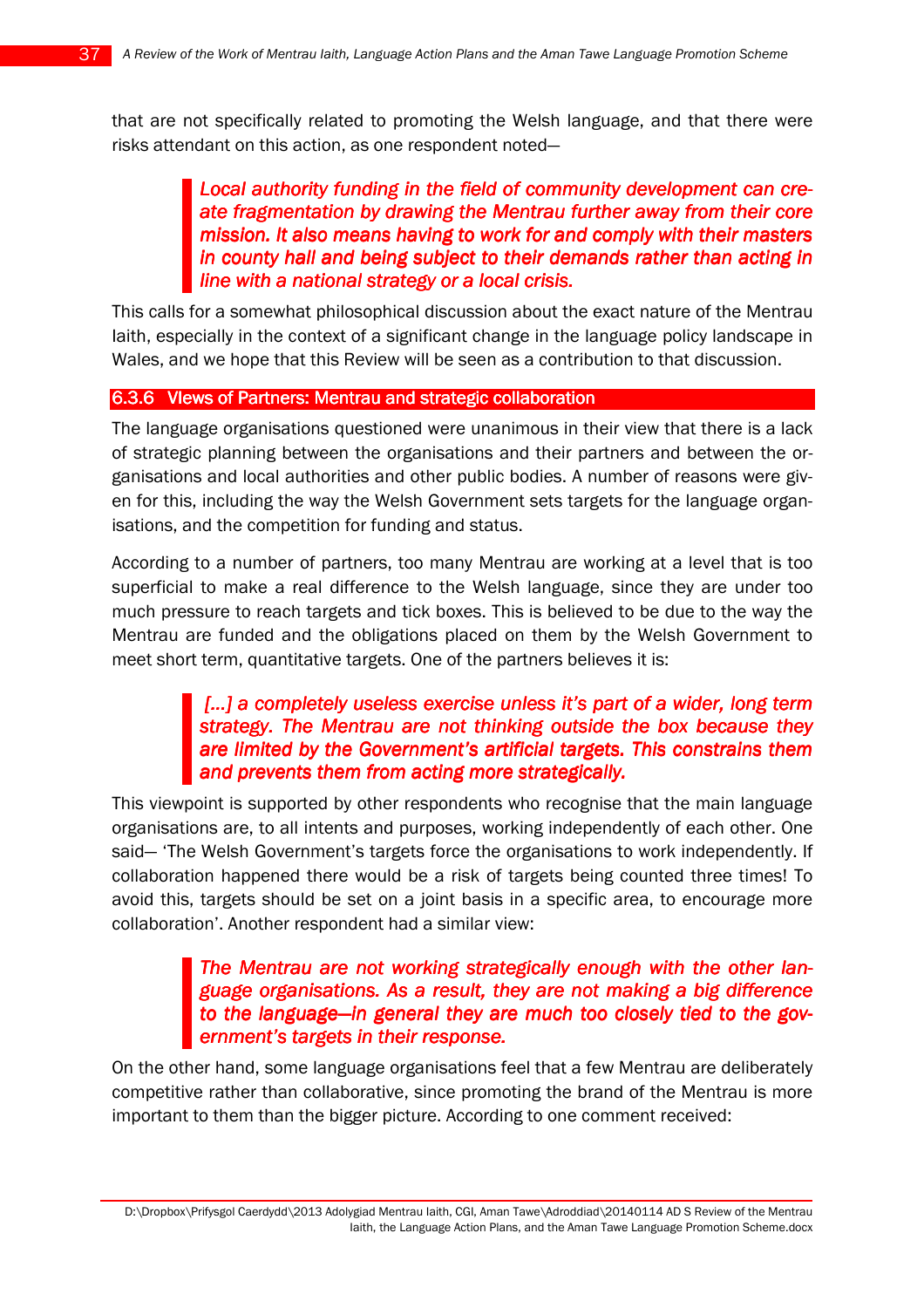that are not specifically related to promoting the Welsh language, and that there were risks attendant on this action, as one respondent noted—

> *Local authority funding in the field of community development can create fragmentation by drawing the Mentrau further away from their core mission. It also means having to work for and comply with their masters in county hall and being subject to their demands rather than acting in line with a national strategy or a local crisis.*

This calls for a somewhat philosophical discussion about the exact nature of the Mentrau Iaith, especially in the context of a significant change in the language policy landscape in Wales, and we hope that this Review will be seen as a contribution to that discussion.

### 6.3.6 Views of Partners: Mentrau and strategic collaboration

The language organisations questioned were unanimous in their view that there is a lack of strategic planning between the organisations and their partners and between the organisations and local authorities and other public bodies. A number of reasons were given for this, including the way the Welsh Government sets targets for the language organisations, and the competition for funding and status.

According to a number of partners, too many Mentrau are working at a level that is too superficial to make a real difference to the Welsh language, since they are under too much pressure to reach targets and tick boxes. This is believed to be due to the way the Mentrau are funded and the obligations placed on them by the Welsh Government to meet short term, quantitative targets. One of the partners believes it is:

> *[...] a completely useless exercise unless it's part of a wider, long term strategy. The Mentrau are not thinking outside the box because they are limited by the Government's artificial targets. This constrains them and prevents them from acting more strategically.*

This viewpoint is supported by other respondents who recognise that the main language organisations are, to all intents and purposes, working independently of each other. One said— 'The Welsh Government's targets force the organisations to work independently. If collaboration happened there would be a risk of targets being counted three times! To avoid this, targets should be set on a joint basis in a specific area, to encourage more collaboration'. Another respondent had a similar view:

> *The Mentrau are not working strategically enough with the other language organisations. As a result, they are not making a big difference to the language—in general they are much too closely tied to the government's targets in their response.*

On the other hand, some language organisations feel that a few Mentrau are deliberately competitive rather than collaborative, since promoting the brand of the Mentrau is more important to them than the bigger picture. According to one comment received: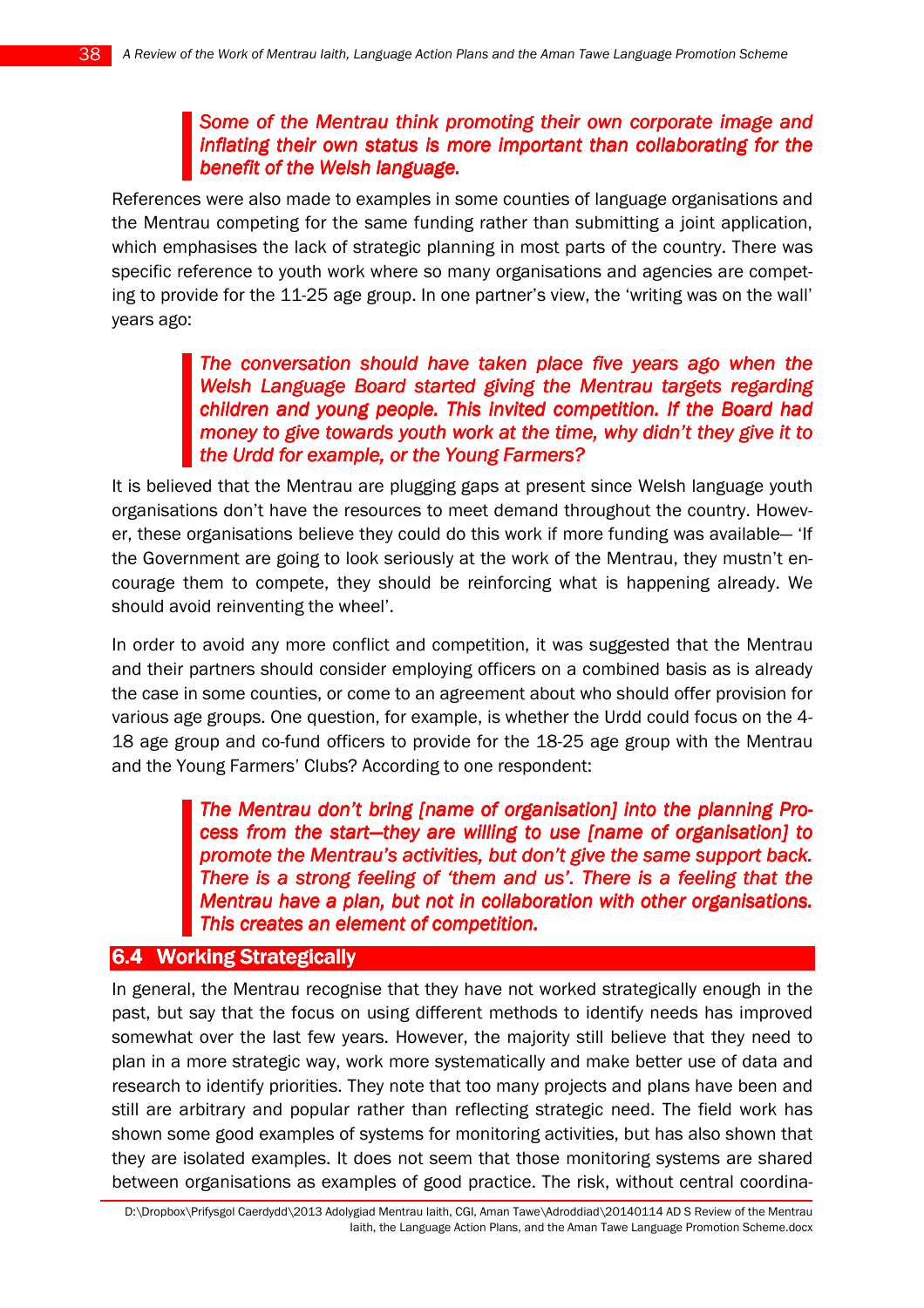> ***Some of the Mentrau think promoting their own corporate image and inflating their own status is more important than collaborating for the benefit of the Welsh language.***

References were also made to examples in some counties of language organisations and the Mentrau competing for the same funding rather than submitting a joint application, which emphasises the lack of strategic planning in most parts of the country. There was specific reference to youth work where so many organisations and agencies are competing to provide for the 11-25 age group. In one partner's view, the 'writing was on the wall' years ago:

> ***The conversation should have taken place five years ago when the Welsh Language Board started giving the Mentrau targets regarding children and young people. This invited competition. If the Board had money to give towards youth work at the time, why didn't they give it to the Urdd for example, or the Young Farmers?***

It is believed that the Mentrau are plugging gaps at present since Welsh language youth organisations don't have the resources to meet demand throughout the country. However, these organisations believe they could do this work if more funding was available— 'If the Government are going to look seriously at the work of the Mentrau, they mustn't encourage them to compete, they should be reinforcing what is happening already. We should avoid reinventing the wheel'.

In order to avoid any more conflict and competition, it was suggested that the Mentrau and their partners should consider employing officers on a combined basis as is already the case in some counties, or come to an agreement about who should offer provision for various age groups. One question, for example, is whether the Urdd could focus on the 4-18 age group and co-fund officers to provide for the 18-25 age group with the Mentrau and the Young Farmers' Clubs? According to one respondent:

> ***The Mentrau don't bring [name of organisation] into the planning Process from the start—they are willing to use [name of organisation] to promote the Mentrau's activities, but don't give the same support back. There is a strong feeling of 'them and us'. There is a feeling that the Mentrau have a plan, but not in collaboration with other organisations. This creates an element of competition.***

## 6.4 Working Strategically

In general, the Mentrau recognise that they have not worked strategically enough in the past, but say that the focus on using different methods to identify needs has improved somewhat over the last few years. However, the majority still believe that they need to plan in a more strategic way, work more systematically and make better use of data and research to identify priorities. They note that too many projects and plans have been and still are arbitrary and popular rather than reflecting strategic need. The field work has shown some good examples of systems for monitoring activities, but has also shown that they are isolated examples. It does not seem that those monitoring systems are shared between organisations as examples of good practice. The risk, without central coordina-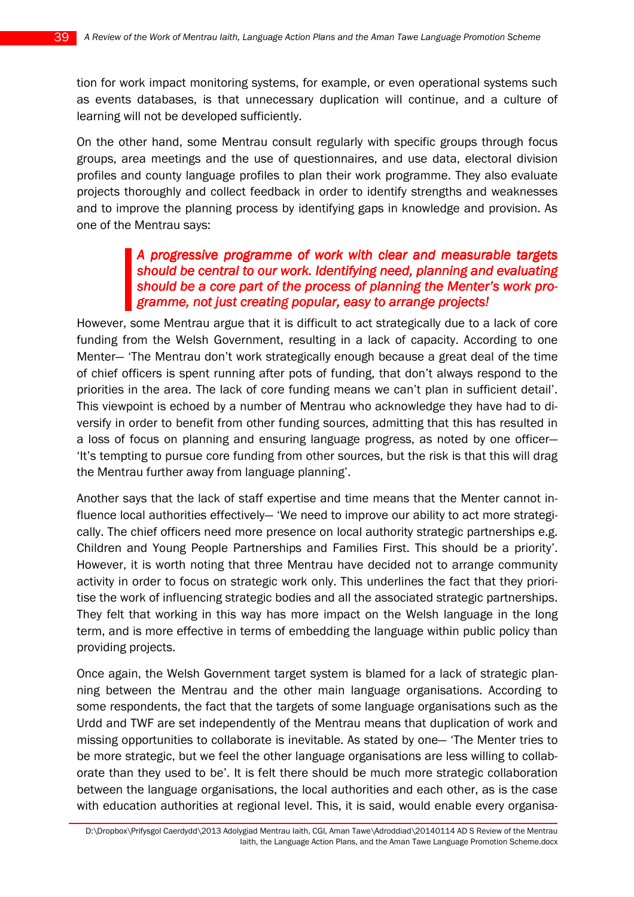tion for work impact monitoring systems, for example, or even operational systems such as events databases, is that unnecessary duplication will continue, and a culture of learning will not be developed sufficiently.

On the other hand, some Mentrau consult regularly with specific groups through focus groups, area meetings and the use of questionnaires, and use data, electoral division profiles and county language profiles to plan their work programme. They also evaluate projects thoroughly and collect feedback in order to identify strengths and weaknesses and to improve the planning process by identifying gaps in knowledge and provision. As one of the Mentrau says:

> ***A progressive programme of work with clear and measurable targets should be central to our work. Identifying need, planning and evaluating should be a core part of the process of planning the Menter's work programme, not just creating popular, easy to arrange projects!***

However, some Mentrau argue that it is difficult to act strategically due to a lack of core funding from the Welsh Government, resulting in a lack of capacity. According to one Menter— 'The Mentrau don't work strategically enough because a great deal of the time of chief officers is spent running after pots of funding, that don't always respond to the priorities in the area. The lack of core funding means we can't plan in sufficient detail'. This viewpoint is echoed by a number of Mentrau who acknowledge they have had to diversify in order to benefit from other funding sources, admitting that this has resulted in a loss of focus on planning and ensuring language progress, as noted by one officer— 'It's tempting to pursue core funding from other sources, but the risk is that this will drag the Mentrau further away from language planning'.

Another says that the lack of staff expertise and time means that the Menter cannot influence local authorities effectively— 'We need to improve our ability to act more strategically. The chief officers need more presence on local authority strategic partnerships e.g. Children and Young People Partnerships and Families First. This should be a priority'. However, it is worth noting that three Mentrau have decided not to arrange community activity in order to focus on strategic work only. This underlines the fact that they prioritise the work of influencing strategic bodies and all the associated strategic partnerships. They felt that working in this way has more impact on the Welsh language in the long term, and is more effective in terms of embedding the language within public policy than providing projects.

Once again, the Welsh Government target system is blamed for a lack of strategic planning between the Mentrau and the other main language organisations. According to some respondents, the fact that the targets of some language organisations such as the Urdd and TWF are set independently of the Mentrau means that duplication of work and missing opportunities to collaborate is inevitable. As stated by one— 'The Menter tries to be more strategic, but we feel the other language organisations are less willing to collaborate than they used to be'. It is felt there should be much more strategic collaboration between the language organisations, the local authorities and each other, as is the case with education authorities at regional level. This, it is said, would enable every organisa-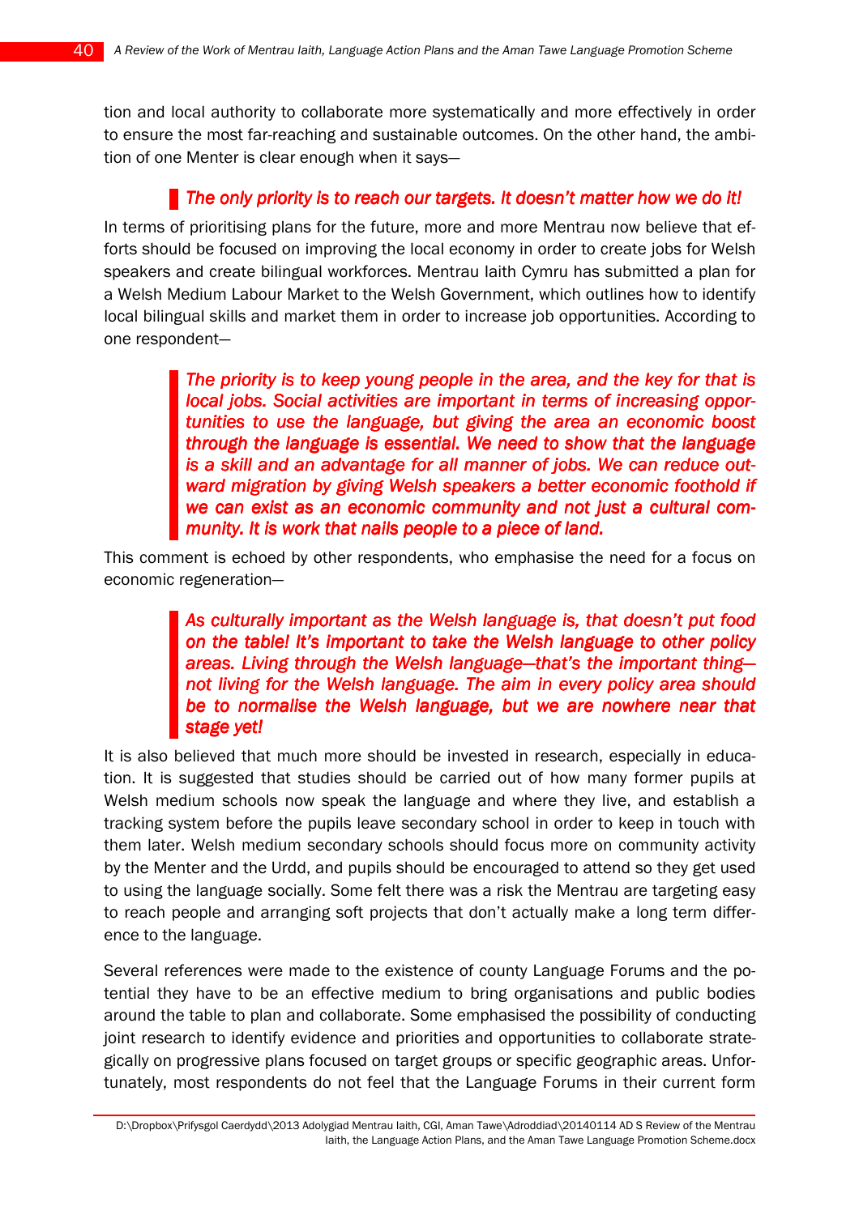tion and local authority to collaborate more systematically and more effectively in order to ensure the most far-reaching and sustainable outcomes. On the other hand, the ambition of one Menter is clear enough when it says—

> *The only priority is to reach our targets. It doesn't matter how we do it!*

In terms of prioritising plans for the future, more and more Mentrau now believe that efforts should be focused on improving the local economy in order to create jobs for Welsh speakers and create bilingual workforces. Mentrau Iaith Cymru has submitted a plan for a Welsh Medium Labour Market to the Welsh Government, which outlines how to identify local bilingual skills and market them in order to increase job opportunities. According to one respondent—

> *The priority is to keep young people in the area, and the key for that is local jobs. Social activities are important in terms of increasing opportunities to use the language, but giving the area an economic boost through the language is essential. We need to show that the language is a skill and an advantage for all manner of jobs. We can reduce outward migration by giving Welsh speakers a better economic foothold if we can exist as an economic community and not just a cultural community. It is work that nails people to a piece of land.*

This comment is echoed by other respondents, who emphasise the need for a focus on economic regeneration—

> *As culturally important as the Welsh language is, that doesn't put food on the table! It's important to take the Welsh language to other policy areas. Living through the Welsh language—that's the important thing—not living for the Welsh language. The aim in every policy area should be to normalise the Welsh language, but we are nowhere near that stage yet!*

It is also believed that much more should be invested in research, especially in education. It is suggested that studies should be carried out of how many former pupils at Welsh medium schools now speak the language and where they live, and establish a tracking system before the pupils leave secondary school in order to keep in touch with them later. Welsh medium secondary schools should focus more on community activity by the Menter and the Urdd, and pupils should be encouraged to attend so they get used to using the language socially. Some felt there was a risk the Mentrau are targeting easy to reach people and arranging soft projects that don't actually make a long term difference to the language.

Several references were made to the existence of county Language Forums and the potential they have to be an effective medium to bring organisations and public bodies around the table to plan and collaborate. Some emphasised the possibility of conducting joint research to identify evidence and priorities and opportunities to collaborate strategically on progressive plans focused on target groups or specific geographic areas. Unfortunately, most respondents do not feel that the Language Forums in their current form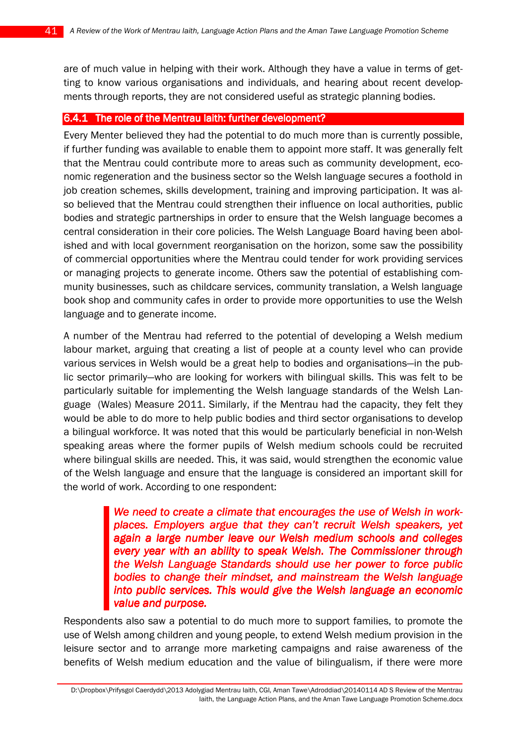are of much value in helping with their work. Although they have a value in terms of getting to know various organisations and individuals, and hearing about recent developments through reports, they are not considered useful as strategic planning bodies.

### 6.4.1 The role of the Mentrau Iaith: further development?

Every Menter believed they had the potential to do much more than is currently possible, if further funding was available to enable them to appoint more staff. It was generally felt that the Mentrau could contribute more to areas such as community development, economic regeneration and the business sector so the Welsh language secures a foothold in job creation schemes, skills development, training and improving participation. It was also believed that the Mentrau could strengthen their influence on local authorities, public bodies and strategic partnerships in order to ensure that the Welsh language becomes a central consideration in their core policies. The Welsh Language Board having been abolished and with local government reorganisation on the horizon, some saw the possibility of commercial opportunities where the Mentrau could tender for work providing services or managing projects to generate income. Others saw the potential of establishing community businesses, such as childcare services, community translation, a Welsh language book shop and community cafes in order to provide more opportunities to use the Welsh language and to generate income.

A number of the Mentrau had referred to the potential of developing a Welsh medium labour market, arguing that creating a list of people at a county level who can provide various services in Welsh would be a great help to bodies and organisations—in the public sector primarily—who are looking for workers with bilingual skills. This was felt to be particularly suitable for implementing the Welsh language standards of the Welsh Language (Wales) Measure 2011. Similarly, if the Mentrau had the capacity, they felt they would be able to do more to help public bodies and third sector organisations to develop a bilingual workforce. It was noted that this would be particularly beneficial in non-Welsh speaking areas where the former pupils of Welsh medium schools could be recruited where bilingual skills are needed. This, it was said, would strengthen the economic value of the Welsh language and ensure that the language is considered an important skill for the world of work. According to one respondent:

> ***We need to create a climate that encourages the use of Welsh in workplaces. Employers argue that they can't recruit Welsh speakers, yet again a large number leave our Welsh medium schools and colleges every year with an ability to speak Welsh. The Commissioner through the Welsh Language Standards should use her power to force public bodies to change their mindset, and mainstream the Welsh language into public services. This would give the Welsh language an economic value and purpose.***

Respondents also saw a potential to do much more to support families, to promote the use of Welsh among children and young people, to extend Welsh medium provision in the leisure sector and to arrange more marketing campaigns and raise awareness of the benefits of Welsh medium education and the value of bilingualism, if there were more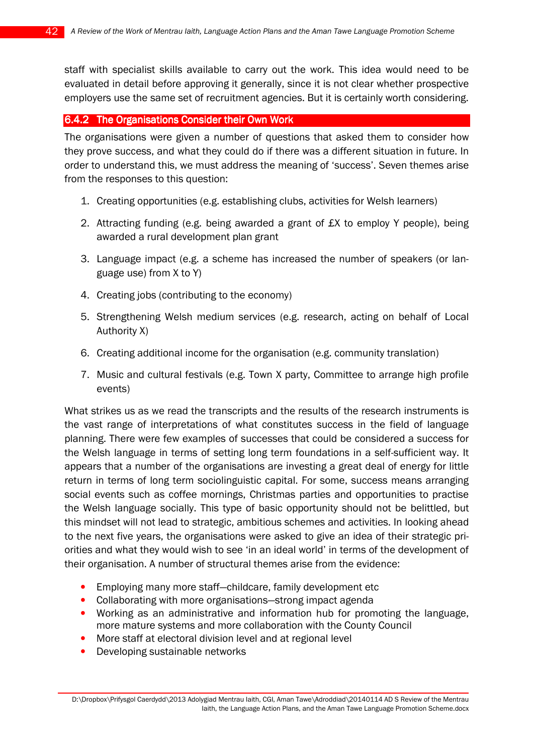staff with specialist skills available to carry out the work. This idea would need to be evaluated in detail before approving it generally, since it is not clear whether prospective employers use the same set of recruitment agencies. But it is certainly worth considering.

### 6.4.2 The Organisations Consider their Own Work

The organisations were given a number of questions that asked them to consider how they prove success, and what they could do if there was a different situation in future. In order to understand this, we must address the meaning of 'success'. Seven themes arise from the responses to this question:

1. Creating opportunities (e.g. establishing clubs, activities for Welsh learners)
2. Attracting funding (e.g. being awarded a grant of £X to employ Y people), being awarded a rural development plan grant
3. Language impact (e.g. a scheme has increased the number of speakers (or language use) from X to Y)
4. Creating jobs (contributing to the economy)
5. Strengthening Welsh medium services (e.g. research, acting on behalf of Local Authority X)
6. Creating additional income for the organisation (e.g. community translation)
7. Music and cultural festivals (e.g. Town X party, Committee to arrange high profile events)

What strikes us as we read the transcripts and the results of the research instruments is the vast range of interpretations of what constitutes success in the field of language planning. There were few examples of successes that could be considered a success for the Welsh language in terms of setting long term foundations in a self-sufficient way. It appears that a number of the organisations are investing a great deal of energy for little return in terms of long term sociolinguistic capital. For some, success means arranging social events such as coffee mornings, Christmas parties and opportunities to practise the Welsh language socially. This type of basic opportunity should not be belittled, but this mindset will not lead to strategic, ambitious schemes and activities. In looking ahead to the next five years, the organisations were asked to give an idea of their strategic priorities and what they would wish to see 'in an ideal world' in terms of the development of their organisation. A number of structural themes arise from the evidence:

- Employing many more staff—childcare, family development etc
- Collaborating with more organisations—strong impact agenda
- Working as an administrative and information hub for promoting the language, more mature systems and more collaboration with the County Council
- More staff at electoral division level and at regional level
- Developing sustainable networks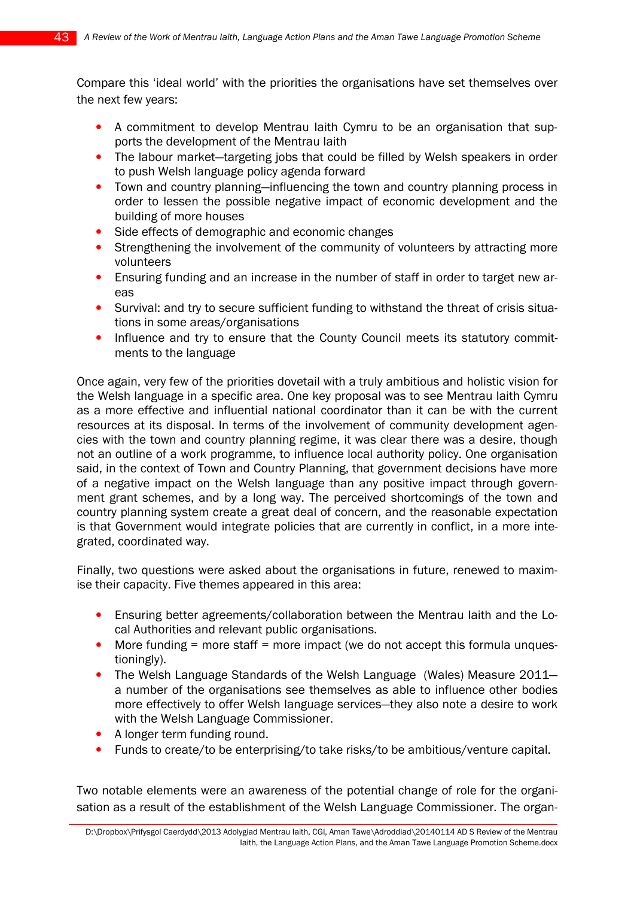Compare this 'ideal world' with the priorities the organisations have set themselves over the next few years:

- A commitment to develop Mentrau Iaith Cymru to be an organisation that supports the development of the Mentrau Iaith
- The labour market—targeting jobs that could be filled by Welsh speakers in order to push Welsh language policy agenda forward
- Town and country planning—influencing the town and country planning process in order to lessen the possible negative impact of economic development and the building of more houses
- Side effects of demographic and economic changes
- Strengthening the involvement of the community of volunteers by attracting more volunteers
- Ensuring funding and an increase in the number of staff in order to target new areas
- Survival: and try to secure sufficient funding to withstand the threat of crisis situations in some areas/organisations
- Influence and try to ensure that the County Council meets its statutory commitments to the language

Once again, very few of the priorities dovetail with a truly ambitious and holistic vision for the Welsh language in a specific area. One key proposal was to see Mentrau Iaith Cymru as a more effective and influential national coordinator than it can be with the current resources at its disposal. In terms of the involvement of community development agencies with the town and country planning regime, it was clear there was a desire, though not an outline of a work programme, to influence local authority policy. One organisation said, in the context of Town and Country Planning, that government decisions have more of a negative impact on the Welsh language than any positive impact through government grant schemes, and by a long way. The perceived shortcomings of the town and country planning system create a great deal of concern, and the reasonable expectation is that Government would integrate policies that are currently in conflict, in a more integrated, coordinated way.

Finally, two questions were asked about the organisations in future, renewed to maximise their capacity. Five themes appeared in this area:

- Ensuring better agreements/collaboration between the Mentrau Iaith and the Local Authorities and relevant public organisations.
- More funding = more staff = more impact (we do not accept this formula unquestioningly).
- The Welsh Language Standards of the Welsh Language (Wales) Measure 2011—a number of the organisations see themselves as able to influence other bodies more effectively to offer Welsh language services—they also note a desire to work with the Welsh Language Commissioner.
- A longer term funding round.
- Funds to create/to be enterprising/to take risks/to be ambitious/venture capital.

Two notable elements were an awareness of the potential change of role for the organisation as a result of the establishment of the Welsh Language Commissioner. The organ-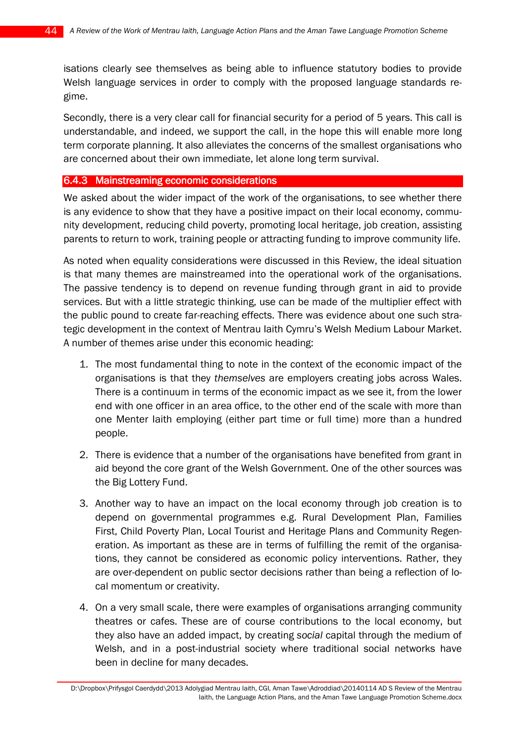isations clearly see themselves as being able to influence statutory bodies to provide Welsh language services in order to comply with the proposed language standards regime.

Secondly, there is a very clear call for financial security for a period of 5 years. This call is understandable, and indeed, we support the call, in the hope this will enable more long term corporate planning. It also alleviates the concerns of the smallest organisations who are concerned about their own immediate, let alone long term survival.

### 6.4.3 Mainstreaming economic considerations

We asked about the wider impact of the work of the organisations, to see whether there is any evidence to show that they have a positive impact on their local economy, community development, reducing child poverty, promoting local heritage, job creation, assisting parents to return to work, training people or attracting funding to improve community life.

As noted when equality considerations were discussed in this Review, the ideal situation is that many themes are mainstreamed into the operational work of the organisations. The passive tendency is to depend on revenue funding through grant in aid to provide services. But with a little strategic thinking, use can be made of the multiplier effect with the public pound to create far-reaching effects. There was evidence about one such strategic development in the context of Mentrau Iaith Cymru's Welsh Medium Labour Market. A number of themes arise under this economic heading:

1. The most fundamental thing to note in the context of the economic impact of the organisations is that they *themselves* are employers creating jobs across Wales. There is a continuum in terms of the economic impact as we see it, from the lower end with one officer in an area office, to the other end of the scale with more than one Menter Iaith employing (either part time or full time) more than a hundred people.

2. There is evidence that a number of the organisations have benefited from grant in aid beyond the core grant of the Welsh Government. One of the other sources was the Big Lottery Fund.

3. Another way to have an impact on the local economy through job creation is to depend on governmental programmes e.g. Rural Development Plan, Families First, Child Poverty Plan, Local Tourist and Heritage Plans and Community Regeneration. As important as these are in terms of fulfilling the remit of the organisations, they cannot be considered as economic policy interventions. Rather, they are over-dependent on public sector decisions rather than being a reflection of local momentum or creativity.

4. On a very small scale, there were examples of organisations arranging community theatres or cafes. These are of course contributions to the local economy, but they also have an added impact, by creating *social* capital through the medium of Welsh, and in a post-industrial society where traditional social networks have been in decline for many decades.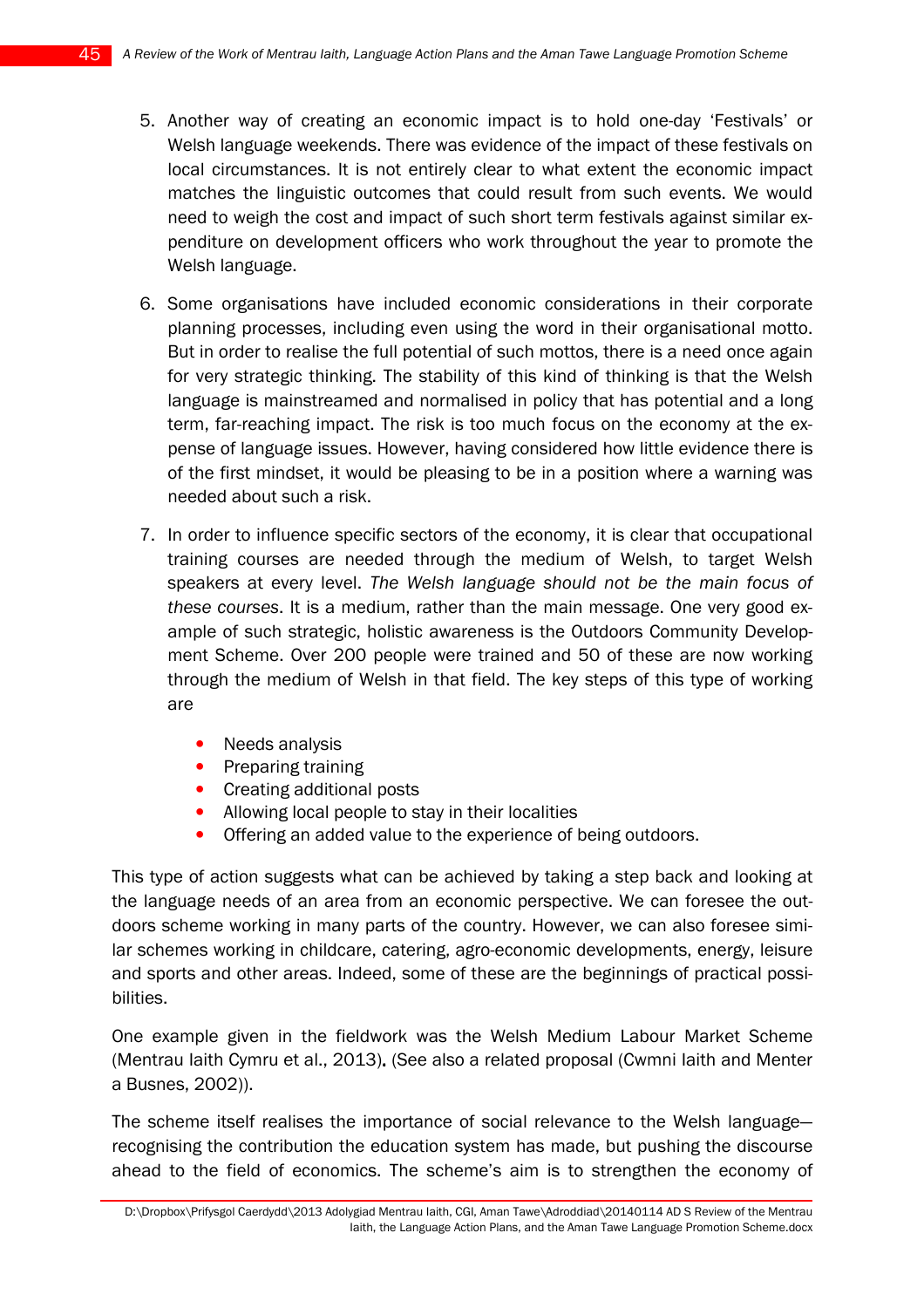5. Another way of creating an economic impact is to hold one-day 'Festivals' or Welsh language weekends. There was evidence of the impact of these festivals on local circumstances. It is not entirely clear to what extent the economic impact matches the linguistic outcomes that could result from such events. We would need to weigh the cost and impact of such short term festivals against similar expenditure on development officers who work throughout the year to promote the Welsh language.

6. Some organisations have included economic considerations in their corporate planning processes, including even using the word in their organisational motto. But in order to realise the full potential of such mottos, there is a need once again for very strategic thinking. The stability of this kind of thinking is that the Welsh language is mainstreamed and normalised in policy that has potential and a long term, far-reaching impact. The risk is too much focus on the economy at the expense of language issues. However, having considered how little evidence there is of the first mindset, it would be pleasing to be in a position where a warning was needed about such a risk.

7. In order to influence specific sectors of the economy, it is clear that occupational training courses are needed through the medium of Welsh, to target Welsh speakers at every level. *The Welsh language should not be the main focus of these courses*. It is a medium, rather than the main message. One very good example of such strategic, holistic awareness is the Outdoors Community Development Scheme. Over 200 people were trained and 50 of these are now working through the medium of Welsh in that field. The key steps of this type of working are

   - Needs analysis
   - Preparing training
   - Creating additional posts
   - Allowing local people to stay in their localities
   - Offering an added value to the experience of being outdoors.

This type of action suggests what can be achieved by taking a step back and looking at the language needs of an area from an economic perspective. We can foresee the outdoors scheme working in many parts of the country. However, we can also foresee similar schemes working in childcare, catering, agro-economic developments, energy, leisure and sports and other areas. Indeed, some of these are the beginnings of practical possibilities.

One example given in the fieldwork was the Welsh Medium Labour Market Scheme (Mentrau Iaith Cymru et al., 2013). (See also a related proposal (Cwmni Iaith and Menter a Busnes, 2002)).

The scheme itself realises the importance of social relevance to the Welsh language—recognising the contribution the education system has made, but pushing the discourse ahead to the field of economics. The scheme's aim is to strengthen the economy of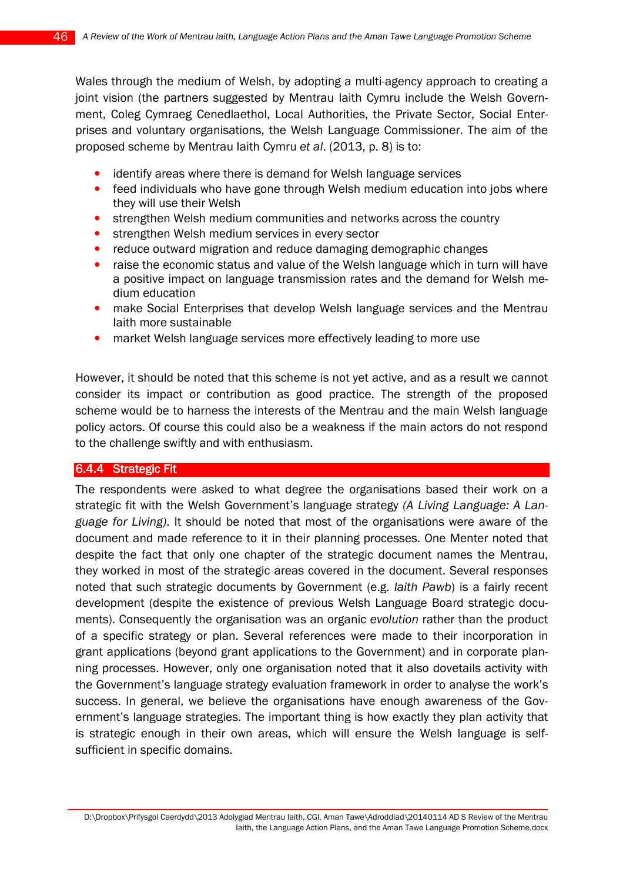Wales through the medium of Welsh, by adopting a multi-agency approach to creating a joint vision (the partners suggested by Mentrau Iaith Cymru include the Welsh Government, Coleg Cymraeg Cenedlaethol, Local Authorities, the Private Sector, Social Enterprises and voluntary organisations, the Welsh Language Commissioner. The aim of the proposed scheme by Mentrau Iaith Cymru *et al*. (2013, p. 8) is to:

- identify areas where there is demand for Welsh language services
- feed individuals who have gone through Welsh medium education into jobs where they will use their Welsh
- strengthen Welsh medium communities and networks across the country
- strengthen Welsh medium services in every sector
- reduce outward migration and reduce damaging demographic changes
- raise the economic status and value of the Welsh language which in turn will have a positive impact on language transmission rates and the demand for Welsh medium education
- make Social Enterprises that develop Welsh language services and the Mentrau Iaith more sustainable
- market Welsh language services more effectively leading to more use

However, it should be noted that this scheme is not yet active, and as a result we cannot consider its impact or contribution as good practice. The strength of the proposed scheme would be to harness the interests of the Mentrau and the main Welsh language policy actors. Of course this could also be a weakness if the main actors do not respond to the challenge swiftly and with enthusiasm.

#### 6.4.4 Strategic Fit

The respondents were asked to what degree the organisations based their work on a strategic fit with the Welsh Government's language strategy *(A Living Language: A Language for Living)*. It should be noted that most of the organisations were aware of the document and made reference to it in their planning processes. One Menter noted that despite the fact that only one chapter of the strategic document names the Mentrau, they worked in most of the strategic areas covered in the document. Several responses noted that such strategic documents by Government (e.g. *Iaith Pawb*) is a fairly recent development (despite the existence of previous Welsh Language Board strategic documents). Consequently the organisation was an organic *evolution* rather than the product of a specific strategy or plan. Several references were made to their incorporation in grant applications (beyond grant applications to the Government) and in corporate planning processes. However, only one organisation noted that it also dovetails activity with the Government's language strategy evaluation framework in order to analyse the work's success. In general, we believe the organisations have enough awareness of the Government's language strategies. The important thing is how exactly they plan activity that is strategic enough in their own areas, which will ensure the Welsh language is self-sufficient in specific domains.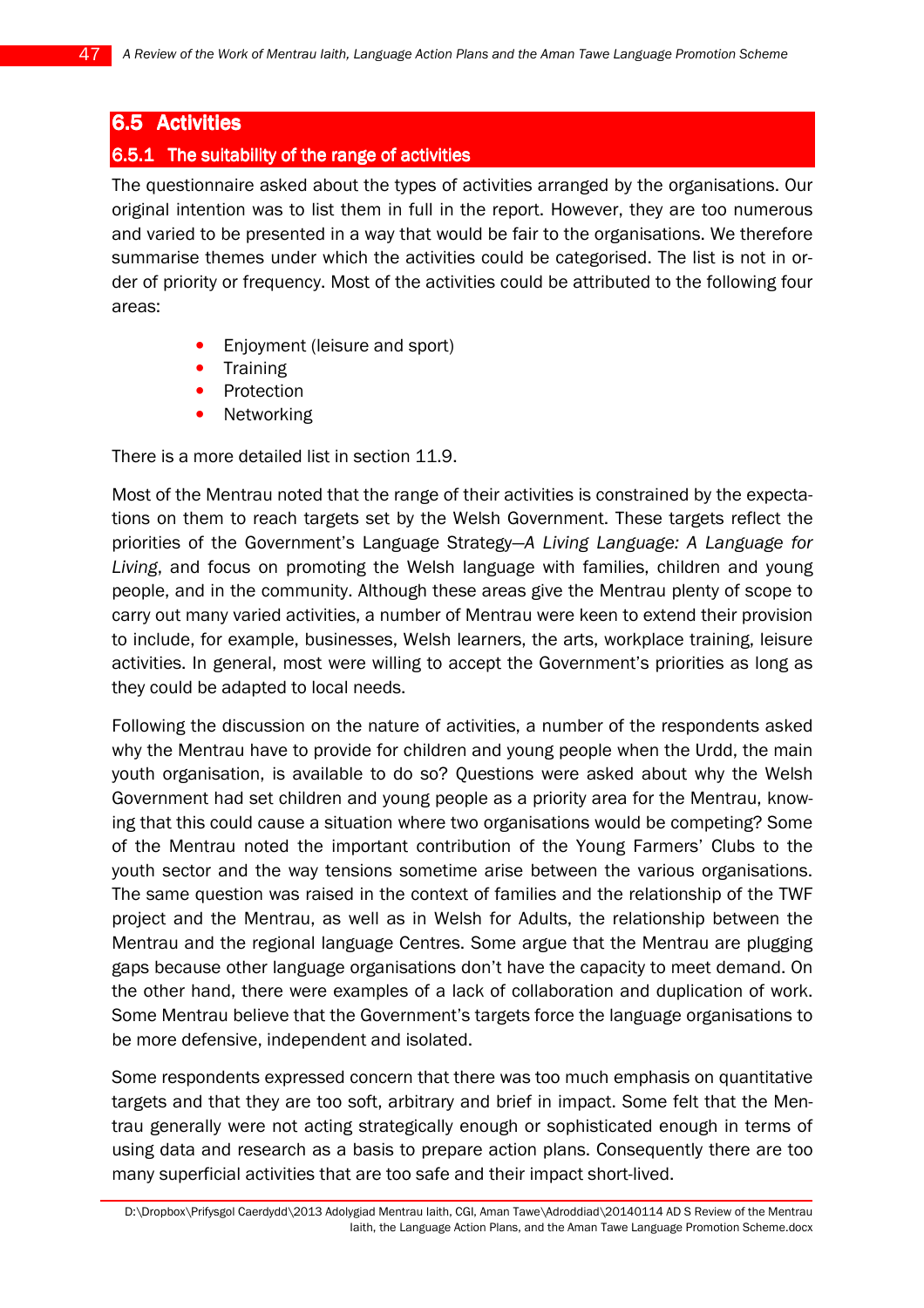## 6.5 Activities

### 6.5.1 The suitability of the range of activities

The questionnaire asked about the types of activities arranged by the organisations. Our original intention was to list them in full in the report. However, they are too numerous and varied to be presented in a way that would be fair to the organisations. We therefore summarise themes under which the activities could be categorised. The list is not in order of priority or frequency. Most of the activities could be attributed to the following four areas:

- Enjoyment (leisure and sport)
- Training
- Protection
- Networking

There is a more detailed list in section 11.9.

Most of the Mentrau noted that the range of their activities is constrained by the expectations on them to reach targets set by the Welsh Government. These targets reflect the priorities of the Government's Language Strategy—*A Living Language: A Language for Living*, and focus on promoting the Welsh language with families, children and young people, and in the community. Although these areas give the Mentrau plenty of scope to carry out many varied activities, a number of Mentrau were keen to extend their provision to include, for example, businesses, Welsh learners, the arts, workplace training, leisure activities. In general, most were willing to accept the Government's priorities as long as they could be adapted to local needs.

Following the discussion on the nature of activities, a number of the respondents asked why the Mentrau have to provide for children and young people when the Urdd, the main youth organisation, is available to do so? Questions were asked about why the Welsh Government had set children and young people as a priority area for the Mentrau, knowing that this could cause a situation where two organisations would be competing? Some of the Mentrau noted the important contribution of the Young Farmers' Clubs to the youth sector and the way tensions sometime arise between the various organisations. The same question was raised in the context of families and the relationship of the TWF project and the Mentrau, as well as in Welsh for Adults, the relationship between the Mentrau and the regional language Centres. Some argue that the Mentrau are plugging gaps because other language organisations don't have the capacity to meet demand. On the other hand, there were examples of a lack of collaboration and duplication of work. Some Mentrau believe that the Government's targets force the language organisations to be more defensive, independent and isolated.

Some respondents expressed concern that there was too much emphasis on quantitative targets and that they are too soft, arbitrary and brief in impact. Some felt that the Mentrau generally were not acting strategically enough or sophisticated enough in terms of using data and research as a basis to prepare action plans. Consequently there are too many superficial activities that are too safe and their impact short-lived.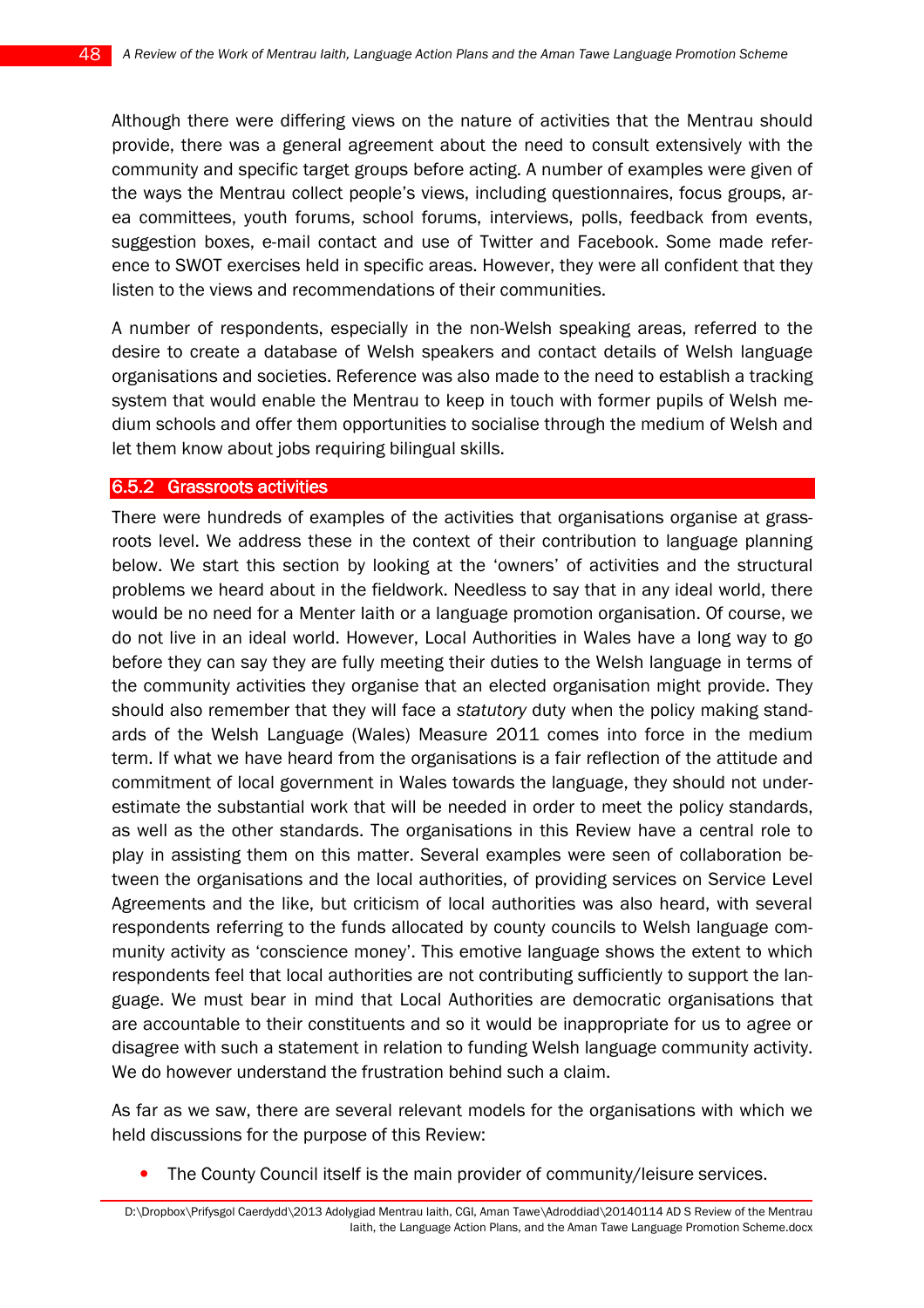Although there were differing views on the nature of activities that the Mentrau should provide, there was a general agreement about the need to consult extensively with the community and specific target groups before acting. A number of examples were given of the ways the Mentrau collect people's views, including questionnaires, focus groups, area committees, youth forums, school forums, interviews, polls, feedback from events, suggestion boxes, e-mail contact and use of Twitter and Facebook. Some made reference to SWOT exercises held in specific areas. However, they were all confident that they listen to the views and recommendations of their communities.

A number of respondents, especially in the non-Welsh speaking areas, referred to the desire to create a database of Welsh speakers and contact details of Welsh language organisations and societies. Reference was also made to the need to establish a tracking system that would enable the Mentrau to keep in touch with former pupils of Welsh medium schools and offer them opportunities to socialise through the medium of Welsh and let them know about jobs requiring bilingual skills.

### 6.5.2 Grassroots activities

There were hundreds of examples of the activities that organisations organise at grassroots level. We address these in the context of their contribution to language planning below. We start this section by looking at the 'owners' of activities and the structural problems we heard about in the fieldwork. Needless to say that in any ideal world, there would be no need for a Menter Iaith or a language promotion organisation. Of course, we do not live in an ideal world. However, Local Authorities in Wales have a long way to go before they can say they are fully meeting their duties to the Welsh language in terms of the community activities they organise that an elected organisation might provide. They should also remember that they will face a *statutory* duty when the policy making standards of the Welsh Language (Wales) Measure 2011 comes into force in the medium term. If what we have heard from the organisations is a fair reflection of the attitude and commitment of local government in Wales towards the language, they should not underestimate the substantial work that will be needed in order to meet the policy standards, as well as the other standards. The organisations in this Review have a central role to play in assisting them on this matter. Several examples were seen of collaboration between the organisations and the local authorities, of providing services on Service Level Agreements and the like, but criticism of local authorities was also heard, with several respondents referring to the funds allocated by county councils to Welsh language community activity as 'conscience money'. This emotive language shows the extent to which respondents feel that local authorities are not contributing sufficiently to support the language. We must bear in mind that Local Authorities are democratic organisations that are accountable to their constituents and so it would be inappropriate for us to agree or disagree with such a statement in relation to funding Welsh language community activity. We do however understand the frustration behind such a claim.

As far as we saw, there are several relevant models for the organisations with which we held discussions for the purpose of this Review:

- The County Council itself is the main provider of community/leisure services.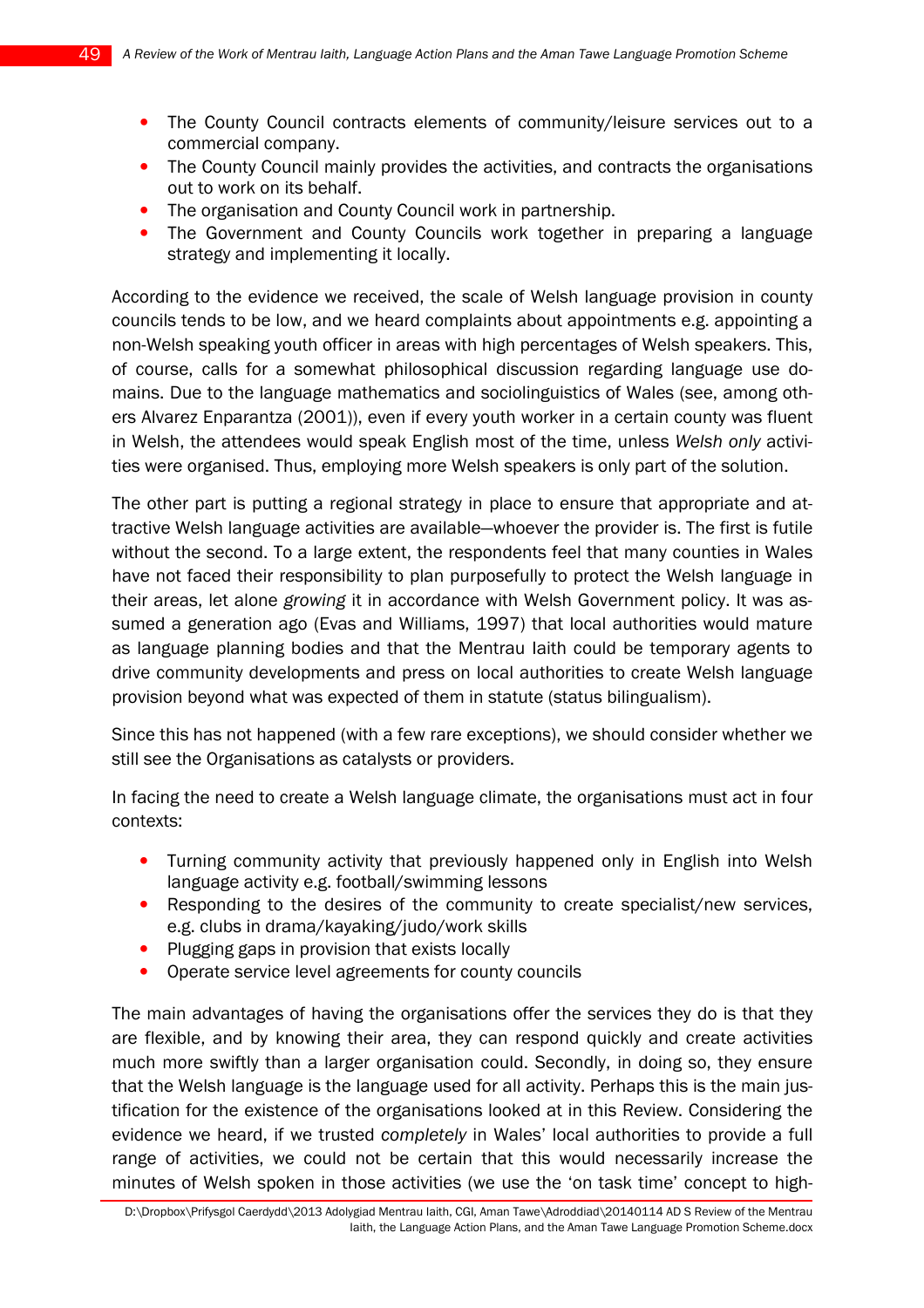- The County Council contracts elements of community/leisure services out to a commercial company.
- The County Council mainly provides the activities, and contracts the organisations out to work on its behalf.
- The organisation and County Council work in partnership.
- The Government and County Councils work together in preparing a language strategy and implementing it locally.

According to the evidence we received, the scale of Welsh language provision in county councils tends to be low, and we heard complaints about appointments e.g. appointing a non-Welsh speaking youth officer in areas with high percentages of Welsh speakers. This, of course, calls for a somewhat philosophical discussion regarding language use domains. Due to the language mathematics and sociolinguistics of Wales (see, among others Alvarez Enparantza (2001)), even if every youth worker in a certain county was fluent in Welsh, the attendees would speak English most of the time, unless *Welsh only* activities were organised. Thus, employing more Welsh speakers is only part of the solution.

The other part is putting a regional strategy in place to ensure that appropriate and attractive Welsh language activities are available—whoever the provider is. The first is futile without the second. To a large extent, the respondents feel that many counties in Wales have not faced their responsibility to plan purposefully to protect the Welsh language in their areas, let alone *growing* it in accordance with Welsh Government policy. It was assumed a generation ago (Evas and Williams, 1997) that local authorities would mature as language planning bodies and that the Mentrau Iaith could be temporary agents to drive community developments and press on local authorities to create Welsh language provision beyond what was expected of them in statute (status bilingualism).

Since this has not happened (with a few rare exceptions), we should consider whether we still see the Organisations as catalysts or providers.

In facing the need to create a Welsh language climate, the organisations must act in four contexts:

- Turning community activity that previously happened only in English into Welsh language activity e.g. football/swimming lessons
- Responding to the desires of the community to create specialist/new services, e.g. clubs in drama/kayaking/judo/work skills
- Plugging gaps in provision that exists locally
- Operate service level agreements for county councils

The main advantages of having the organisations offer the services they do is that they are flexible, and by knowing their area, they can respond quickly and create activities much more swiftly than a larger organisation could. Secondly, in doing so, they ensure that the Welsh language is the language used for all activity. Perhaps this is the main justification for the existence of the organisations looked at in this Review. Considering the evidence we heard, if we trusted *completely* in Wales' local authorities to provide a full range of activities, we could not be certain that this would necessarily increase the minutes of Welsh spoken in those activities (we use the 'on task time' concept to high-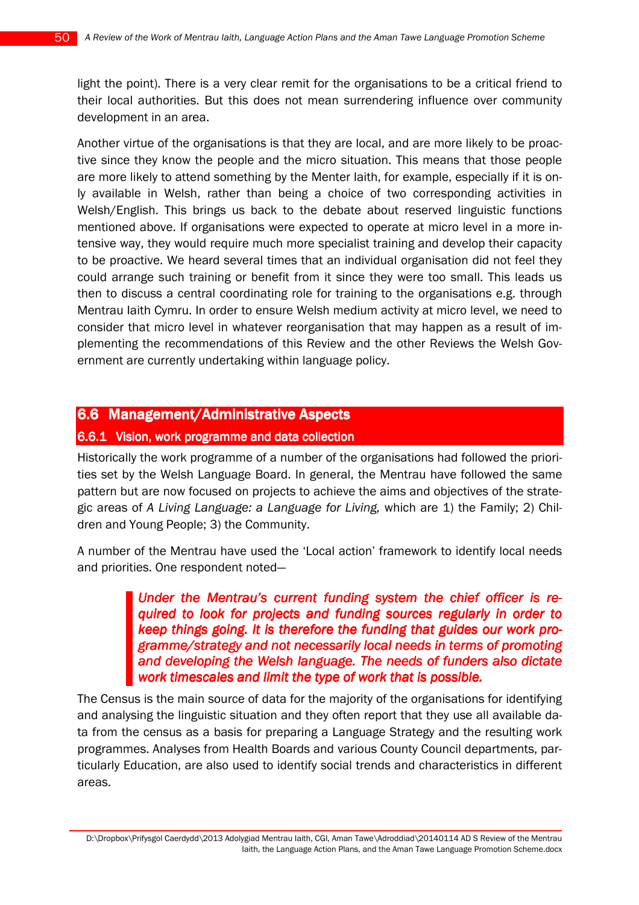light the point). There is a very clear remit for the organisations to be a critical friend to their local authorities. But this does not mean surrendering influence over community development in an area.

Another virtue of the organisations is that they are local, and are more likely to be proactive since they know the people and the micro situation. This means that those people are more likely to attend something by the Menter Iaith, for example, especially if it is only available in Welsh, rather than being a choice of two corresponding activities in Welsh/English. This brings us back to the debate about reserved linguistic functions mentioned above. If organisations were expected to operate at micro level in a more intensive way, they would require much more specialist training and develop their capacity to be proactive. We heard several times that an individual organisation did not feel they could arrange such training or benefit from it since they were too small. This leads us then to discuss a central coordinating role for training to the organisations e.g. through Mentrau Iaith Cymru. In order to ensure Welsh medium activity at micro level, we need to consider that micro level in whatever reorganisation that may happen as a result of implementing the recommendations of this Review and the other Reviews the Welsh Government are currently undertaking within language policy.

## 6.6 Management/Administrative Aspects

### 6.6.1 Vision, work programme and data collection

Historically the work programme of a number of the organisations had followed the priorities set by the Welsh Language Board. In general, the Mentrau have followed the same pattern but are now focused on projects to achieve the aims and objectives of the strategic areas of *A Living Language: a Language for Living,* which are 1) the Family; 2) Children and Young People; 3) the Community.

A number of the Mentrau have used the 'Local action' framework to identify local needs and priorities. One respondent noted—

> ***Under the Mentrau's current funding system the chief officer is required to look for projects and funding sources regularly in order to keep things going. It is therefore the funding that guides our work programme/strategy and not necessarily local needs in terms of promoting and developing the Welsh language. The needs of funders also dictate work timescales and limit the type of work that is possible.***

The Census is the main source of data for the majority of the organisations for identifying and analysing the linguistic situation and they often report that they use all available data from the census as a basis for preparing a Language Strategy and the resulting work programmes. Analyses from Health Boards and various County Council departments, particularly Education, are also used to identify social trends and characteristics in different areas.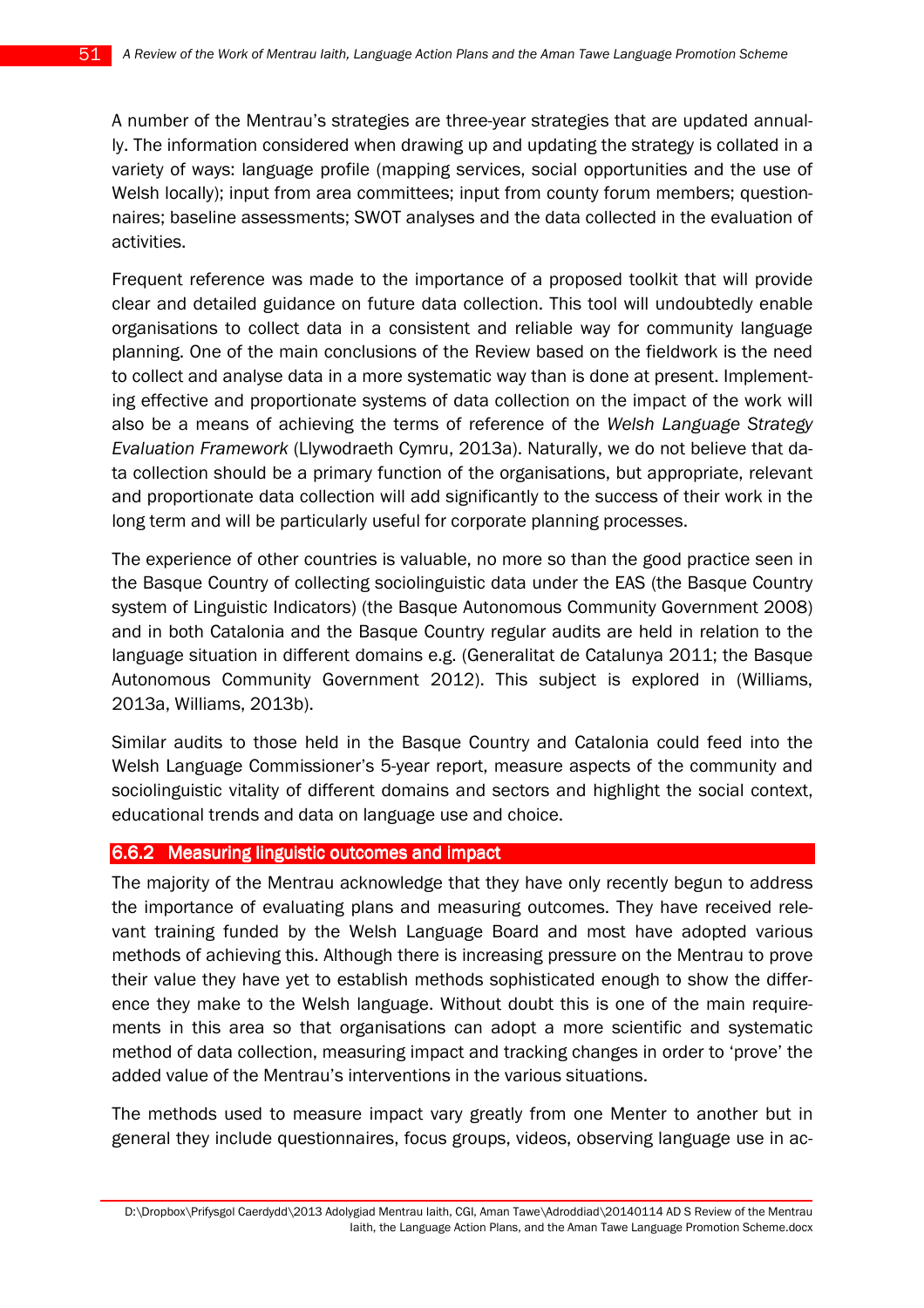A number of the Mentrau's strategies are three-year strategies that are updated annually. The information considered when drawing up and updating the strategy is collated in a variety of ways: language profile (mapping services, social opportunities and the use of Welsh locally); input from area committees; input from county forum members; questionnaires; baseline assessments; SWOT analyses and the data collected in the evaluation of activities.

Frequent reference was made to the importance of a proposed toolkit that will provide clear and detailed guidance on future data collection. This tool will undoubtedly enable organisations to collect data in a consistent and reliable way for community language planning. One of the main conclusions of the Review based on the fieldwork is the need to collect and analyse data in a more systematic way than is done at present. Implementing effective and proportionate systems of data collection on the impact of the work will also be a means of achieving the terms of reference of the *Welsh Language Strategy Evaluation Framework* (Llywodraeth Cymru, 2013a). Naturally, we do not believe that data collection should be a primary function of the organisations, but appropriate, relevant and proportionate data collection will add significantly to the success of their work in the long term and will be particularly useful for corporate planning processes.

The experience of other countries is valuable, no more so than the good practice seen in the Basque Country of collecting sociolinguistic data under the EAS (the Basque Country system of Linguistic Indicators) (the Basque Autonomous Community Government 2008) and in both Catalonia and the Basque Country regular audits are held in relation to the language situation in different domains e.g. (Generalitat de Catalunya 2011; the Basque Autonomous Community Government 2012). This subject is explored in (Williams, 2013a, Williams, 2013b).

Similar audits to those held in the Basque Country and Catalonia could feed into the Welsh Language Commissioner's 5-year report, measure aspects of the community and sociolinguistic vitality of different domains and sectors and highlight the social context, educational trends and data on language use and choice.

### 6.6.2 Measuring linguistic outcomes and impact

The majority of the Mentrau acknowledge that they have only recently begun to address the importance of evaluating plans and measuring outcomes. They have received relevant training funded by the Welsh Language Board and most have adopted various methods of achieving this. Although there is increasing pressure on the Mentrau to prove their value they have yet to establish methods sophisticated enough to show the difference they make to the Welsh language. Without doubt this is one of the main requirements in this area so that organisations can adopt a more scientific and systematic method of data collection, measuring impact and tracking changes in order to 'prove' the added value of the Mentrau's interventions in the various situations.

The methods used to measure impact vary greatly from one Menter to another but in general they include questionnaires, focus groups, videos, observing language use in ac-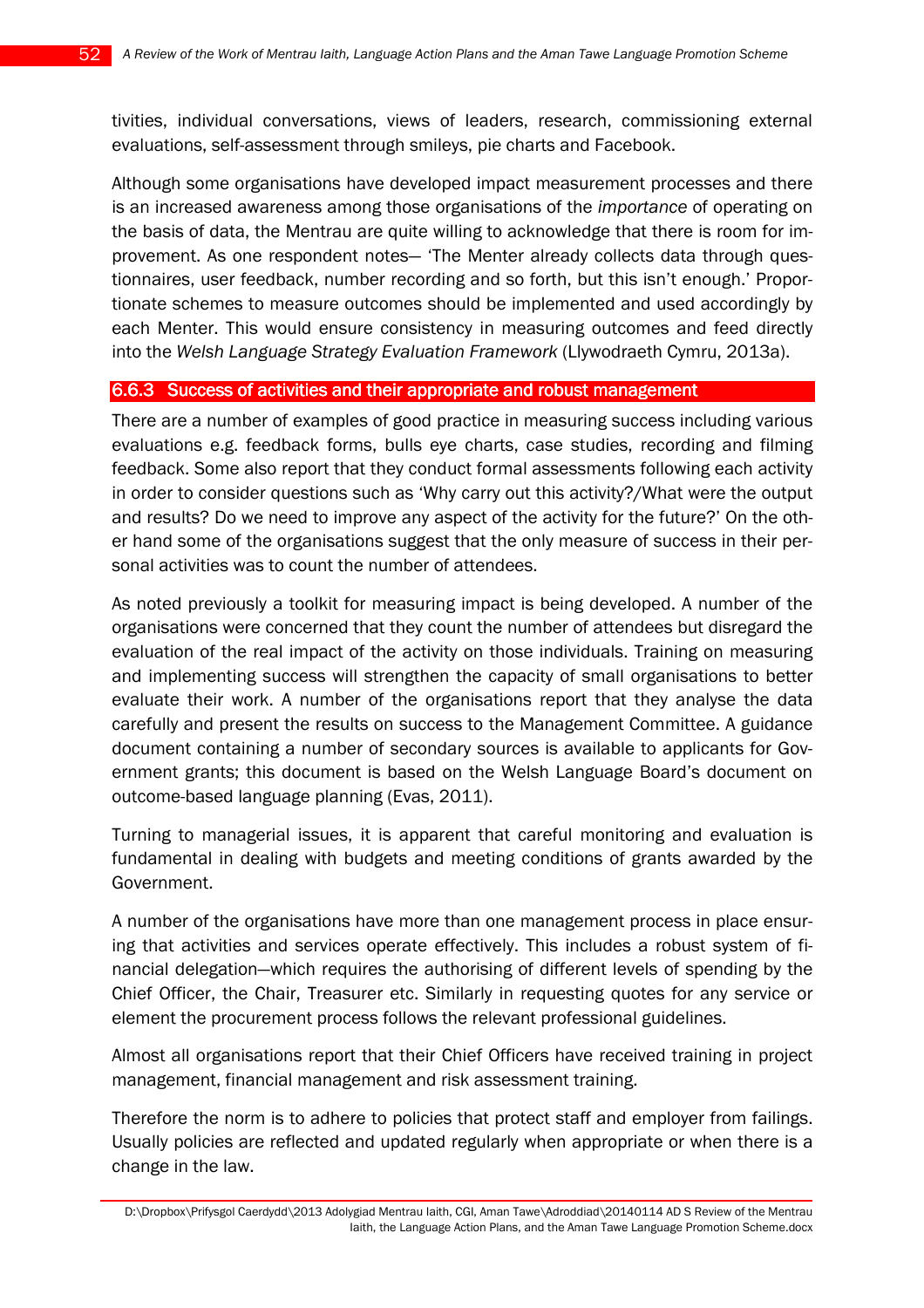tivities, individual conversations, views of leaders, research, commissioning external evaluations, self-assessment through smileys, pie charts and Facebook.

Although some organisations have developed impact measurement processes and there is an increased awareness among those organisations of the *importance* of operating on the basis of data, the Mentrau are quite willing to acknowledge that there is room for improvement. As one respondent notes— 'The Menter already collects data through questionnaires, user feedback, number recording and so forth, but this isn't enough.' Proportionate schemes to measure outcomes should be implemented and used accordingly by each Menter. This would ensure consistency in measuring outcomes and feed directly into the *Welsh Language Strategy Evaluation Framework* (Llywodraeth Cymru, 2013a).

### 6.6.3 Success of activities and their appropriate and robust management

There are a number of examples of good practice in measuring success including various evaluations e.g. feedback forms, bulls eye charts, case studies, recording and filming feedback. Some also report that they conduct formal assessments following each activity in order to consider questions such as 'Why carry out this activity?/What were the output and results? Do we need to improve any aspect of the activity for the future?' On the other hand some of the organisations suggest that the only measure of success in their personal activities was to count the number of attendees.

As noted previously a toolkit for measuring impact is being developed. A number of the organisations were concerned that they count the number of attendees but disregard the evaluation of the real impact of the activity on those individuals. Training on measuring and implementing success will strengthen the capacity of small organisations to better evaluate their work. A number of the organisations report that they analyse the data carefully and present the results on success to the Management Committee. A guidance document containing a number of secondary sources is available to applicants for Government grants; this document is based on the Welsh Language Board's document on outcome-based language planning (Evas, 2011).

Turning to managerial issues, it is apparent that careful monitoring and evaluation is fundamental in dealing with budgets and meeting conditions of grants awarded by the Government.

A number of the organisations have more than one management process in place ensuring that activities and services operate effectively. This includes a robust system of financial delegation—which requires the authorising of different levels of spending by the Chief Officer, the Chair, Treasurer etc. Similarly in requesting quotes for any service or element the procurement process follows the relevant professional guidelines.

Almost all organisations report that their Chief Officers have received training in project management, financial management and risk assessment training.

Therefore the norm is to adhere to policies that protect staff and employer from failings. Usually policies are reflected and updated regularly when appropriate or when there is a change in the law.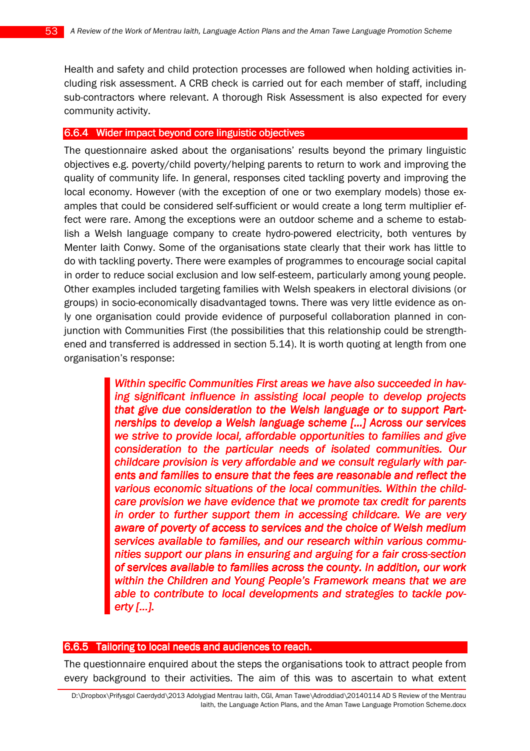Health and safety and child protection processes are followed when holding activities including risk assessment. A CRB check is carried out for each member of staff, including sub-contractors where relevant. A thorough Risk Assessment is also expected for every community activity.

### 6.6.4 Wider impact beyond core linguistic objectives

The questionnaire asked about the organisations' results beyond the primary linguistic objectives e.g. poverty/child poverty/helping parents to return to work and improving the quality of community life. In general, responses cited tackling poverty and improving the local economy. However (with the exception of one or two exemplary models) those examples that could be considered self-sufficient or would create a long term multiplier effect were rare. Among the exceptions were an outdoor scheme and a scheme to establish a Welsh language company to create hydro-powered electricity, both ventures by Menter Iaith Conwy. Some of the organisations state clearly that their work has little to do with tackling poverty. There were examples of programmes to encourage social capital in order to reduce social exclusion and low self-esteem, particularly among young people. Other examples included targeting families with Welsh speakers in electoral divisions (or groups) in socio-economically disadvantaged towns. There was very little evidence as only one organisation could provide evidence of purposeful collaboration planned in conjunction with Communities First (the possibilities that this relationship could be strengthened and transferred is addressed in section 5.14). It is worth quoting at length from one organisation's response:

> ***Within specific Communities First areas we have also succeeded in having significant influence in assisting local people to develop projects that give due consideration to the Welsh language or to support Partnerships to develop a Welsh language scheme [...] Across our services we strive to provide local, affordable opportunities to families and give consideration to the particular needs of isolated communities. Our childcare provision is very affordable and we consult regularly with parents and families to ensure that the fees are reasonable and reflect the various economic situations of the local communities. Within the childcare provision we have evidence that we promote tax credit for parents in order to further support them in accessing childcare. We are very aware of poverty of access to services and the choice of Welsh medium services available to families, and our research within various communities support our plans in ensuring and arguing for a fair cross-section of services available to families across the county. In addition, our work within the Children and Young People's Framework means that we are able to contribute to local developments and strategies to tackle poverty [...].***

### 6.6.5 Tailoring to local needs and audiences to reach.

The questionnaire enquired about the steps the organisations took to attract people from every background to their activities. The aim of this was to ascertain to what extent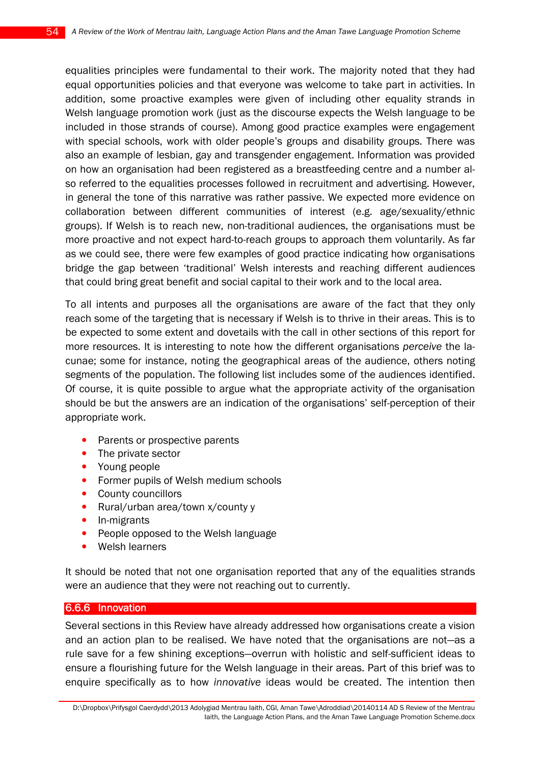equalities principles were fundamental to their work. The majority noted that they had equal opportunities policies and that everyone was welcome to take part in activities. In addition, some proactive examples were given of including other equality strands in Welsh language promotion work (just as the discourse expects the Welsh language to be included in those strands of course). Among good practice examples were engagement with special schools, work with older people's groups and disability groups. There was also an example of lesbian, gay and transgender engagement. Information was provided on how an organisation had been registered as a breastfeeding centre and a number also referred to the equalities processes followed in recruitment and advertising. However, in general the tone of this narrative was rather passive. We expected more evidence on collaboration between different communities of interest (e.g. age/sexuality/ethnic groups). If Welsh is to reach new, non-traditional audiences, the organisations must be more proactive and not expect hard-to-reach groups to approach them voluntarily. As far as we could see, there were few examples of good practice indicating how organisations bridge the gap between 'traditional' Welsh interests and reaching different audiences that could bring great benefit and social capital to their work and to the local area.

To all intents and purposes all the organisations are aware of the fact that they only reach some of the targeting that is necessary if Welsh is to thrive in their areas. This is to be expected to some extent and dovetails with the call in other sections of this report for more resources. It is interesting to note how the different organisations *perceive* the lacunae; some for instance, noting the geographical areas of the audience, others noting segments of the population. The following list includes some of the audiences identified. Of course, it is quite possible to argue what the appropriate activity of the organisation should be but the answers are an indication of the organisations' self-perception of their appropriate work.

- Parents or prospective parents
- The private sector
- Young people
- Former pupils of Welsh medium schools
- County councillors
- Rural/urban area/town x/county y
- In-migrants
- People opposed to the Welsh language
- Welsh learners

It should be noted that not one organisation reported that any of the equalities strands were an audience that they were not reaching out to currently.

### 6.6.6 Innovation

Several sections in this Review have already addressed how organisations create a vision and an action plan to be realised. We have noted that the organisations are not—as a rule save for a few shining exceptions—overrun with holistic and self-sufficient ideas to ensure a flourishing future for the Welsh language in their areas. Part of this brief was to enquire specifically as to how *innovative* ideas would be created. The intention then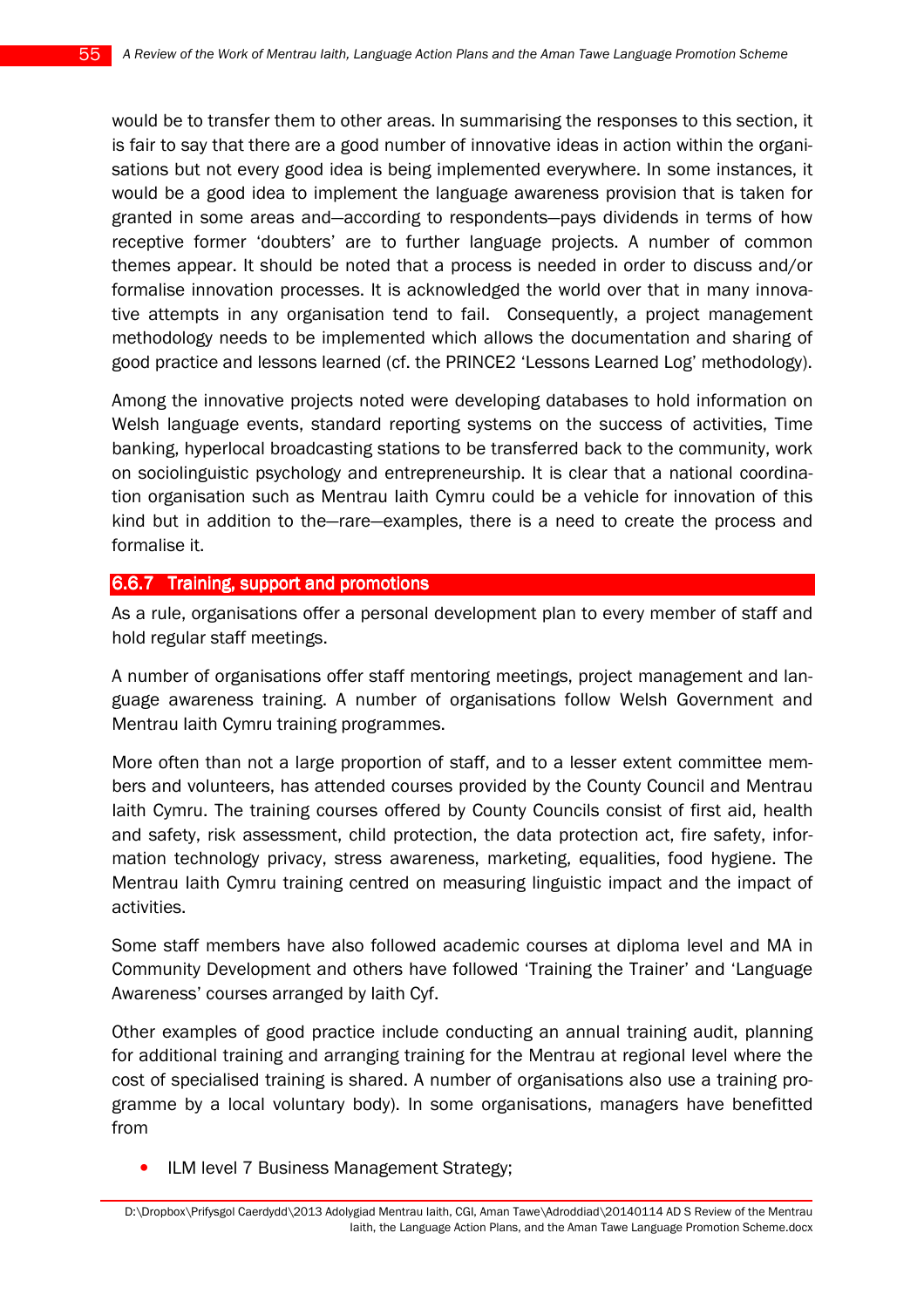would be to transfer them to other areas. In summarising the responses to this section, it is fair to say that there are a good number of innovative ideas in action within the organisations but not every good idea is being implemented everywhere. In some instances, it would be a good idea to implement the language awareness provision that is taken for granted in some areas and—according to respondents—pays dividends in terms of how receptive former 'doubters' are to further language projects. A number of common themes appear. It should be noted that a process is needed in order to discuss and/or formalise innovation processes. It is acknowledged the world over that in many innovative attempts in any organisation tend to fail. Consequently, a project management methodology needs to be implemented which allows the documentation and sharing of good practice and lessons learned (cf. the PRINCE2 'Lessons Learned Log' methodology).

Among the innovative projects noted were developing databases to hold information on Welsh language events, standard reporting systems on the success of activities, Time banking, hyperlocal broadcasting stations to be transferred back to the community, work on sociolinguistic psychology and entrepreneurship. It is clear that a national coordination organisation such as Mentrau Iaith Cymru could be a vehicle for innovation of this kind but in addition to the—rare—examples, there is a need to create the process and formalise it.

### 6.6.7 Training, support and promotions

As a rule, organisations offer a personal development plan to every member of staff and hold regular staff meetings.

A number of organisations offer staff mentoring meetings, project management and language awareness training. A number of organisations follow Welsh Government and Mentrau Iaith Cymru training programmes.

More often than not a large proportion of staff, and to a lesser extent committee members and volunteers, has attended courses provided by the County Council and Mentrau Iaith Cymru. The training courses offered by County Councils consist of first aid, health and safety, risk assessment, child protection, the data protection act, fire safety, information technology privacy, stress awareness, marketing, equalities, food hygiene. The Mentrau Iaith Cymru training centred on measuring linguistic impact and the impact of activities.

Some staff members have also followed academic courses at diploma level and MA in Community Development and others have followed 'Training the Trainer' and 'Language Awareness' courses arranged by Iaith Cyf.

Other examples of good practice include conducting an annual training audit, planning for additional training and arranging training for the Mentrau at regional level where the cost of specialised training is shared. A number of organisations also use a training programme by a local voluntary body). In some organisations, managers have benefitted from

- ILM level 7 Business Management Strategy;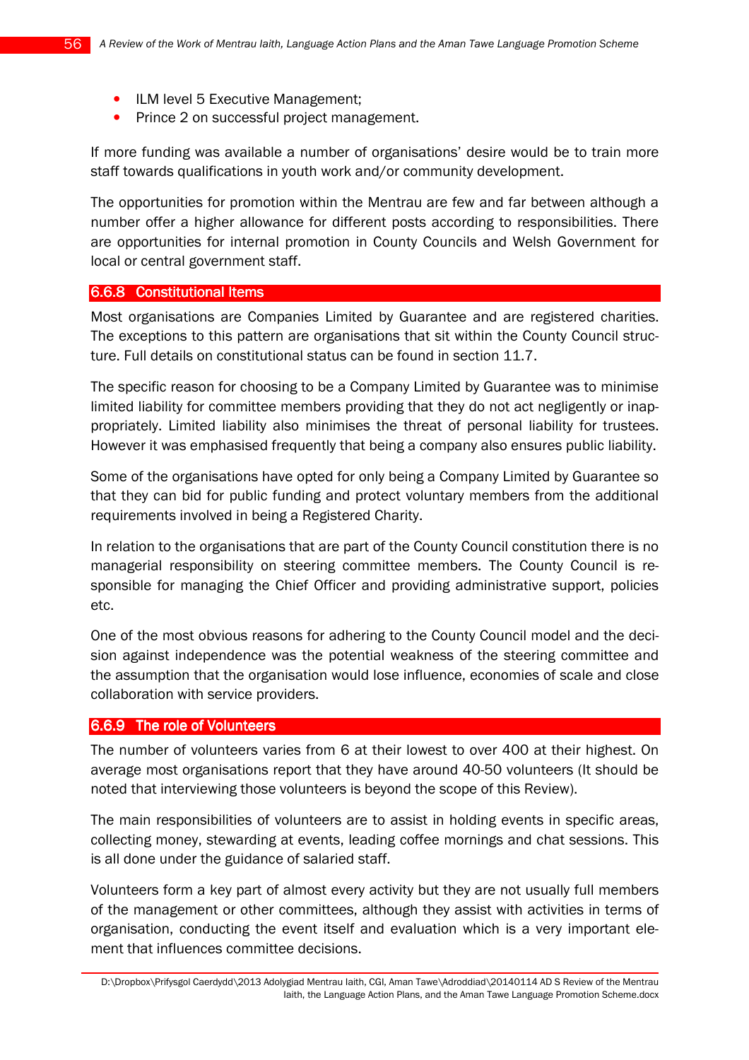- ILM level 5 Executive Management;
- Prince 2 on successful project management.

If more funding was available a number of organisations' desire would be to train more staff towards qualifications in youth work and/or community development.

The opportunities for promotion within the Mentrau are few and far between although a number offer a higher allowance for different posts according to responsibilities. There are opportunities for internal promotion in County Councils and Welsh Government for local or central government staff.

### 6.6.8 Constitutional Items

Most organisations are Companies Limited by Guarantee and are registered charities. The exceptions to this pattern are organisations that sit within the County Council structure. Full details on constitutional status can be found in section 11.7.

The specific reason for choosing to be a Company Limited by Guarantee was to minimise limited liability for committee members providing that they do not act negligently or inappropriately. Limited liability also minimises the threat of personal liability for trustees. However it was emphasised frequently that being a company also ensures public liability.

Some of the organisations have opted for only being a Company Limited by Guarantee so that they can bid for public funding and protect voluntary members from the additional requirements involved in being a Registered Charity.

In relation to the organisations that are part of the County Council constitution there is no managerial responsibility on steering committee members. The County Council is responsible for managing the Chief Officer and providing administrative support, policies etc.

One of the most obvious reasons for adhering to the County Council model and the decision against independence was the potential weakness of the steering committee and the assumption that the organisation would lose influence, economies of scale and close collaboration with service providers.

### 6.6.9 The role of Volunteers

The number of volunteers varies from 6 at their lowest to over 400 at their highest. On average most organisations report that they have around 40-50 volunteers (It should be noted that interviewing those volunteers is beyond the scope of this Review).

The main responsibilities of volunteers are to assist in holding events in specific areas, collecting money, stewarding at events, leading coffee mornings and chat sessions. This is all done under the guidance of salaried staff.

Volunteers form a key part of almost every activity but they are not usually full members of the management or other committees, although they assist with activities in terms of organisation, conducting the event itself and evaluation which is a very important element that influences committee decisions.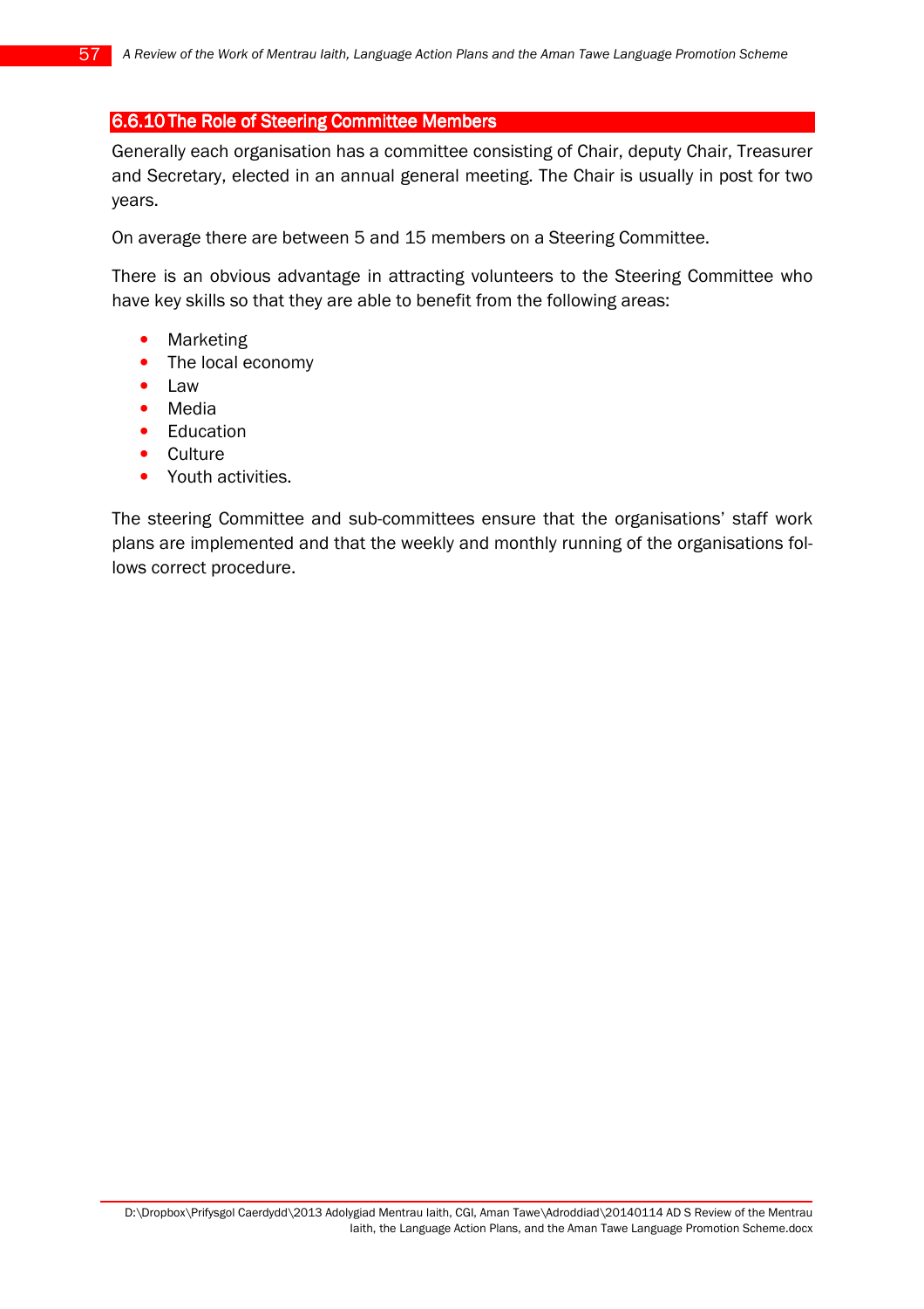#### 6.6.10 The Role of Steering Committee Members

Generally each organisation has a committee consisting of Chair, deputy Chair, Treasurer and Secretary, elected in an annual general meeting. The Chair is usually in post for two years.

On average there are between 5 and 15 members on a Steering Committee.

There is an obvious advantage in attracting volunteers to the Steering Committee who have key skills so that they are able to benefit from the following areas:

- Marketing
- The local economy
- Law
- Media
- Education
- Culture
- Youth activities.

The steering Committee and sub-committees ensure that the organisations' staff work plans are implemented and that the weekly and monthly running of the organisations follows correct procedure.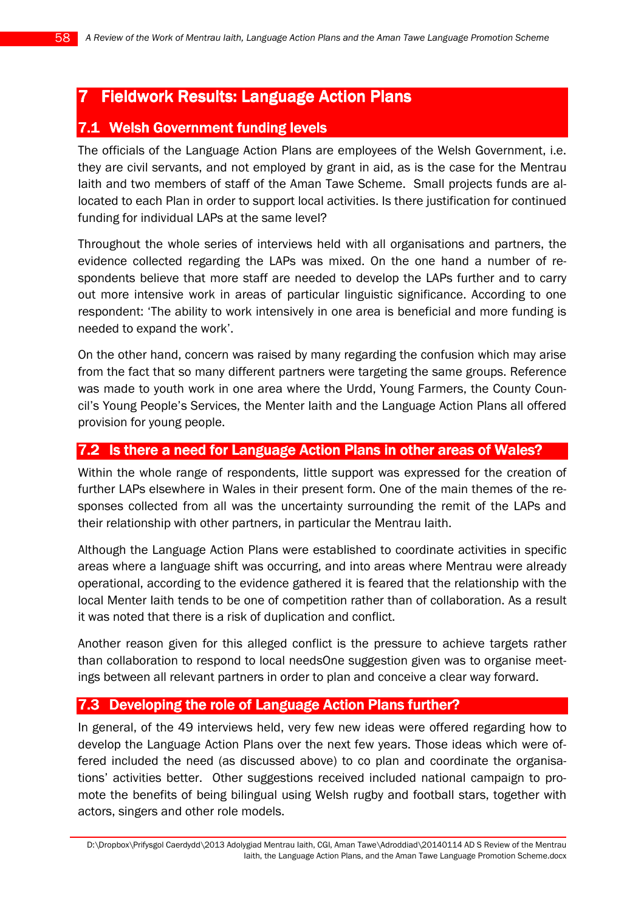# 7 Fieldwork Results: Language Action Plans

## 7.1 Welsh Government funding levels

The officials of the Language Action Plans are employees of the Welsh Government, i.e. they are civil servants, and not employed by grant in aid, as is the case for the Mentrau Iaith and two members of staff of the Aman Tawe Scheme. Small projects funds are allocated to each Plan in order to support local activities. Is there justification for continued funding for individual LAPs at the same level?

Throughout the whole series of interviews held with all organisations and partners, the evidence collected regarding the LAPs was mixed. On the one hand a number of respondents believe that more staff are needed to develop the LAPs further and to carry out more intensive work in areas of particular linguistic significance. According to one respondent: 'The ability to work intensively in one area is beneficial and more funding is needed to expand the work'.

On the other hand, concern was raised by many regarding the confusion which may arise from the fact that so many different partners were targeting the same groups. Reference was made to youth work in one area where the Urdd, Young Farmers, the County Council's Young People's Services, the Menter Iaith and the Language Action Plans all offered provision for young people.

## 7.2 Is there a need for Language Action Plans in other areas of Wales?

Within the whole range of respondents, little support was expressed for the creation of further LAPs elsewhere in Wales in their present form. One of the main themes of the responses collected from all was the uncertainty surrounding the remit of the LAPs and their relationship with other partners, in particular the Mentrau Iaith.

Although the Language Action Plans were established to coordinate activities in specific areas where a language shift was occurring, and into areas where Mentrau were already operational, according to the evidence gathered it is feared that the relationship with the local Menter Iaith tends to be one of competition rather than of collaboration. As a result it was noted that there is a risk of duplication and conflict.

Another reason given for this alleged conflict is the pressure to achieve targets rather than collaboration to respond to local needsOne suggestion given was to organise meetings between all relevant partners in order to plan and conceive a clear way forward.

## 7.3 Developing the role of Language Action Plans further?

In general, of the 49 interviews held, very few new ideas were offered regarding how to develop the Language Action Plans over the next few years. Those ideas which were offered included the need (as discussed above) to co plan and coordinate the organisations' activities better. Other suggestions received included national campaign to promote the benefits of being bilingual using Welsh rugby and football stars, together with actors, singers and other role models.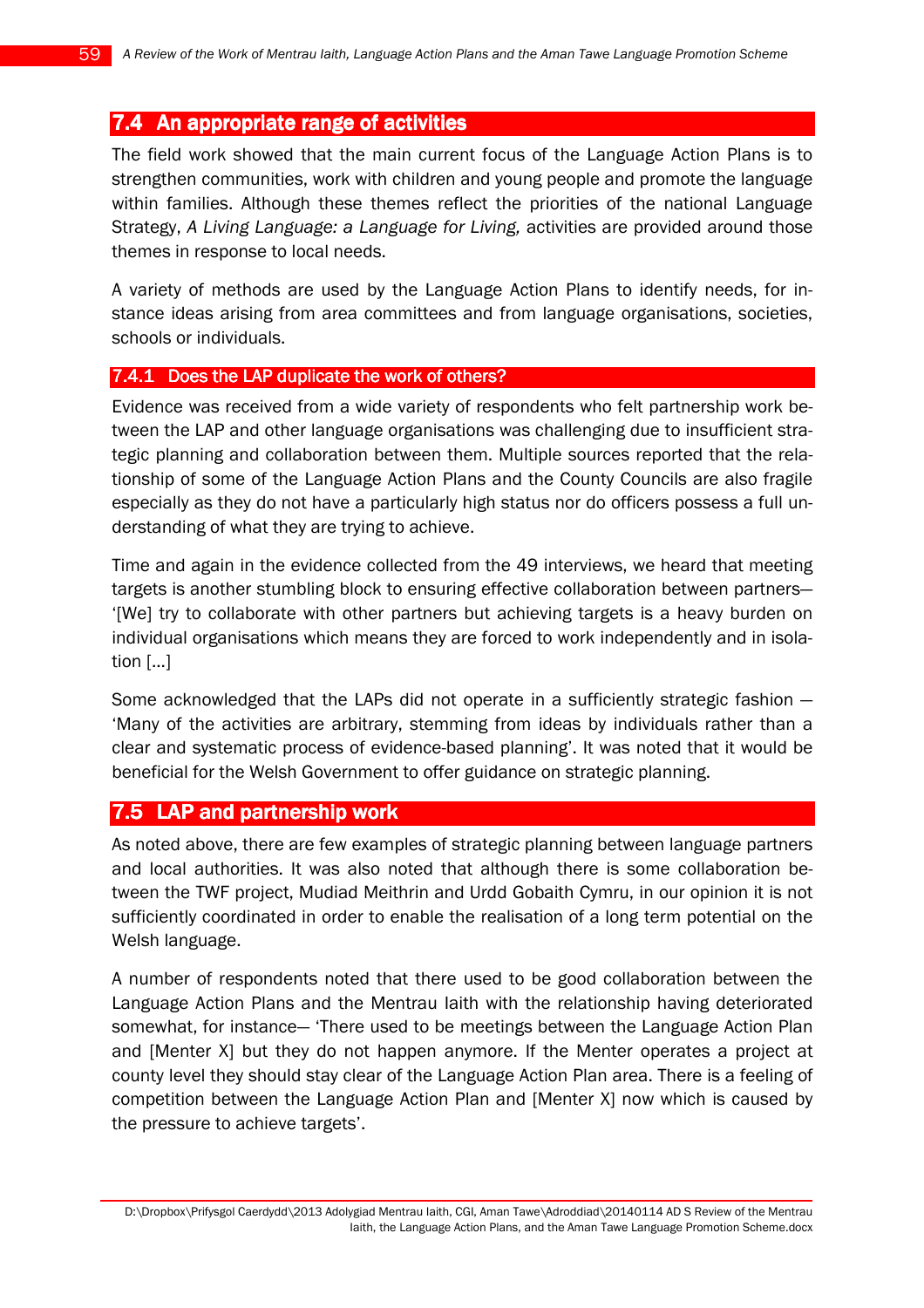## 7.4 An appropriate range of activities

The field work showed that the main current focus of the Language Action Plans is to strengthen communities, work with children and young people and promote the language within families. Although these themes reflect the priorities of the national Language Strategy, *A Living Language: a Language for Living,* activities are provided around those themes in response to local needs.

A variety of methods are used by the Language Action Plans to identify needs, for instance ideas arising from area committees and from language organisations, societies, schools or individuals.

### 7.4.1 Does the LAP duplicate the work of others?

Evidence was received from a wide variety of respondents who felt partnership work between the LAP and other language organisations was challenging due to insufficient strategic planning and collaboration between them. Multiple sources reported that the relationship of some of the Language Action Plans and the County Councils are also fragile especially as they do not have a particularly high status nor do officers possess a full understanding of what they are trying to achieve.

Time and again in the evidence collected from the 49 interviews, we heard that meeting targets is another stumbling block to ensuring effective collaboration between partners— '[We] try to collaborate with other partners but achieving targets is a heavy burden on individual organisations which means they are forced to work independently and in isolation [...]

Some acknowledged that the LAPs did not operate in a sufficiently strategic fashion — 'Many of the activities are arbitrary, stemming from ideas by individuals rather than a clear and systematic process of evidence-based planning'. It was noted that it would be beneficial for the Welsh Government to offer guidance on strategic planning.

## 7.5 LAP and partnership work

As noted above, there are few examples of strategic planning between language partners and local authorities. It was also noted that although there is some collaboration between the TWF project, Mudiad Meithrin and Urdd Gobaith Cymru, in our opinion it is not sufficiently coordinated in order to enable the realisation of a long term potential on the Welsh language.

A number of respondents noted that there used to be good collaboration between the Language Action Plans and the Mentrau Iaith with the relationship having deteriorated somewhat, for instance— 'There used to be meetings between the Language Action Plan and [Menter X] but they do not happen anymore. If the Menter operates a project at county level they should stay clear of the Language Action Plan area. There is a feeling of competition between the Language Action Plan and [Menter X] now which is caused by the pressure to achieve targets'.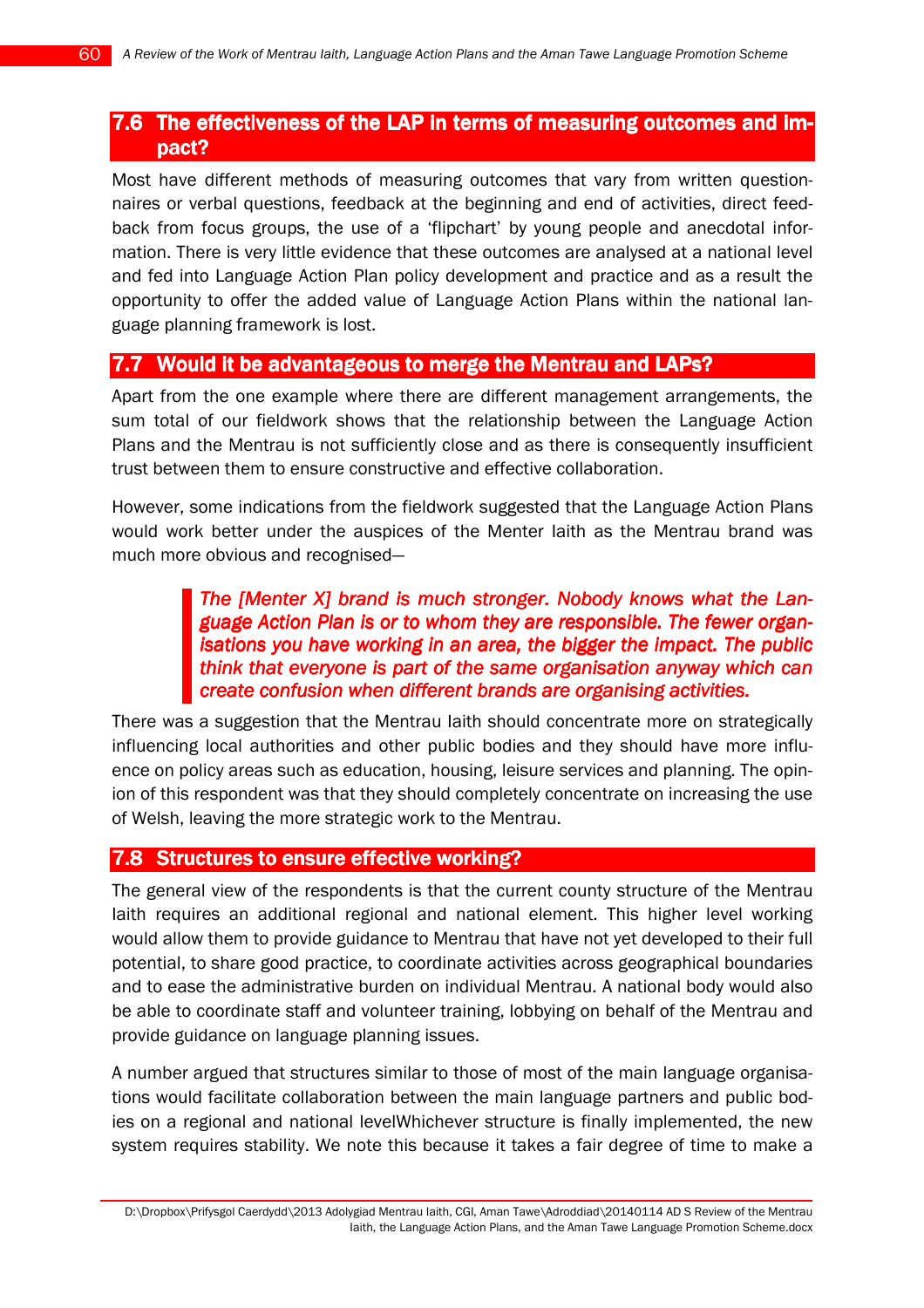## 7.6 The effectiveness of the LAP in terms of measuring outcomes and impact?

Most have different methods of measuring outcomes that vary from written questionnaires or verbal questions, feedback at the beginning and end of activities, direct feedback from focus groups, the use of a 'flipchart' by young people and anecdotal information. There is very little evidence that these outcomes are analysed at a national level and fed into Language Action Plan policy development and practice and as a result the opportunity to offer the added value of Language Action Plans within the national language planning framework is lost.

## 7.7 Would it be advantageous to merge the Mentrau and LAPs?

Apart from the one example where there are different management arrangements, the sum total of our fieldwork shows that the relationship between the Language Action Plans and the Mentrau is not sufficiently close and as there is consequently insufficient trust between them to ensure constructive and effective collaboration.

However, some indications from the fieldwork suggested that the Language Action Plans would work better under the auspices of the Menter Iaith as the Mentrau brand was much more obvious and recognised—

> ***The [Menter X] brand is much stronger. Nobody knows what the Language Action Plan is or to whom they are responsible. The fewer organisations you have working in an area, the bigger the impact. The public think that everyone is part of the same organisation anyway which can create confusion when different brands are organising activities.***

There was a suggestion that the Mentrau Iaith should concentrate more on strategically influencing local authorities and other public bodies and they should have more influence on policy areas such as education, housing, leisure services and planning. The opinion of this respondent was that they should completely concentrate on increasing the use of Welsh, leaving the more strategic work to the Mentrau.

## 7.8 Structures to ensure effective working?

The general view of the respondents is that the current county structure of the Mentrau Iaith requires an additional regional and national element. This higher level working would allow them to provide guidance to Mentrau that have not yet developed to their full potential, to share good practice, to coordinate activities across geographical boundaries and to ease the administrative burden on individual Mentrau. A national body would also be able to coordinate staff and volunteer training, lobbying on behalf of the Mentrau and provide guidance on language planning issues.

A number argued that structures similar to those of most of the main language organisations would facilitate collaboration between the main language partners and public bodies on a regional and national levelWhichever structure is finally implemented, the new system requires stability. We note this because it takes a fair degree of time to make a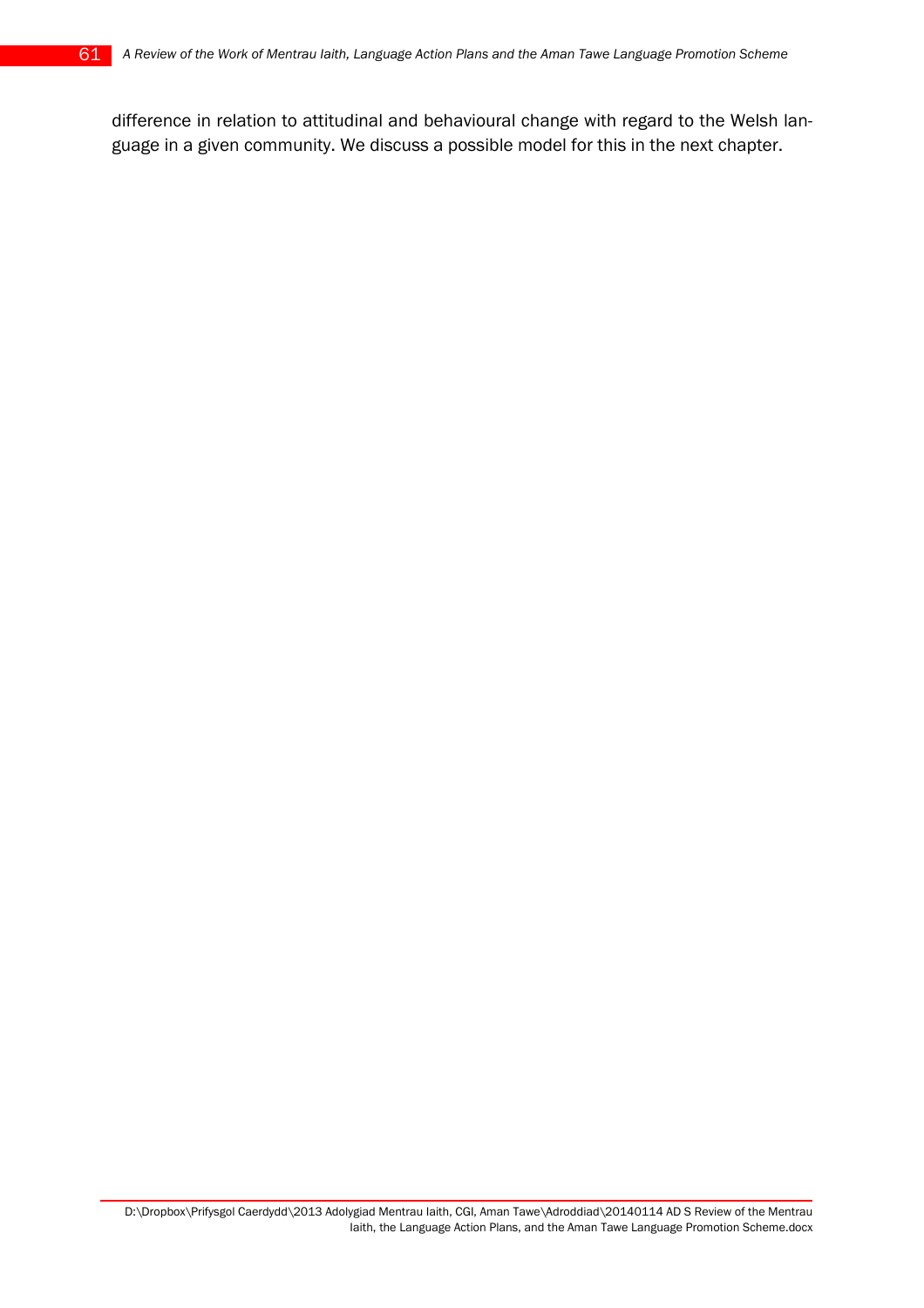difference in relation to attitudinal and behavioural change with regard to the Welsh language in a given community. We discuss a possible model for this in the next chapter.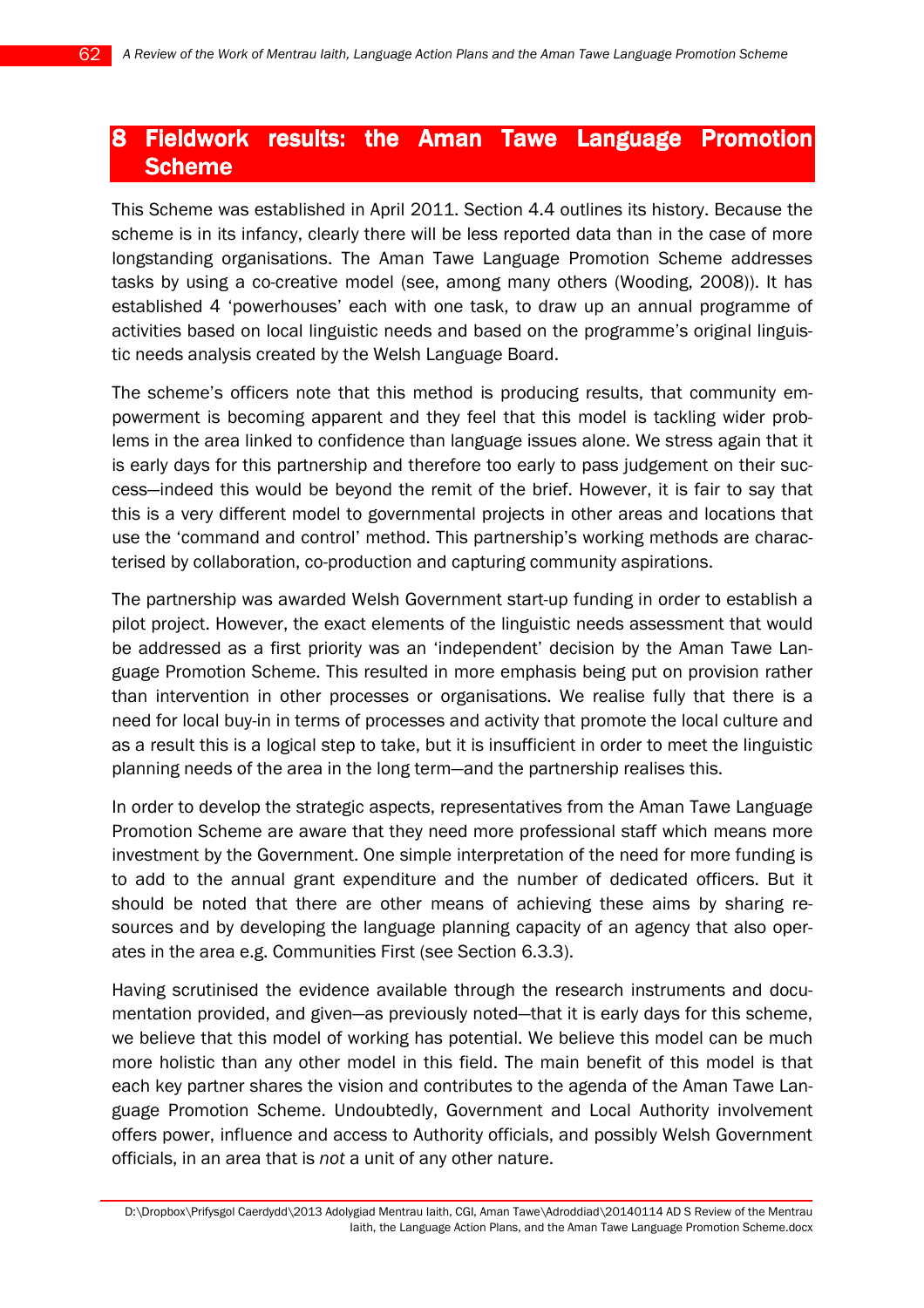# 8 Fieldwork results: the Aman Tawe Language Promotion Scheme

This Scheme was established in April 2011. Section 4.4 outlines its history. Because the scheme is in its infancy, clearly there will be less reported data than in the case of more longstanding organisations. The Aman Tawe Language Promotion Scheme addresses tasks by using a co-creative model (see, among many others (Wooding, 2008)). It has established 4 'powerhouses' each with one task, to draw up an annual programme of activities based on local linguistic needs and based on the programme's original linguistic needs analysis created by the Welsh Language Board.

The scheme's officers note that this method is producing results, that community empowerment is becoming apparent and they feel that this model is tackling wider problems in the area linked to confidence than language issues alone. We stress again that it is early days for this partnership and therefore too early to pass judgement on their success—indeed this would be beyond the remit of the brief. However, it is fair to say that this is a very different model to governmental projects in other areas and locations that use the 'command and control' method. This partnership's working methods are characterised by collaboration, co-production and capturing community aspirations.

The partnership was awarded Welsh Government start-up funding in order to establish a pilot project. However, the exact elements of the linguistic needs assessment that would be addressed as a first priority was an 'independent' decision by the Aman Tawe Language Promotion Scheme. This resulted in more emphasis being put on provision rather than intervention in other processes or organisations. We realise fully that there is a need for local buy-in in terms of processes and activity that promote the local culture and as a result this is a logical step to take, but it is insufficient in order to meet the linguistic planning needs of the area in the long term—and the partnership realises this.

In order to develop the strategic aspects, representatives from the Aman Tawe Language Promotion Scheme are aware that they need more professional staff which means more investment by the Government. One simple interpretation of the need for more funding is to add to the annual grant expenditure and the number of dedicated officers. But it should be noted that there are other means of achieving these aims by sharing resources and by developing the language planning capacity of an agency that also operates in the area e.g. Communities First (see Section 6.3.3).

Having scrutinised the evidence available through the research instruments and documentation provided, and given—as previously noted—that it is early days for this scheme, we believe that this model of working has potential. We believe this model can be much more holistic than any other model in this field. The main benefit of this model is that each key partner shares the vision and contributes to the agenda of the Aman Tawe Language Promotion Scheme. Undoubtedly, Government and Local Authority involvement offers power, influence and access to Authority officials, and possibly Welsh Government officials, in an area that is *not* a unit of any other nature.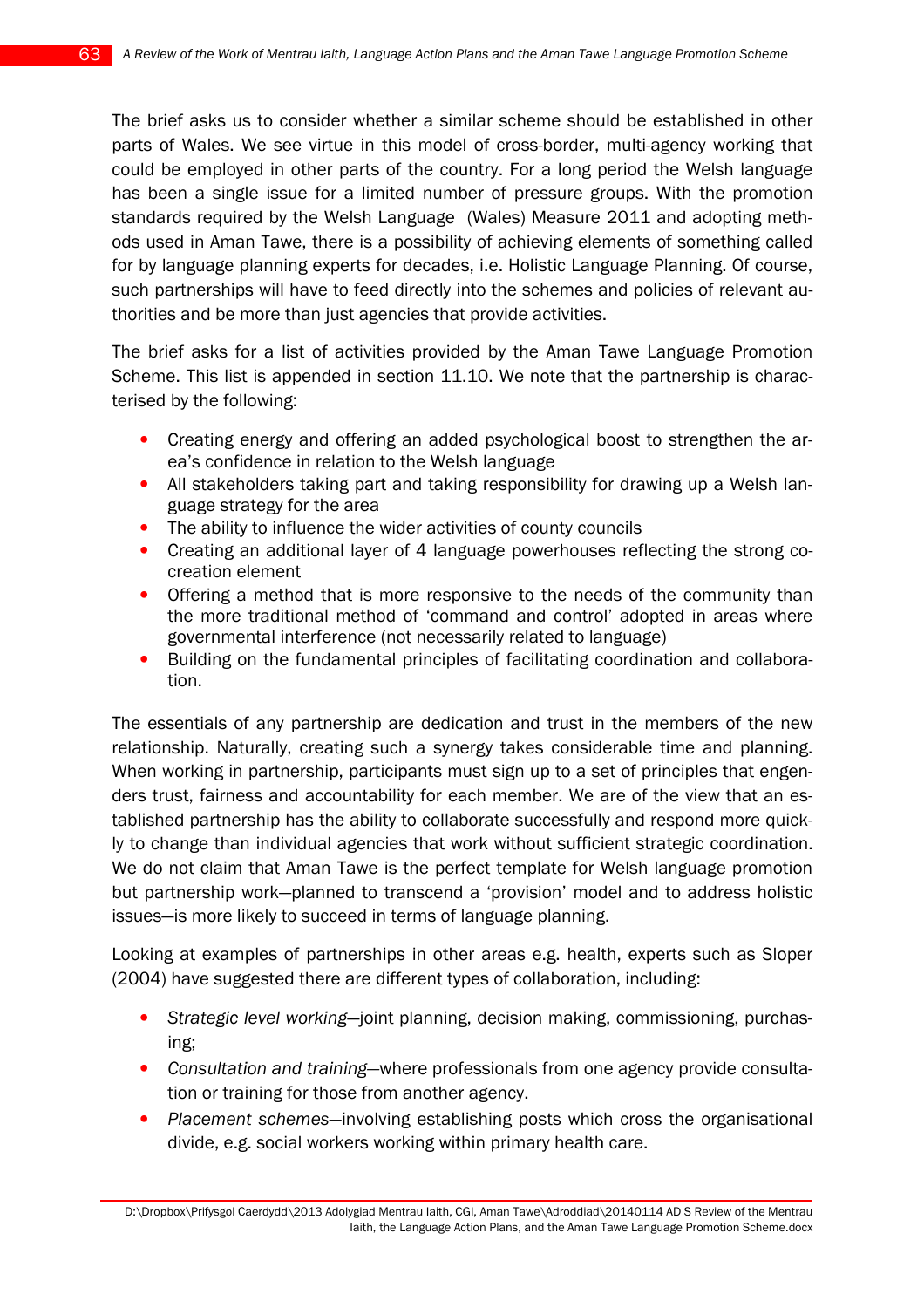The brief asks us to consider whether a similar scheme should be established in other parts of Wales. We see virtue in this model of cross-border, multi-agency working that could be employed in other parts of the country. For a long period the Welsh language has been a single issue for a limited number of pressure groups. With the promotion standards required by the Welsh Language (Wales) Measure 2011 and adopting methods used in Aman Tawe, there is a possibility of achieving elements of something called for by language planning experts for decades, i.e. Holistic Language Planning. Of course, such partnerships will have to feed directly into the schemes and policies of relevant authorities and be more than just agencies that provide activities.

The brief asks for a list of activities provided by the Aman Tawe Language Promotion Scheme. This list is appended in section 11.10. We note that the partnership is characterised by the following:

- Creating energy and offering an added psychological boost to strengthen the area's confidence in relation to the Welsh language
- All stakeholders taking part and taking responsibility for drawing up a Welsh language strategy for the area
- The ability to influence the wider activities of county councils
- Creating an additional layer of 4 language powerhouses reflecting the strong co-creation element
- Offering a method that is more responsive to the needs of the community than the more traditional method of 'command and control' adopted in areas where governmental interference (not necessarily related to language)
- Building on the fundamental principles of facilitating coordination and collaboration.

The essentials of any partnership are dedication and trust in the members of the new relationship. Naturally, creating such a synergy takes considerable time and planning. When working in partnership, participants must sign up to a set of principles that engenders trust, fairness and accountability for each member. We are of the view that an established partnership has the ability to collaborate successfully and respond more quickly to change than individual agencies that work without sufficient strategic coordination. We do not claim that Aman Tawe is the perfect template for Welsh language promotion but partnership work—planned to transcend a 'provision' model and to address holistic issues—is more likely to succeed in terms of language planning.

Looking at examples of partnerships in other areas e.g. health, experts such as Sloper (2004) have suggested there are different types of collaboration, including:

- *Strategic level working*—joint planning, decision making, commissioning, purchasing;
- *Consultation and training*—where professionals from one agency provide consultation or training for those from another agency.
- *Placement schemes*—involving establishing posts which cross the organisational divide, e.g. social workers working within primary health care.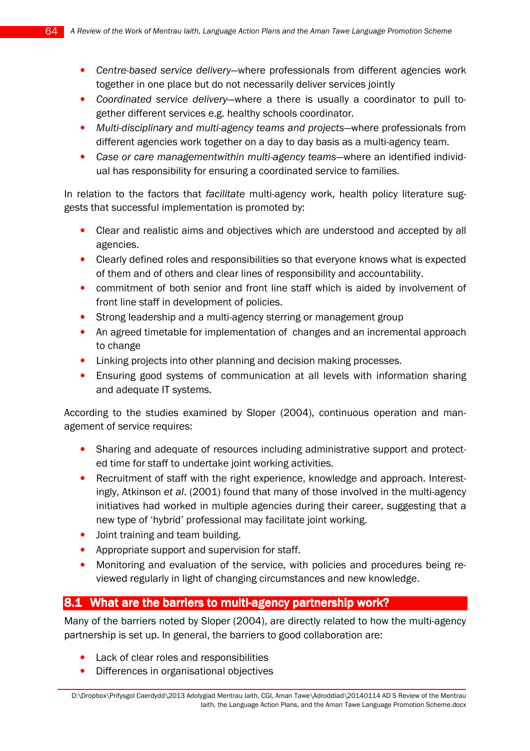- *Centre-based service delivery*—where professionals from different agencies work together in one place but do not necessarily deliver services jointly
- *Coordinated service delivery*—where a there is usually a coordinator to pull together different services e.g. healthy schools coordinator.
- *Multi-disciplinary and multi-agency teams and projects*—where professionals from different agencies work together on a day to day basis as a multi-agency team.
- *Case or care managementwithin multi-agency teams*—where an identified individual has responsibility for ensuring a coordinated service to families.

In relation to the factors that *facilitate* multi-agency work, health policy literature suggests that successful implementation is promoted by:

- Clear and realistic aims and objectives which are understood and accepted by all agencies.
- Clearly defined roles and responsibilities so that everyone knows what is expected of them and of others and clear lines of responsibility and accountability.
- commitment of both senior and front line staff which is aided by involvement of front line staff in development of policies.
- Strong leadership and a multi-agency sterring or management group
- An agreed timetable for implementation of changes and an incremental approach to change
- Linking projects into other planning and decision making processes.
- Ensuring good systems of communication at all levels with information sharing and adequate IT systems.

According to the studies examined by Sloper (2004), continuous operation and management of service requires:

- Sharing and adequate of resources including administrative support and protected time for staff to undertake joint working activities.
- Recruitment of staff with the right experience, knowledge and approach. Interestingly, Atkinson *et al*. (2001) found that many of those involved in the multi-agency initiatives had worked in multiple agencies during their career, suggesting that a new type of 'hybrid' professional may facilitate joint working.
- Joint training and team building.
- Appropriate support and supervision for staff.
- Monitoring and evaluation of the service, with policies and procedures being reviewed regularly in light of changing circumstances and new knowledge.

## 8.1 What are the barriers to multi-agency partnership work?

Many of the barriers noted by Sloper (2004), are directly related to how the multi-agency partnership is set up. In general, the barriers to good collaboration are:

- Lack of clear roles and responsibilities
- Differences in organisational objectives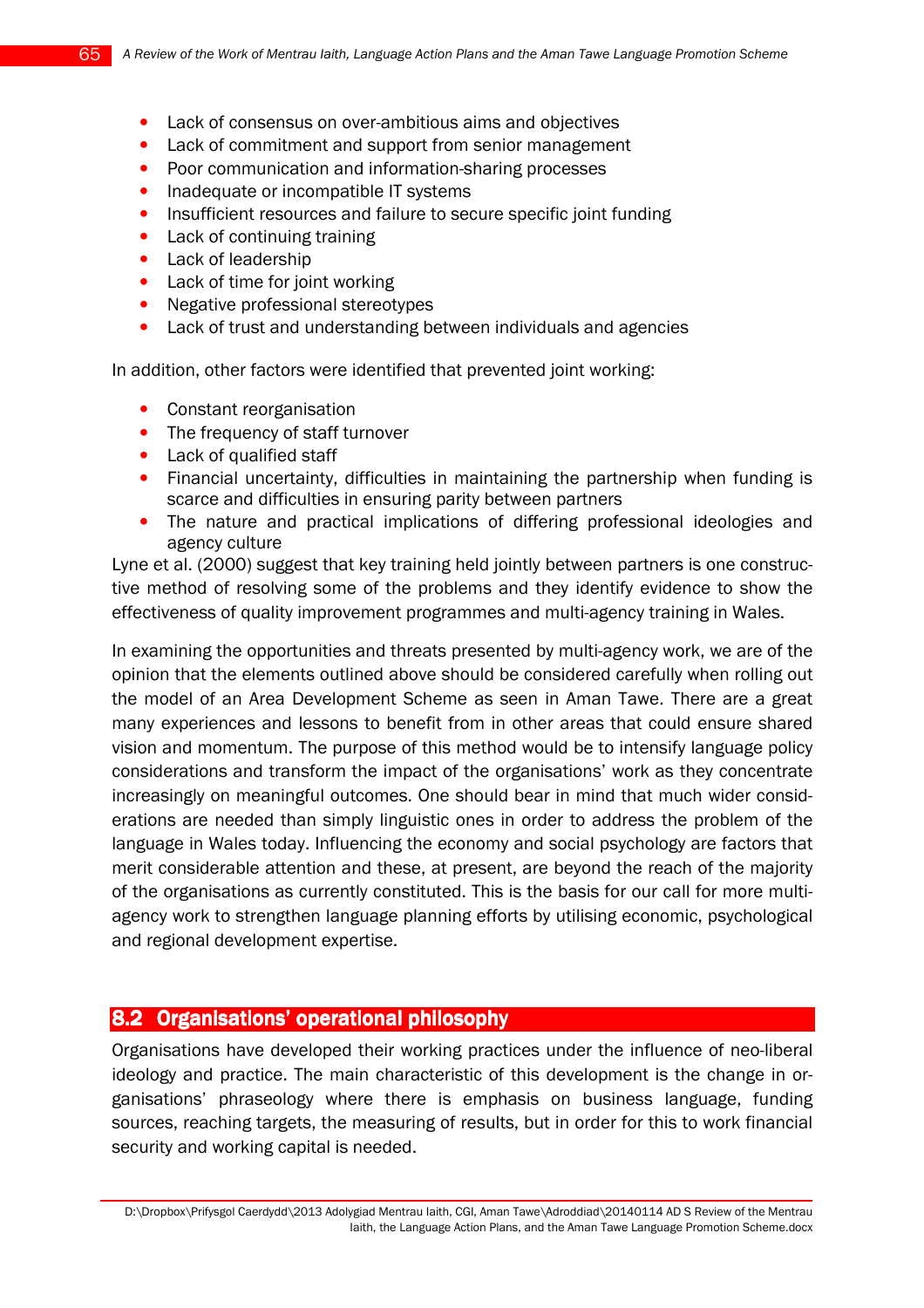- Lack of consensus on over-ambitious aims and objectives
- Lack of commitment and support from senior management
- Poor communication and information-sharing processes
- Inadequate or incompatible IT systems
- Insufficient resources and failure to secure specific joint funding
- Lack of continuing training
- Lack of leadership
- Lack of time for joint working
- Negative professional stereotypes
- Lack of trust and understanding between individuals and agencies

In addition, other factors were identified that prevented joint working:

- Constant reorganisation
- The frequency of staff turnover
- Lack of qualified staff
- Financial uncertainty, difficulties in maintaining the partnership when funding is scarce and difficulties in ensuring parity between partners
- The nature and practical implications of differing professional ideologies and agency culture

Lyne et al. (2000) suggest that key training held jointly between partners is one constructive method of resolving some of the problems and they identify evidence to show the effectiveness of quality improvement programmes and multi-agency training in Wales.

In examining the opportunities and threats presented by multi-agency work, we are of the opinion that the elements outlined above should be considered carefully when rolling out the model of an Area Development Scheme as seen in Aman Tawe. There are a great many experiences and lessons to benefit from in other areas that could ensure shared vision and momentum. The purpose of this method would be to intensify language policy considerations and transform the impact of the organisations' work as they concentrate increasingly on meaningful outcomes. One should bear in mind that much wider considerations are needed than simply linguistic ones in order to address the problem of the language in Wales today. Influencing the economy and social psychology are factors that merit considerable attention and these, at present, are beyond the reach of the majority of the organisations as currently constituted. This is the basis for our call for more multi-agency work to strengthen language planning efforts by utilising economic, psychological and regional development expertise.

## 8.2 Organisations' operational philosophy

Organisations have developed their working practices under the influence of neo-liberal ideology and practice. The main characteristic of this development is the change in organisations' phraseology where there is emphasis on business language, funding sources, reaching targets, the measuring of results, but in order for this to work financial security and working capital is needed.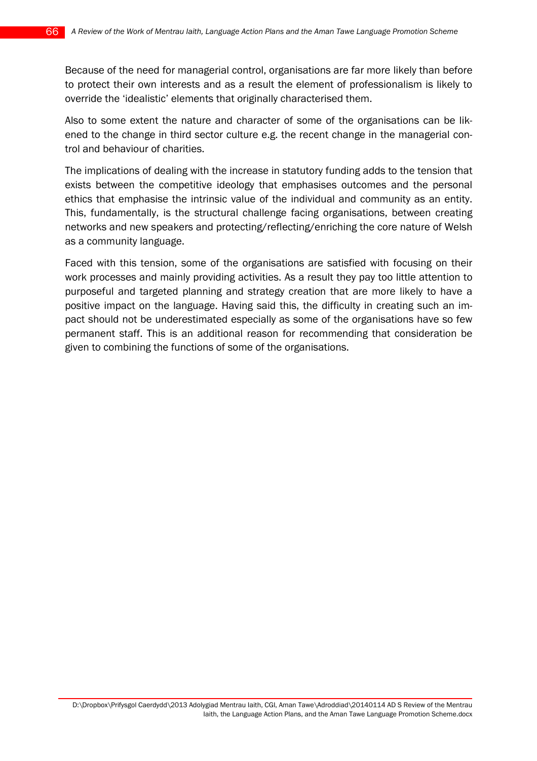Because of the need for managerial control, organisations are far more likely than before to protect their own interests and as a result the element of professionalism is likely to override the 'idealistic' elements that originally characterised them.

Also to some extent the nature and character of some of the organisations can be likened to the change in third sector culture e.g. the recent change in the managerial control and behaviour of charities.

The implications of dealing with the increase in statutory funding adds to the tension that exists between the competitive ideology that emphasises outcomes and the personal ethics that emphasise the intrinsic value of the individual and community as an entity. This, fundamentally, is the structural challenge facing organisations, between creating networks and new speakers and protecting/reflecting/enriching the core nature of Welsh as a community language.

Faced with this tension, some of the organisations are satisfied with focusing on their work processes and mainly providing activities. As a result they pay too little attention to purposeful and targeted planning and strategy creation that are more likely to have a positive impact on the language. Having said this, the difficulty in creating such an impact should not be underestimated especially as some of the organisations have so few permanent staff. This is an additional reason for recommending that consideration be given to combining the functions of some of the organisations.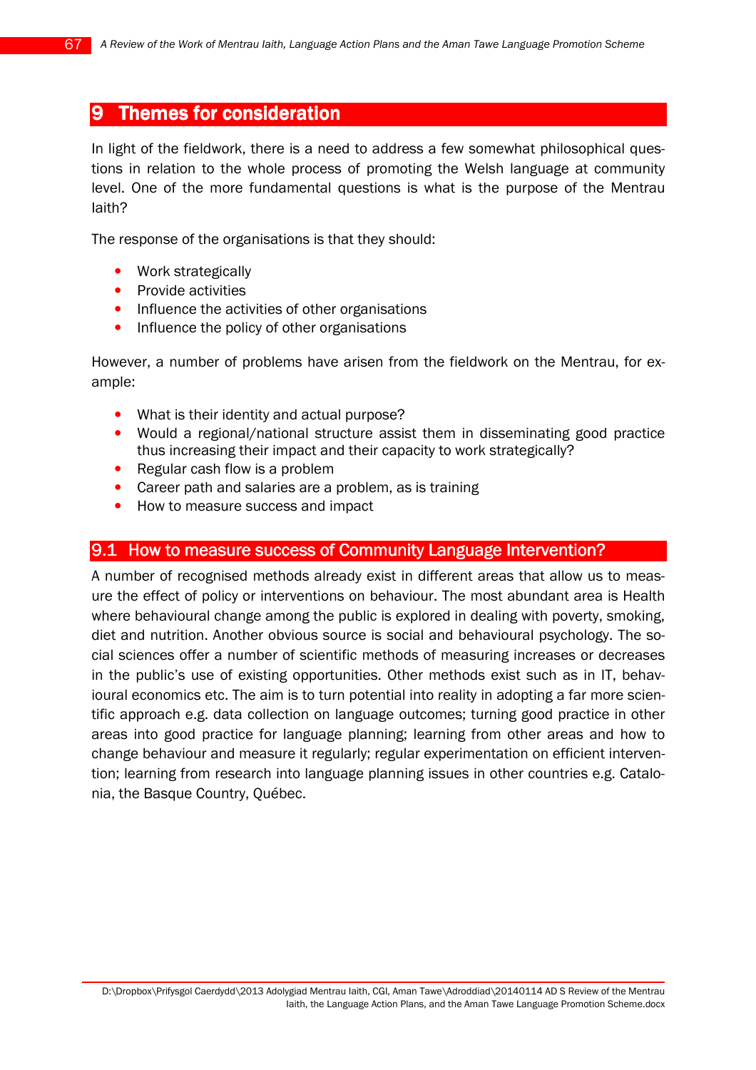# 9 Themes for consideration

In light of the fieldwork, there is a need to address a few somewhat philosophical questions in relation to the whole process of promoting the Welsh language at community level. One of the more fundamental questions is what is the purpose of the Mentrau Iaith?

The response of the organisations is that they should:

- Work strategically
- Provide activities
- Influence the activities of other organisations
- Influence the policy of other organisations

However, a number of problems have arisen from the fieldwork on the Mentrau, for example:

- What is their identity and actual purpose?
- Would a regional/national structure assist them in disseminating good practice thus increasing their impact and their capacity to work strategically?
- Regular cash flow is a problem
- Career path and salaries are a problem, as is training
- How to measure success and impact

## 9.1 How to measure success of Community Language Intervention?

A number of recognised methods already exist in different areas that allow us to measure the effect of policy or interventions on behaviour. The most abundant area is Health where behavioural change among the public is explored in dealing with poverty, smoking, diet and nutrition. Another obvious source is social and behavioural psychology. The social sciences offer a number of scientific methods of measuring increases or decreases in the public's use of existing opportunities. Other methods exist such as in IT, behavioural economics etc. The aim is to turn potential into reality in adopting a far more scientific approach e.g. data collection on language outcomes; turning good practice in other areas into good practice for language planning; learning from other areas and how to change behaviour and measure it regularly; regular experimentation on efficient intervention; learning from research into language planning issues in other countries e.g. Catalonia, the Basque Country, Québec.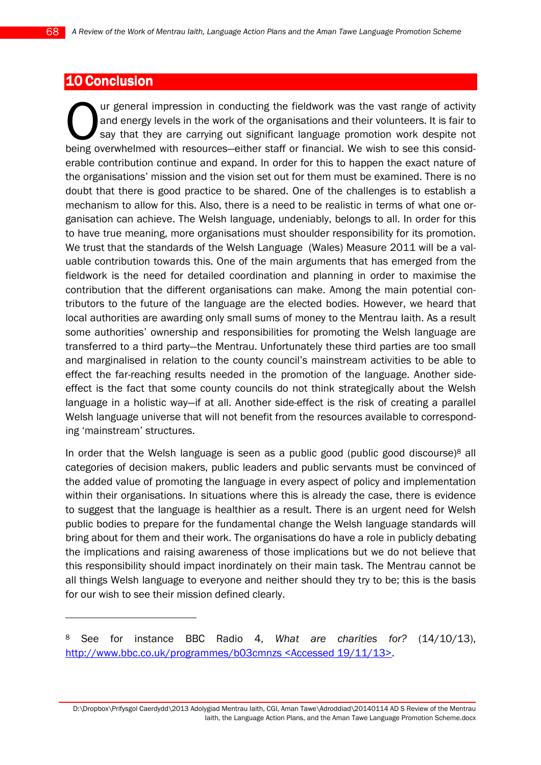# 10 Conclusion

Our general impression in conducting the fieldwork was the vast range of activity and energy levels in the work of the organisations and their volunteers. It is fair to say that they are carrying out significant language promotion work despite not being overwhelmed with resources—either staff or financial. We wish to see this considerable contribution continue and expand. In order for this to happen the exact nature of the organisations' mission and the vision set out for them must be examined. There is no doubt that there is good practice to be shared. One of the challenges is to establish a mechanism to allow for this. Also, there is a need to be realistic in terms of what one organisation can achieve. The Welsh language, undeniably, belongs to all. In order for this to have true meaning, more organisations must shoulder responsibility for its promotion. We trust that the standards of the Welsh Language (Wales) Measure 2011 will be a valuable contribution towards this. One of the main arguments that has emerged from the fieldwork is the need for detailed coordination and planning in order to maximise the contribution that the different organisations can make. Among the main potential contributors to the future of the language are the elected bodies. However, we heard that local authorities are awarding only small sums of money to the Mentrau Iaith. As a result some authorities' ownership and responsibilities for promoting the Welsh language are transferred to a third party—the Mentrau. Unfortunately these third parties are too small and marginalised in relation to the county council's mainstream activities to be able to effect the far-reaching results needed in the promotion of the language. Another side-effect is the fact that some county councils do not think strategically about the Welsh language in a holistic way—if at all. Another side-effect is the risk of creating a parallel Welsh language universe that will not benefit from the resources available to corresponding 'mainstream' structures.

In order that the Welsh language is seen as a public good (public good discourse)[8] all categories of decision makers, public leaders and public servants must be convinced of the added value of promoting the language in every aspect of policy and implementation within their organisations. In situations where this is already the case, there is evidence to suggest that the language is healthier as a result. There is an urgent need for Welsh public bodies to prepare for the fundamental change the Welsh language standards will bring about for them and their work. The organisations do have a role in publicly debating the implications and raising awareness of those implications but we do not believe that this responsibility should impact inordinately on their main task. The Mentrau cannot be all things Welsh language to everyone and neither should they try to be; this is the basis for our wish to see their mission defined clearly.

---

[8] See for instance BBC Radio 4, *What are charities for?* (14/10/13), http://www.bbc.co.uk/programmes/b03cmnzs <Accessed 19/11/13>.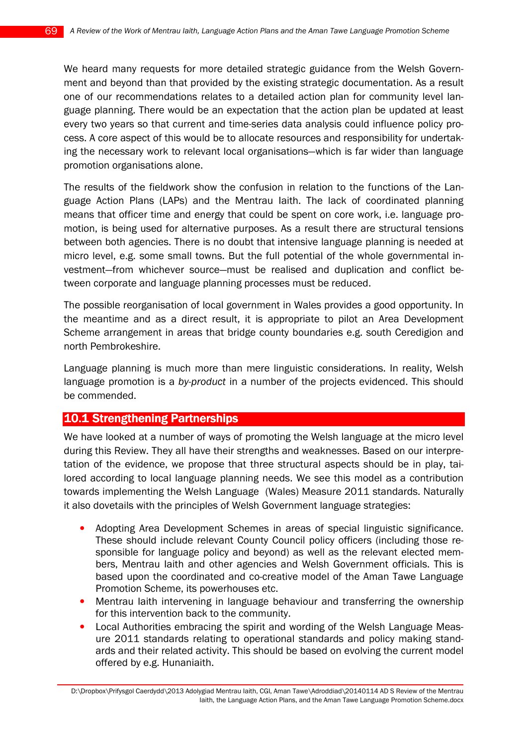We heard many requests for more detailed strategic guidance from the Welsh Government and beyond than that provided by the existing strategic documentation. As a result one of our recommendations relates to a detailed action plan for community level language planning. There would be an expectation that the action plan be updated at least every two years so that current and time-series data analysis could influence policy process. A core aspect of this would be to allocate resources and responsibility for undertaking the necessary work to relevant local organisations—which is far wider than language promotion organisations alone.

The results of the fieldwork show the confusion in relation to the functions of the Language Action Plans (LAPs) and the Mentrau Iaith. The lack of coordinated planning means that officer time and energy that could be spent on core work, i.e. language promotion, is being used for alternative purposes. As a result there are structural tensions between both agencies. There is no doubt that intensive language planning is needed at micro level, e.g. some small towns. But the full potential of the whole governmental investment—from whichever source—must be realised and duplication and conflict between corporate and language planning processes must be reduced.

The possible reorganisation of local government in Wales provides a good opportunity. In the meantime and as a direct result, it is appropriate to pilot an Area Development Scheme arrangement in areas that bridge county boundaries e.g. south Ceredigion and north Pembrokeshire.

Language planning is much more than mere linguistic considerations. In reality, Welsh language promotion is a *by-product* in a number of the projects evidenced. This should be commended.

## 10.1 Strengthening Partnerships

We have looked at a number of ways of promoting the Welsh language at the micro level during this Review. They all have their strengths and weaknesses. Based on our interpretation of the evidence, we propose that three structural aspects should be in play, tailored according to local language planning needs. We see this model as a contribution towards implementing the Welsh Language (Wales) Measure 2011 standards. Naturally it also dovetails with the principles of Welsh Government language strategies:

- Adopting Area Development Schemes in areas of special linguistic significance. These should include relevant County Council policy officers (including those responsible for language policy and beyond) as well as the relevant elected members, Mentrau Iaith and other agencies and Welsh Government officials. This is based upon the coordinated and co-creative model of the Aman Tawe Language Promotion Scheme, its powerhouses etc.
- Mentrau Iaith intervening in language behaviour and transferring the ownership for this intervention back to the community.
- Local Authorities embracing the spirit and wording of the Welsh Language Measure 2011 standards relating to operational standards and policy making standards and their related activity. This should be based on evolving the current model offered by e.g. Hunaniaith.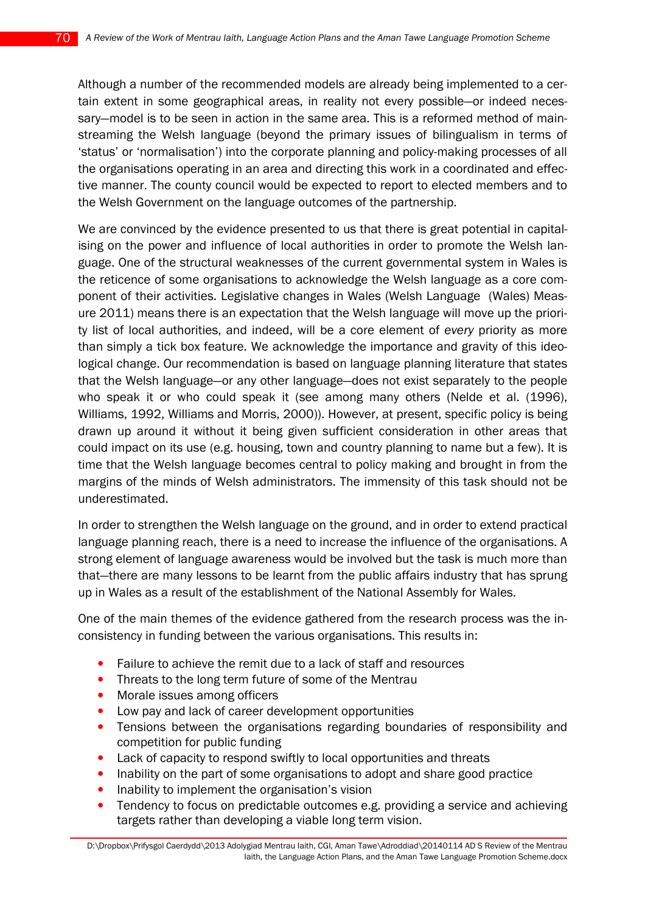Although a number of the recommended models are already being implemented to a certain extent in some geographical areas, in reality not every possible—or indeed necessary—model is to be seen in action in the same area. This is a reformed method of mainstreaming the Welsh language (beyond the primary issues of bilingualism in terms of 'status' or 'normalisation') into the corporate planning and policy-making processes of all the organisations operating in an area and directing this work in a coordinated and effective manner. The county council would be expected to report to elected members and to the Welsh Government on the language outcomes of the partnership.

We are convinced by the evidence presented to us that there is great potential in capitalising on the power and influence of local authorities in order to promote the Welsh language. One of the structural weaknesses of the current governmental system in Wales is the reticence of some organisations to acknowledge the Welsh language as a core component of their activities. Legislative changes in Wales (Welsh Language (Wales) Measure 2011) means there is an expectation that the Welsh language will move up the priority list of local authorities, and indeed, will be a core element of *every* priority as more than simply a tick box feature. We acknowledge the importance and gravity of this ideological change. Our recommendation is based on language planning literature that states that the Welsh language—or any other language—does not exist separately to the people who speak it or who could speak it (see among many others (Nelde et al. (1996), Williams, 1992, Williams and Morris, 2000)). However, at present, specific policy is being drawn up around it without it being given sufficient consideration in other areas that could impact on its use (e.g. housing, town and country planning to name but a few). It is time that the Welsh language becomes central to policy making and brought in from the margins of the minds of Welsh administrators. The immensity of this task should not be underestimated.

In order to strengthen the Welsh language on the ground, and in order to extend practical language planning reach, there is a need to increase the influence of the organisations. A strong element of language awareness would be involved but the task is much more than that—there are many lessons to be learnt from the public affairs industry that has sprung up in Wales as a result of the establishment of the National Assembly for Wales.

One of the main themes of the evidence gathered from the research process was the inconsistency in funding between the various organisations. This results in:

- Failure to achieve the remit due to a lack of staff and resources
- Threats to the long term future of some of the Mentrau
- Morale issues among officers
- Low pay and lack of career development opportunities
- Tensions between the organisations regarding boundaries of responsibility and competition for public funding
- Lack of capacity to respond swiftly to local opportunities and threats
- Inability on the part of some organisations to adopt and share good practice
- Inability to implement the organisation's vision
- Tendency to focus on predictable outcomes e.g. providing a service and achieving targets rather than developing a viable long term vision.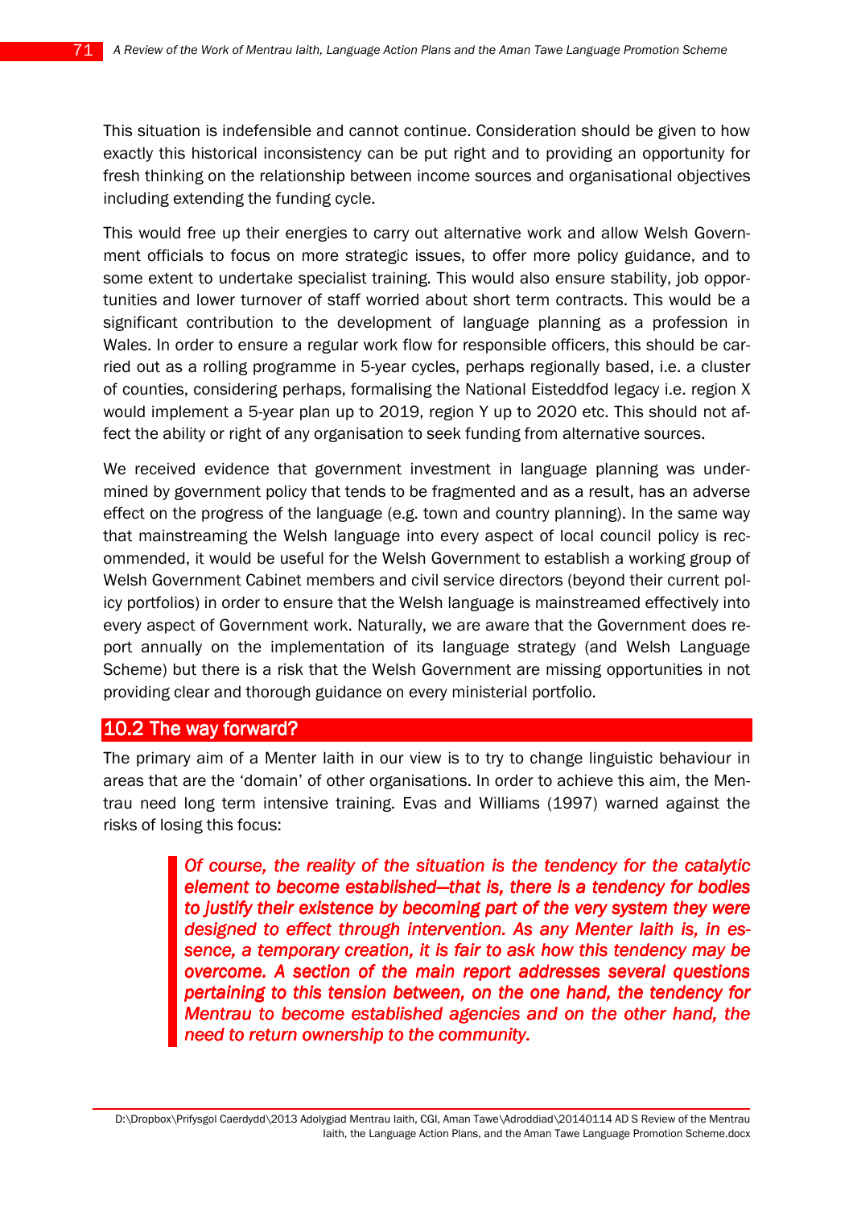This situation is indefensible and cannot continue. Consideration should be given to how exactly this historical inconsistency can be put right and to providing an opportunity for fresh thinking on the relationship between income sources and organisational objectives including extending the funding cycle.

This would free up their energies to carry out alternative work and allow Welsh Government officials to focus on more strategic issues, to offer more policy guidance, and to some extent to undertake specialist training. This would also ensure stability, job opportunities and lower turnover of staff worried about short term contracts. This would be a significant contribution to the development of language planning as a profession in Wales. In order to ensure a regular work flow for responsible officers, this should be carried out as a rolling programme in 5-year cycles, perhaps regionally based, i.e. a cluster of counties, considering perhaps, formalising the National Eisteddfod legacy i.e. region X would implement a 5-year plan up to 2019, region Y up to 2020 etc. This should not affect the ability or right of any organisation to seek funding from alternative sources.

We received evidence that government investment in language planning was undermined by government policy that tends to be fragmented and as a result, has an adverse effect on the progress of the language (e.g. town and country planning). In the same way that mainstreaming the Welsh language into every aspect of local council policy is recommended, it would be useful for the Welsh Government to establish a working group of Welsh Government Cabinet members and civil service directors (beyond their current policy portfolios) in order to ensure that the Welsh language is mainstreamed effectively into every aspect of Government work. Naturally, we are aware that the Government does report annually on the implementation of its language strategy (and Welsh Language Scheme) but there is a risk that the Welsh Government are missing opportunities in not providing clear and thorough guidance on every ministerial portfolio.

## 10.2 The way forward?

The primary aim of a Menter Iaith in our view is to try to change linguistic behaviour in areas that are the 'domain' of other organisations. In order to achieve this aim, the Mentrau need long term intensive training. Evas and Williams (1997) warned against the risks of losing this focus:

> ***Of course, the reality of the situation is the tendency for the catalytic element to become established—that is, there is a tendency for bodies to justify their existence by becoming part of the very system they were designed to effect through intervention. As any Menter Iaith is, in essence, a temporary creation, it is fair to ask how this tendency may be overcome. A section of the main report addresses several questions pertaining to this tension between, on the one hand, the tendency for Mentrau to become established agencies and on the other hand, the need to return ownership to the community.***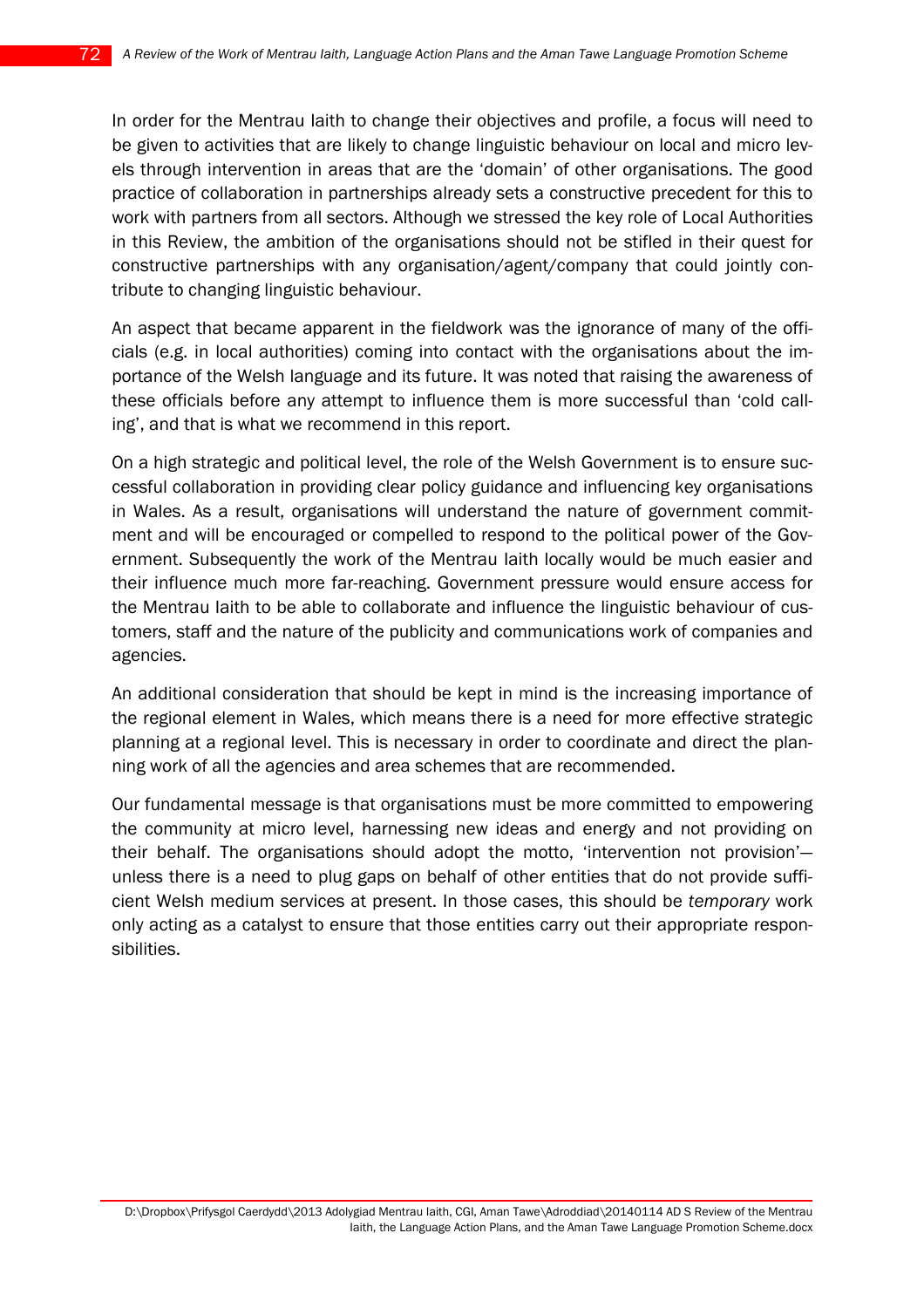In order for the Mentrau Iaith to change their objectives and profile, a focus will need to be given to activities that are likely to change linguistic behaviour on local and micro levels through intervention in areas that are the 'domain' of other organisations. The good practice of collaboration in partnerships already sets a constructive precedent for this to work with partners from all sectors. Although we stressed the key role of Local Authorities in this Review, the ambition of the organisations should not be stifled in their quest for constructive partnerships with any organisation/agent/company that could jointly contribute to changing linguistic behaviour.

An aspect that became apparent in the fieldwork was the ignorance of many of the officials (e.g. in local authorities) coming into contact with the organisations about the importance of the Welsh language and its future. It was noted that raising the awareness of these officials before any attempt to influence them is more successful than 'cold calling', and that is what we recommend in this report.

On a high strategic and political level, the role of the Welsh Government is to ensure successful collaboration in providing clear policy guidance and influencing key organisations in Wales. As a result, organisations will understand the nature of government commitment and will be encouraged or compelled to respond to the political power of the Government. Subsequently the work of the Mentrau Iaith locally would be much easier and their influence much more far-reaching. Government pressure would ensure access for the Mentrau Iaith to be able to collaborate and influence the linguistic behaviour of customers, staff and the nature of the publicity and communications work of companies and agencies.

An additional consideration that should be kept in mind is the increasing importance of the regional element in Wales, which means there is a need for more effective strategic planning at a regional level. This is necessary in order to coordinate and direct the planning work of all the agencies and area schemes that are recommended.

Our fundamental message is that organisations must be more committed to empowering the community at micro level, harnessing new ideas and energy and not providing on their behalf. The organisations should adopt the motto, 'intervention not provision'—unless there is a need to plug gaps on behalf of other entities that do not provide sufficient Welsh medium services at present. In those cases, this should be *temporary* work only acting as a catalyst to ensure that those entities carry out their appropriate responsibilities.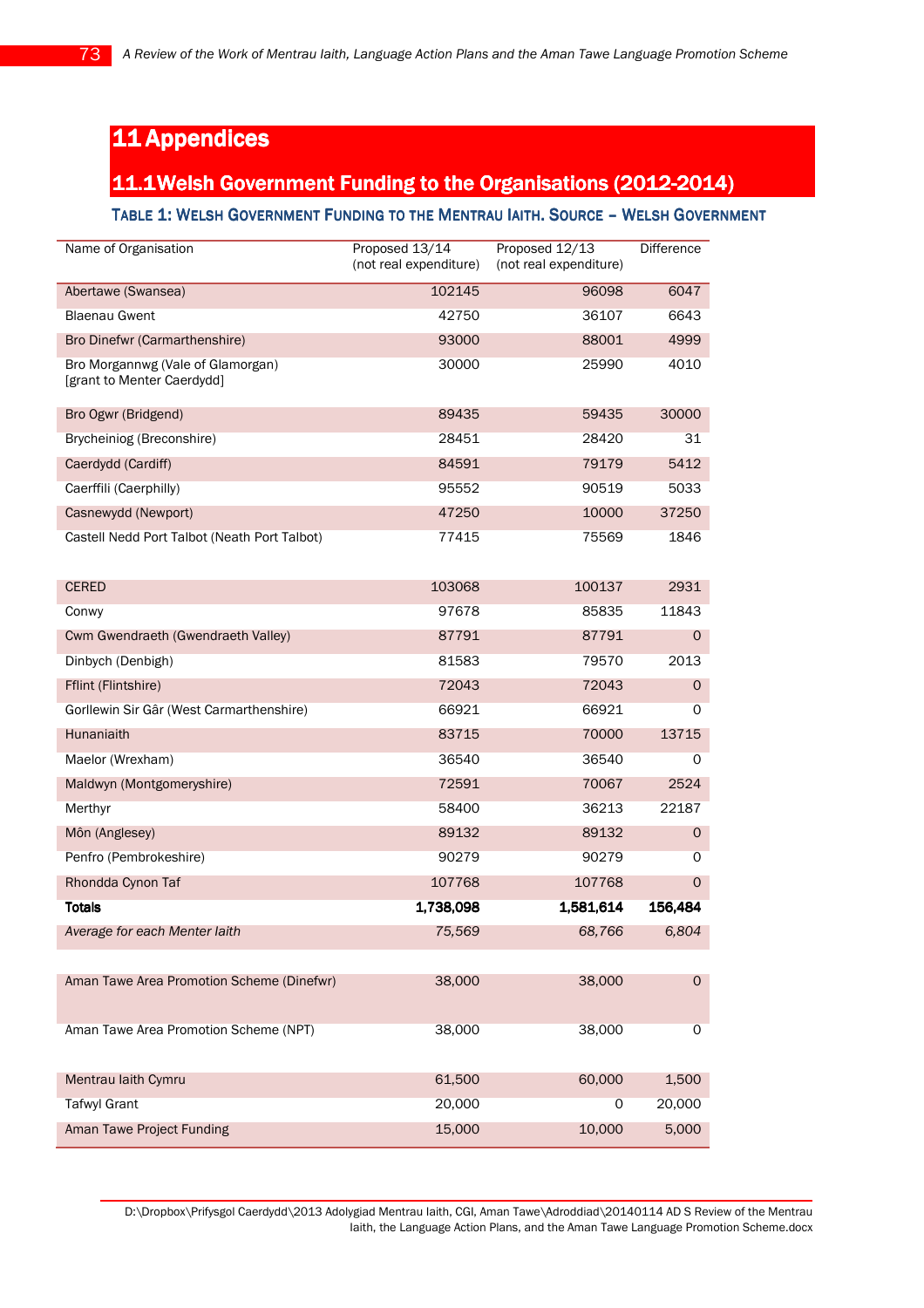# 11 Appendices

## 11.1 Welsh Government Funding to the Organisations (2012-2014)

### Table 1: Welsh Government Funding to the Mentrau Iaith. Source – Welsh Government

| Name of Organisation | Proposed 13/14 (not real expenditure) | Proposed 12/13 (not real expenditure) | Difference |
|---|---|---|---|
| Abertawe (Swansea) | 102145 | 96098 | 6047 |
| Blaenau Gwent | 42750 | 36107 | 6643 |
| Bro Dinefwr (Carmarthenshire) | 93000 | 88001 | 4999 |
| Bro Morgannwg (Vale of Glamorgan) [grant to Menter Caerdydd] | 30000 | 25990 | 4010 |
| Bro Ogwr (Bridgend) | 89435 | 59435 | 30000 |
| Brycheiniog (Breconshire) | 28451 | 28420 | 31 |
| Caerdydd (Cardiff) | 84591 | 79179 | 5412 |
| Caerffili (Caerphilly) | 95552 | 90519 | 5033 |
| Casnewydd (Newport) | 47250 | 10000 | 37250 |
| Castell Nedd Port Talbot (Neath Port Talbot) | 77415 | 75569 | 1846 |
| CERED | 103068 | 100137 | 2931 |
| Conwy | 97678 | 85835 | 11843 |
| Cwm Gwendraeth (Gwendraeth Valley) | 87791 | 87791 | 0 |
| Dinbych (Denbigh) | 81583 | 79570 | 2013 |
| Fflint (Flintshire) | 72043 | 72043 | 0 |
| Gorllewin Sir Gâr (West Carmarthenshire) | 66921 | 66921 | 0 |
| Hunaniaith | 83715 | 70000 | 13715 |
| Maelor (Wrexham) | 36540 | 36540 | 0 |
| Maldwyn (Montgomeryshire) | 72591 | 70067 | 2524 |
| Merthyr | 58400 | 36213 | 22187 |
| Môn (Anglesey) | 89132 | 89132 | 0 |
| Penfro (Pembrokeshire) | 90279 | 90279 | 0 |
| Rhondda Cynon Taf | 107768 | 107768 | 0 |
| **Totals** | **1,738,098** | **1,581,614** | **156,484** |
| *Average for each Menter Iaith* | *75,569* | *68,766* | *6,804* |
| | | | |
| Aman Tawe Area Promotion Scheme (Dinefwr) | 38,000 | 38,000 | 0 |
| Aman Tawe Area Promotion Scheme (NPT) | 38,000 | 38,000 | 0 |
| Mentrau Iaith Cymru | 61,500 | 60,000 | 1,500 |
| Tafwyl Grant | 20,000 | 0 | 20,000 |
| Aman Tawe Project Funding | 15,000 | 10,000 | 5,000 |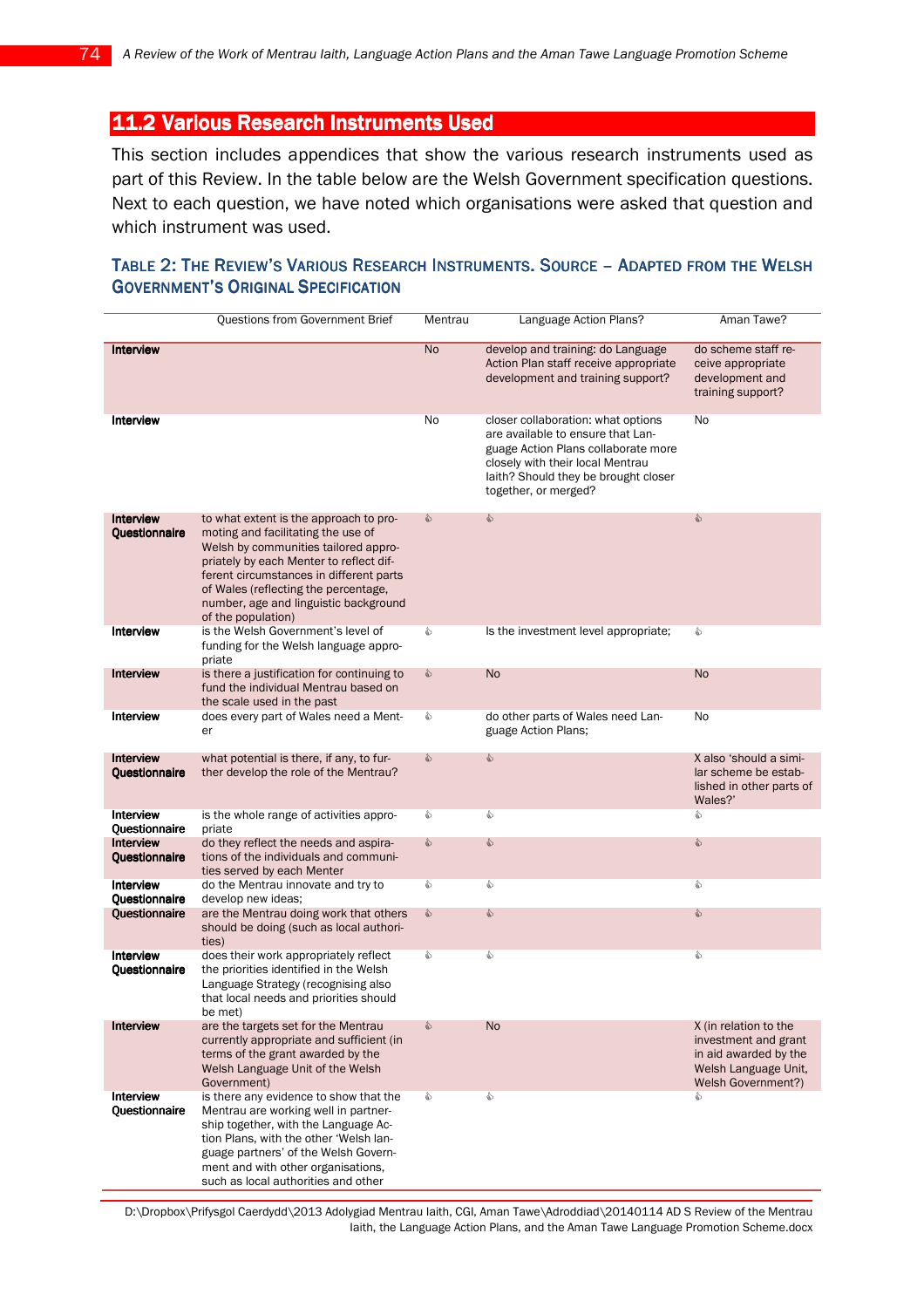## 11.2 Various Research Instruments Used

This section includes appendices that show the various research instruments used as part of this Review. In the table below are the Welsh Government specification questions. Next to each question, we have noted which organisations were asked that question and which instrument was used.

### Table 2: The Review's Various Research Instruments. Source – Adapted from the Welsh Government's Original Specification

| | Questions from Government Brief | Mentrau | Language Action Plans? | Aman Tawe? |
|---|---|---|---|---|
| **Interview** | | No | develop and training: do Language Action Plan staff receive appropriate development and training support? | do scheme staff receive appropriate development and training support? |
| **Interview** | | No | closer collaboration: what options are available to ensure that Language Action Plans collaborate more closely with their local Mentrau Iaith? Should they be brought closer together, or merged? | No |
| **Interview Questionnaire** | to what extent is the approach to promoting and facilitating the use of Welsh by communities tailored appropriately by each Menter to reflect different circumstances in different parts of Wales (reflecting the percentage, number, age and linguistic background of the population) | ✓ | ✓ | ✓ |
| **Interview** | is the Welsh Government's level of funding for the Welsh language appropriate | ✓ | Is the investment level appropriate; | ✓ |
| **Interview** | is there a justification for continuing to fund the individual Mentrau based on the scale used in the past | ✓ | No | No |
| **Interview** | does every part of Wales need a Menter | ✓ | do other parts of Wales need Language Action Plans; | No |
| **Interview Questionnaire** | what potential is there, if any, to further develop the role of the Mentrau? | ✓ | ✓ | X also 'should a similar scheme be established in other parts of Wales?' |
| **Interview Questionnaire** | is the whole range of activities appropriate | ✓ | ✓ | ✓ |
| **Interview Questionnaire** | do they reflect the needs and aspirations of the individuals and communities served by each Menter | ✓ | ✓ | ✓ |
| **Interview Questionnaire** | do the Mentrau innovate and try to develop new ideas; | ✓ | ✓ | ✓ |
| **Questionnaire** | are the Mentrau doing work that others should be doing (such as local authorities) | ✓ | ✓ | ✓ |
| **Interview Questionnaire** | does their work appropriately reflect the priorities identified in the Welsh Language Strategy (recognising also that local needs and priorities should be met) | ✓ | ✓ | ✓ |
| **Interview** | are the targets set for the Mentrau currently appropriate and sufficient (in terms of the grant awarded by the Welsh Language Unit of the Welsh Government) | ✓ | No | X (in relation to the investment and grant in aid awarded by the Welsh Language Unit, Welsh Government?) |
| **Interview Questionnaire** | is there any evidence to show that the Mentrau are working well in partnership together, with the Language Action Plans, with the other 'Welsh language partners' of the Welsh Government and with other organisations, such as local authorities and other | ✓ | ✓ | ✓ |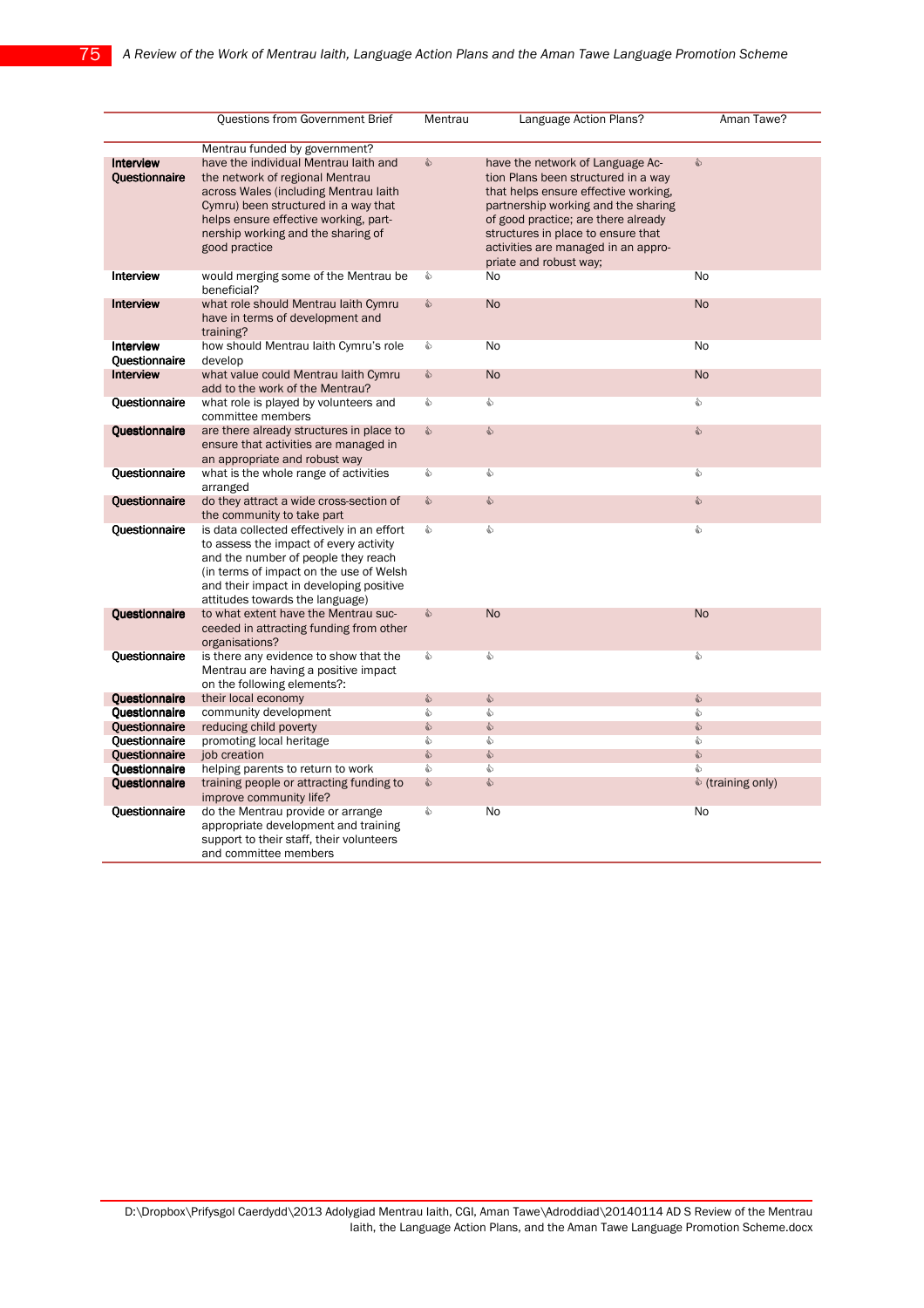| | Questions from Government Brief | Mentrau | Language Action Plans? | Aman Tawe? |
|---|---|---|---|---|
| | Mentrau funded by government? | | | |
| Interview Questionnaire | have the individual Mentrau Iaith and the network of regional Mentrau across Wales (including Mentrau Iaith Cymru) been structured in a way that helps ensure effective working, partnership working and the sharing of good practice | ✓ | have the network of Language Action Plans been structured in a way that helps ensure effective working, partnership working and the sharing of good practice; are there already structures in place to ensure that activities are managed in an appropriate and robust way; | ✓ |
| Interview | would merging some of the Mentrau be beneficial? | ✓ | No | No |
| Interview | what role should Mentrau Iaith Cymru have in terms of development and training? | ✓ | No | No |
| Interview Questionnaire | how should Mentrau Iaith Cymru's role develop | ✓ | No | No |
| Interview | what value could Mentrau Iaith Cymru add to the work of the Mentrau? | ✓ | No | No |
| Questionnaire | what role is played by volunteers and committee members | ✓ | ✓ | ✓ |
| Questionnaire | are there already structures in place to ensure that activities are managed in an appropriate and robust way | ✓ | ✓ | ✓ |
| Questionnaire | what is the whole range of activities arranged | ✓ | ✓ | ✓ |
| Questionnaire | do they attract a wide cross-section of the community to take part | ✓ | ✓ | ✓ |
| Questionnaire | is data collected effectively in an effort to assess the impact of every activity and the number of people they reach (in terms of impact on the use of Welsh and their impact in developing positive attitudes towards the language) | ✓ | ✓ | ✓ |
| Questionnaire | to what extent have the Mentrau succeeded in attracting funding from other organisations? | ✓ | No | No |
| Questionnaire | is there any evidence to show that the Mentrau are having a positive impact on the following elements?: | ✓ | ✓ | ✓ |
| Questionnaire | their local economy | ✓ | ✓ | ✓ |
| Questionnaire | community development | ✓ | ✓ | ✓ |
| Questionnaire | reducing child poverty | ✓ | ✓ | ✓ |
| Questionnaire | promoting local heritage | ✓ | ✓ | ✓ |
| Questionnaire | job creation | ✓ | ✓ | ✓ |
| Questionnaire | helping parents to return to work | ✓ | ✓ | ✓ |
| Questionnaire | training people or attracting funding to improve community life? | ✓ | ✓ | ✓ (training only) |
| Questionnaire | do the Mentrau provide or arrange appropriate development and training support to their staff, their volunteers and committee members | ✓ | No | No |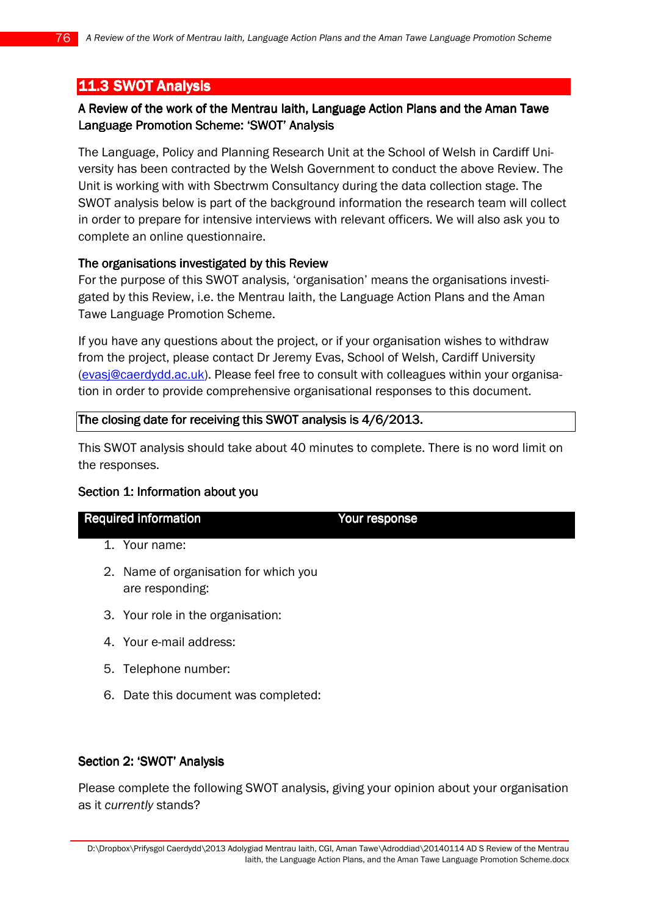## 11.3 SWOT Analysis

**A Review of the work of the Mentrau Iaith, Language Action Plans and the Aman Tawe Language Promotion Scheme: 'SWOT' Analysis**

The Language, Policy and Planning Research Unit at the School of Welsh in Cardiff University has been contracted by the Welsh Government to conduct the above Review. The Unit is working with with Sbectrwm Consultancy during the data collection stage. The SWOT analysis below is part of the background information the research team will collect in order to prepare for intensive interviews with relevant officers. We will also ask you to complete an online questionnaire.

**The organisations investigated by this Review**
For the purpose of this SWOT analysis, 'organisation' means the organisations investigated by this Review, i.e. the Mentrau Iaith, the Language Action Plans and the Aman Tawe Language Promotion Scheme.

If you have any questions about the project, or if your organisation wishes to withdraw from the project, please contact Dr Jeremy Evas, School of Welsh, Cardiff University (evasj@caerdydd.ac.uk). Please feel free to consult with colleagues within your organisation in order to provide comprehensive organisational responses to this document.

**The closing date for receiving this SWOT analysis is 4/6/2013.**

This SWOT analysis should take about 40 minutes to complete. There is no word limit on the responses.

**Section 1: Information about you**

| Required information | Your response |
|---|---|
| 1. Your name: | |
| 2. Name of organisation for which you are responding: | |
| 3. Your role in the organisation: | |
| 4. Your e-mail address: | |
| 5. Telephone number: | |
| 6. Date this document was completed: | |

**Section 2: 'SWOT' Analysis**

Please complete the following SWOT analysis, giving your opinion about your organisation as it *currently* stands?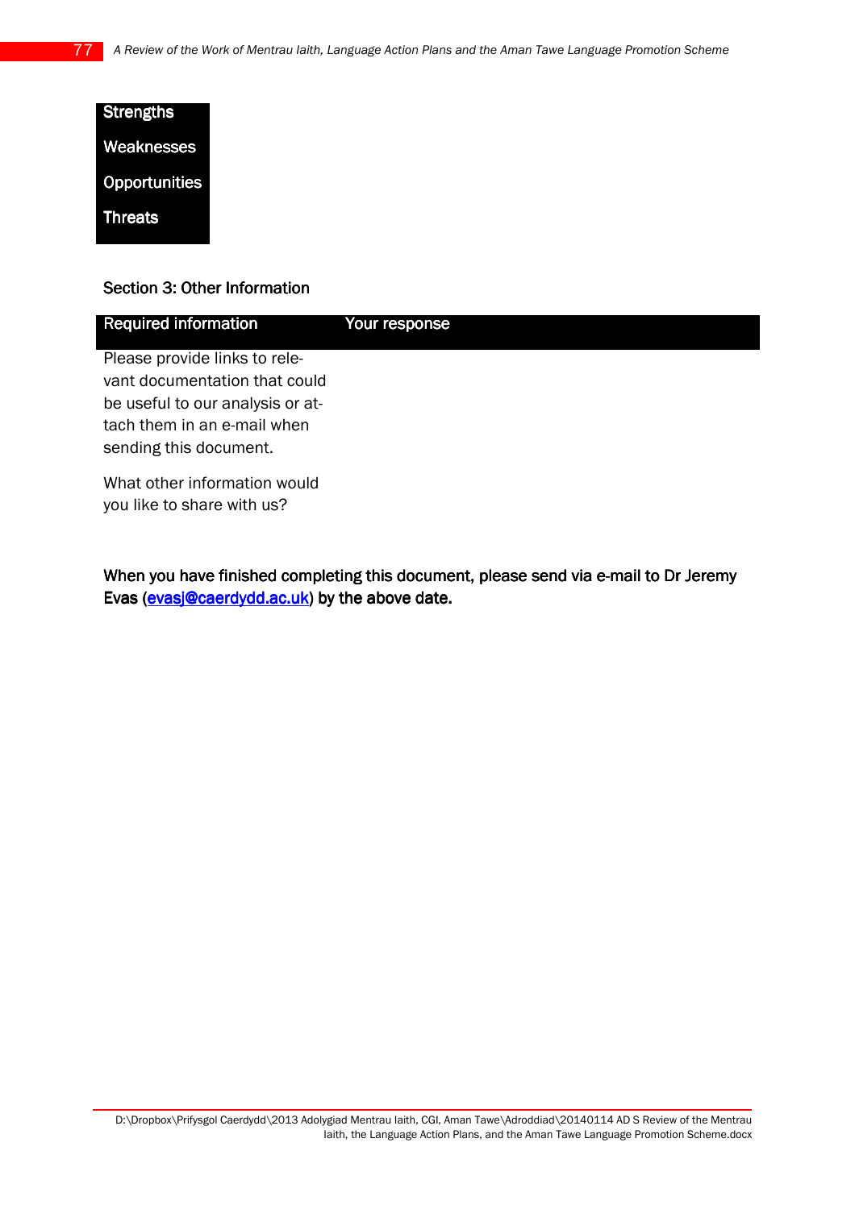| Strengths |
|---|
| Weaknesses |
| Opportunities |
| Threats |

Section 3: Other Information

| Required information | Your response |
|---|---|
| Please provide links to relevant documentation that could be useful to our analysis or attach them in an e-mail when sending this document. | |
| What other information would you like to share with us? | |

**When you have finished completing this document, please send via e-mail to Dr Jeremy Evas (evasj@caerdydd.ac.uk) by the above date.**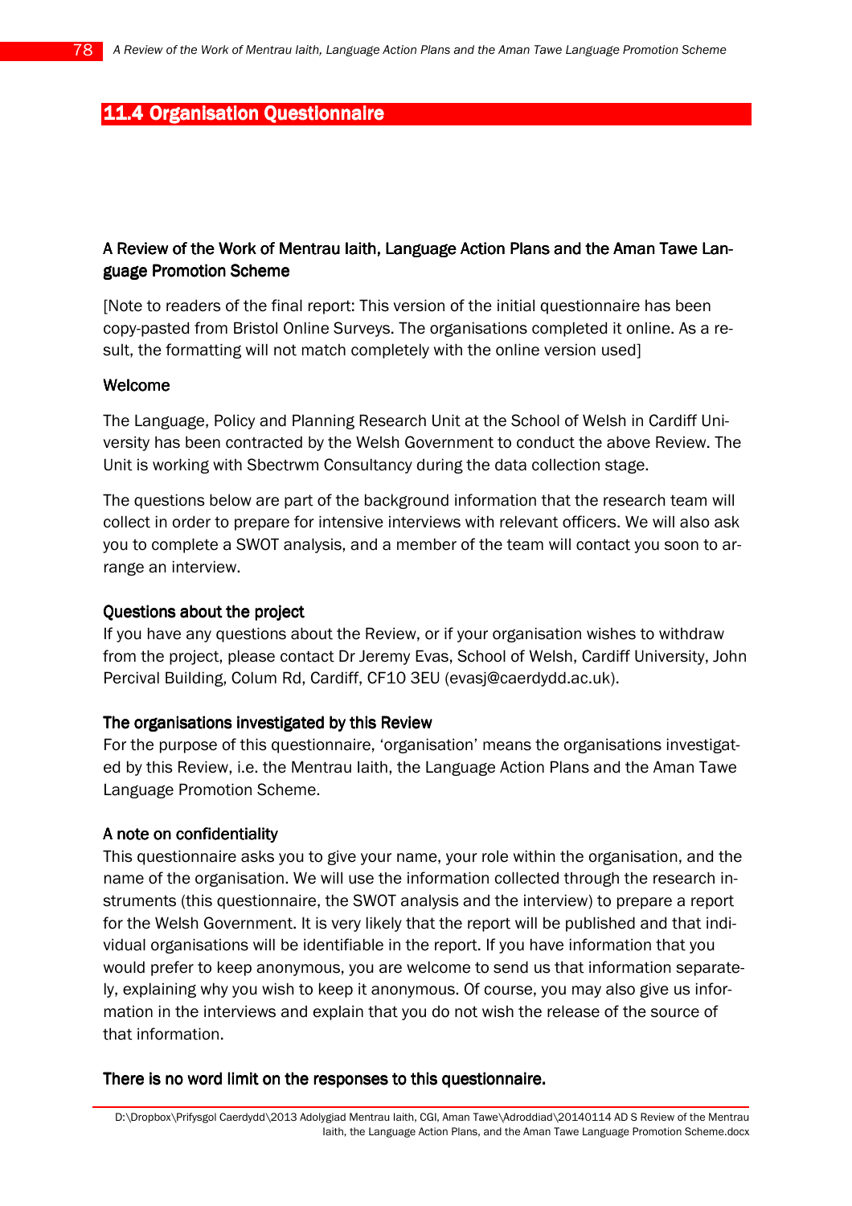## 11.4 Organisation Questionnaire

**A Review of the Work of Mentrau Iaith, Language Action Plans and the Aman Tawe Language Promotion Scheme**

[Note to readers of the final report: This version of the initial questionnaire has been copy-pasted from Bristol Online Surveys. The organisations completed it online. As a result, the formatting will not match completely with the online version used]

**Welcome**

The Language, Policy and Planning Research Unit at the School of Welsh in Cardiff University has been contracted by the Welsh Government to conduct the above Review. The Unit is working with Sbectrwm Consultancy during the data collection stage.

The questions below are part of the background information that the research team will collect in order to prepare for intensive interviews with relevant officers. We will also ask you to complete a SWOT analysis, and a member of the team will contact you soon to arrange an interview.

**Questions about the project**

If you have any questions about the Review, or if your organisation wishes to withdraw from the project, please contact Dr Jeremy Evas, School of Welsh, Cardiff University, John Percival Building, Colum Rd, Cardiff, CF10 3EU (evasj@caerdydd.ac.uk).

**The organisations investigated by this Review**

For the purpose of this questionnaire, 'organisation' means the organisations investigated by this Review, i.e. the Mentrau Iaith, the Language Action Plans and the Aman Tawe Language Promotion Scheme.

**A note on confidentiality**

This questionnaire asks you to give your name, your role within the organisation, and the name of the organisation. We will use the information collected through the research instruments (this questionnaire, the SWOT analysis and the interview) to prepare a report for the Welsh Government. It is very likely that the report will be published and that individual organisations will be identifiable in the report. If you have information that you would prefer to keep anonymous, you are welcome to send us that information separately, explaining why you wish to keep it anonymous. Of course, you may also give us information in the interviews and explain that you do not wish the release of the source of that information.

**There is no word limit on the responses to this questionnaire.**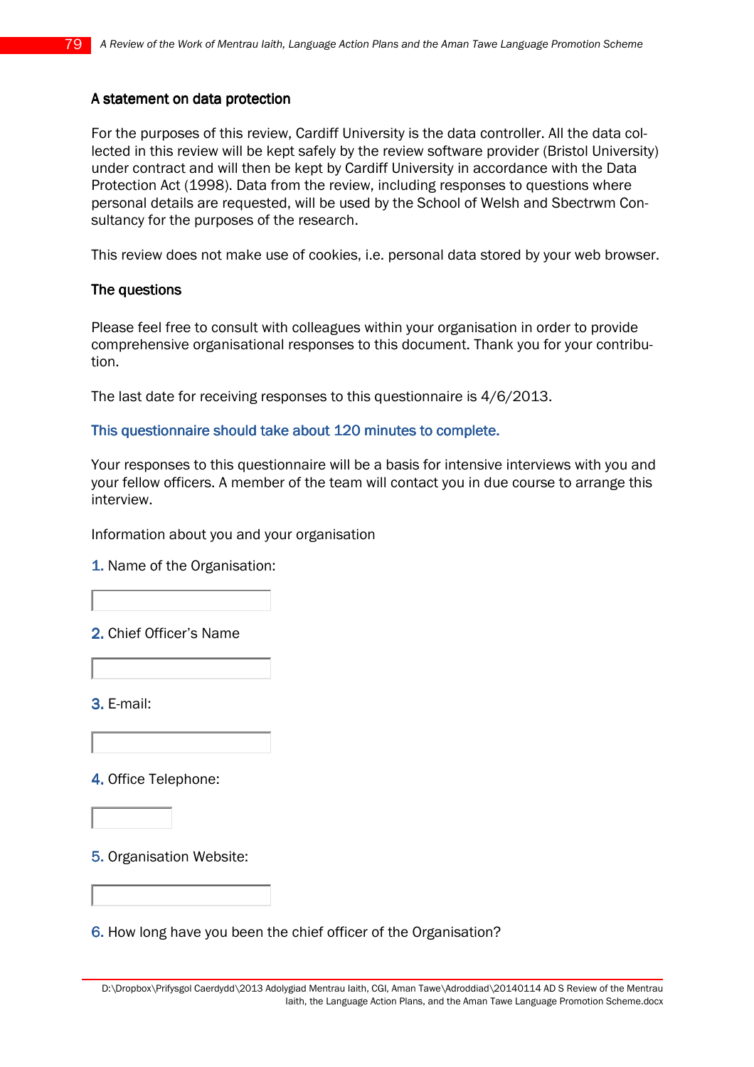### A statement on data protection

For the purposes of this review, Cardiff University is the data controller. All the data collected in this review will be kept safely by the review software provider (Bristol University) under contract and will then be kept by Cardiff University in accordance with the Data Protection Act (1998). Data from the review, including responses to questions where personal details are requested, will be used by the School of Welsh and Sbectrwm Consultancy for the purposes of the research.

This review does not make use of cookies, i.e. personal data stored by your web browser.

### The questions

Please feel free to consult with colleagues within your organisation in order to provide comprehensive organisational responses to this document. Thank you for your contribution.

The last date for receiving responses to this questionnaire is 4/6/2013.

This questionnaire should take about 120 minutes to complete.

Your responses to this questionnaire will be a basis for intensive interviews with you and your fellow officers. A member of the team will contact you in due course to arrange this interview.

Information about you and your organisation

1. Name of the Organisation:

2. Chief Officer's Name

3. E-mail:

4. Office Telephone:

5. Organisation Website:

6. How long have you been the chief officer of the Organisation?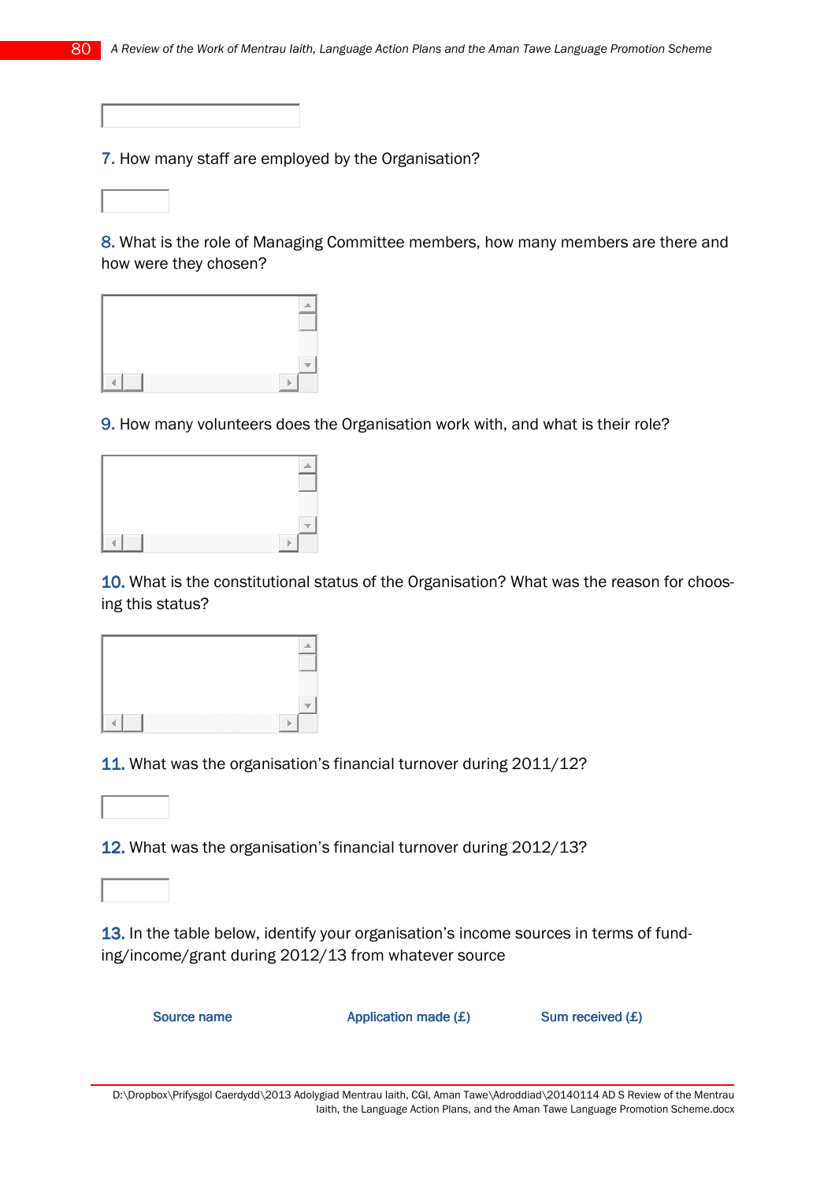7. How many staff are employed by the Organisation?

8. What is the role of Managing Committee members, how many members are there and how were they chosen?

9. How many volunteers does the Organisation work with, and what is their role?

10. What is the constitutional status of the Organisation? What was the reason for choosing this status?

11. What was the organisation's financial turnover during 2011/12?

12. What was the organisation's financial turnover during 2012/13?

13. In the table below, identify your organisation's income sources in terms of funding/income/grant during 2012/13 from whatever source

| Source name | Application made (£) | Sum received (£) |
|---|---|---|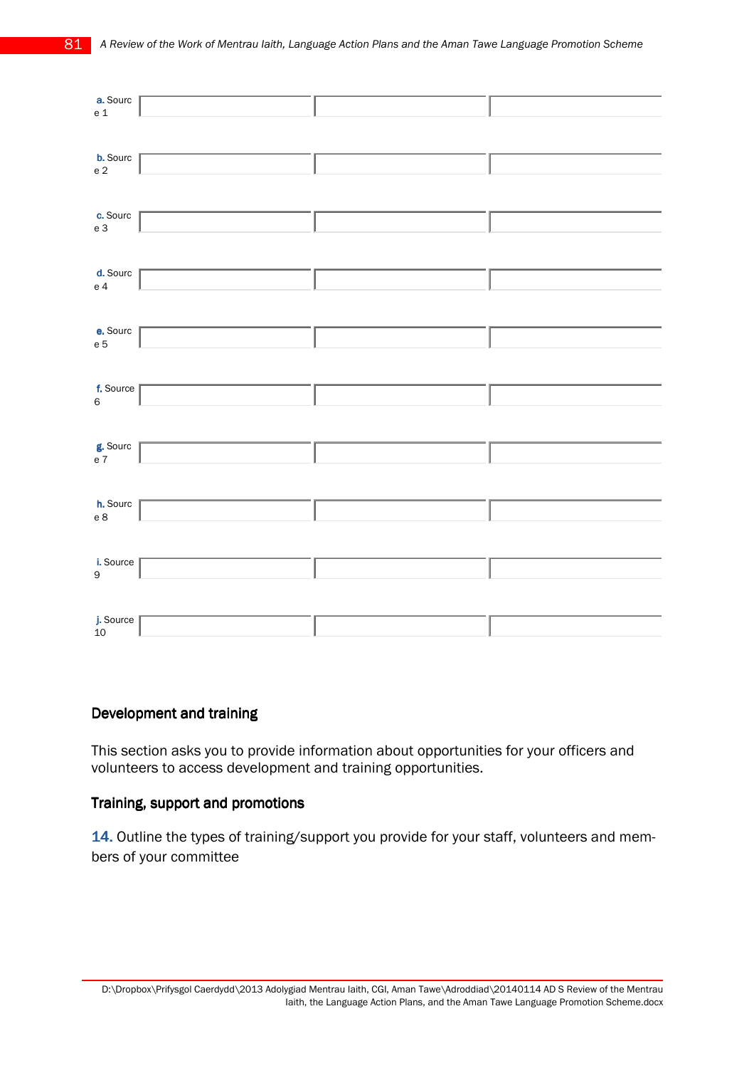| | | | |
|---|---|---|---|
| a. Source 1 | | | |
| b. Source 2 | | | |
| c. Source 3 | | | |
| d. Source 4 | | | |
| e. Source 5 | | | |
| f. Source 6 | | | |
| g. Source 7 | | | |
| h. Source 8 | | | |
| i. Source 9 | | | |
| j. Source 10 | | | |

## Development and training

This section asks you to provide information about opportunities for your officers and volunteers to access development and training opportunities.

### Training, support and promotions

**14.** Outline the types of training/support you provide for your staff, volunteers and members of your committee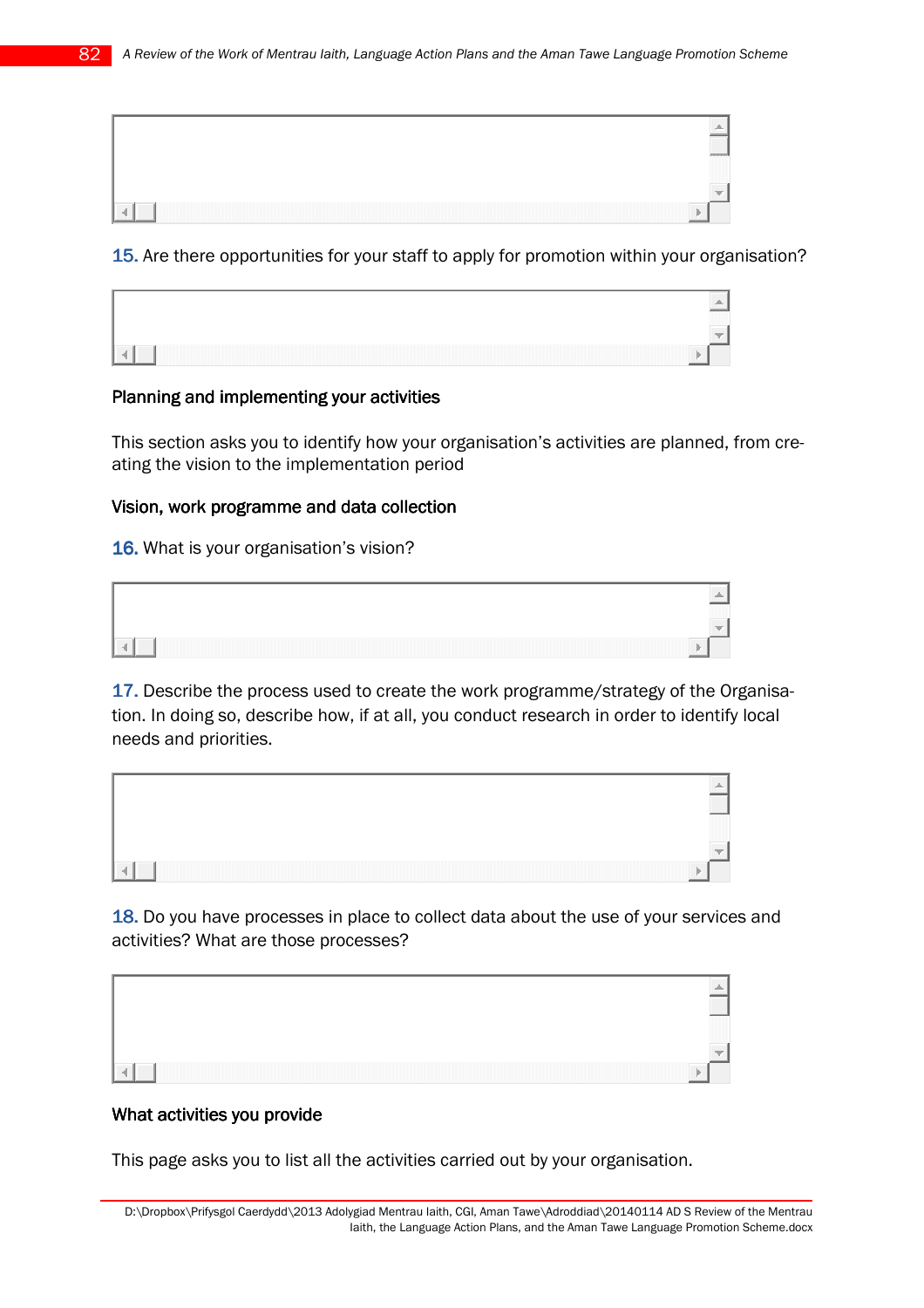15. Are there opportunities for your staff to apply for promotion within your organisation?

**Planning and implementing your activities**

This section asks you to identify how your organisation's activities are planned, from creating the vision to the implementation period

**Vision, work programme and data collection**

16. What is your organisation's vision?

17. Describe the process used to create the work programme/strategy of the Organisation. In doing so, describe how, if at all, you conduct research in order to identify local needs and priorities.

18. Do you have processes in place to collect data about the use of your services and activities? What are those processes?

**What activities you provide**

This page asks you to list all the activities carried out by your organisation.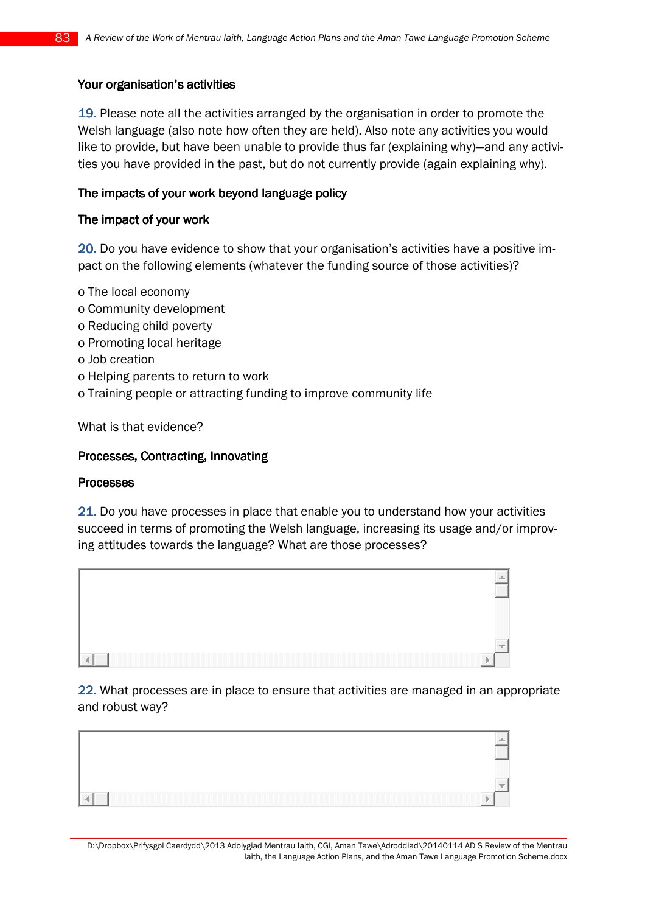### Your organisation's activities

19. Please note all the activities arranged by the organisation in order to promote the Welsh language (also note how often they are held). Also note any activities you would like to provide, but have been unable to provide thus far (explaining why)—and any activities you have provided in the past, but do not currently provide (again explaining why).

### The impacts of your work beyond language policy

### The impact of your work

20. Do you have evidence to show that your organisation's activities have a positive impact on the following elements (whatever the funding source of those activities)?

- The local economy
- Community development
- Reducing child poverty
- Promoting local heritage
- Job creation
- Helping parents to return to work
- Training people or attracting funding to improve community life

What is that evidence?

### Processes, Contracting, Innovating

### Processes

21. Do you have processes in place that enable you to understand how your activities succeed in terms of promoting the Welsh language, increasing its usage and/or improving attitudes towards the language? What are those processes?

22. What processes are in place to ensure that activities are managed in an appropriate and robust way?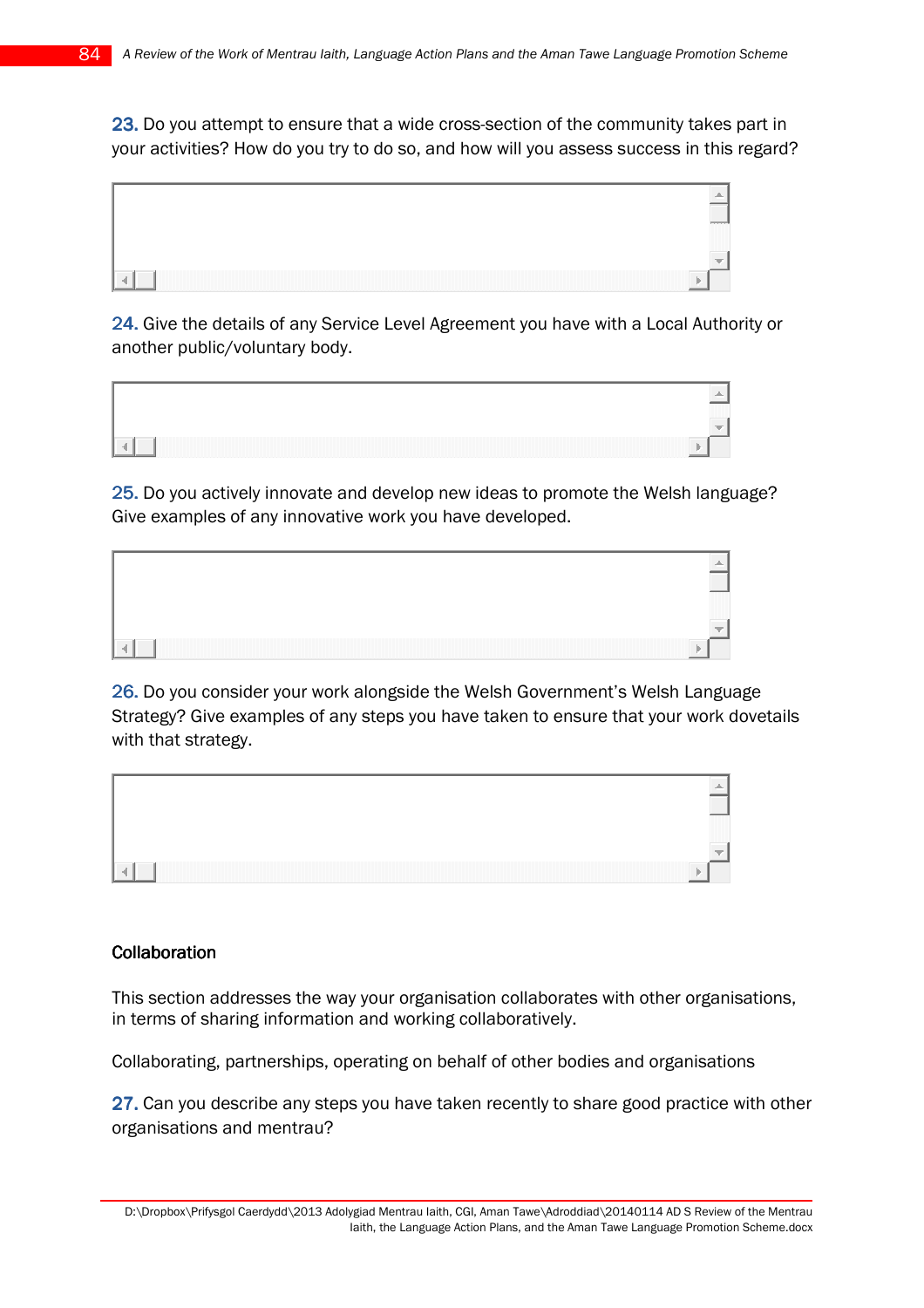**23.** Do you attempt to ensure that a wide cross-section of the community takes part in your activities? How do you try to do so, and how will you assess success in this regard?

**24.** Give the details of any Service Level Agreement you have with a Local Authority or another public/voluntary body.

**25.** Do you actively innovate and develop new ideas to promote the Welsh language? Give examples of any innovative work you have developed.

**26.** Do you consider your work alongside the Welsh Government's Welsh Language Strategy? Give examples of any steps you have taken to ensure that your work dovetails with that strategy.

## Collaboration

This section addresses the way your organisation collaborates with other organisations, in terms of sharing information and working collaboratively.

Collaborating, partnerships, operating on behalf of other bodies and organisations

**27.** Can you describe any steps you have taken recently to share good practice with other organisations and mentrau?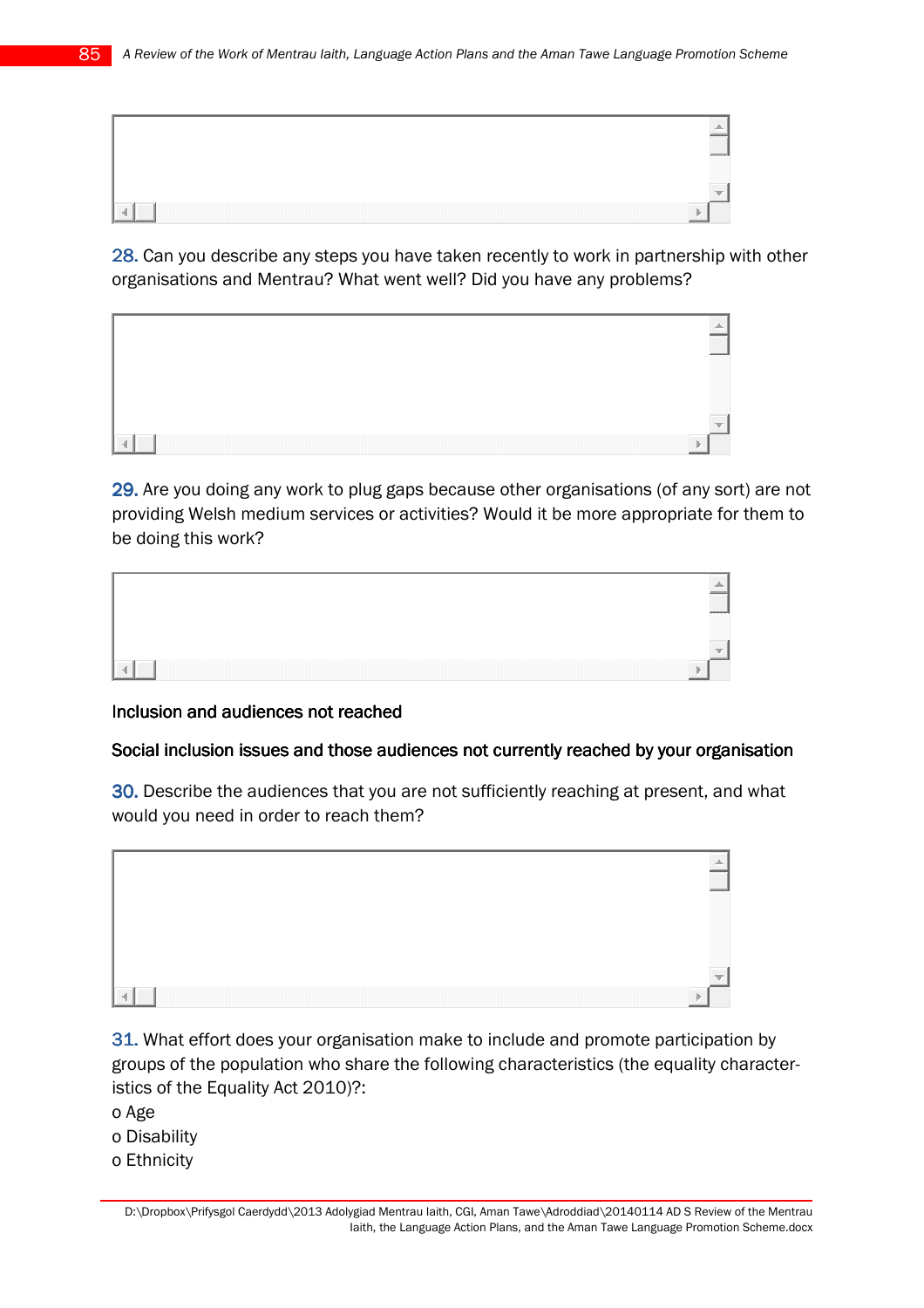28. Can you describe any steps you have taken recently to work in partnership with other organisations and Mentrau? What went well? Did you have any problems?

29. Are you doing any work to plug gaps because other organisations (of any sort) are not providing Welsh medium services or activities? Would it be more appropriate for them to be doing this work?

Inclusion and audiences not reached

Social inclusion issues and those audiences not currently reached by your organisation

30. Describe the audiences that you are not sufficiently reaching at present, and what would you need in order to reach them?

31. What effort does your organisation make to include and promote participation by groups of the population who share the following characteristics (the equality characteristics of the Equality Act 2010)?:

- Age
- Disability
- Ethnicity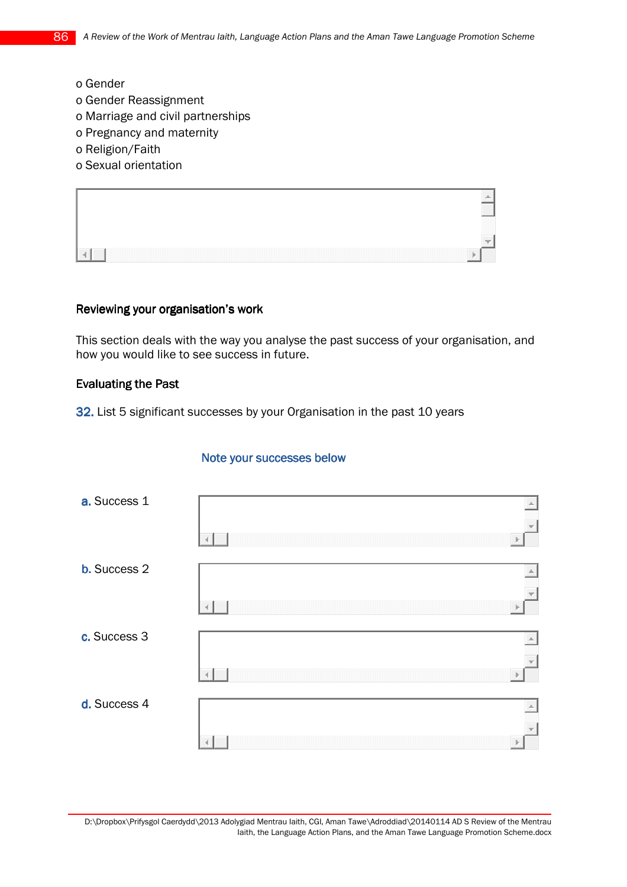o Gender
o Gender Reassignment
o Marriage and civil partnerships
o Pregnancy and maternity
o Religion/Faith
o Sexual orientation

## Reviewing your organisation's work

This section deals with the way you analyse the past success of your organisation, and how you would like to see success in future.

### Evaluating the Past

32. List 5 significant successes by your Organisation in the past 10 years

Note your successes below

a. Success 1

b. Success 2

c. Success 3

d. Success 4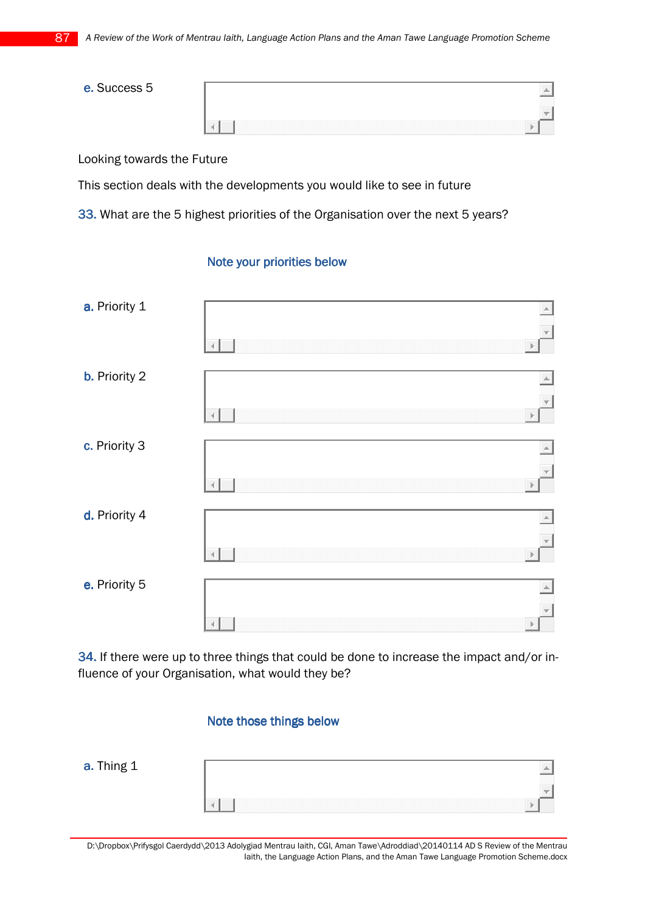e. Success 5

Looking towards the Future

This section deals with the developments you would like to see in future

33. What are the 5 highest priorities of the Organisation over the next 5 years?

Note your priorities below

a. Priority 1

b. Priority 2

c. Priority 3

d. Priority 4

e. Priority 5

34. If there were up to three things that could be done to increase the impact and/or influence of your Organisation, what would they be?

Note those things below

a. Thing 1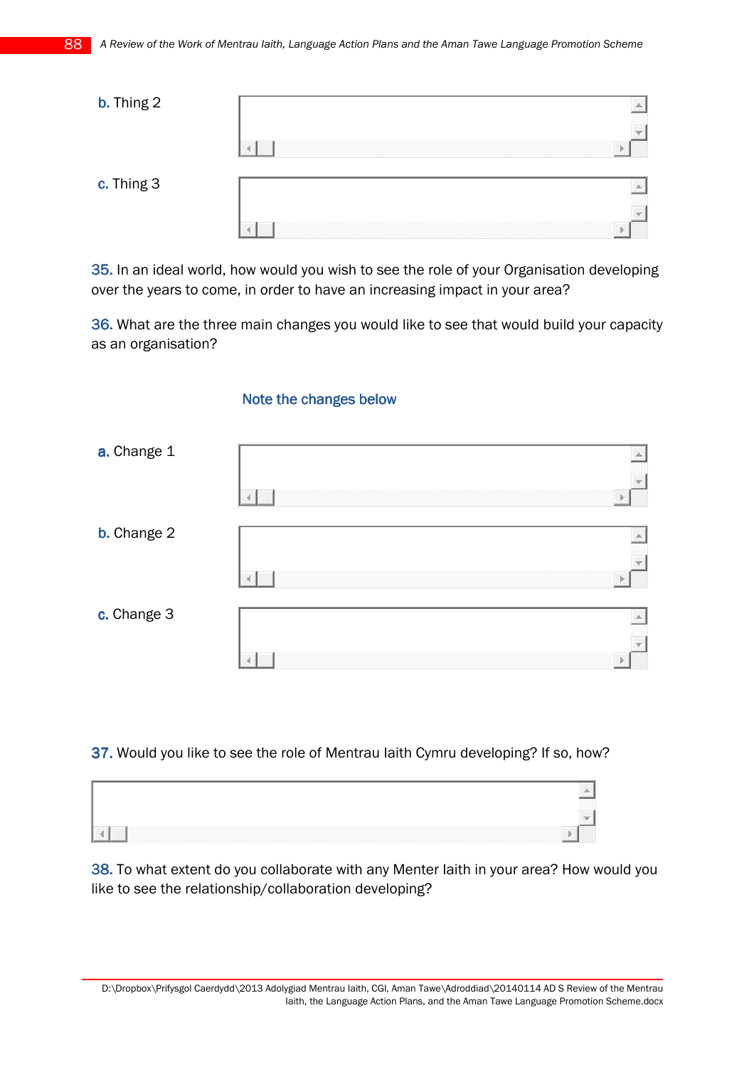**b.** Thing 2

**c.** Thing 3

**35.** In an ideal world, how would you wish to see the role of your Organisation developing over the years to come, in order to have an increasing impact in your area?

**36.** What are the three main changes you would like to see that would build your capacity as an organisation?

Note the changes below

**a.** Change 1

**b.** Change 2

**c.** Change 3

**37.** Would you like to see the role of Mentrau Iaith Cymru developing? If so, how?

**38.** To what extent do you collaborate with any Menter Iaith in your area? How would you like to see the relationship/collaboration developing?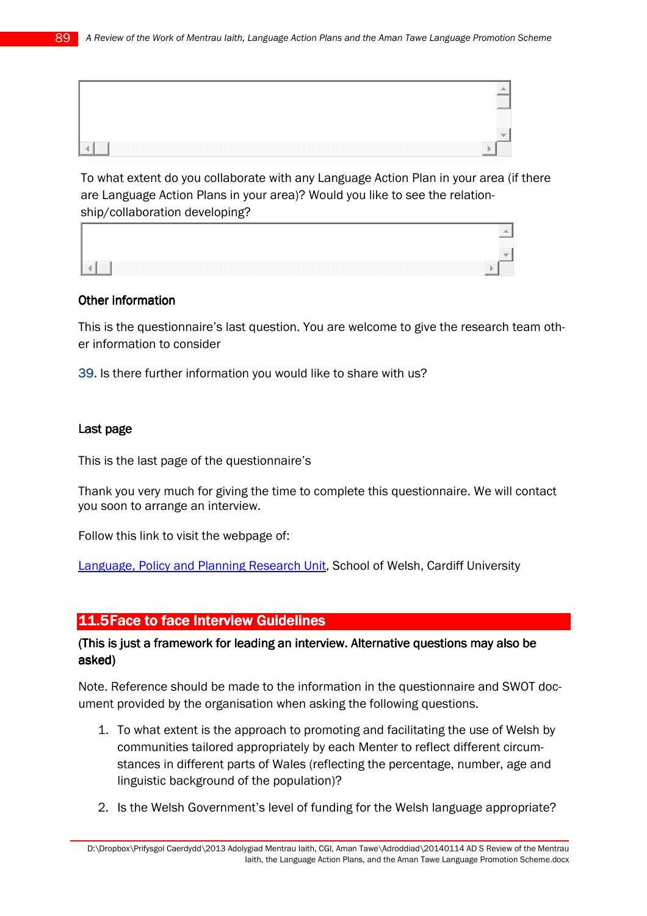To what extent do you collaborate with any Language Action Plan in your area (if there are Language Action Plans in your area)? Would you like to see the relationship/collaboration developing?

**Other information**

This is the questionnaire's last question. You are welcome to give the research team other information to consider

39. Is there further information you would like to share with us?

**Last page**

This is the last page of the questionnaire's

Thank you very much for giving the time to complete this questionnaire. We will contact you soon to arrange an interview.

Follow this link to visit the webpage of:

Language, Policy and Planning Research Unit, School of Welsh, Cardiff University

## 11.5 Face to face Interview Guidelines

**(This is just a framework for leading an interview. Alternative questions may also be asked)**

Note. Reference should be made to the information in the questionnaire and SWOT document provided by the organisation when asking the following questions.

1. To what extent is the approach to promoting and facilitating the use of Welsh by communities tailored appropriately by each Menter to reflect different circumstances in different parts of Wales (reflecting the percentage, number, age and linguistic background of the population)?

2. Is the Welsh Government's level of funding for the Welsh language appropriate?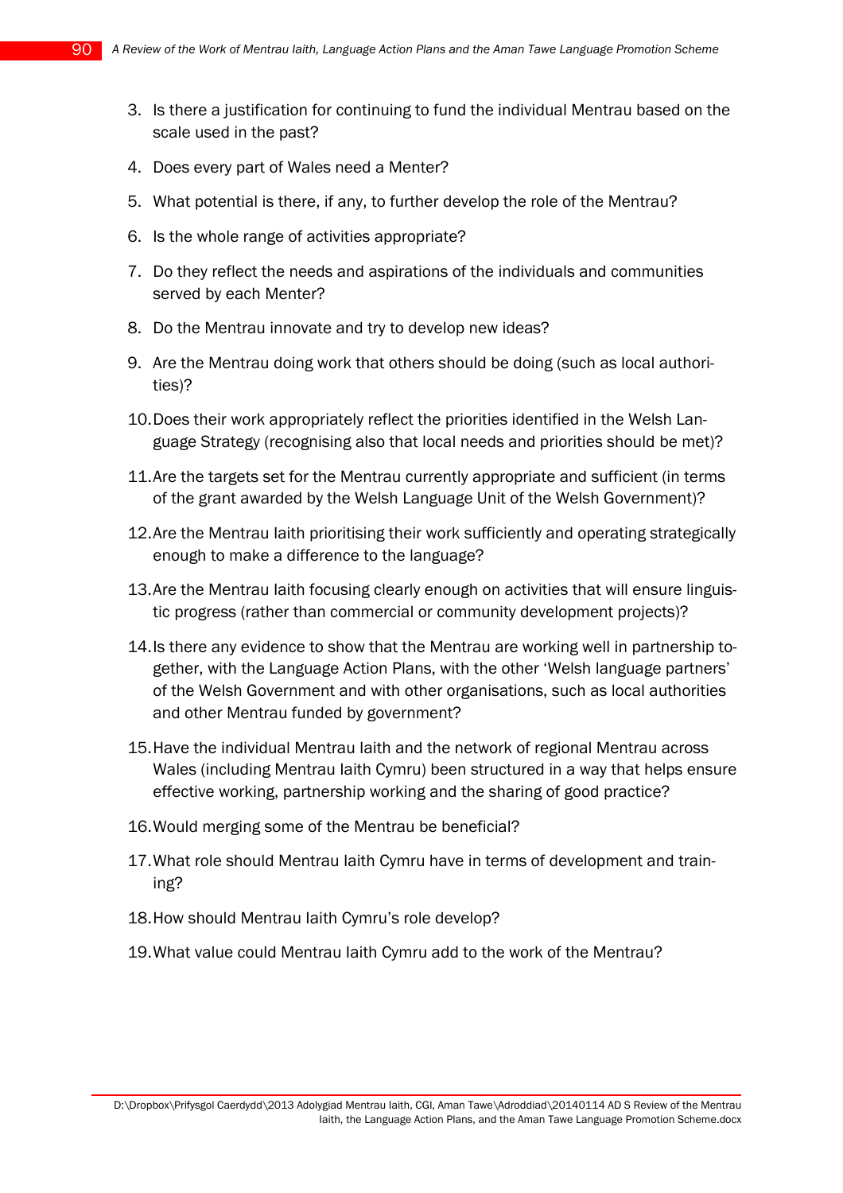3. Is there a justification for continuing to fund the individual Mentrau based on the scale used in the past?
4. Does every part of Wales need a Menter?
5. What potential is there, if any, to further develop the role of the Mentrau?
6. Is the whole range of activities appropriate?
7. Do they reflect the needs and aspirations of the individuals and communities served by each Menter?
8. Do the Mentrau innovate and try to develop new ideas?
9. Are the Mentrau doing work that others should be doing (such as local authorities)?
10. Does their work appropriately reflect the priorities identified in the Welsh Language Strategy (recognising also that local needs and priorities should be met)?
11. Are the targets set for the Mentrau currently appropriate and sufficient (in terms of the grant awarded by the Welsh Language Unit of the Welsh Government)?
12. Are the Mentrau Iaith prioritising their work sufficiently and operating strategically enough to make a difference to the language?
13. Are the Mentrau Iaith focusing clearly enough on activities that will ensure linguistic progress (rather than commercial or community development projects)?
14. Is there any evidence to show that the Mentrau are working well in partnership together, with the Language Action Plans, with the other 'Welsh language partners' of the Welsh Government and with other organisations, such as local authorities and other Mentrau funded by government?
15. Have the individual Mentrau Iaith and the network of regional Mentrau across Wales (including Mentrau Iaith Cymru) been structured in a way that helps ensure effective working, partnership working and the sharing of good practice?
16. Would merging some of the Mentrau be beneficial?
17. What role should Mentrau Iaith Cymru have in terms of development and training?
18. How should Mentrau Iaith Cymru's role develop?
19. What value could Mentrau Iaith Cymru add to the work of the Mentrau?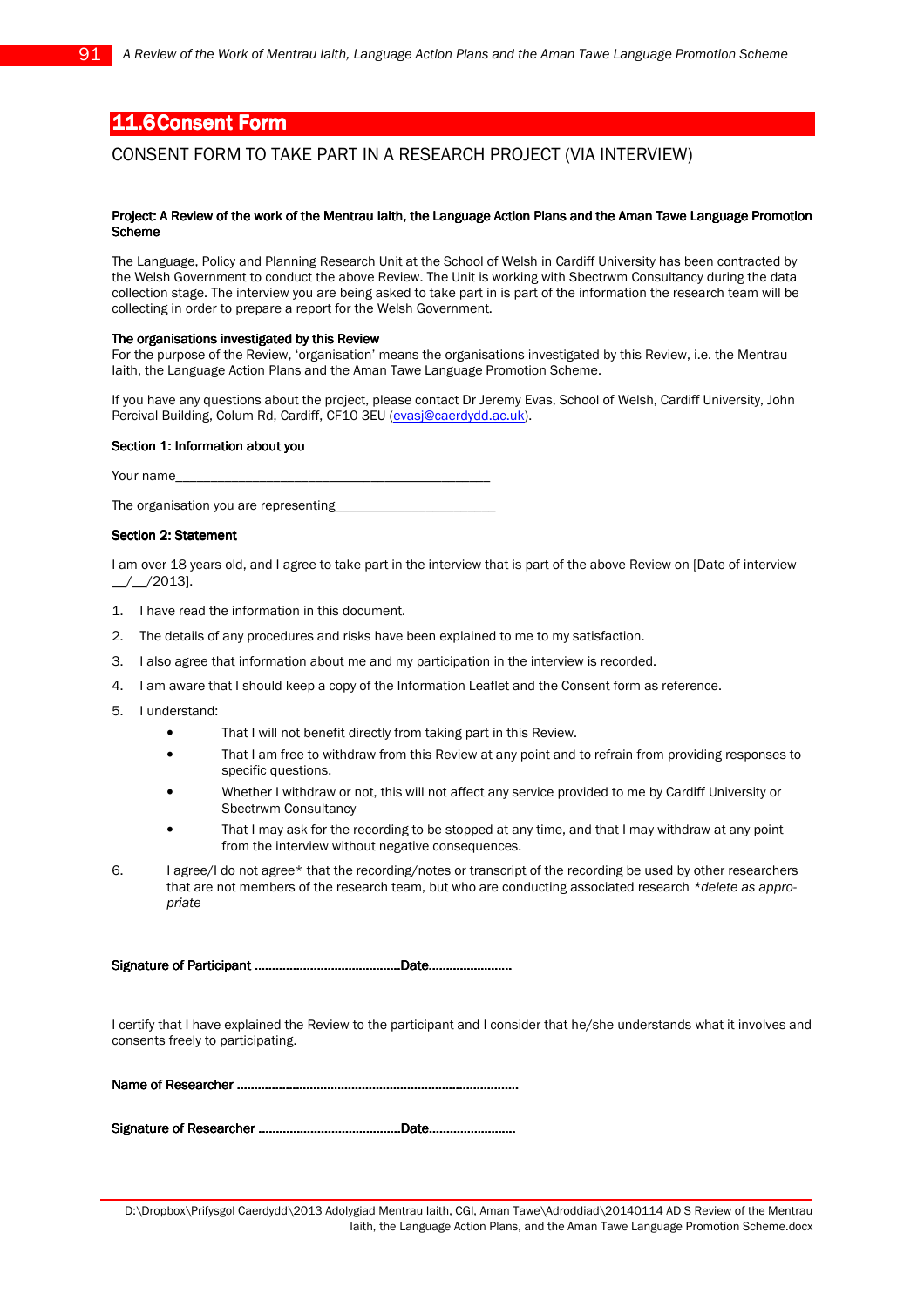## 11.6 Consent Form

CONSENT FORM TO TAKE PART IN A RESEARCH PROJECT (VIA INTERVIEW)

**Project: A Review of the work of the Mentrau Iaith, the Language Action Plans and the Aman Tawe Language Promotion Scheme**

The Language, Policy and Planning Research Unit at the School of Welsh in Cardiff University has been contracted by the Welsh Government to conduct the above Review. The Unit is working with Sbectrwm Consultancy during the data collection stage. The interview you are being asked to take part in is part of the information the research team will be collecting in order to prepare a report for the Welsh Government.

**The organisations investigated by this Review**
For the purpose of the Review, 'organisation' means the organisations investigated by this Review, i.e. the Mentrau Iaith, the Language Action Plans and the Aman Tawe Language Promotion Scheme.

If you have any questions about the project, please contact Dr Jeremy Evas, School of Welsh, Cardiff University, John Percival Building, Colum Rd, Cardiff, CF10 3EU (evasj@caerdydd.ac.uk).

**Section 1: Information about you**

Your name_______________________________________________

The organisation you are representing_________________________

**Section 2: Statement**

I am over 18 years old, and I agree to take part in the interview that is part of the above Review on [Date of interview __/__/2013].

1. I have read the information in this document.
2. The details of any procedures and risks have been explained to me to my satisfaction.
3. I also agree that information about me and my participation in the interview is recorded.
4. I am aware that I should keep a copy of the Information Leaflet and the Consent form as reference.
5. I understand:
   - That I will not benefit directly from taking part in this Review.
   - That I am free to withdraw from this Review at any point and to refrain from providing responses to specific questions.
   - Whether I withdraw or not, this will not affect any service provided to me by Cardiff University or Sbectrwm Consultancy
   - That I may ask for the recording to be stopped at any time, and that I may withdraw at any point from the interview without negative consequences.
6. I agree/I do not agree* that the recording/notes or transcript of the recording be used by other researchers that are not members of the research team, but who are conducting associated research *\*delete as appropriate*

**Signature of Participant ..........................................Date........................**

I certify that I have explained the Review to the participant and I consider that he/she understands what it involves and consents freely to participating.

**Name of Researcher ...............................................................................**

**Signature of Researcher ........................................Date.........................**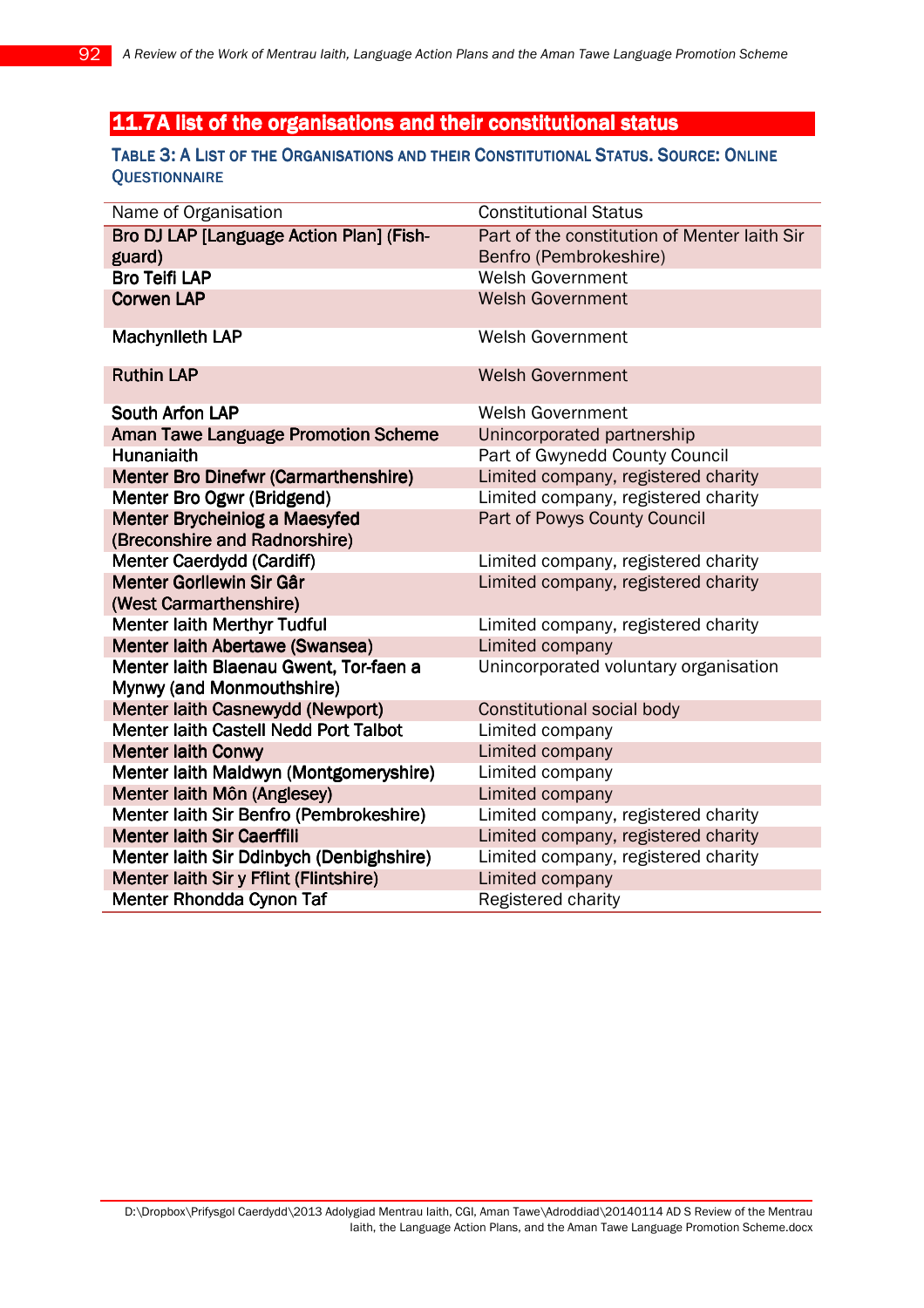## 11.7 A list of the organisations and their constitutional status

**Table 3: A List of the Organisations and their Constitutional Status. Source: Online Questionnaire**

| Name of Organisation | Constitutional Status |
|---|---|
| Bro DJ LAP [Language Action Plan] (Fishguard) | Part of the constitution of Menter Iaith Sir Benfro (Pembrokeshire) |
| Bro Teifi LAP | Welsh Government |
| Corwen LAP | Welsh Government |
| Machynlleth LAP | Welsh Government |
| Ruthin LAP | Welsh Government |
| South Arfon LAP | Welsh Government |
| Aman Tawe Language Promotion Scheme | Unincorporated partnership |
| Hunaniaith | Part of Gwynedd County Council |
| Menter Bro Dinefwr (Carmarthenshire) | Limited company, registered charity |
| Menter Bro Ogwr (Bridgend) | Limited company, registered charity |
| Menter Brycheiniog a Maesyfed (Breconshire and Radnorshire) | Part of Powys County Council |
| Menter Caerdydd (Cardiff) | Limited company, registered charity |
| Menter Gorllewin Sir Gâr (West Carmarthenshire) | Limited company, registered charity |
| Menter Iaith Merthyr Tudful | Limited company, registered charity |
| Menter Iaith Abertawe (Swansea) | Limited company |
| Menter Iaith Blaenau Gwent, Tor-faen a Mynwy (and Monmouthshire) | Unincorporated voluntary organisation |
| Menter Iaith Casnewydd (Newport) | Constitutional social body |
| Menter Iaith Castell Nedd Port Talbot | Limited company |
| Menter Iaith Conwy | Limited company |
| Menter Iaith Maldwyn (Montgomeryshire) | Limited company |
| Menter Iaith Môn (Anglesey) | Limited company |
| Menter Iaith Sir Benfro (Pembrokeshire) | Limited company, registered charity |
| Menter Iaith Sir Caerffili | Limited company, registered charity |
| Menter Iaith Sir Ddinbych (Denbighshire) | Limited company, registered charity |
| Menter Iaith Sir y Fflint (Flintshire) | Limited company |
| Menter Rhondda Cynon Taf | Registered charity |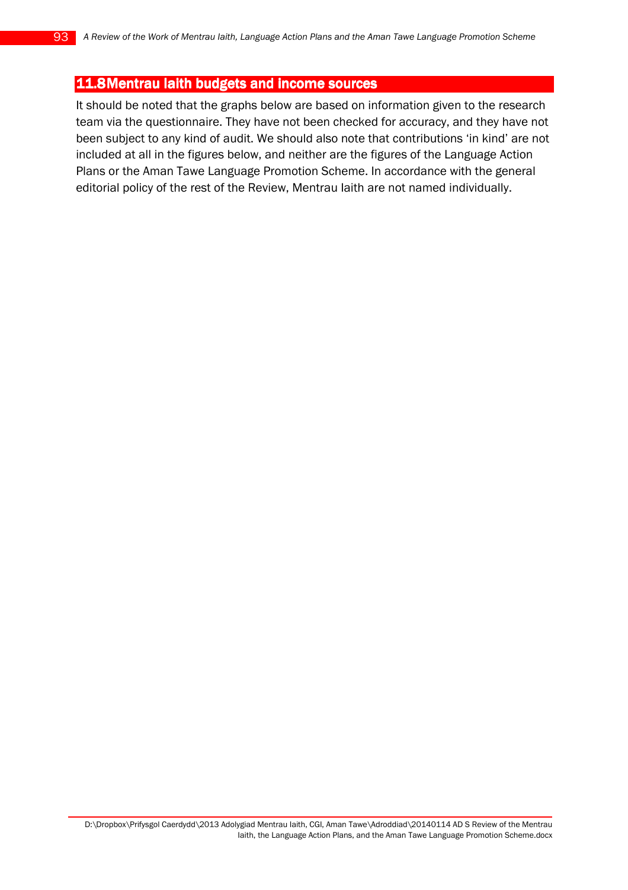## 11.8 Mentrau Iaith budgets and income sources

It should be noted that the graphs below are based on information given to the research team via the questionnaire. They have not been checked for accuracy, and they have not been subject to any kind of audit. We should also note that contributions 'in kind' are not included at all in the figures below, and neither are the figures of the Language Action Plans or the Aman Tawe Language Promotion Scheme. In accordance with the general editorial policy of the rest of the Review, Mentrau Iaith are not named individually.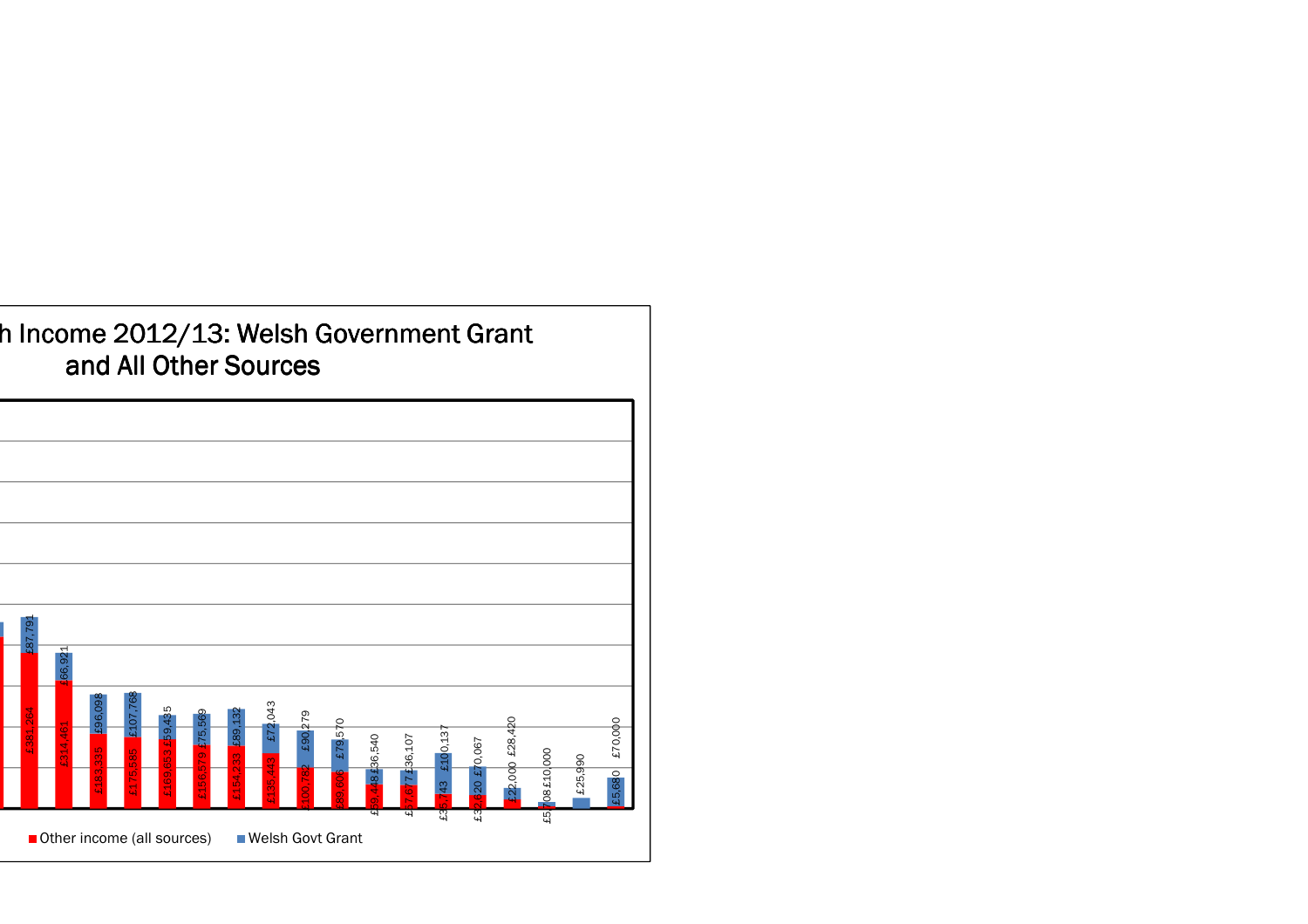## h Income 2012/13: Welsh Government Grant and All Other Sources

| Other income (all sources) | Welsh Govt Grant |
| --- | --- |
| £381,264 | £87,791 |
| £314,461 | £66,921 |
| £183,335 | £96,098 |
| £175,585 | £107,768 |
| £169,653 | £59,435 |
| £156,579 | £75,569 |
| £154,233 | £89,132 |
| £135,443 | £72,043 |
| £100,782 | £90,279 |
| £89,606 | £79,570 |
| £59,448 | £36,540 |
| £57,677 | £36,107 |
| £35,743 | £100,137 |
| £32,620 | £70,067 |
| £22,000 | £28,420 |
| £5,708 | £10,000 |
| | £25,990 |
| £5,680 | £70,000 |

■ Other income (all sources) ■ Welsh Govt Grant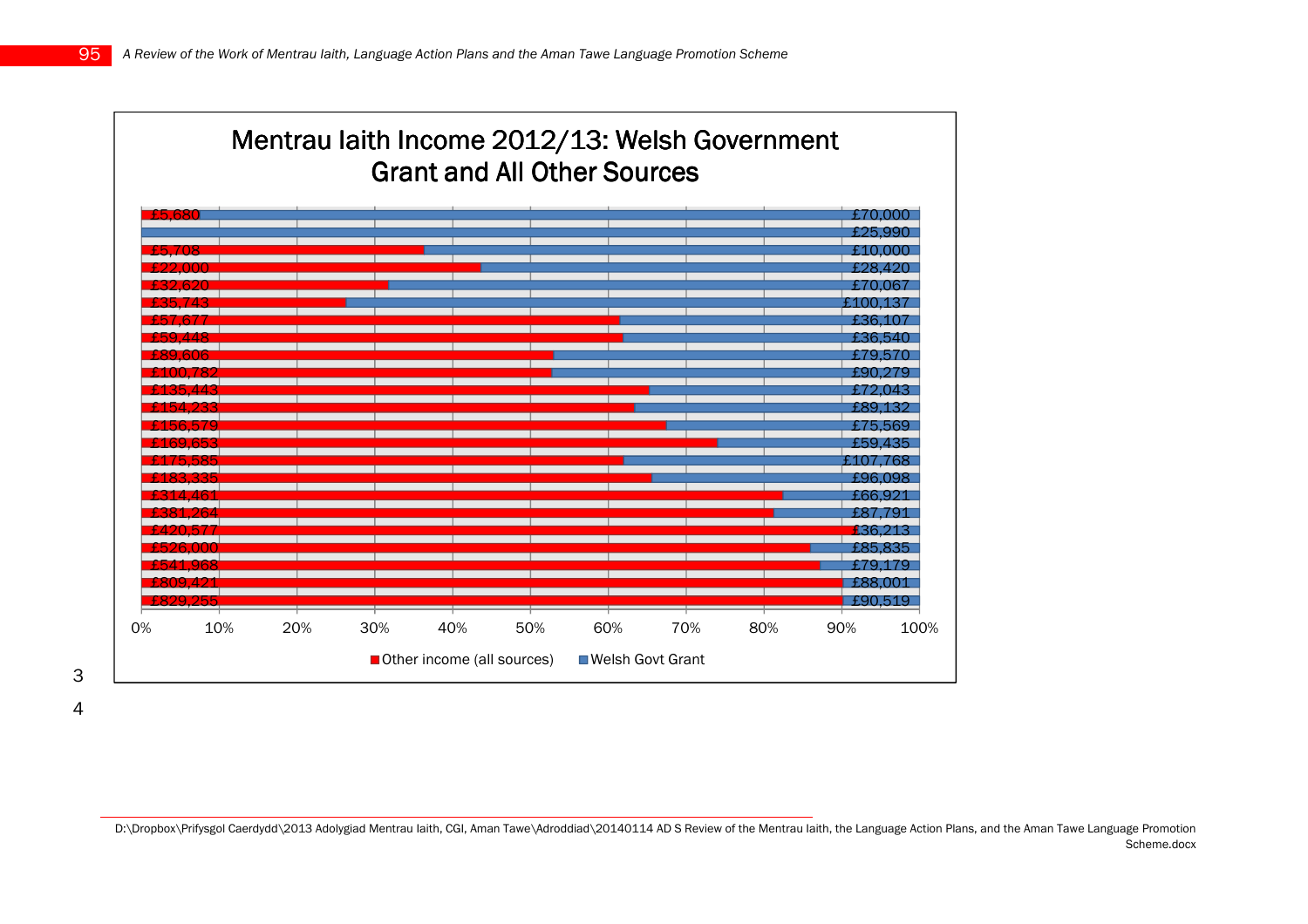## Mentrau Iaith Income 2012/13: Welsh Government Grant and All Other Sources

| Other income (all sources) | Welsh Govt Grant |
|---|---|
| £5,680 | £70,000 |
| | £25,990 |
| £5,708 | £10,000 |
| £22,000 | £28,420 |
| £32,620 | £70,067 |
| £35,743 | £100,137 |
| £57,677 | £36,107 |
| £59,448 | £36,540 |
| £89,606 | £79,570 |
| £100,782 | £90,279 |
| £135,443 | £72,043 |
| £154,233 | £89,132 |
| £156,579 | £75,569 |
| £169,653 | £59,435 |
| £175,585 | £107,768 |
| £183,335 | £96,098 |
| £314,461 | £66,921 |
| £381,264 | £87,791 |
| £420,577 | £36,213 |
| £526,000 | £85,835 |
| £541,968 | £79,179 |
| £809,421 | £88,001 |
| £829,255 | £90,519 |

0% 10% 20% 30% 40% 50% 60% 70% 80% 90% 100%

■ Other income (all sources) ■ Welsh Govt Grant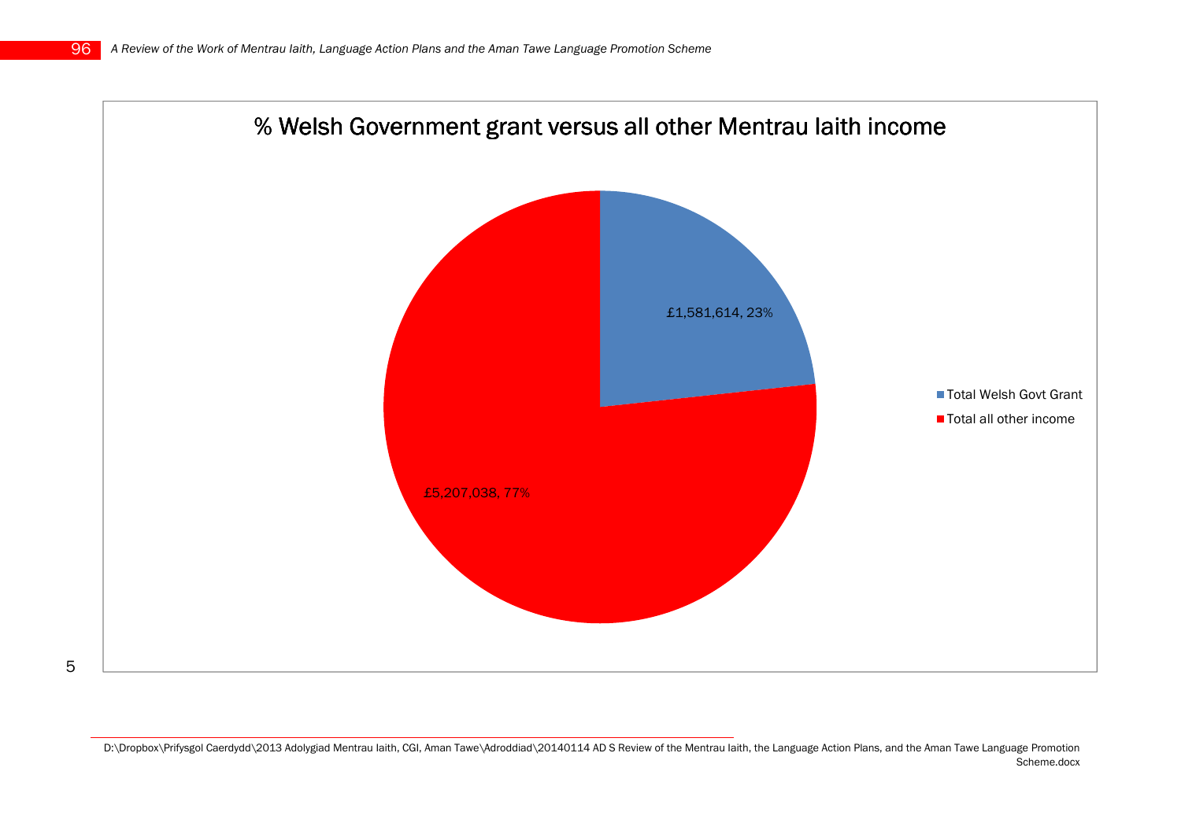% Welsh Government grant versus all other Mentrau Iaith income

| Category | Amount | % |
|---|---|---|
| Total Welsh Govt Grant | £1,581,614 | 23% |
| Total all other income | £5,207,038 | 77% |

5

D:\Dropbox\Prifysgol Caerdydd\2013 Adolygiad Mentrau Iaith, CGI, Aman Tawe\Adroddiad\20140114 AD S Review of the Mentrau Iaith, the Language Action Plans, and the Aman Tawe Language Promotion Scheme.docx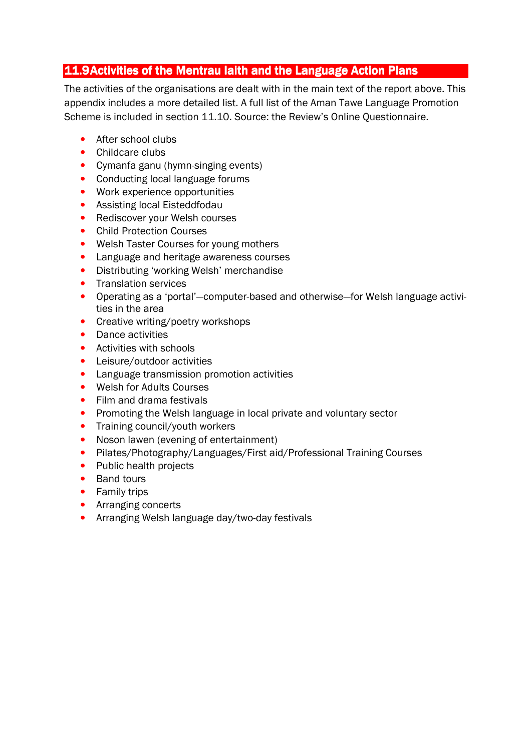## 11.9 Activities of the Mentrau Iaith and the Language Action Plans

The activities of the organisations are dealt with in the main text of the report above. This appendix includes a more detailed list. A full list of the Aman Tawe Language Promotion Scheme is included in section 11.10. Source: the Review's Online Questionnaire.

- After school clubs
- Childcare clubs
- Cymanfa ganu (hymn-singing events)
- Conducting local language forums
- Work experience opportunities
- Assisting local Eisteddfodau
- Rediscover your Welsh courses
- Child Protection Courses
- Welsh Taster Courses for young mothers
- Language and heritage awareness courses
- Distributing 'working Welsh' merchandise
- Translation services
- Operating as a 'portal'—computer-based and otherwise—for Welsh language activities in the area
- Creative writing/poetry workshops
- Dance activities
- Activities with schools
- Leisure/outdoor activities
- Language transmission promotion activities
- Welsh for Adults Courses
- Film and drama festivals
- Promoting the Welsh language in local private and voluntary sector
- Training council/youth workers
- Noson lawen (evening of entertainment)
- Pilates/Photography/Languages/First aid/Professional Training Courses
- Public health projects
- Band tours
- Family trips
- Arranging concerts
- Arranging Welsh language day/two-day festivals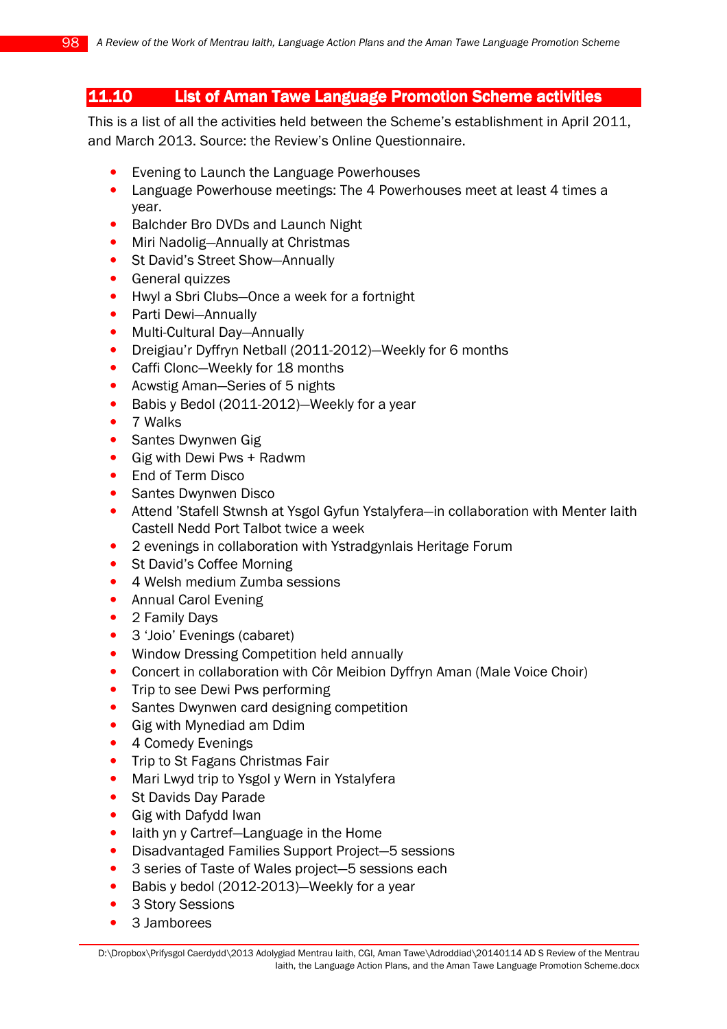## 11.10 List of Aman Tawe Language Promotion Scheme activities

This is a list of all the activities held between the Scheme's establishment in April 2011, and March 2013. Source: the Review's Online Questionnaire.

- Evening to Launch the Language Powerhouses
- Language Powerhouse meetings: The 4 Powerhouses meet at least 4 times a year.
- Balchder Bro DVDs and Launch Night
- Miri Nadolig—Annually at Christmas
- St David's Street Show—Annually
- General quizzes
- Hwyl a Sbri Clubs—Once a week for a fortnight
- Parti Dewi—Annually
- Multi-Cultural Day—Annually
- Dreigiau'r Dyffryn Netball (2011-2012)—Weekly for 6 months
- Caffi Clonc—Weekly for 18 months
- Acwstig Aman—Series of 5 nights
- Babis y Bedol (2011-2012)—Weekly for a year
- 7 Walks
- Santes Dwynwen Gig
- Gig with Dewi Pws + Radwm
- End of Term Disco
- Santes Dwynwen Disco
- Attend 'Stafell Stwnsh at Ysgol Gyfun Ystalyfera—in collaboration with Menter Iaith Castell Nedd Port Talbot twice a week
- 2 evenings in collaboration with Ystradgynlais Heritage Forum
- St David's Coffee Morning
- 4 Welsh medium Zumba sessions
- Annual Carol Evening
- 2 Family Days
- 3 'Joio' Evenings (cabaret)
- Window Dressing Competition held annually
- Concert in collaboration with Côr Meibion Dyffryn Aman (Male Voice Choir)
- Trip to see Dewi Pws performing
- Santes Dwynwen card designing competition
- Gig with Mynediad am Ddim
- 4 Comedy Evenings
- Trip to St Fagans Christmas Fair
- Mari Lwyd trip to Ysgol y Wern in Ystalyfera
- St Davids Day Parade
- Gig with Dafydd Iwan
- Iaith yn y Cartref—Language in the Home
- Disadvantaged Families Support Project—5 sessions
- 3 series of Taste of Wales project—5 sessions each
- Babis y bedol (2012-2013)—Weekly for a year
- 3 Story Sessions
- 3 Jamborees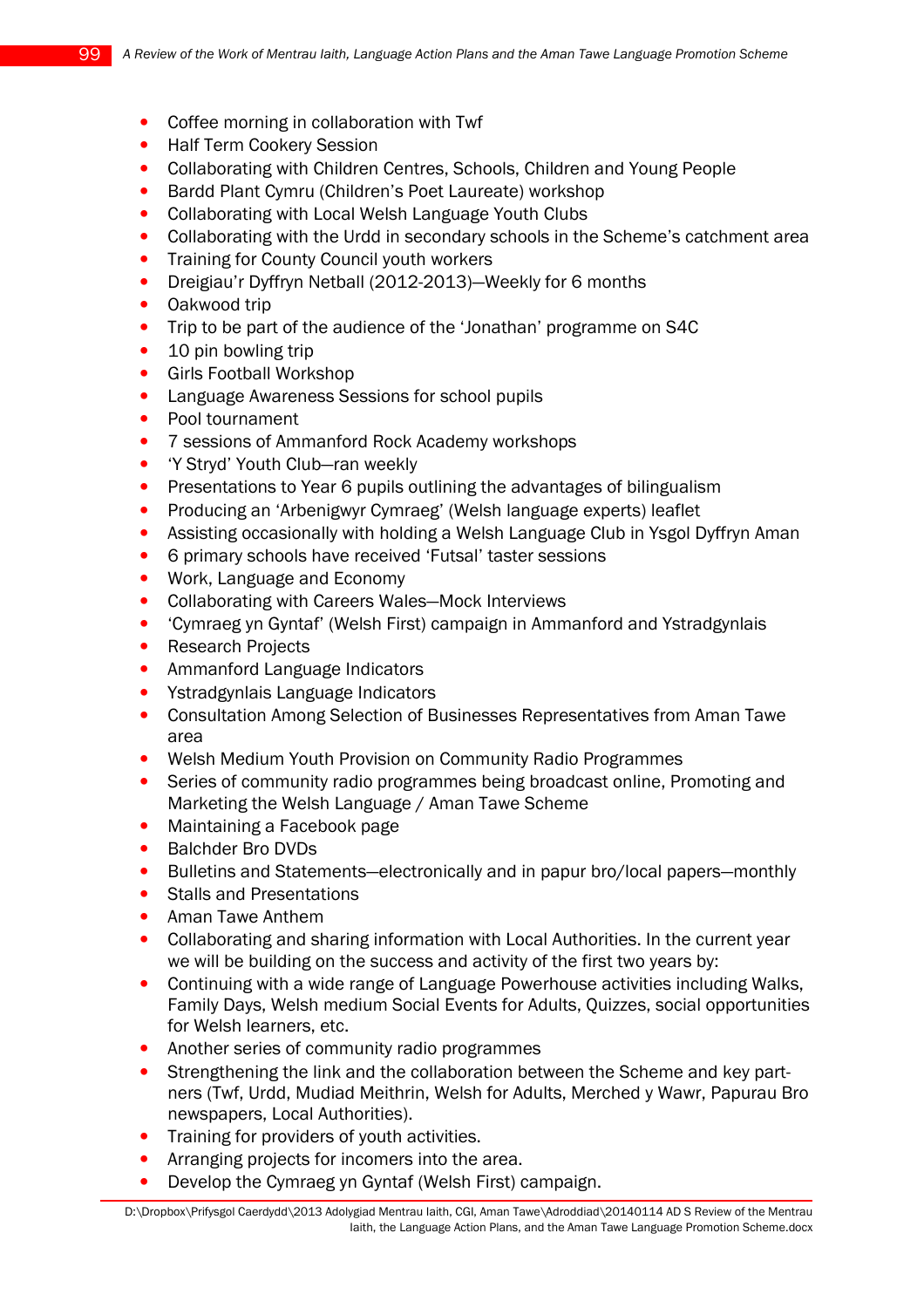- Coffee morning in collaboration with Twf
- Half Term Cookery Session
- Collaborating with Children Centres, Schools, Children and Young People
- Bardd Plant Cymru (Children's Poet Laureate) workshop
- Collaborating with Local Welsh Language Youth Clubs
- Collaborating with the Urdd in secondary schools in the Scheme's catchment area
- Training for County Council youth workers
- Dreigiau'r Dyffryn Netball (2012-2013)—Weekly for 6 months
- Oakwood trip
- Trip to be part of the audience of the 'Jonathan' programme on S4C
- 10 pin bowling trip
- Girls Football Workshop
- Language Awareness Sessions for school pupils
- Pool tournament
- 7 sessions of Ammanford Rock Academy workshops
- 'Y Stryd' Youth Club—ran weekly
- Presentations to Year 6 pupils outlining the advantages of bilingualism
- Producing an 'Arbenigwyr Cymraeg' (Welsh language experts) leaflet
- Assisting occasionally with holding a Welsh Language Club in Ysgol Dyffryn Aman
- 6 primary schools have received 'Futsal' taster sessions
- Work, Language and Economy
- Collaborating with Careers Wales—Mock Interviews
- 'Cymraeg yn Gyntaf' (Welsh First) campaign in Ammanford and Ystradgynlais
- Research Projects
- Ammanford Language Indicators
- Ystradgynlais Language Indicators
- Consultation Among Selection of Businesses Representatives from Aman Tawe area
- Welsh Medium Youth Provision on Community Radio Programmes
- Series of community radio programmes being broadcast online, Promoting and Marketing the Welsh Language / Aman Tawe Scheme
- Maintaining a Facebook page
- Balchder Bro DVDs
- Bulletins and Statements—electronically and in papur bro/local papers—monthly
- Stalls and Presentations
- Aman Tawe Anthem
- Collaborating and sharing information with Local Authorities. In the current year we will be building on the success and activity of the first two years by:
- Continuing with a wide range of Language Powerhouse activities including Walks, Family Days, Welsh medium Social Events for Adults, Quizzes, social opportunities for Welsh learners, etc.
- Another series of community radio programmes
- Strengthening the link and the collaboration between the Scheme and key partners (Twf, Urdd, Mudiad Meithrin, Welsh for Adults, Merched y Wawr, Papurau Bro newspapers, Local Authorities).
- Training for providers of youth activities.
- Arranging projects for incomers into the area.
- Develop the Cymraeg yn Gyntaf (Welsh First) campaign.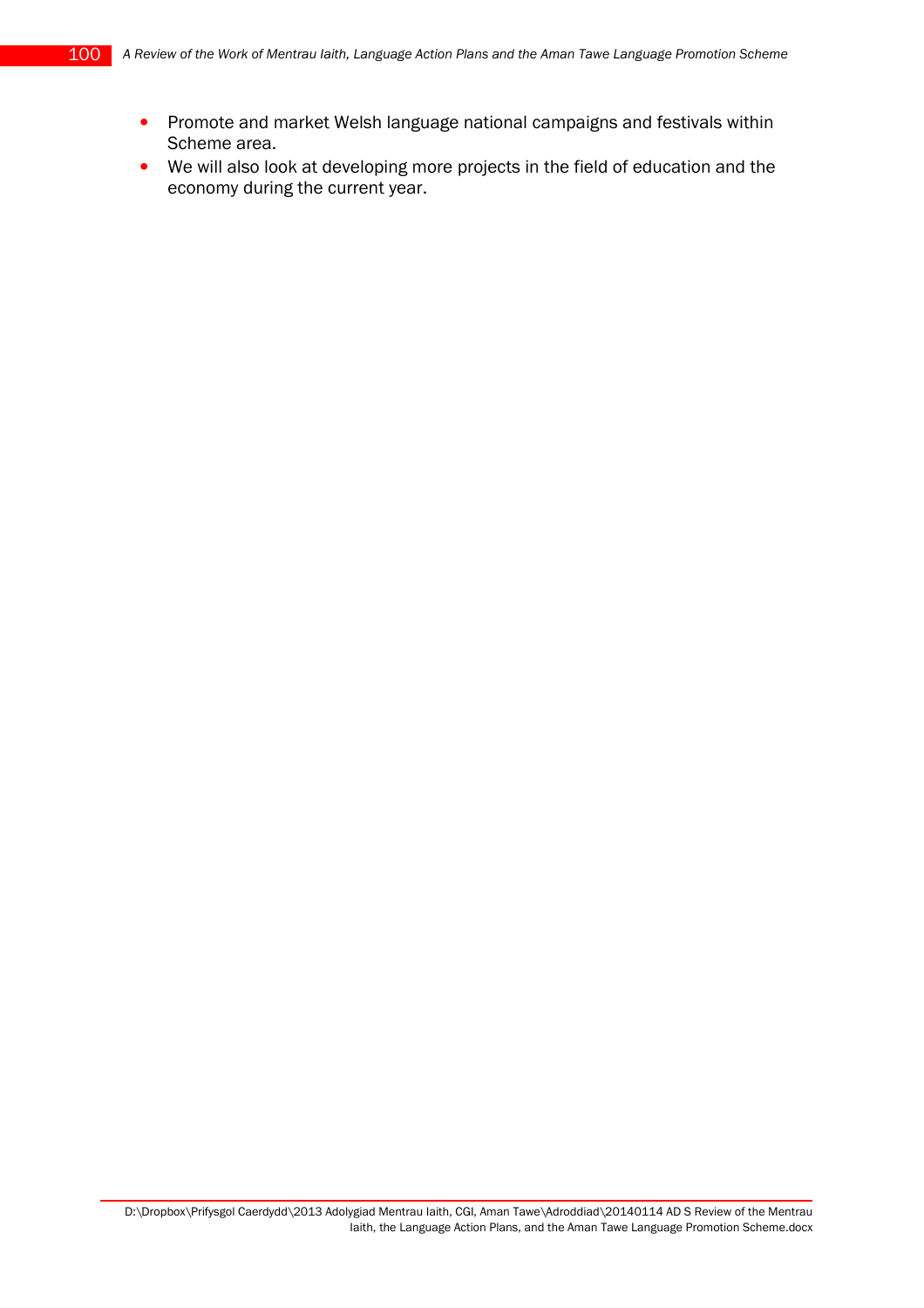- Promote and market Welsh language national campaigns and festivals within Scheme area.
- We will also look at developing more projects in the field of education and the economy during the current year.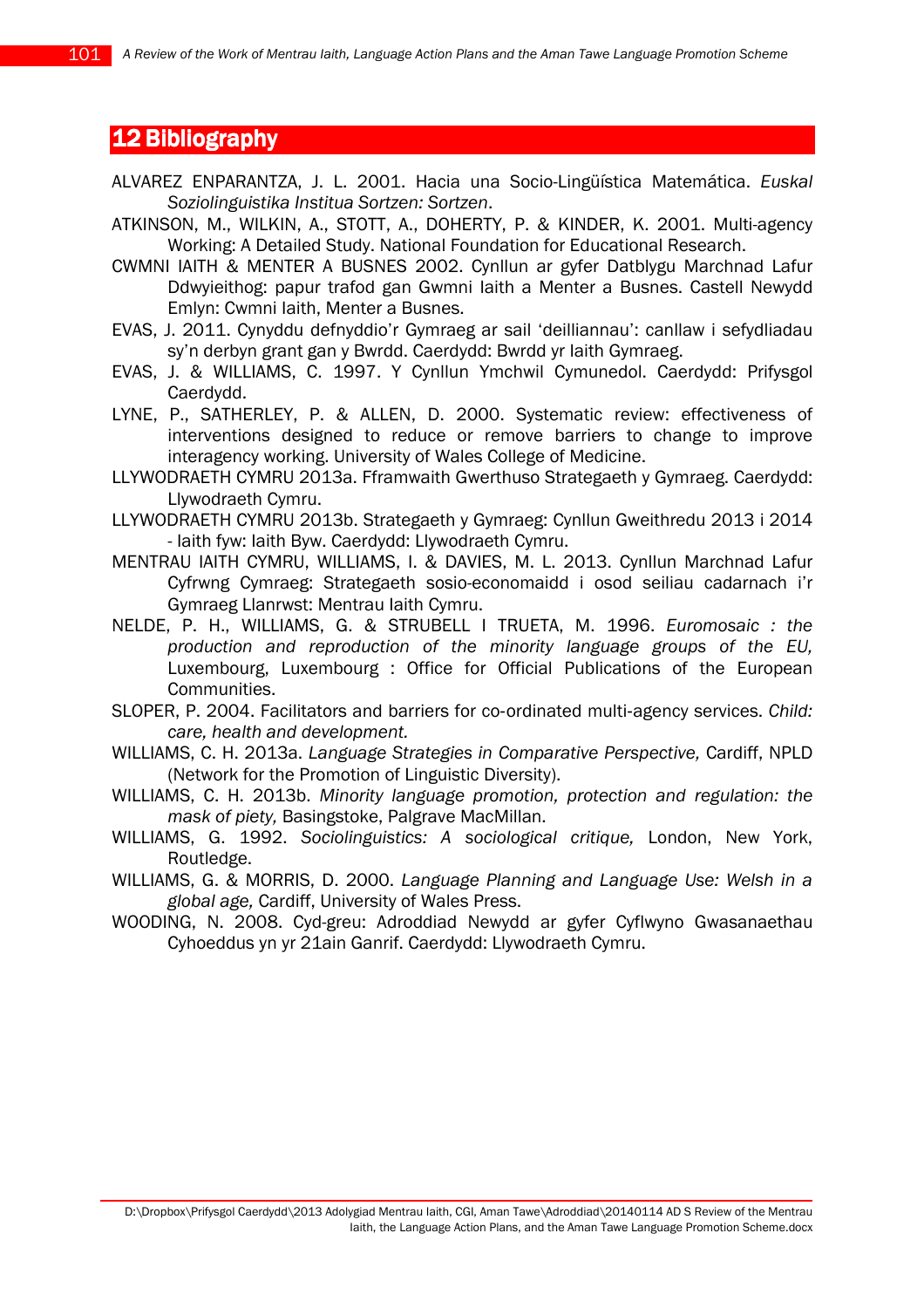# 12 Bibliography

ALVAREZ ENPARANTZA, J. L. 2001. Hacia una Socio-Lingüística Matemática. *Euskal Soziolinguistika Institua Sortzen: Sortzen*.

ATKINSON, M., WILKIN, A., STOTT, A., DOHERTY, P. & KINDER, K. 2001. Multi-agency Working: A Detailed Study. National Foundation for Educational Research.

CWMNI IAITH & MENTER A BUSNES 2002. Cynllun ar gyfer Datblygu Marchnad Lafur Ddwyieithog: papur trafod gan Gwmni Iaith a Menter a Busnes. Castell Newydd Emlyn: Cwmni Iaith, Menter a Busnes.

EVAS, J. 2011. Cynyddu defnyddio'r Gymraeg ar sail 'deilliannau': canllaw i sefydliadau sy'n derbyn grant gan y Bwrdd. Caerdydd: Bwrdd yr Iaith Gymraeg.

EVAS, J. & WILLIAMS, C. 1997. Y Cynllun Ymchwil Cymunedol. Caerdydd: Prifysgol Caerdydd.

LYNE, P., SATHERLEY, P. & ALLEN, D. 2000. Systematic review: effectiveness of interventions designed to reduce or remove barriers to change to improve interagency working. University of Wales College of Medicine.

LLYWODRAETH CYMRU 2013a. Fframwaith Gwerthuso Strategaeth y Gymraeg. Caerdydd: Llywodraeth Cymru.

LLYWODRAETH CYMRU 2013b. Strategaeth y Gymraeg: Cynllun Gweithredu 2013 i 2014 - Iaith fyw: Iaith Byw. Caerdydd: Llywodraeth Cymru.

MENTRAU IAITH CYMRU, WILLIAMS, I. & DAVIES, M. L. 2013. Cynllun Marchnad Lafur Cyfrwng Cymraeg: Strategaeth sosio-economaidd i osod seiliau cadarnach i'r Gymraeg Llanrwst: Mentrau Iaith Cymru.

NELDE, P. H., WILLIAMS, G. & STRUBELL I TRUETA, M. 1996. *Euromosaic : the production and reproduction of the minority language groups of the EU,* Luxembourg, Luxembourg : Office for Official Publications of the European Communities.

SLOPER, P. 2004. Facilitators and barriers for co-ordinated multi-agency services. *Child: care, health and development.*

WILLIAMS, C. H. 2013a. *Language Strategies in Comparative Perspective,* Cardiff, NPLD (Network for the Promotion of Linguistic Diversity).

WILLIAMS, C. H. 2013b. *Minority language promotion, protection and regulation: the mask of piety,* Basingstoke, Palgrave MacMillan.

WILLIAMS, G. 1992. *Sociolinguistics: A sociological critique,* London, New York, Routledge.

WILLIAMS, G. & MORRIS, D. 2000. *Language Planning and Language Use: Welsh in a global age,* Cardiff, University of Wales Press.

WOODING, N. 2008. Cyd-greu: Adroddiad Newydd ar gyfer Cyflwyno Gwasanaethau Cyhoeddus yn yr 21ain Ganrif. Caerdydd: Llywodraeth Cymru.